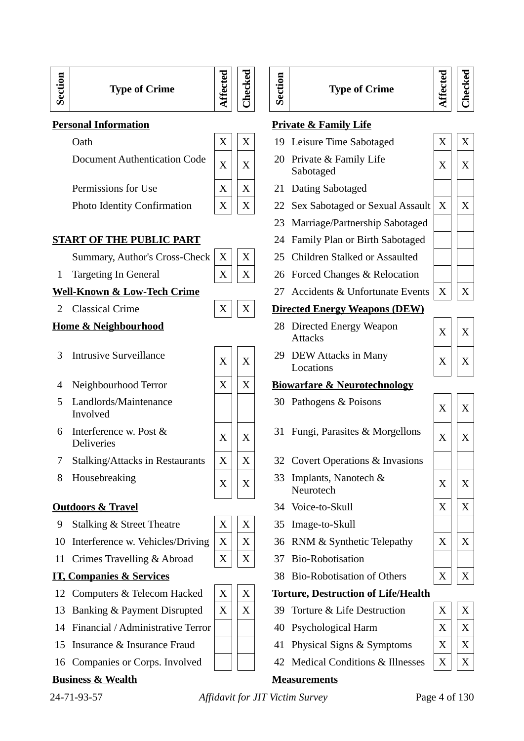| Section | Type of Crime | Affected | Checked |
|---|---|---|---|
| **Personal Information** | | | |
| | Oath | X | X |
| | Document Authentication Code | X | X |
| | Permissions for Use | X | X |
| | Photo Identity Confirmation | X | X |
| **START OF THE PUBLIC PART** | | | |
| | Summary, Author's Cross-Check | X | X |
| 1 | Targeting In General | X | X |
| **Well-Known & Low-Tech Crime** | | | |
| 2 | Classical Crime | X | X |
| **Home & Neighbourhood** | | | |
| 3 | Intrusive Surveillance | X | X |
| 4 | Neighbourhood Terror | X | X |
| 5 | Landlords/Maintenance Involved | | |
| 6 | Interference w. Post & Deliveries | X | X |
| 7 | Stalking/Attacks in Restaurants | X | X |
| 8 | Housebreaking | X | X |
| **Outdoors & Travel** | | | |
| 9 | Stalking & Street Theatre | X | X |
| 10 | Interference w. Vehicles/Driving | X | X |
| 11 | Crimes Travelling & Abroad | X | X |
| **IT, Companies & Services** | | | |
| 12 | Computers & Telecom Hacked | X | X |
| 13 | Banking & Payment Disrupted | X | X |
| 14 | Financial / Administrative Terror | | |
| 15 | Insurance & Insurance Fraud | | |
| 16 | Companies or Corps. Involved | | |
| **Business & Wealth** | | | |

| Section | Type of Crime | Affected | Checked |
|---|---|---|---|
| **Private & Family Life** | | | |
| 19 | Leisure Time Sabotaged | X | X |
| 20 | Private & Family Life Sabotaged | X | X |
| 21 | Dating Sabotaged | | |
| 22 | Sex Sabotaged or Sexual Assault | X | X |
| 23 | Marriage/Partnership Sabotaged | | |
| 24 | Family Plan or Birth Sabotaged | | |
| 25 | Children Stalked or Assaulted | | |
| 26 | Forced Changes & Relocation | | |
| 27 | Accidents & Unfortunate Events | X | X |
| **Directed Energy Weapons (DEW)** | | | |
| 28 | Directed Energy Weapon Attacks | X | X |
| 29 | DEW Attacks in Many Locations | X | X |
| **Biowarfare & Neurotechnology** | | | |
| 30 | Pathogens & Poisons | X | X |
| 31 | Fungi, Parasites & Morgellons | X | X |
| 32 | Covert Operations & Invasions | | |
| 33 | Implants, Nanotech & Neurotech | X | X |
| 34 | Voice-to-Skull | X | X |
| 35 | Image-to-Skull | | |
| 36 | RNM & Synthetic Telepathy | X | X |
| 37 | Bio-Robotisation | | |
| 38 | Bio-Robotisation of Others | X | X |
| **Torture, Destruction of Life/Health** | | | |
| 39 | Torture & Life Destruction | X | X |
| 40 | Psychological Harm | X | X |
| 41 | Physical Signs & Symptoms | X | X |
| 42 | Medical Conditions & Illnesses | X | X |
| **Measurements** | | | |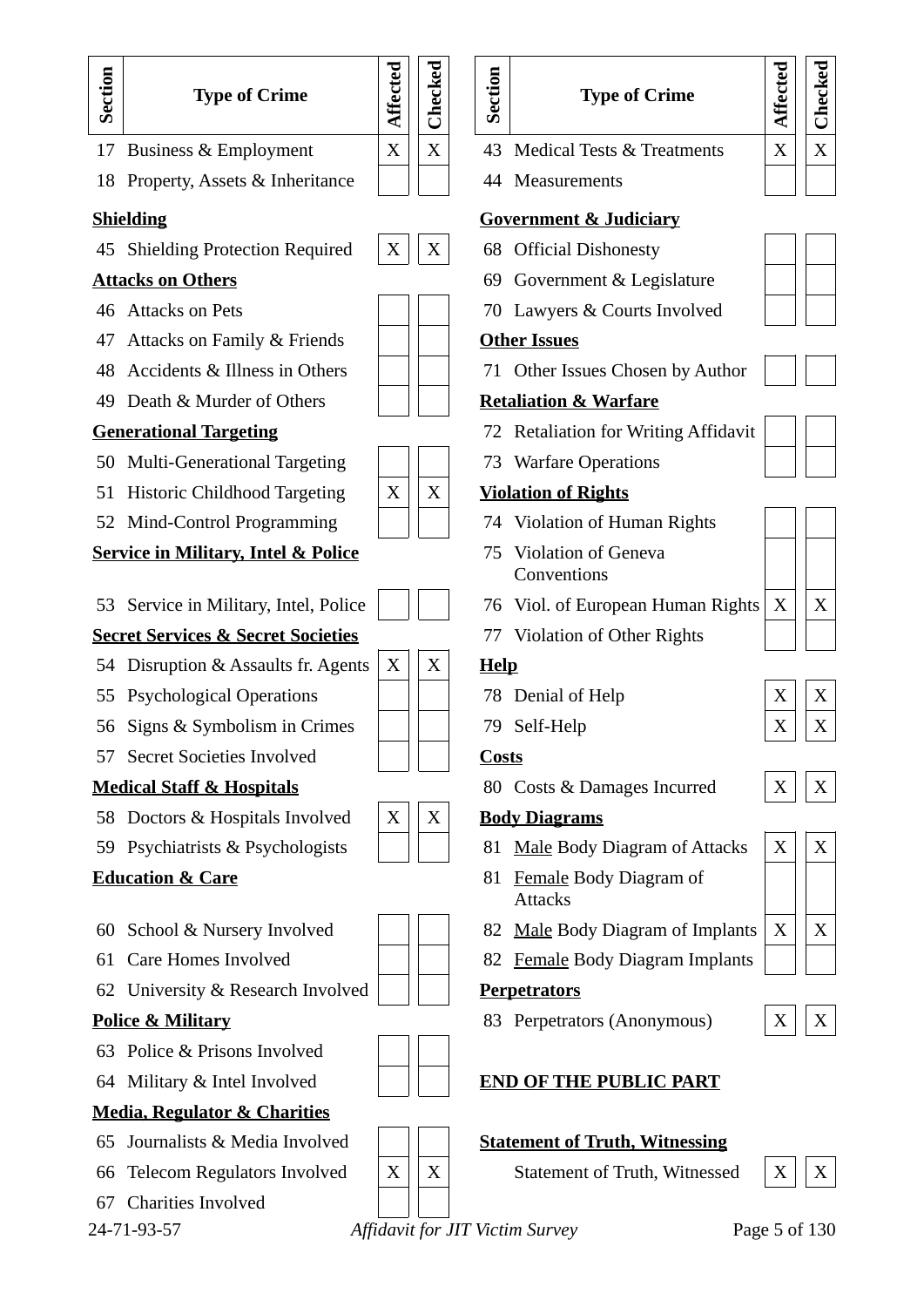| Section | Type of Crime | Affected | Checked |
|---|---|---|---|
| 17 | Business & Employment | X | X |
| 18 | Property, Assets & Inheritance | | |
| | **Shielding** | | |
| 45 | Shielding Protection Required | X | X |
| | **Attacks on Others** | | |
| 46 | Attacks on Pets | | |
| 47 | Attacks on Family & Friends | | |
| 48 | Accidents & Illness in Others | | |
| 49 | Death & Murder of Others | | |
| | **Generational Targeting** | | |
| 50 | Multi-Generational Targeting | | |
| 51 | Historic Childhood Targeting | X | X |
| 52 | Mind-Control Programming | | |
| | **Service in Military, Intel & Police** | | |
| 53 | Service in Military, Intel, Police | | |
| | **Secret Services & Secret Societies** | | |
| 54 | Disruption & Assaults fr. Agents | X | X |
| 55 | Psychological Operations | | |
| 56 | Signs & Symbolism in Crimes | | |
| 57 | Secret Societies Involved | | |
| | **Medical Staff & Hospitals** | | |
| 58 | Doctors & Hospitals Involved | X | X |
| 59 | Psychiatrists & Psychologists | | |
| | **Education & Care** | | |
| 60 | School & Nursery Involved | | |
| 61 | Care Homes Involved | | |
| 62 | University & Research Involved | | |
| | **Police & Military** | | |
| 63 | Police & Prisons Involved | | |
| 64 | Military & Intel Involved | | |
| | **Media, Regulator & Charities** | | |
| 65 | Journalists & Media Involved | | |
| 66 | Telecom Regulators Involved | X | X |
| 67 | Charities Involved | | |

| Section | Type of Crime | Affected | Checked |
|---|---|---|---|
| 43 | Medical Tests & Treatments | X | X |
| 44 | Measurements | | |
| | **Government & Judiciary** | | |
| 68 | Official Dishonesty | | |
| 69 | Government & Legislature | | |
| 70 | Lawyers & Courts Involved | | |
| | **Other Issues** | | |
| 71 | Other Issues Chosen by Author | | |
| | **Retaliation & Warfare** | | |
| 72 | Retaliation for Writing Affidavit | | |
| 73 | Warfare Operations | | |
| | **Violation of Rights** | | |
| 74 | Violation of Human Rights | | |
| 75 | Violation of Geneva Conventions | | |
| 76 | Viol. of European Human Rights | X | X |
| 77 | Violation of Other Rights | | |
| | **Help** | | |
| 78 | Denial of Help | X | X |
| 79 | Self-Help | X | X |
| | **Costs** | | |
| 80 | Costs & Damages Incurred | X | X |
| | **Body Diagrams** | | |
| 81 | Male Body Diagram of Attacks | X | X |
| 81 | Female Body Diagram of Attacks | | |
| 82 | Male Body Diagram of Implants | X | X |
| 82 | Female Body Diagram Implants | | |
| | **Perpetrators** | | |
| 83 | Perpetrators (Anonymous) | X | X |

**END OF THE PUBLIC PART**

| Section | Type of Crime | Affected | Checked |
|---|---|---|---|
| | **Statement of Truth, Witnessing** | | |
| | Statement of Truth, Witnessed | X | X |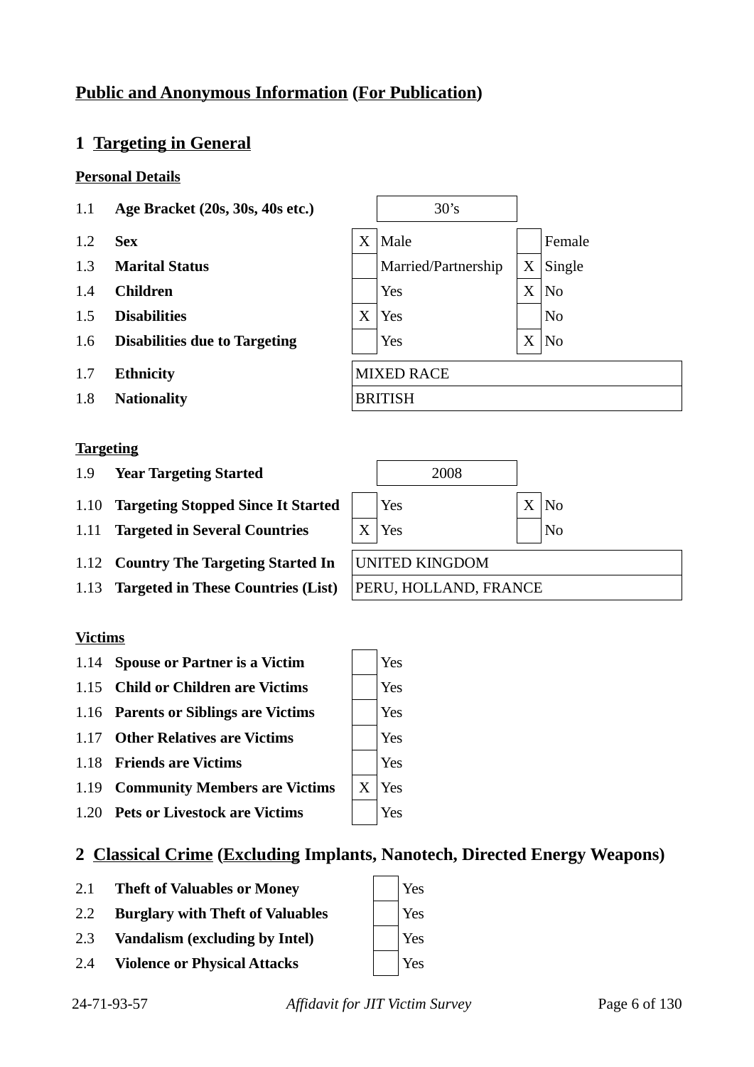## Public and Anonymous Information (For Publication)

## 1 Targeting in General

### Personal Details

| | | | | | |
|---|---|---|---|---|---|
| 1.1 | **Age Bracket (20s, 30s, 40s etc.)** | 30's | | | |
| 1.2 | **Sex** | X | Male | | Female |
| 1.3 | **Marital Status** | | Married/Partnership | X | Single |
| 1.4 | **Children** | | Yes | X | No |
| 1.5 | **Disabilities** | X | Yes | | No |
| 1.6 | **Disabilities due to Targeting** | | Yes | X | No |
| 1.7 | **Ethnicity** | MIXED RACE | | | |
| 1.8 | **Nationality** | BRITISH | | | |

### Targeting

| | | | | | |
|---|---|---|---|---|---|
| 1.9 | **Year Targeting Started** | 2008 | | | |
| 1.10 | **Targeting Stopped Since It Started** | | Yes | X | No |
| 1.11 | **Targeted in Several Countries** | X | Yes | | No |
| 1.12 | **Country The Targeting Started In** | UNITED KINGDOM | | | |
| 1.13 | **Targeted in These Countries (List)** | PERU, HOLLAND, FRANCE | | | |

### Victims

| | | | |
|---|---|---|---|
| 1.14 | **Spouse or Partner is a Victim** | | Yes |
| 1.15 | **Child or Children are Victims** | | Yes |
| 1.16 | **Parents or Siblings are Victims** | | Yes |
| 1.17 | **Other Relatives are Victims** | | Yes |
| 1.18 | **Friends are Victims** | | Yes |
| 1.19 | **Community Members are Victims** | X | Yes |
| 1.20 | **Pets or Livestock are Victims** | | Yes |

## 2 Classical Crime (Excluding Implants, Nanotech, Directed Energy Weapons)

| | | | |
|---|---|---|---|
| 2.1 | **Theft of Valuables or Money** | | Yes |
| 2.2 | **Burglary with Theft of Valuables** | | Yes |
| 2.3 | **Vandalism (excluding by Intel)** | | Yes |
| 2.4 | **Violence or Physical Attacks** | | Yes |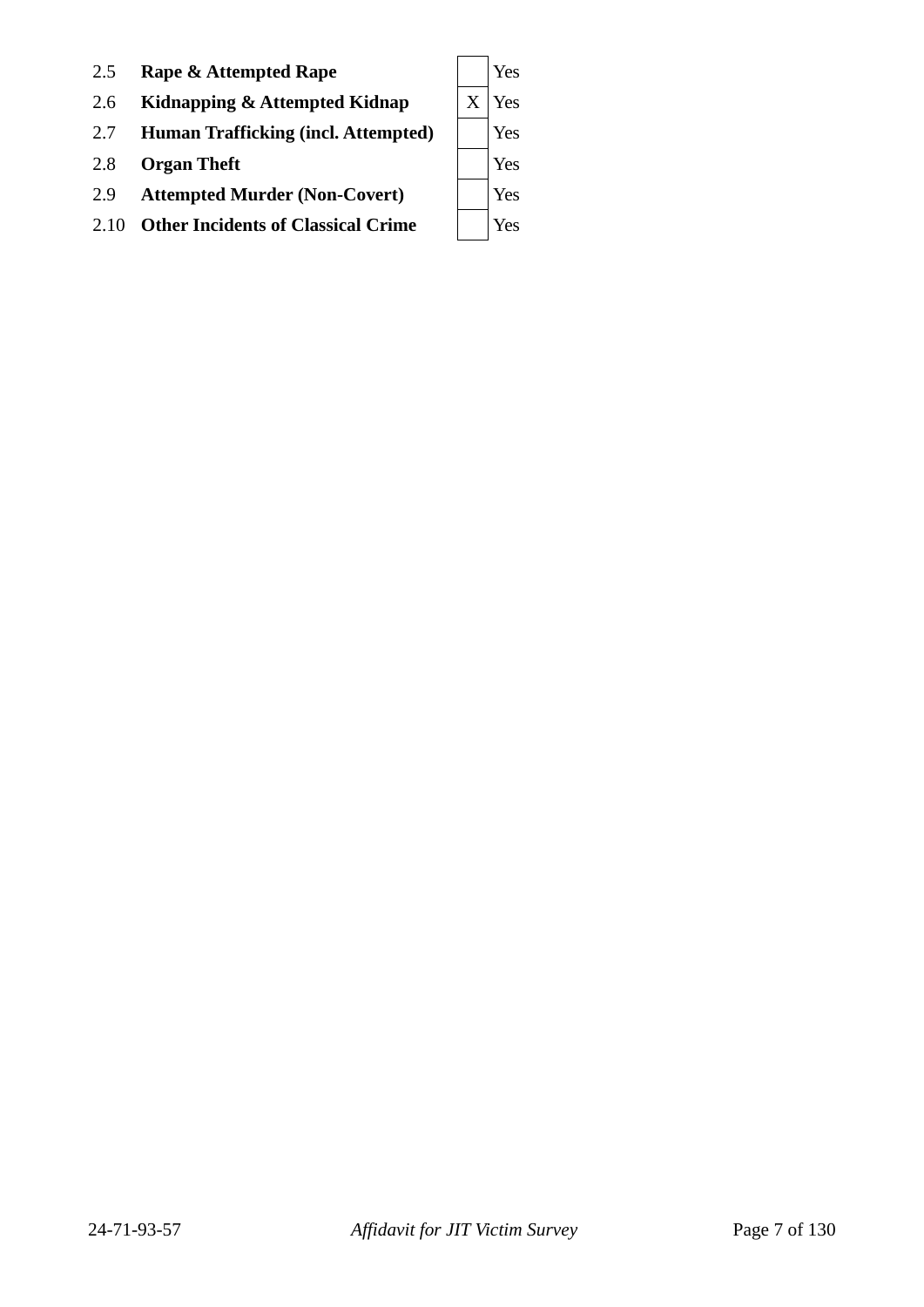| | | | |
|---|---|---|---|
| 2.5 | **Rape & Attempted Rape** | | Yes |
| 2.6 | **Kidnapping & Attempted Kidnap** | X | Yes |
| 2.7 | **Human Trafficking (incl. Attempted)** | | Yes |
| 2.8 | **Organ Theft** | | Yes |
| 2.9 | **Attempted Murder (Non-Covert)** | | Yes |
| 2.10 | **Other Incidents of Classical Crime** | | Yes |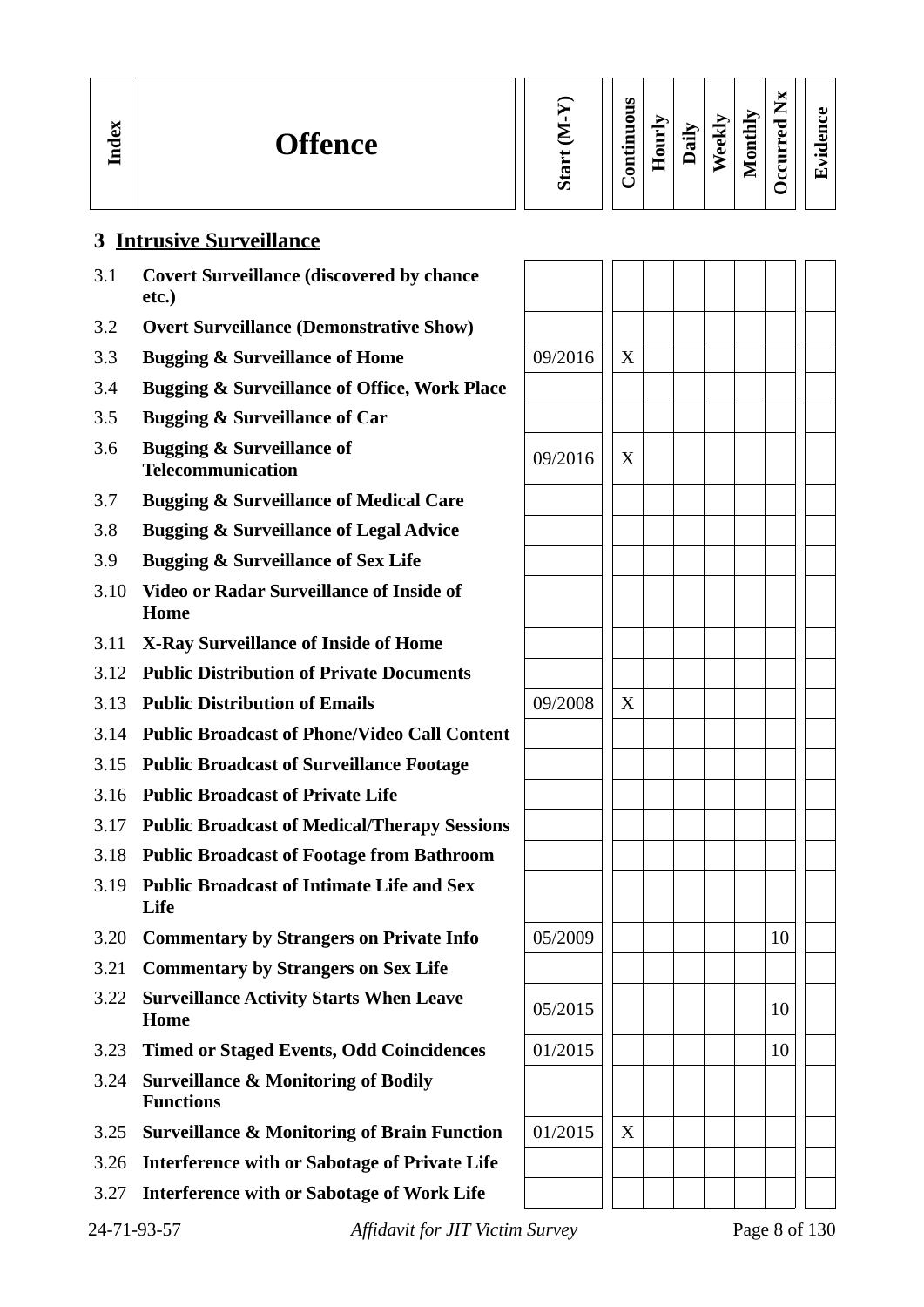| Index | Offence | Start (M-Y) | Continuous | Hourly | Daily | Weekly | Monthly | Occurred Nx | Evidence |
|---|---|---|---|---|---|---|---|---|---|

## 3 Intrusive Surveillance

| Index | Offence | Start (M-Y) | Continuous | Hourly | Daily | Weekly | Monthly | Occurred Nx | Evidence |
|---|---|---|---|---|---|---|---|---|---|
| 3.1 | **Covert Surveillance (discovered by chance etc.)** | | | | | | | | |
| 3.2 | **Overt Surveillance (Demonstrative Show)** | | | | | | | | |
| 3.3 | **Bugging & Surveillance of Home** | 09/2016 | X | | | | | | |
| 3.4 | **Bugging & Surveillance of Office, Work Place** | | | | | | | | |
| 3.5 | **Bugging & Surveillance of Car** | | | | | | | | |
| 3.6 | **Bugging & Surveillance of Telecommunication** | 09/2016 | X | | | | | | |
| 3.7 | **Bugging & Surveillance of Medical Care** | | | | | | | | |
| 3.8 | **Bugging & Surveillance of Legal Advice** | | | | | | | | |
| 3.9 | **Bugging & Surveillance of Sex Life** | | | | | | | | |
| 3.10 | **Video or Radar Surveillance of Inside of Home** | | | | | | | | |
| 3.11 | **X-Ray Surveillance of Inside of Home** | | | | | | | | |
| 3.12 | **Public Distribution of Private Documents** | | | | | | | | |
| 3.13 | **Public Distribution of Emails** | 09/2008 | X | | | | | | |
| 3.14 | **Public Broadcast of Phone/Video Call Content** | | | | | | | | |
| 3.15 | **Public Broadcast of Surveillance Footage** | | | | | | | | |
| 3.16 | **Public Broadcast of Private Life** | | | | | | | | |
| 3.17 | **Public Broadcast of Medical/Therapy Sessions** | | | | | | | | |
| 3.18 | **Public Broadcast of Footage from Bathroom** | | | | | | | | |
| 3.19 | **Public Broadcast of Intimate Life and Sex Life** | | | | | | | | |
| 3.20 | **Commentary by Strangers on Private Info** | 05/2009 | | | | | | 10 | |
| 3.21 | **Commentary by Strangers on Sex Life** | | | | | | | | |
| 3.22 | **Surveillance Activity Starts When Leave Home** | 05/2015 | | | | | | 10 | |
| 3.23 | **Timed or Staged Events, Odd Coincidences** | 01/2015 | | | | | | 10 | |
| 3.24 | **Surveillance & Monitoring of Bodily Functions** | | | | | | | | |
| 3.25 | **Surveillance & Monitoring of Brain Function** | 01/2015 | X | | | | | | |
| 3.26 | **Interference with or Sabotage of Private Life** | | | | | | | | |
| 3.27 | **Interference with or Sabotage of Work Life** | | | | | | | | |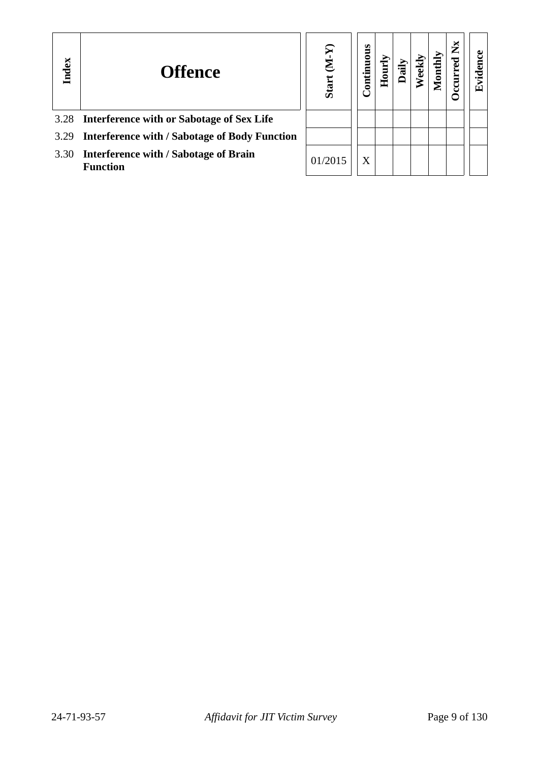| Index | Offence | Start (M-Y) | Continuous | Hourly | Daily | Weekly | Monthly | Occurred Nx | Evidence |
|---|---|---|---|---|---|---|---|---|---|
| 3.28 | **Interference with or Sabotage of Sex Life** | | | | | | | | |
| 3.29 | **Interference with / Sabotage of Body Function** | | | | | | | | |
| 3.30 | **Interference with / Sabotage of Brain Function** | 01/2015 | X | | | | | | |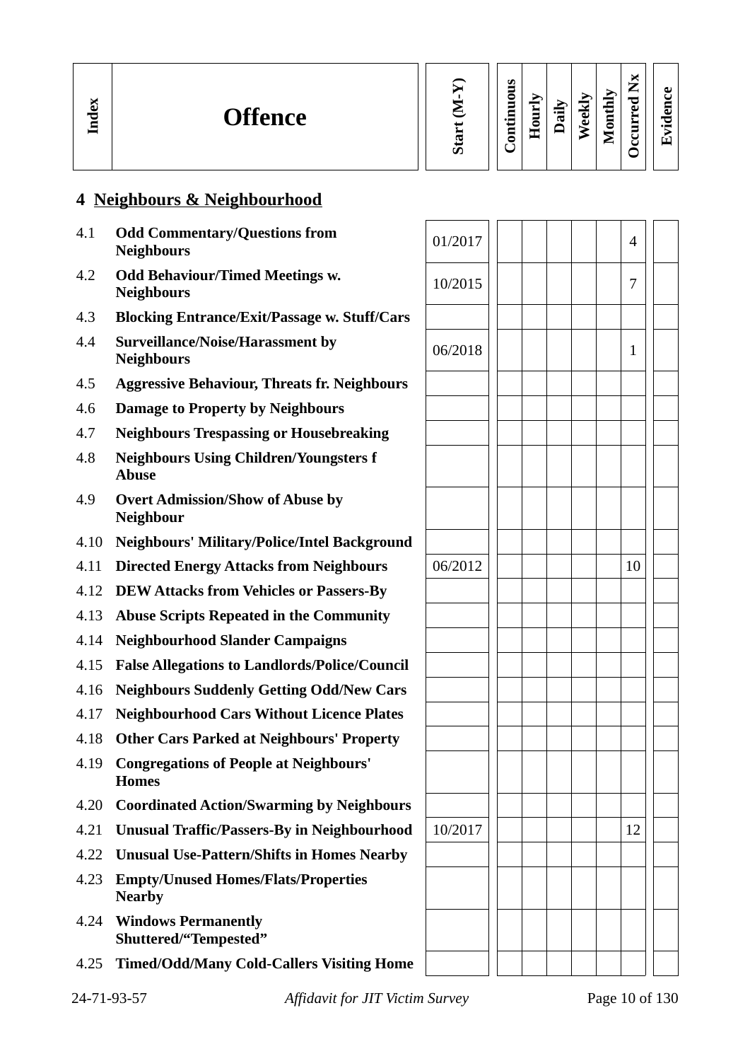| Index | Offence | Start (M-Y) | Continuous | Hourly | Daily | Weekly | Monthly | Occurred Nx | Evidence |
|---|---|---|---|---|---|---|---|---|---|

## 4 Neighbours & Neighbourhood

| Index | Offence | Start (M-Y) | Continuous | Hourly | Daily | Weekly | Monthly | Occurred Nx | Evidence |
|---|---|---|---|---|---|---|---|---|---|
| 4.1 | **Odd Commentary/Questions from Neighbours** | 01/2017 | | | | | | 4 | |
| 4.2 | **Odd Behaviour/Timed Meetings w. Neighbours** | 10/2015 | | | | | | 7 | |
| 4.3 | **Blocking Entrance/Exit/Passage w. Stuff/Cars** | | | | | | | | |
| 4.4 | **Surveillance/Noise/Harassment by Neighbours** | 06/2018 | | | | | | 1 | |
| 4.5 | **Aggressive Behaviour, Threats fr. Neighbours** | | | | | | | | |
| 4.6 | **Damage to Property by Neighbours** | | | | | | | | |
| 4.7 | **Neighbours Trespassing or Housebreaking** | | | | | | | | |
| 4.8 | **Neighbours Using Children/Youngsters f Abuse** | | | | | | | | |
| 4.9 | **Overt Admission/Show of Abuse by Neighbour** | | | | | | | | |
| 4.10 | **Neighbours' Military/Police/Intel Background** | | | | | | | | |
| 4.11 | **Directed Energy Attacks from Neighbours** | 06/2012 | | | | | | 10 | |
| 4.12 | **DEW Attacks from Vehicles or Passers-By** | | | | | | | | |
| 4.13 | **Abuse Scripts Repeated in the Community** | | | | | | | | |
| 4.14 | **Neighbourhood Slander Campaigns** | | | | | | | | |
| 4.15 | **False Allegations to Landlords/Police/Council** | | | | | | | | |
| 4.16 | **Neighbours Suddenly Getting Odd/New Cars** | | | | | | | | |
| 4.17 | **Neighbourhood Cars Without Licence Plates** | | | | | | | | |
| 4.18 | **Other Cars Parked at Neighbours' Property** | | | | | | | | |
| 4.19 | **Congregations of People at Neighbours' Homes** | | | | | | | | |
| 4.20 | **Coordinated Action/Swarming by Neighbours** | | | | | | | | |
| 4.21 | **Unusual Traffic/Passers-By in Neighbourhood** | 10/2017 | | | | | | 12 | |
| 4.22 | **Unusual Use-Pattern/Shifts in Homes Nearby** | | | | | | | | |
| 4.23 | **Empty/Unused Homes/Flats/Properties Nearby** | | | | | | | | |
| 4.24 | **Windows Permanently Shuttered/"Tempested"** | | | | | | | | |
| 4.25 | **Timed/Odd/Many Cold-Callers Visiting Home** | | | | | | | | |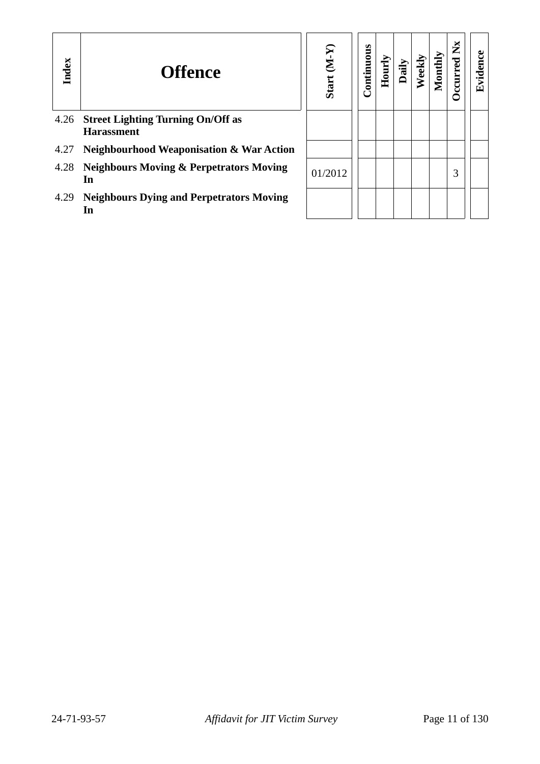| Index | Offence | Start (M-Y) | Continuous | Hourly | Daily | Weekly | Monthly | Occurred Nx | Evidence |
|---|---|---|---|---|---|---|---|---|---|
| 4.26 | **Street Lighting Turning On/Off as Harassment** | | | | | | | | |
| 4.27 | **Neighbourhood Weaponisation & War Action** | | | | | | | | |
| 4.28 | **Neighbours Moving & Perpetrators Moving In** | 01/2012 | | | | | | 3 | |
| 4.29 | **Neighbours Dying and Perpetrators Moving In** | | | | | | | | |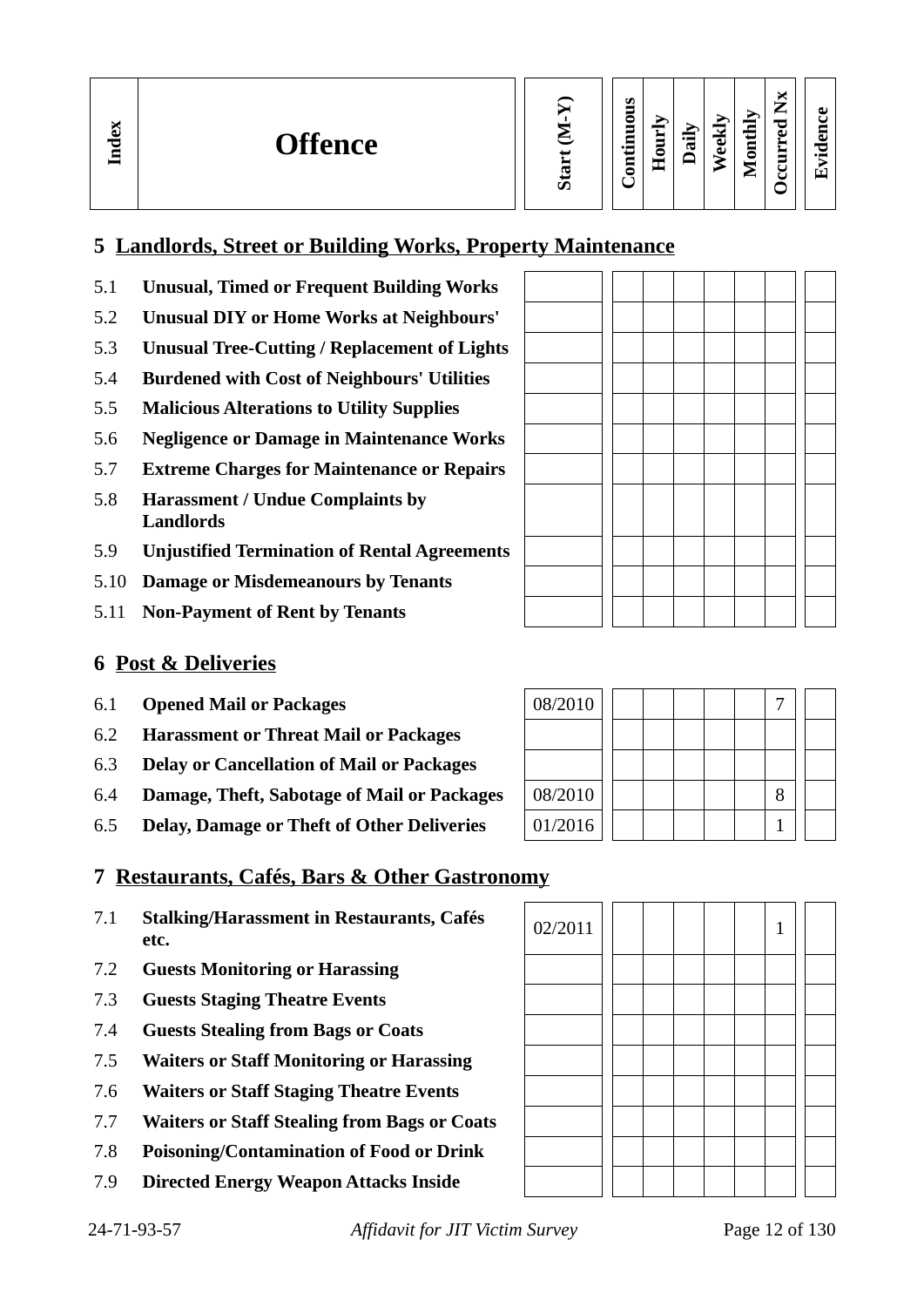| Index | Offence | Start (M-Y) | Continuous | Hourly | Daily | Weekly | Monthly | Occurred Nx | Evidence |
|---|---|---|---|---|---|---|---|---|---|

## 5 Landlords, Street or Building Works, Property Maintenance

| Index | Offence | Start (M-Y) | Continuous | Hourly | Daily | Weekly | Monthly | Occurred Nx | Evidence |
|---|---|---|---|---|---|---|---|---|---|
| 5.1 | **Unusual, Timed or Frequent Building Works** | | | | | | | | |
| 5.2 | **Unusual DIY or Home Works at Neighbours'** | | | | | | | | |
| 5.3 | **Unusual Tree-Cutting / Replacement of Lights** | | | | | | | | |
| 5.4 | **Burdened with Cost of Neighbours' Utilities** | | | | | | | | |
| 5.5 | **Malicious Alterations to Utility Supplies** | | | | | | | | |
| 5.6 | **Negligence or Damage in Maintenance Works** | | | | | | | | |
| 5.7 | **Extreme Charges for Maintenance or Repairs** | | | | | | | | |
| 5.8 | **Harassment / Undue Complaints by Landlords** | | | | | | | | |
| 5.9 | **Unjustified Termination of Rental Agreements** | | | | | | | | |
| 5.10 | **Damage or Misdemeanours by Tenants** | | | | | | | | |
| 5.11 | **Non-Payment of Rent by Tenants** | | | | | | | | |

## 6 Post & Deliveries

| Index | Offence | Start (M-Y) | Continuous | Hourly | Daily | Weekly | Monthly | Occurred Nx | Evidence |
|---|---|---|---|---|---|---|---|---|---|
| 6.1 | **Opened Mail or Packages** | 08/2010 | | | | | | 7 | |
| 6.2 | **Harassment or Threat Mail or Packages** | | | | | | | | |
| 6.3 | **Delay or Cancellation of Mail or Packages** | | | | | | | | |
| 6.4 | **Damage, Theft, Sabotage of Mail or Packages** | 08/2010 | | | | | | 8 | |
| 6.5 | **Delay, Damage or Theft of Other Deliveries** | 01/2016 | | | | | | 1 | |

## 7 Restaurants, Cafés, Bars & Other Gastronomy

| Index | Offence | Start (M-Y) | Continuous | Hourly | Daily | Weekly | Monthly | Occurred Nx | Evidence |
|---|---|---|---|---|---|---|---|---|---|
| 7.1 | **Stalking/Harassment in Restaurants, Cafés etc.** | 02/2011 | | | | | | 1 | |
| 7.2 | **Guests Monitoring or Harassing** | | | | | | | | |
| 7.3 | **Guests Staging Theatre Events** | | | | | | | | |
| 7.4 | **Guests Stealing from Bags or Coats** | | | | | | | | |
| 7.5 | **Waiters or Staff Monitoring or Harassing** | | | | | | | | |
| 7.6 | **Waiters or Staff Staging Theatre Events** | | | | | | | | |
| 7.7 | **Waiters or Staff Stealing from Bags or Coats** | | | | | | | | |
| 7.8 | **Poisoning/Contamination of Food or Drink** | | | | | | | | |
| 7.9 | **Directed Energy Weapon Attacks Inside** | | | | | | | | |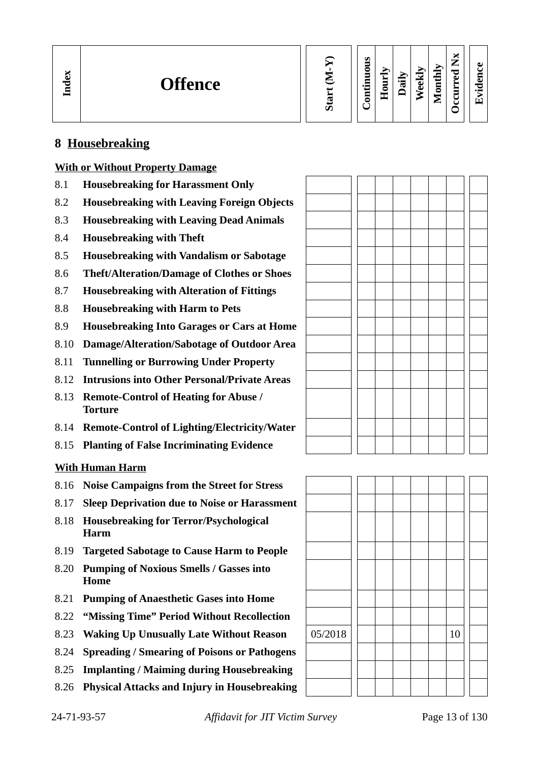| Index | Offence | Start (M-Y) | Continuous | Hourly | Daily | Weekly | Monthly | Occurred Nx | Evidence |
|---|---|---|---|---|---|---|---|---|---|

## 8 Housebreaking

**With or Without Property Damage**

| Index | Offence | Start (M-Y) | Continuous | Hourly | Daily | Weekly | Monthly | Occurred Nx | Evidence |
|---|---|---|---|---|---|---|---|---|---|
| 8.1 | **Housebreaking for Harassment Only** | | | | | | | | |
| 8.2 | **Housebreaking with Leaving Foreign Objects** | | | | | | | | |
| 8.3 | **Housebreaking with Leaving Dead Animals** | | | | | | | | |
| 8.4 | **Housebreaking with Theft** | | | | | | | | |
| 8.5 | **Housebreaking with Vandalism or Sabotage** | | | | | | | | |
| 8.6 | **Theft/Alteration/Damage of Clothes or Shoes** | | | | | | | | |
| 8.7 | **Housebreaking with Alteration of Fittings** | | | | | | | | |
| 8.8 | **Housebreaking with Harm to Pets** | | | | | | | | |
| 8.9 | **Housebreaking Into Garages or Cars at Home** | | | | | | | | |
| 8.10 | **Damage/Alteration/Sabotage of Outdoor Area** | | | | | | | | |
| 8.11 | **Tunnelling or Burrowing Under Property** | | | | | | | | |
| 8.12 | **Intrusions into Other Personal/Private Areas** | | | | | | | | |
| 8.13 | **Remote-Control of Heating for Abuse / Torture** | | | | | | | | |
| 8.14 | **Remote-Control of Lighting/Electricity/Water** | | | | | | | | |
| 8.15 | **Planting of False Incriminating Evidence** | | | | | | | | |

**With Human Harm**

| Index | Offence | Start (M-Y) | Continuous | Hourly | Daily | Weekly | Monthly | Occurred Nx | Evidence |
|---|---|---|---|---|---|---|---|---|---|
| 8.16 | **Noise Campaigns from the Street for Stress** | | | | | | | | |
| 8.17 | **Sleep Deprivation due to Noise or Harassment** | | | | | | | | |
| 8.18 | **Housebreaking for Terror/Psychological Harm** | | | | | | | | |
| 8.19 | **Targeted Sabotage to Cause Harm to People** | | | | | | | | |
| 8.20 | **Pumping of Noxious Smells / Gasses into Home** | | | | | | | | |
| 8.21 | **Pumping of Anaesthetic Gases into Home** | | | | | | | | |
| 8.22 | **“Missing Time” Period Without Recollection** | | | | | | | | |
| 8.23 | **Waking Up Unusually Late Without Reason** | 05/2018 | | | | | | 10 | |
| 8.24 | **Spreading / Smearing of Poisons or Pathogens** | | | | | | | | |
| 8.25 | **Implanting / Maiming during Housebreaking** | | | | | | | | |
| 8.26 | **Physical Attacks and Injury in Housebreaking** | | | | | | | | |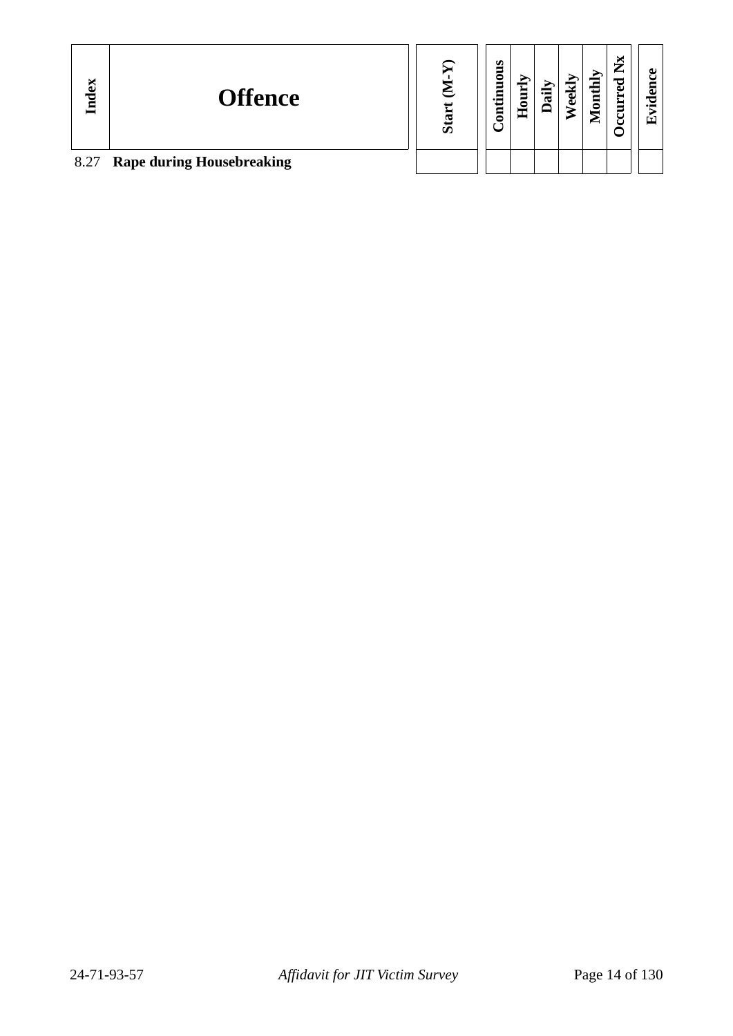| Index | Offence | Start (M-Y) | Continuous | Hourly | Daily | Weekly | Monthly | Occurred Nx | Evidence |
|---|---|---|---|---|---|---|---|---|---|
| 8.27 | **Rape during Housebreaking** | | | | | | | | |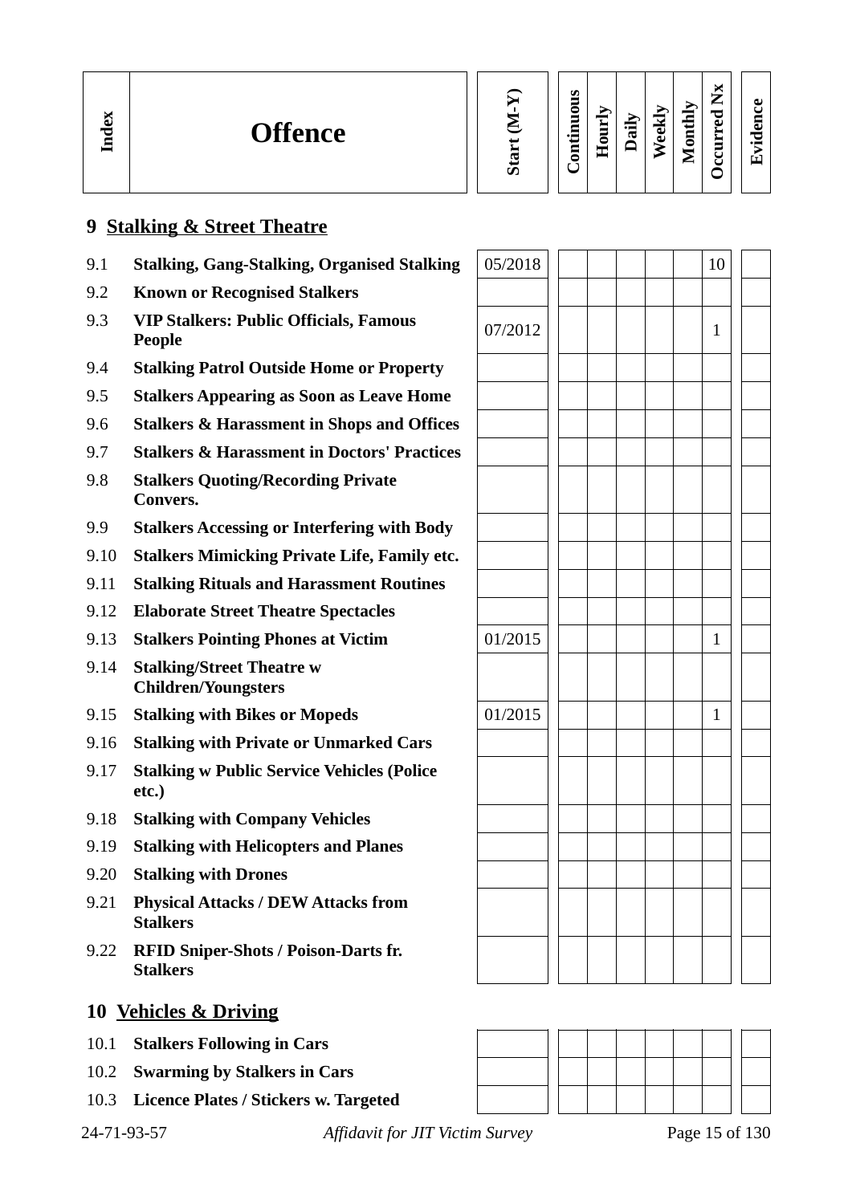| Index | Offence | Start (M-Y) | Continuous | Hourly | Daily | Weekly | Monthly | Occurred Nx | Evidence |
|---|---|---|---|---|---|---|---|---|---|

## 9 Stalking & Street Theatre

| Index | Offence | Start (M-Y) | Continuous | Hourly | Daily | Weekly | Monthly | Occurred Nx | Evidence |
|---|---|---|---|---|---|---|---|---|---|
| 9.1 | **Stalking, Gang-Stalking, Organised Stalking** | 05/2018 | | | | | | 10 | |
| 9.2 | **Known or Recognised Stalkers** | | | | | | | | |
| 9.3 | **VIP Stalkers: Public Officials, Famous People** | 07/2012 | | | | | | 1 | |
| 9.4 | **Stalking Patrol Outside Home or Property** | | | | | | | | |
| 9.5 | **Stalkers Appearing as Soon as Leave Home** | | | | | | | | |
| 9.6 | **Stalkers & Harassment in Shops and Offices** | | | | | | | | |
| 9.7 | **Stalkers & Harassment in Doctors' Practices** | | | | | | | | |
| 9.8 | **Stalkers Quoting/Recording Private Convers.** | | | | | | | | |
| 9.9 | **Stalkers Accessing or Interfering with Body** | | | | | | | | |
| 9.10 | **Stalkers Mimicking Private Life, Family etc.** | | | | | | | | |
| 9.11 | **Stalking Rituals and Harassment Routines** | | | | | | | | |
| 9.12 | **Elaborate Street Theatre Spectacles** | | | | | | | | |
| 9.13 | **Stalkers Pointing Phones at Victim** | 01/2015 | | | | | | 1 | |
| 9.14 | **Stalking/Street Theatre w Children/Youngsters** | | | | | | | | |
| 9.15 | **Stalking with Bikes or Mopeds** | 01/2015 | | | | | | 1 | |
| 9.16 | **Stalking with Private or Unmarked Cars** | | | | | | | | |
| 9.17 | **Stalking w Public Service Vehicles (Police etc.)** | | | | | | | | |
| 9.18 | **Stalking with Company Vehicles** | | | | | | | | |
| 9.19 | **Stalking with Helicopters and Planes** | | | | | | | | |
| 9.20 | **Stalking with Drones** | | | | | | | | |
| 9.21 | **Physical Attacks / DEW Attacks from Stalkers** | | | | | | | | |
| 9.22 | **RFID Sniper-Shots / Poison-Darts fr. Stalkers** | | | | | | | | |

## 10 Vehicles & Driving

| Index | Offence | Start (M-Y) | Continuous | Hourly | Daily | Weekly | Monthly | Occurred Nx | Evidence |
|---|---|---|---|---|---|---|---|---|---|
| 10.1 | **Stalkers Following in Cars** | | | | | | | | |
| 10.2 | **Swarming by Stalkers in Cars** | | | | | | | | |
| 10.3 | **Licence Plates / Stickers w. Targeted** | | | | | | | | |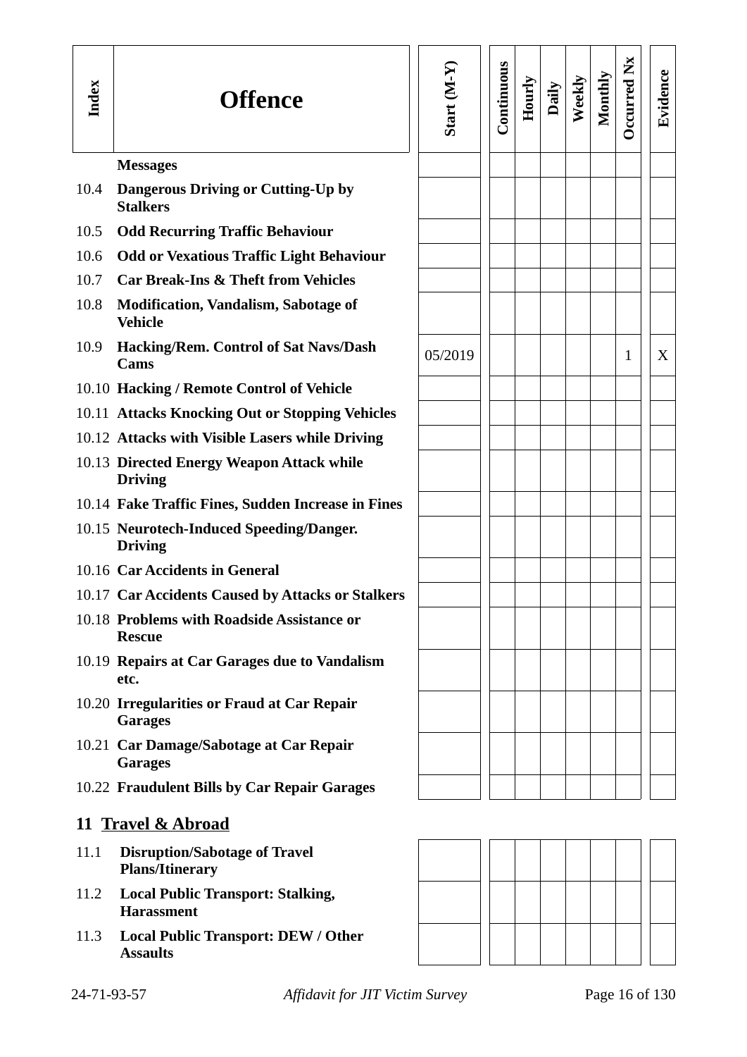| Index | Offence | Start (M-Y) | Continuous | Hourly | Daily | Weekly | Monthly | Occurred Nx | Evidence |
|---|---|---|---|---|---|---|---|---|---|
| | **Messages** | | | | | | | | |
| 10.4 | **Dangerous Driving or Cutting-Up by Stalkers** | | | | | | | | |
| 10.5 | **Odd Recurring Traffic Behaviour** | | | | | | | | |
| 10.6 | **Odd or Vexatious Traffic Light Behaviour** | | | | | | | | |
| 10.7 | **Car Break-Ins & Theft from Vehicles** | | | | | | | | |
| 10.8 | **Modification, Vandalism, Sabotage of Vehicle** | | | | | | | | |
| 10.9 | **Hacking/Rem. Control of Sat Navs/Dash Cams** | 05/2019 | | | | | | 1 | X |
| 10.10 | **Hacking / Remote Control of Vehicle** | | | | | | | | |
| 10.11 | **Attacks Knocking Out or Stopping Vehicles** | | | | | | | | |
| 10.12 | **Attacks with Visible Lasers while Driving** | | | | | | | | |
| 10.13 | **Directed Energy Weapon Attack while Driving** | | | | | | | | |
| 10.14 | **Fake Traffic Fines, Sudden Increase in Fines** | | | | | | | | |
| 10.15 | **Neurotech-Induced Speeding/Danger. Driving** | | | | | | | | |
| 10.16 | **Car Accidents in General** | | | | | | | | |
| 10.17 | **Car Accidents Caused by Attacks or Stalkers** | | | | | | | | |
| 10.18 | **Problems with Roadside Assistance or Rescue** | | | | | | | | |
| 10.19 | **Repairs at Car Garages due to Vandalism etc.** | | | | | | | | |
| 10.20 | **Irregularities or Fraud at Car Repair Garages** | | | | | | | | |
| 10.21 | **Car Damage/Sabotage at Car Repair Garages** | | | | | | | | |
| 10.22 | **Fraudulent Bills by Car Repair Garages** | | | | | | | | |

## 11 Travel & Abroad

| Index | Offence | Start (M-Y) | Continuous | Hourly | Daily | Weekly | Monthly | Occurred Nx | Evidence |
|---|---|---|---|---|---|---|---|---|---|
| 11.1 | **Disruption/Sabotage of Travel Plans/Itinerary** | | | | | | | | |
| 11.2 | **Local Public Transport: Stalking, Harassment** | | | | | | | | |
| 11.3 | **Local Public Transport: DEW / Other Assaults** | | | | | | | | |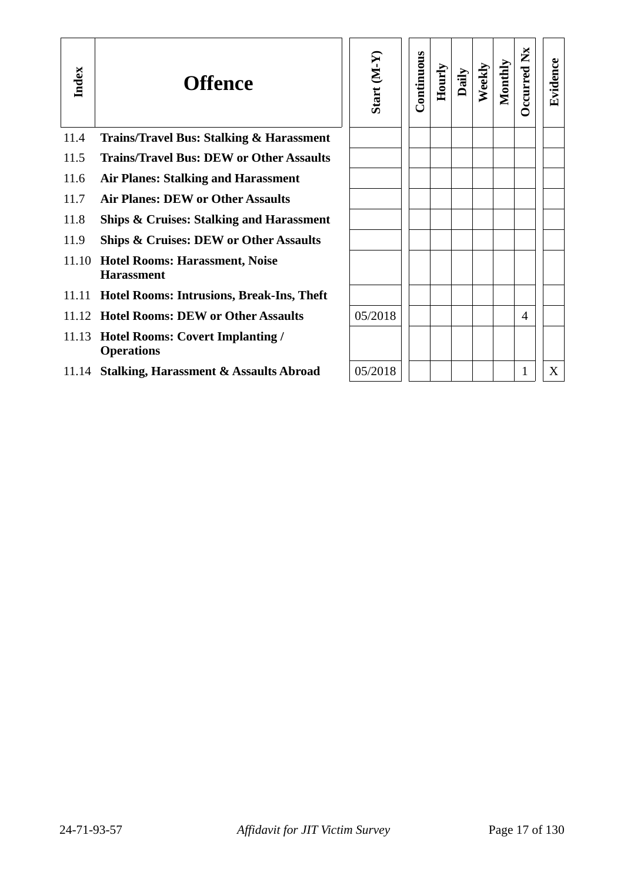| Index | Offence | Start (M-Y) | Continuous | Hourly | Daily | Weekly | Monthly | Occurred Nx | Evidence |
|---|---|---|---|---|---|---|---|---|---|
| 11.4 | **Trains/Travel Bus: Stalking & Harassment** | | | | | | | | |
| 11.5 | **Trains/Travel Bus: DEW or Other Assaults** | | | | | | | | |
| 11.6 | **Air Planes: Stalking and Harassment** | | | | | | | | |
| 11.7 | **Air Planes: DEW or Other Assaults** | | | | | | | | |
| 11.8 | **Ships & Cruises: Stalking and Harassment** | | | | | | | | |
| 11.9 | **Ships & Cruises: DEW or Other Assaults** | | | | | | | | |
| 11.10 | **Hotel Rooms: Harassment, Noise Harassment** | | | | | | | | |
| 11.11 | **Hotel Rooms: Intrusions, Break-Ins, Theft** | | | | | | | | |
| 11.12 | **Hotel Rooms: DEW or Other Assaults** | 05/2018 | | | | | | 4 | |
| 11.13 | **Hotel Rooms: Covert Implanting / Operations** | | | | | | | | |
| 11.14 | **Stalking, Harassment & Assaults Abroad** | 05/2018 | | | | | | 1 | X |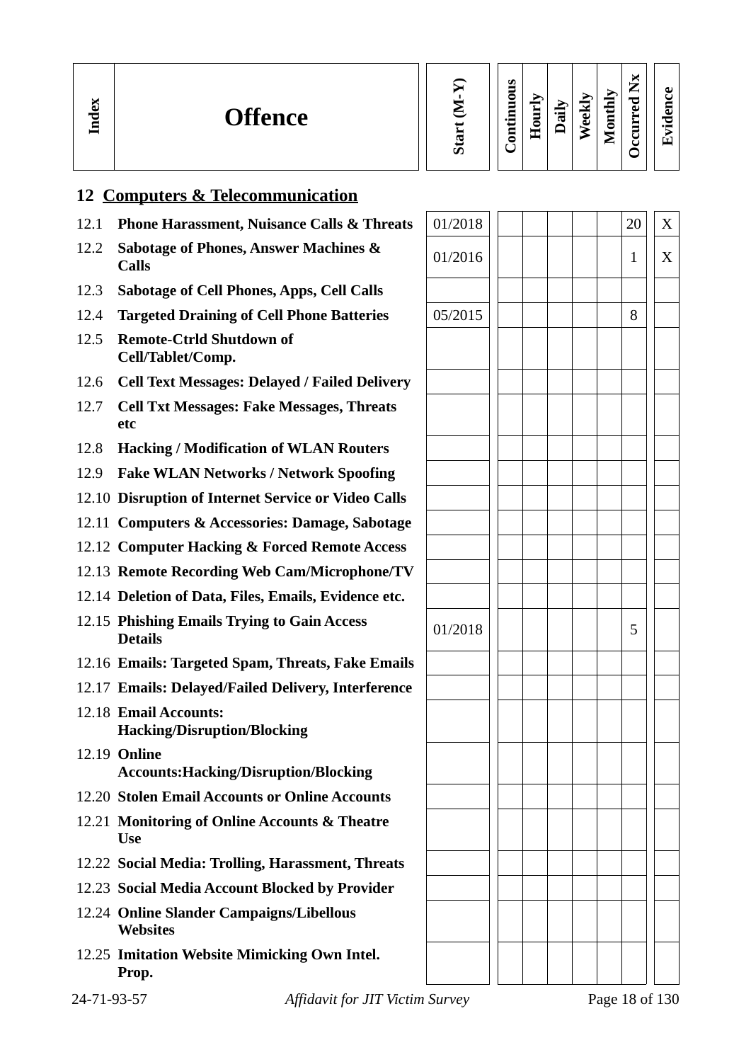| Index | Offence | Start (M-Y) | Continuous | Hourly | Daily | Weekly | Monthly | Occurred Nx | Evidence |
|---|---|---|---|---|---|---|---|---|---|

## 12 Computers & Telecommunication

| Index | Offence | Start (M-Y) | Continuous | Hourly | Daily | Weekly | Monthly | Occurred Nx | Evidence |
|---|---|---|---|---|---|---|---|---|---|
| 12.1 | **Phone Harassment, Nuisance Calls & Threats** | 01/2018 | | | | | | 20 | X |
| 12.2 | **Sabotage of Phones, Answer Machines & Calls** | 01/2016 | | | | | | 1 | X |
| 12.3 | **Sabotage of Cell Phones, Apps, Cell Calls** | | | | | | | | |
| 12.4 | **Targeted Draining of Cell Phone Batteries** | 05/2015 | | | | | | 8 | |
| 12.5 | **Remote-Ctrld Shutdown of Cell/Tablet/Comp.** | | | | | | | | |
| 12.6 | **Cell Text Messages: Delayed / Failed Delivery** | | | | | | | | |
| 12.7 | **Cell Txt Messages: Fake Messages, Threats etc** | | | | | | | | |
| 12.8 | **Hacking / Modification of WLAN Routers** | | | | | | | | |
| 12.9 | **Fake WLAN Networks / Network Spoofing** | | | | | | | | |
| 12.10 | **Disruption of Internet Service or Video Calls** | | | | | | | | |
| 12.11 | **Computers & Accessories: Damage, Sabotage** | | | | | | | | |
| 12.12 | **Computer Hacking & Forced Remote Access** | | | | | | | | |
| 12.13 | **Remote Recording Web Cam/Microphone/TV** | | | | | | | | |
| 12.14 | **Deletion of Data, Files, Emails, Evidence etc.** | | | | | | | | |
| 12.15 | **Phishing Emails Trying to Gain Access Details** | 01/2018 | | | | | | 5 | |
| 12.16 | **Emails: Targeted Spam, Threats, Fake Emails** | | | | | | | | |
| 12.17 | **Emails: Delayed/Failed Delivery, Interference** | | | | | | | | |
| 12.18 | **Email Accounts: Hacking/Disruption/Blocking** | | | | | | | | |
| 12.19 | **Online Accounts:Hacking/Disruption/Blocking** | | | | | | | | |
| 12.20 | **Stolen Email Accounts or Online Accounts** | | | | | | | | |
| 12.21 | **Monitoring of Online Accounts & Theatre Use** | | | | | | | | |
| 12.22 | **Social Media: Trolling, Harassment, Threats** | | | | | | | | |
| 12.23 | **Social Media Account Blocked by Provider** | | | | | | | | |
| 12.24 | **Online Slander Campaigns/Libellous Websites** | | | | | | | | |
| 12.25 | **Imitation Website Mimicking Own Intel. Prop.** | | | | | | | | |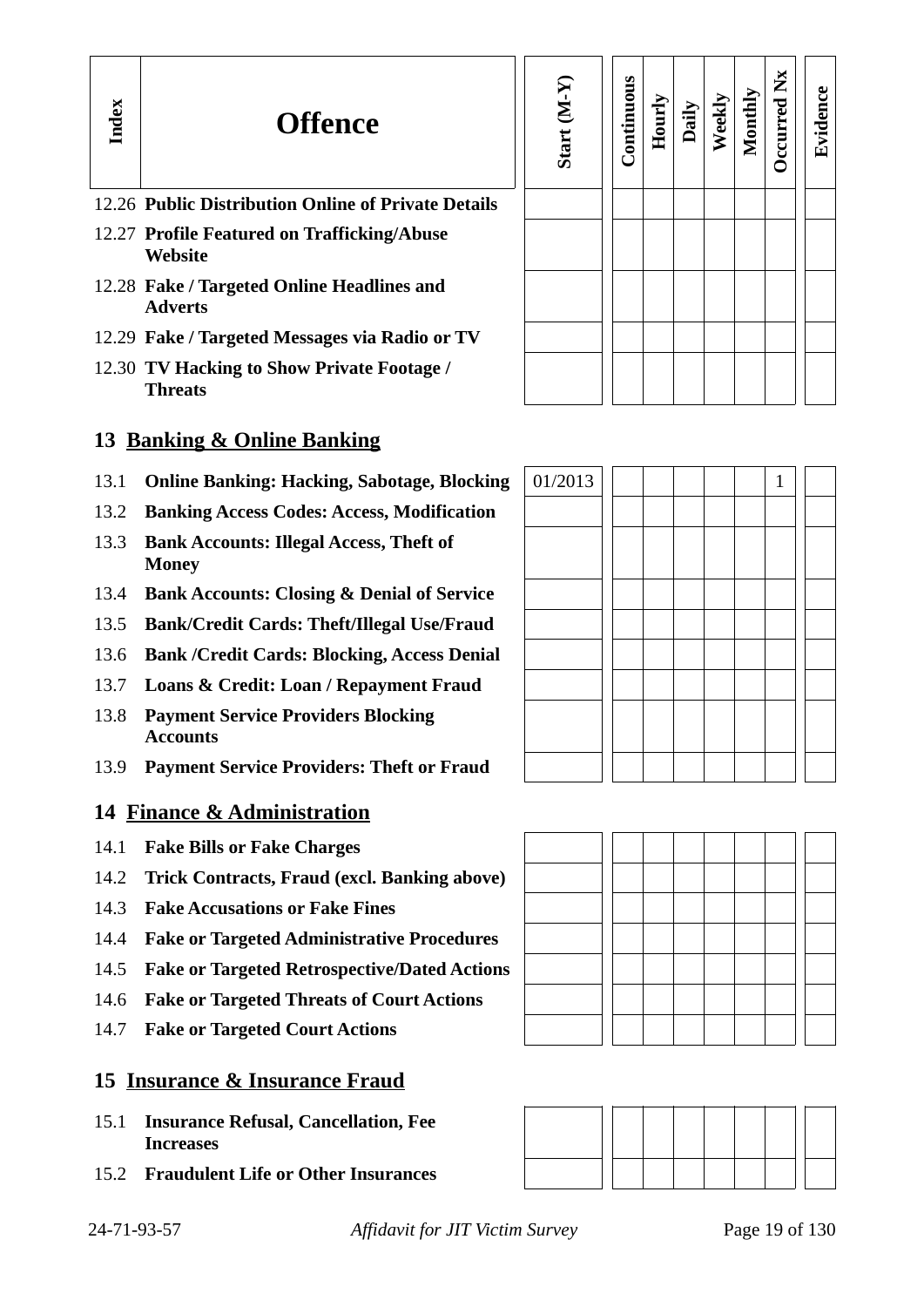| Index | Offence | Start (M-Y) | Continuous | Hourly | Daily | Weekly | Monthly | Occurred Nx | Evidence |
|---|---|---|---|---|---|---|---|---|---|
| 12.26 | **Public Distribution Online of Private Details** | | | | | | | | |
| 12.27 | **Profile Featured on Trafficking/Abuse Website** | | | | | | | | |
| 12.28 | **Fake / Targeted Online Headlines and Adverts** | | | | | | | | |
| 12.29 | **Fake / Targeted Messages via Radio or TV** | | | | | | | | |
| 12.30 | **TV Hacking to Show Private Footage / Threats** | | | | | | | | |

## 13 Banking & Online Banking

| Index | Offence | Start (M-Y) | Continuous | Hourly | Daily | Weekly | Monthly | Occurred Nx | Evidence |
|---|---|---|---|---|---|---|---|---|---|
| 13.1 | **Online Banking: Hacking, Sabotage, Blocking** | 01/2013 | | | | | | 1 | |
| 13.2 | **Banking Access Codes: Access, Modification** | | | | | | | | |
| 13.3 | **Bank Accounts: Illegal Access, Theft of Money** | | | | | | | | |
| 13.4 | **Bank Accounts: Closing & Denial of Service** | | | | | | | | |
| 13.5 | **Bank/Credit Cards: Theft/Illegal Use/Fraud** | | | | | | | | |
| 13.6 | **Bank /Credit Cards: Blocking, Access Denial** | | | | | | | | |
| 13.7 | **Loans & Credit: Loan / Repayment Fraud** | | | | | | | | |
| 13.8 | **Payment Service Providers Blocking Accounts** | | | | | | | | |
| 13.9 | **Payment Service Providers: Theft or Fraud** | | | | | | | | |

## 14 Finance & Administration

| Index | Offence | Start (M-Y) | Continuous | Hourly | Daily | Weekly | Monthly | Occurred Nx | Evidence |
|---|---|---|---|---|---|---|---|---|---|
| 14.1 | **Fake Bills or Fake Charges** | | | | | | | | |
| 14.2 | **Trick Contracts, Fraud (excl. Banking above)** | | | | | | | | |
| 14.3 | **Fake Accusations or Fake Fines** | | | | | | | | |
| 14.4 | **Fake or Targeted Administrative Procedures** | | | | | | | | |
| 14.5 | **Fake or Targeted Retrospective/Dated Actions** | | | | | | | | |
| 14.6 | **Fake or Targeted Threats of Court Actions** | | | | | | | | |
| 14.7 | **Fake or Targeted Court Actions** | | | | | | | | |

## 15 Insurance & Insurance Fraud

| Index | Offence | Start (M-Y) | Continuous | Hourly | Daily | Weekly | Monthly | Occurred Nx | Evidence |
|---|---|---|---|---|---|---|---|---|---|
| 15.1 | **Insurance Refusal, Cancellation, Fee Increases** | | | | | | | | |
| 15.2 | **Fraudulent Life or Other Insurances** | | | | | | | | |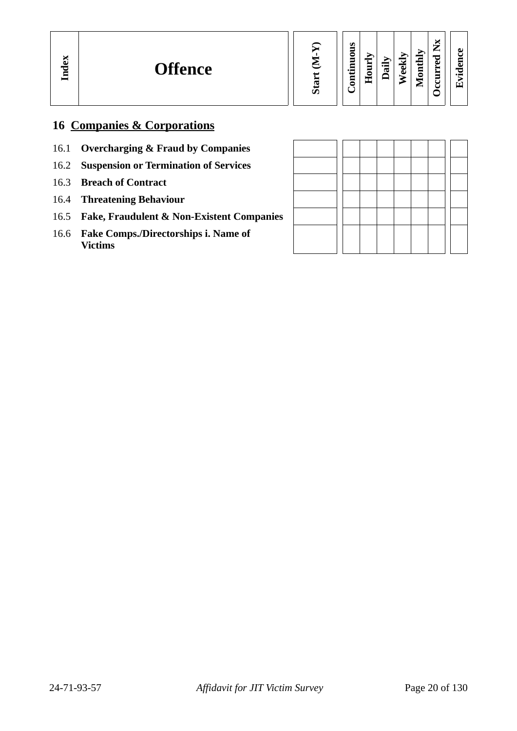| Index | Offence | Start (M-Y) | Continuous | Hourly | Daily | Weekly | Monthly | Occurred Nx | Evidence |
|---|---|---|---|---|---|---|---|---|---|
| **16** | **Companies & Corporations** | | | | | | | | |
| 16.1 | **Overcharging & Fraud by Companies** | | | | | | | | |
| 16.2 | **Suspension or Termination of Services** | | | | | | | | |
| 16.3 | **Breach of Contract** | | | | | | | | |
| 16.4 | **Threatening Behaviour** | | | | | | | | |
| 16.5 | **Fake, Fraudulent & Non-Existent Companies** | | | | | | | | |
| 16.6 | **Fake Comps./Directorships i. Name of Victims** | | | | | | | | |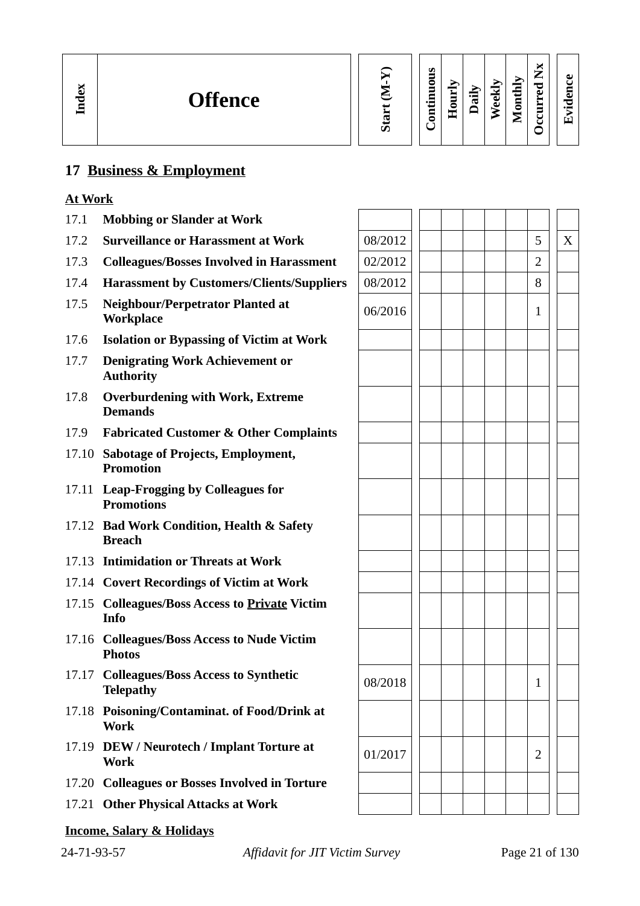| Index | Offence | Start (M-Y) | Continuous | Hourly | Daily | Weekly | Monthly | Occurred Nx | Evidence |
|---|---|---|---|---|---|---|---|---|---|

## 17 Business & Employment

**At Work**

| Index | Offence | Start (M-Y) | Continuous | Hourly | Daily | Weekly | Monthly | Occurred Nx | Evidence |
|---|---|---|---|---|---|---|---|---|---|
| 17.1 | **Mobbing or Slander at Work** | | | | | | | | |
| 17.2 | **Surveillance or Harassment at Work** | 08/2012 | | | | | | 5 | X |
| 17.3 | **Colleagues/Bosses Involved in Harassment** | 02/2012 | | | | | | 2 | |
| 17.4 | **Harassment by Customers/Clients/Suppliers** | 08/2012 | | | | | | 8 | |
| 17.5 | **Neighbour/Perpetrator Planted at Workplace** | 06/2016 | | | | | | 1 | |
| 17.6 | **Isolation or Bypassing of Victim at Work** | | | | | | | | |
| 17.7 | **Denigrating Work Achievement or Authority** | | | | | | | | |
| 17.8 | **Overburdening with Work, Extreme Demands** | | | | | | | | |
| 17.9 | **Fabricated Customer & Other Complaints** | | | | | | | | |
| 17.10 | **Sabotage of Projects, Employment, Promotion** | | | | | | | | |
| 17.11 | **Leap-Frogging by Colleagues for Promotions** | | | | | | | | |
| 17.12 | **Bad Work Condition, Health & Safety Breach** | | | | | | | | |
| 17.13 | **Intimidation or Threats at Work** | | | | | | | | |
| 17.14 | **Covert Recordings of Victim at Work** | | | | | | | | |
| 17.15 | **Colleagues/Boss Access to <u>Private</u> Victim Info** | | | | | | | | |
| 17.16 | **Colleagues/Boss Access to Nude Victim Photos** | | | | | | | | |
| 17.17 | **Colleagues/Boss Access to Synthetic Telepathy** | 08/2018 | | | | | | 1 | |
| 17.18 | **Poisoning/Contaminat. of Food/Drink at Work** | | | | | | | | |
| 17.19 | **DEW / Neurotech / Implant Torture at Work** | 01/2017 | | | | | | 2 | |
| 17.20 | **Colleagues or Bosses Involved in Torture** | | | | | | | | |
| 17.21 | **Other Physical Attacks at Work** | | | | | | | | |

**Income, Salary & Holidays**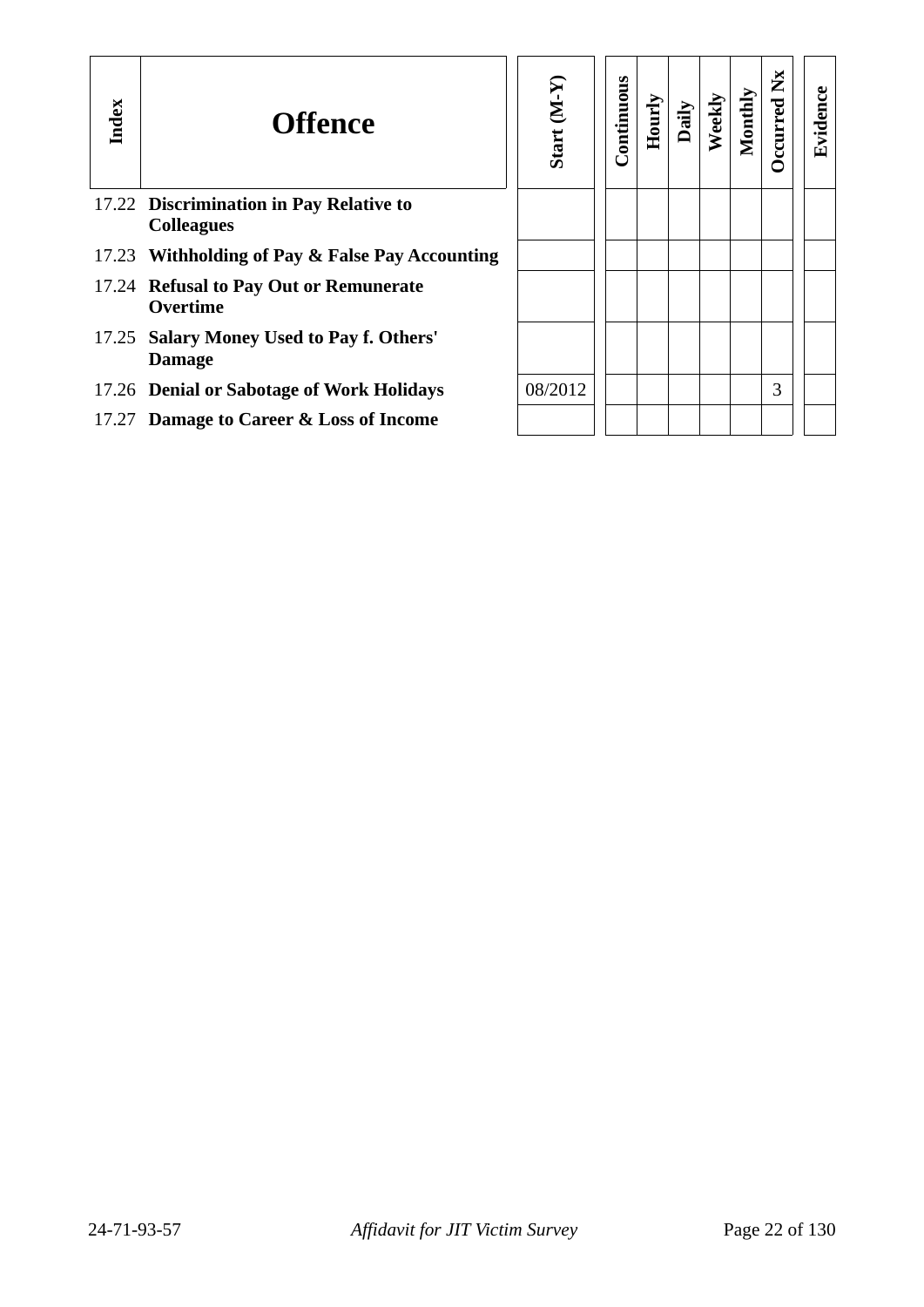| Index | Offence | Start (M-Y) | Continuous | Hourly | Daily | Weekly | Monthly | Occurred Nx | Evidence |
|---|---|---|---|---|---|---|---|---|---|
| 17.22 | **Discrimination in Pay Relative to Colleagues** | | | | | | | | |
| 17.23 | **Withholding of Pay & False Pay Accounting** | | | | | | | | |
| 17.24 | **Refusal to Pay Out or Remunerate Overtime** | | | | | | | | |
| 17.25 | **Salary Money Used to Pay f. Others' Damage** | | | | | | | | |
| 17.26 | **Denial or Sabotage of Work Holidays** | 08/2012 | | | | | | 3 | |
| 17.27 | **Damage to Career & Loss of Income** | | | | | | | | |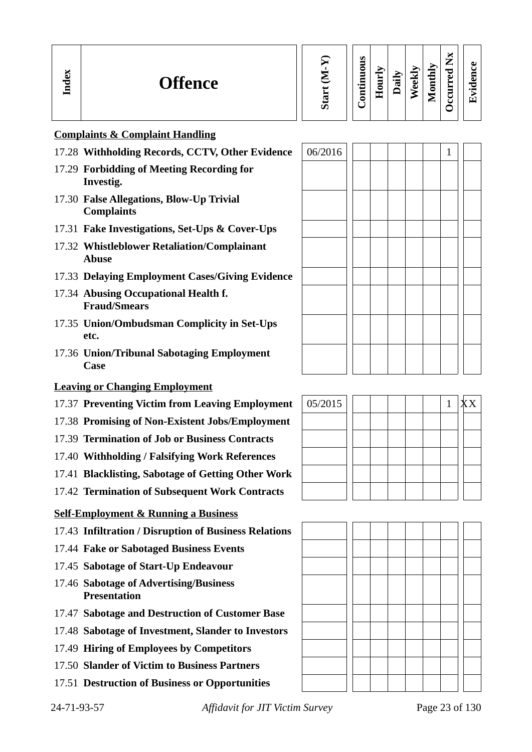| Index | Offence | Start (M-Y) | Continuous | Hourly | Daily | Weekly | Monthly | Occurred Nx | Evidence |
|---|---|---|---|---|---|---|---|---|---|
| | **Complaints & Complaint Handling** | | | | | | | | |
| 17.28 | **Withholding Records, CCTV, Other Evidence** | 06/2016 | | | | | | 1 | |
| 17.29 | **Forbidding of Meeting Recording for Investig.** | | | | | | | | |
| 17.30 | **False Allegations, Blow-Up Trivial Complaints** | | | | | | | | |
| 17.31 | **Fake Investigations, Set-Ups & Cover-Ups** | | | | | | | | |
| 17.32 | **Whistleblower Retaliation/Complainant Abuse** | | | | | | | | |
| 17.33 | **Delaying Employment Cases/Giving Evidence** | | | | | | | | |
| 17.34 | **Abusing Occupational Health f. Fraud/Smears** | | | | | | | | |
| 17.35 | **Union/Ombudsman Complicity in Set-Ups etc.** | | | | | | | | |
| 17.36 | **Union/Tribunal Sabotaging Employment Case** | | | | | | | | |
| | **Leaving or Changing Employment** | | | | | | | | |
| 17.37 | **Preventing Victim from Leaving Employment** | 05/2015 | | | | | | 1 | XX |
| 17.38 | **Promising of Non-Existent Jobs/Employment** | | | | | | | | |
| 17.39 | **Termination of Job or Business Contracts** | | | | | | | | |
| 17.40 | **Withholding / Falsifying Work References** | | | | | | | | |
| 17.41 | **Blacklisting, Sabotage of Getting Other Work** | | | | | | | | |
| 17.42 | **Termination of Subsequent Work Contracts** | | | | | | | | |
| | **Self-Employment & Running a Business** | | | | | | | | |
| 17.43 | **Infiltration / Disruption of Business Relations** | | | | | | | | |
| 17.44 | **Fake or Sabotaged Business Events** | | | | | | | | |
| 17.45 | **Sabotage of Start-Up Endeavour** | | | | | | | | |
| 17.46 | **Sabotage of Advertising/Business Presentation** | | | | | | | | |
| 17.47 | **Sabotage and Destruction of Customer Base** | | | | | | | | |
| 17.48 | **Sabotage of Investment, Slander to Investors** | | | | | | | | |
| 17.49 | **Hiring of Employees by Competitors** | | | | | | | | |
| 17.50 | **Slander of Victim to Business Partners** | | | | | | | | |
| 17.51 | **Destruction of Business or Opportunities** | | | | | | | | |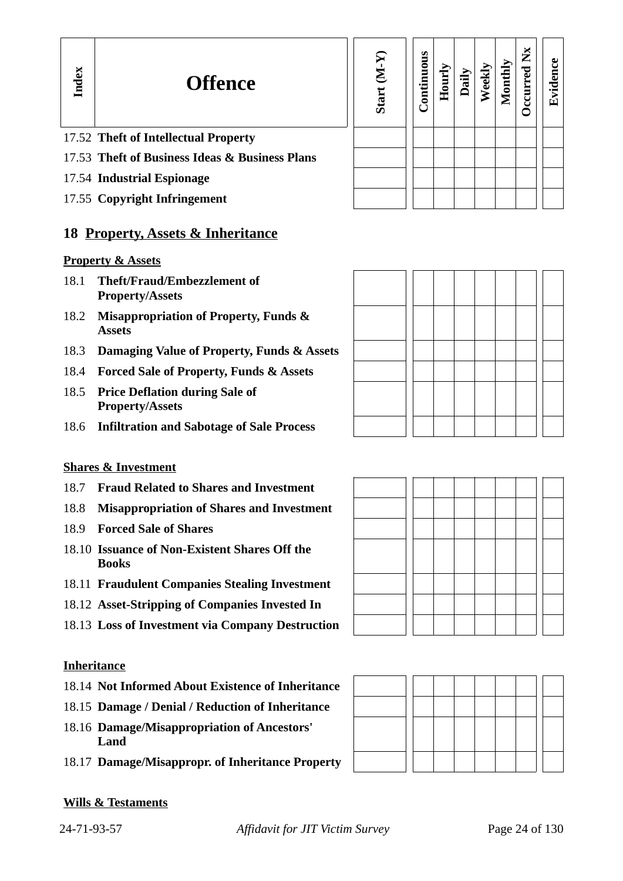| Index | Offence | Start (M-Y) | Continuous | Hourly | Daily | Weekly | Monthly | Occurred Nx | Evidence |
|---|---|---|---|---|---|---|---|---|---|
| 17.52 | **Theft of Intellectual Property** | | | | | | | | |
| 17.53 | **Theft of Business Ideas & Business Plans** | | | | | | | | |
| 17.54 | **Industrial Espionage** | | | | | | | | |
| 17.55 | **Copyright Infringement** | | | | | | | | |

## 18 Property, Assets & Inheritance

**Property & Assets**

| Index | Offence | Start (M-Y) | Continuous | Hourly | Daily | Weekly | Monthly | Occurred Nx | Evidence |
|---|---|---|---|---|---|---|---|---|---|
| 18.1 | **Theft/Fraud/Embezzlement of Property/Assets** | | | | | | | | |
| 18.2 | **Misappropriation of Property, Funds & Assets** | | | | | | | | |
| 18.3 | **Damaging Value of Property, Funds & Assets** | | | | | | | | |
| 18.4 | **Forced Sale of Property, Funds & Assets** | | | | | | | | |
| 18.5 | **Price Deflation during Sale of Property/Assets** | | | | | | | | |
| 18.6 | **Infiltration and Sabotage of Sale Process** | | | | | | | | |

**Shares & Investment**

| Index | Offence | Start (M-Y) | Continuous | Hourly | Daily | Weekly | Monthly | Occurred Nx | Evidence |
|---|---|---|---|---|---|---|---|---|---|
| 18.7 | **Fraud Related to Shares and Investment** | | | | | | | | |
| 18.8 | **Misappropriation of Shares and Investment** | | | | | | | | |
| 18.9 | **Forced Sale of Shares** | | | | | | | | |
| 18.10 | **Issuance of Non-Existent Shares Off the Books** | | | | | | | | |
| 18.11 | **Fraudulent Companies Stealing Investment** | | | | | | | | |
| 18.12 | **Asset-Stripping of Companies Invested In** | | | | | | | | |
| 18.13 | **Loss of Investment via Company Destruction** | | | | | | | | |

**Inheritance**

| Index | Offence | Start (M-Y) | Continuous | Hourly | Daily | Weekly | Monthly | Occurred Nx | Evidence |
|---|---|---|---|---|---|---|---|---|---|
| 18.14 | **Not Informed About Existence of Inheritance** | | | | | | | | |
| 18.15 | **Damage / Denial / Reduction of Inheritance** | | | | | | | | |
| 18.16 | **Damage/Misappropriation of Ancestors' Land** | | | | | | | | |
| 18.17 | **Damage/Misappropr. of Inheritance Property** | | | | | | | | |

**Wills & Testaments**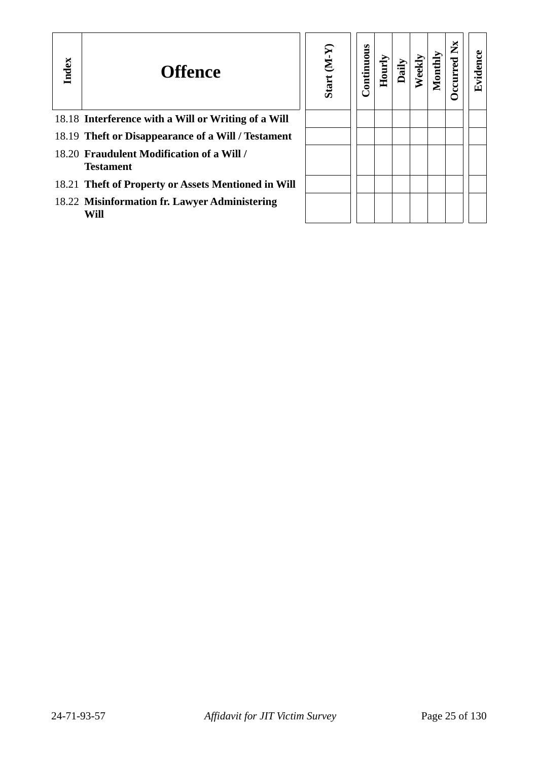| Index | Offence | Start (M-Y) | Continuous | Hourly | Daily | Weekly | Monthly | Occurred Nx | Evidence |
|---|---|---|---|---|---|---|---|---|---|
| 18.18 | **Interference with a Will or Writing of a Will** | | | | | | | | |
| 18.19 | **Theft or Disappearance of a Will / Testament** | | | | | | | | |
| 18.20 | **Fraudulent Modification of a Will / Testament** | | | | | | | | |
| 18.21 | **Theft of Property or Assets Mentioned in Will** | | | | | | | | |
| 18.22 | **Misinformation fr. Lawyer Administering Will** | | | | | | | | |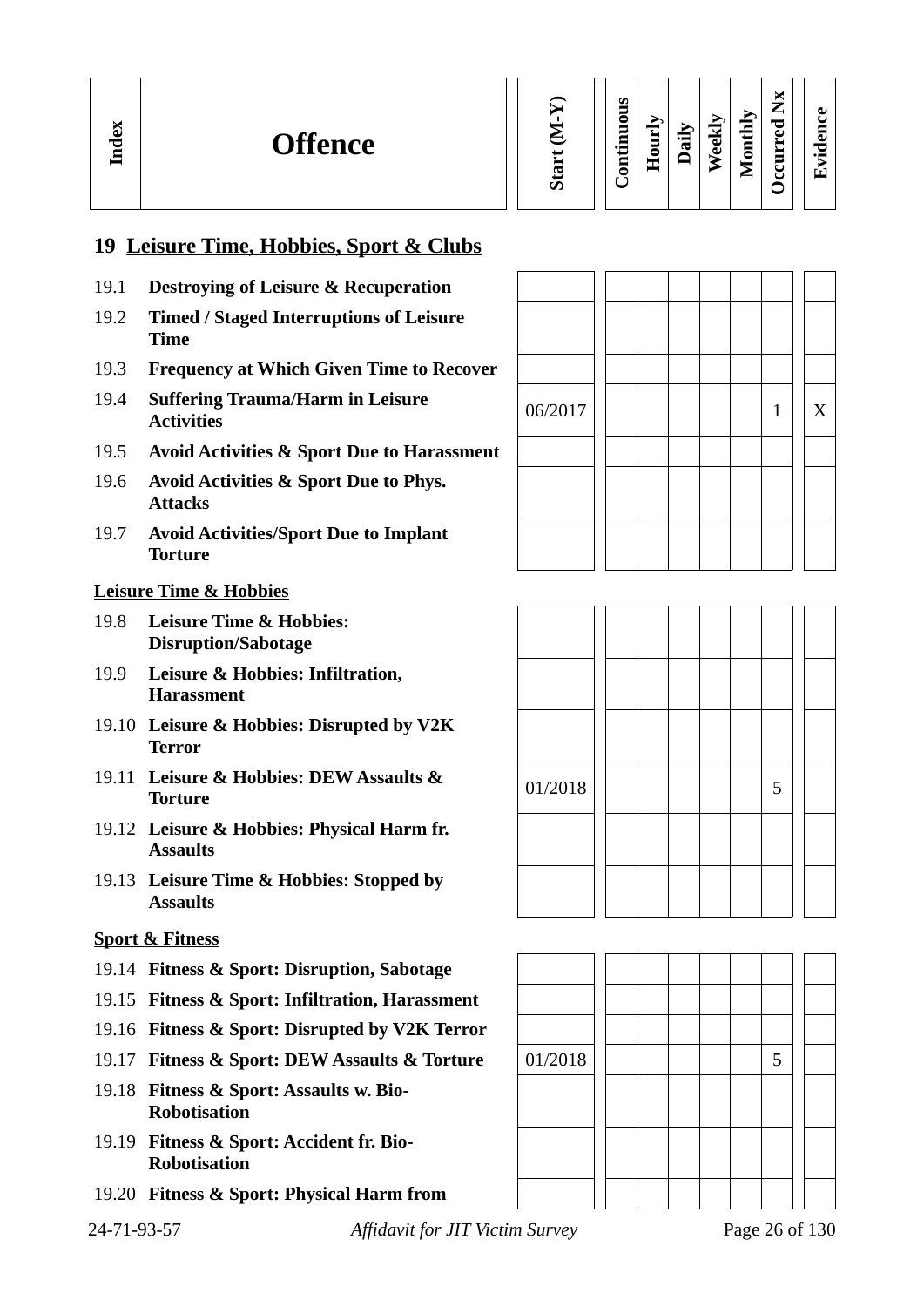| Index | Offence | Start (M-Y) | Continuous | Hourly | Daily | Weekly | Monthly | Occurred Nx | Evidence |
|---|---|---|---|---|---|---|---|---|---|
| **19** | **Leisure Time, Hobbies, Sport & Clubs** | | | | | | | | |
| 19.1 | **Destroying of Leisure & Recuperation** | | | | | | | | |
| 19.2 | **Timed / Staged Interruptions of Leisure Time** | | | | | | | | |
| 19.3 | **Frequency at Which Given Time to Recover** | | | | | | | | |
| 19.4 | **Suffering Trauma/Harm in Leisure Activities** | 06/2017 | | | | | | 1 | X |
| 19.5 | **Avoid Activities & Sport Due to Harassment** | | | | | | | | |
| 19.6 | **Avoid Activities & Sport Due to Phys. Attacks** | | | | | | | | |
| 19.7 | **Avoid Activities/Sport Due to Implant Torture** | | | | | | | | |
| | **Leisure Time & Hobbies** | | | | | | | | |
| 19.8 | **Leisure Time & Hobbies: Disruption/Sabotage** | | | | | | | | |
| 19.9 | **Leisure & Hobbies: Infiltration, Harassment** | | | | | | | | |
| 19.10 | **Leisure & Hobbies: Disrupted by V2K Terror** | | | | | | | | |
| 19.11 | **Leisure & Hobbies: DEW Assaults & Torture** | 01/2018 | | | | | | 5 | |
| 19.12 | **Leisure & Hobbies: Physical Harm fr. Assaults** | | | | | | | | |
| 19.13 | **Leisure Time & Hobbies: Stopped by Assaults** | | | | | | | | |
| | **Sport & Fitness** | | | | | | | | |
| 19.14 | **Fitness & Sport: Disruption, Sabotage** | | | | | | | | |
| 19.15 | **Fitness & Sport: Infiltration, Harassment** | | | | | | | | |
| 19.16 | **Fitness & Sport: Disrupted by V2K Terror** | | | | | | | | |
| 19.17 | **Fitness & Sport: DEW Assaults & Torture** | 01/2018 | | | | | | 5 | |
| 19.18 | **Fitness & Sport: Assaults w. Bio-Robotisation** | | | | | | | | |
| 19.19 | **Fitness & Sport: Accident fr. Bio-Robotisation** | | | | | | | | |
| 19.20 | **Fitness & Sport: Physical Harm from** | | | | | | | | |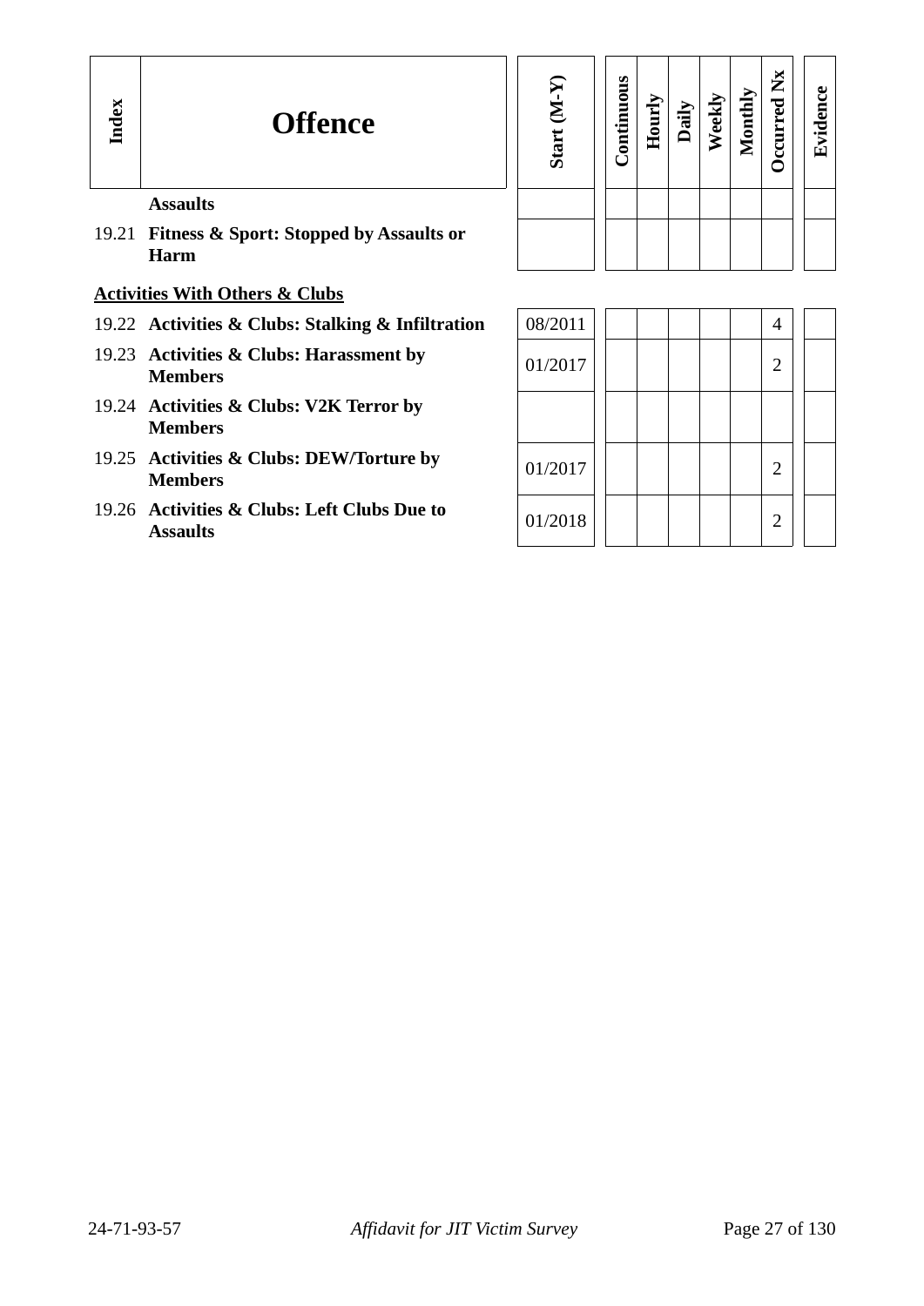| Index | Offence | Start (M-Y) | Continuous | Hourly | Daily | Weekly | Monthly | Occurred Nx | Evidence |
|---|---|---|---|---|---|---|---|---|---|
| | **Assaults** | | | | | | | | |
| 19.21 | **Fitness & Sport: Stopped by Assaults or Harm** | | | | | | | | |
| | **Activities With Others & Clubs** | | | | | | | | |
| 19.22 | **Activities & Clubs: Stalking & Infiltration** | 08/2011 | | | | | | 4 | |
| 19.23 | **Activities & Clubs: Harassment by Members** | 01/2017 | | | | | | 2 | |
| 19.24 | **Activities & Clubs: V2K Terror by Members** | | | | | | | | |
| 19.25 | **Activities & Clubs: DEW/Torture by Members** | 01/2017 | | | | | | 2 | |
| 19.26 | **Activities & Clubs: Left Clubs Due to Assaults** | 01/2018 | | | | | | 2 | |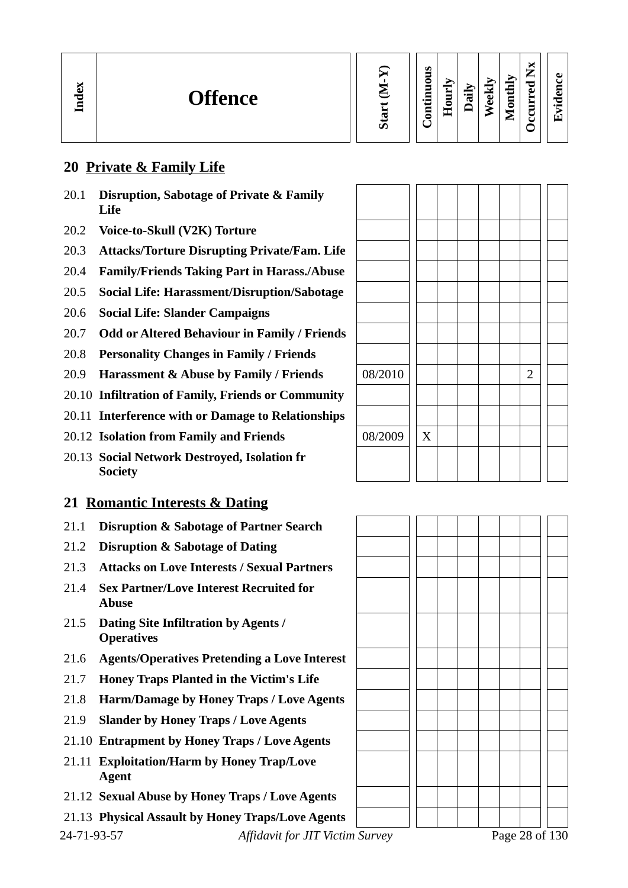| Index | Offence | Start (M-Y) | Continuous | Hourly | Daily | Weekly | Monthly | Occurred Nx | Evidence |
|---|---|---|---|---|---|---|---|---|---|

## 20 Private & Family Life

| Index | Offence | Start (M-Y) | Continuous | Hourly | Daily | Weekly | Monthly | Occurred Nx | Evidence |
|---|---|---|---|---|---|---|---|---|---|
| 20.1 | **Disruption, Sabotage of Private & Family Life** | | | | | | | | |
| 20.2 | **Voice-to-Skull (V2K) Torture** | | | | | | | | |
| 20.3 | **Attacks/Torture Disrupting Private/Fam. Life** | | | | | | | | |
| 20.4 | **Family/Friends Taking Part in Harass./Abuse** | | | | | | | | |
| 20.5 | **Social Life: Harassment/Disruption/Sabotage** | | | | | | | | |
| 20.6 | **Social Life: Slander Campaigns** | | | | | | | | |
| 20.7 | **Odd or Altered Behaviour in Family / Friends** | | | | | | | | |
| 20.8 | **Personality Changes in Family / Friends** | | | | | | | | |
| 20.9 | **Harassment & Abuse by Family / Friends** | 08/2010 | | | | | | 2 | |
| 20.10 | **Infiltration of Family, Friends or Community** | | | | | | | | |
| 20.11 | **Interference with or Damage to Relationships** | | | | | | | | |
| 20.12 | **Isolation from Family and Friends** | 08/2009 | X | | | | | | |
| 20.13 | **Social Network Destroyed, Isolation fr Society** | | | | | | | | |

## 21 Romantic Interests & Dating

| Index | Offence | Start (M-Y) | Continuous | Hourly | Daily | Weekly | Monthly | Occurred Nx | Evidence |
|---|---|---|---|---|---|---|---|---|---|
| 21.1 | **Disruption & Sabotage of Partner Search** | | | | | | | | |
| 21.2 | **Disruption & Sabotage of Dating** | | | | | | | | |
| 21.3 | **Attacks on Love Interests / Sexual Partners** | | | | | | | | |
| 21.4 | **Sex Partner/Love Interest Recruited for Abuse** | | | | | | | | |
| 21.5 | **Dating Site Infiltration by Agents / Operatives** | | | | | | | | |
| 21.6 | **Agents/Operatives Pretending a Love Interest** | | | | | | | | |
| 21.7 | **Honey Traps Planted in the Victim's Life** | | | | | | | | |
| 21.8 | **Harm/Damage by Honey Traps / Love Agents** | | | | | | | | |
| 21.9 | **Slander by Honey Traps / Love Agents** | | | | | | | | |
| 21.10 | **Entrapment by Honey Traps / Love Agents** | | | | | | | | |
| 21.11 | **Exploitation/Harm by Honey Trap/Love Agent** | | | | | | | | |
| 21.12 | **Sexual Abuse by Honey Traps / Love Agents** | | | | | | | | |
| 21.13 | **Physical Assault by Honey Traps/Love Agents** | | | | | | | | |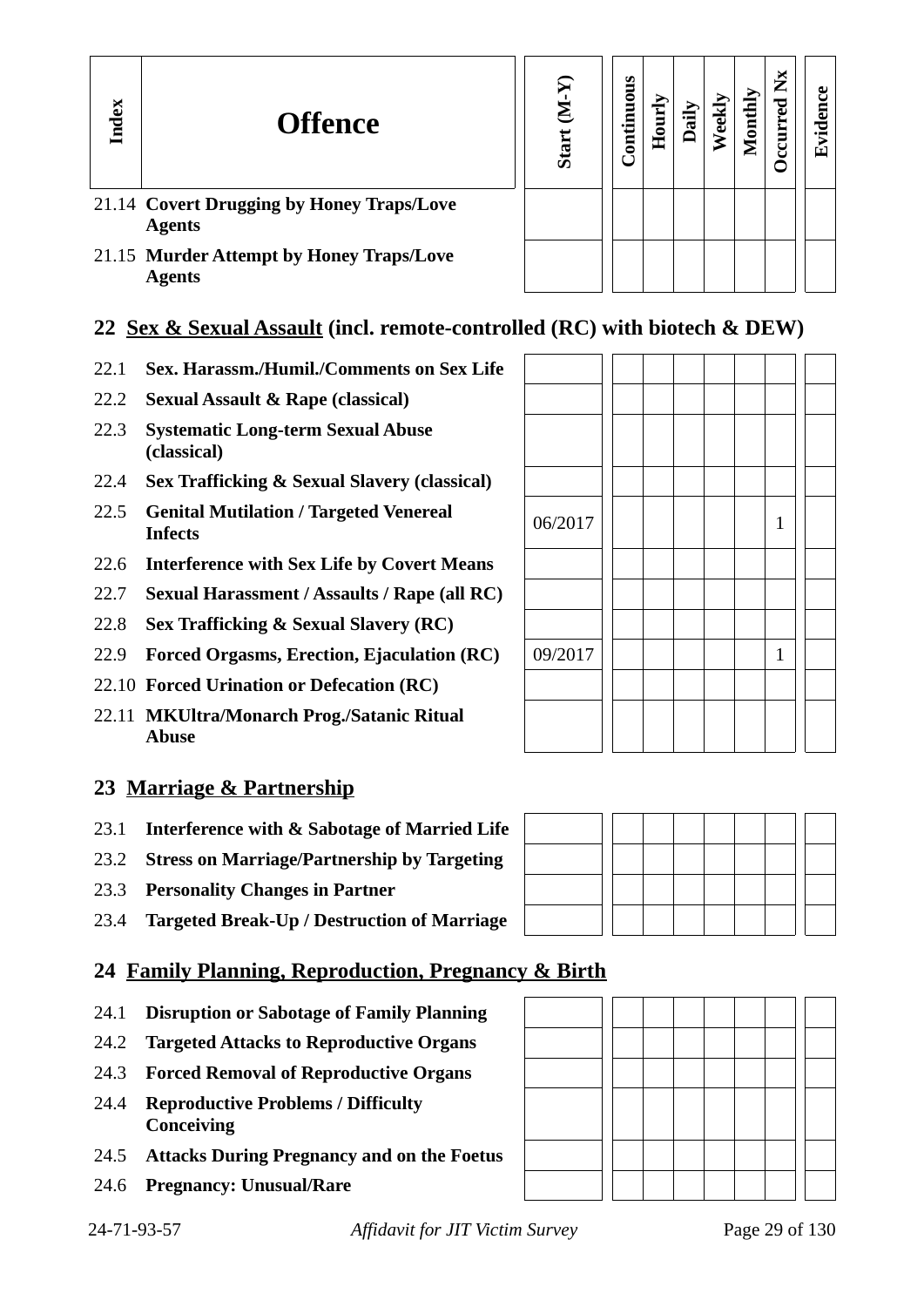| Index | Offence | Start (M-Y) | Continuous | Hourly | Daily | Weekly | Monthly | Occurred Nx | Evidence |
|---|---|---|---|---|---|---|---|---|---|
| 21.14 | **Covert Drugging by Honey Traps/Love Agents** | | | | | | | | |
| 21.15 | **Murder Attempt by Honey Traps/Love Agents** | | | | | | | | |

## 22 Sex & Sexual Assault (incl. remote-controlled (RC) with biotech & DEW)

| Index | Offence | Start (M-Y) | Continuous | Hourly | Daily | Weekly | Monthly | Occurred Nx | Evidence |
|---|---|---|---|---|---|---|---|---|---|
| 22.1 | **Sex. Harassm./Humil./Comments on Sex Life** | | | | | | | | |
| 22.2 | **Sexual Assault & Rape (classical)** | | | | | | | | |
| 22.3 | **Systematic Long-term Sexual Abuse (classical)** | | | | | | | | |
| 22.4 | **Sex Trafficking & Sexual Slavery (classical)** | | | | | | | | |
| 22.5 | **Genital Mutilation / Targeted Venereal Infects** | 06/2017 | | | | | | 1 | |
| 22.6 | **Interference with Sex Life by Covert Means** | | | | | | | | |
| 22.7 | **Sexual Harassment / Assaults / Rape (all RC)** | | | | | | | | |
| 22.8 | **Sex Trafficking & Sexual Slavery (RC)** | | | | | | | | |
| 22.9 | **Forced Orgasms, Erection, Ejaculation (RC)** | 09/2017 | | | | | | 1 | |
| 22.10 | **Forced Urination or Defecation (RC)** | | | | | | | | |
| 22.11 | **MKUltra/Monarch Prog./Satanic Ritual Abuse** | | | | | | | | |

## 23 Marriage & Partnership

| Index | Offence | Start (M-Y) | Continuous | Hourly | Daily | Weekly | Monthly | Occurred Nx | Evidence |
|---|---|---|---|---|---|---|---|---|---|
| 23.1 | **Interference with & Sabotage of Married Life** | | | | | | | | |
| 23.2 | **Stress on Marriage/Partnership by Targeting** | | | | | | | | |
| 23.3 | **Personality Changes in Partner** | | | | | | | | |
| 23.4 | **Targeted Break-Up / Destruction of Marriage** | | | | | | | | |

## 24 Family Planning, Reproduction, Pregnancy & Birth

| Index | Offence | Start (M-Y) | Continuous | Hourly | Daily | Weekly | Monthly | Occurred Nx | Evidence |
|---|---|---|---|---|---|---|---|---|---|
| 24.1 | **Disruption or Sabotage of Family Planning** | | | | | | | | |
| 24.2 | **Targeted Attacks to Reproductive Organs** | | | | | | | | |
| 24.3 | **Forced Removal of Reproductive Organs** | | | | | | | | |
| 24.4 | **Reproductive Problems / Difficulty Conceiving** | | | | | | | | |
| 24.5 | **Attacks During Pregnancy and on the Foetus** | | | | | | | | |
| 24.6 | **Pregnancy: Unusual/Rare** | | | | | | | | |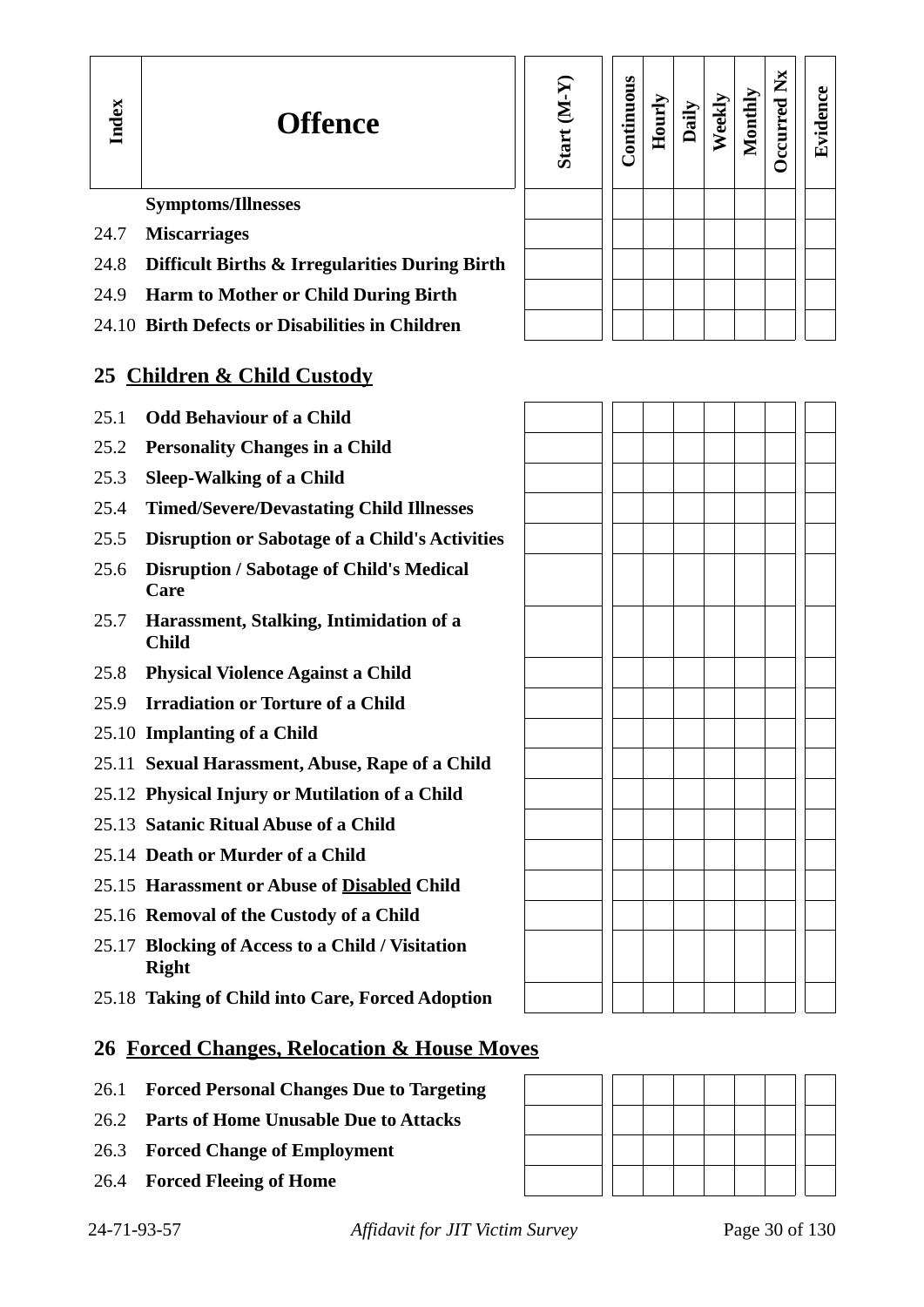| Index | Offence | Start (M-Y) | Continuous | Hourly | Daily | Weekly | Monthly | Occurred Nx | Evidence |
|---|---|---|---|---|---|---|---|---|---|
| | **Symptoms/Illnesses** | | | | | | | | |
| 24.7 | **Miscarriages** | | | | | | | | |
| 24.8 | **Difficult Births & Irregularities During Birth** | | | | | | | | |
| 24.9 | **Harm to Mother or Child During Birth** | | | | | | | | |
| 24.10 | **Birth Defects or Disabilities in Children** | | | | | | | | |

## 25 Children & Child Custody

| Index | Offence | Start (M-Y) | Continuous | Hourly | Daily | Weekly | Monthly | Occurred Nx | Evidence |
|---|---|---|---|---|---|---|---|---|---|
| 25.1 | **Odd Behaviour of a Child** | | | | | | | | |
| 25.2 | **Personality Changes in a Child** | | | | | | | | |
| 25.3 | **Sleep-Walking of a Child** | | | | | | | | |
| 25.4 | **Timed/Severe/Devastating Child Illnesses** | | | | | | | | |
| 25.5 | **Disruption or Sabotage of a Child's Activities** | | | | | | | | |
| 25.6 | **Disruption / Sabotage of Child's Medical Care** | | | | | | | | |
| 25.7 | **Harassment, Stalking, Intimidation of a Child** | | | | | | | | |
| 25.8 | **Physical Violence Against a Child** | | | | | | | | |
| 25.9 | **Irradiation or Torture of a Child** | | | | | | | | |
| 25.10 | **Implanting of a Child** | | | | | | | | |
| 25.11 | **Sexual Harassment, Abuse, Rape of a Child** | | | | | | | | |
| 25.12 | **Physical Injury or Mutilation of a Child** | | | | | | | | |
| 25.13 | **Satanic Ritual Abuse of a Child** | | | | | | | | |
| 25.14 | **Death or Murder of a Child** | | | | | | | | |
| 25.15 | **Harassment or Abuse of Disabled Child** | | | | | | | | |
| 25.16 | **Removal of the Custody of a Child** | | | | | | | | |
| 25.17 | **Blocking of Access to a Child / Visitation Right** | | | | | | | | |
| 25.18 | **Taking of Child into Care, Forced Adoption** | | | | | | | | |

## 26 Forced Changes, Relocation & House Moves

| Index | Offence | Start (M-Y) | Continuous | Hourly | Daily | Weekly | Monthly | Occurred Nx | Evidence |
|---|---|---|---|---|---|---|---|---|---|
| 26.1 | **Forced Personal Changes Due to Targeting** | | | | | | | | |
| 26.2 | **Parts of Home Unusable Due to Attacks** | | | | | | | | |
| 26.3 | **Forced Change of Employment** | | | | | | | | |
| 26.4 | **Forced Fleeing of Home** | | | | | | | | |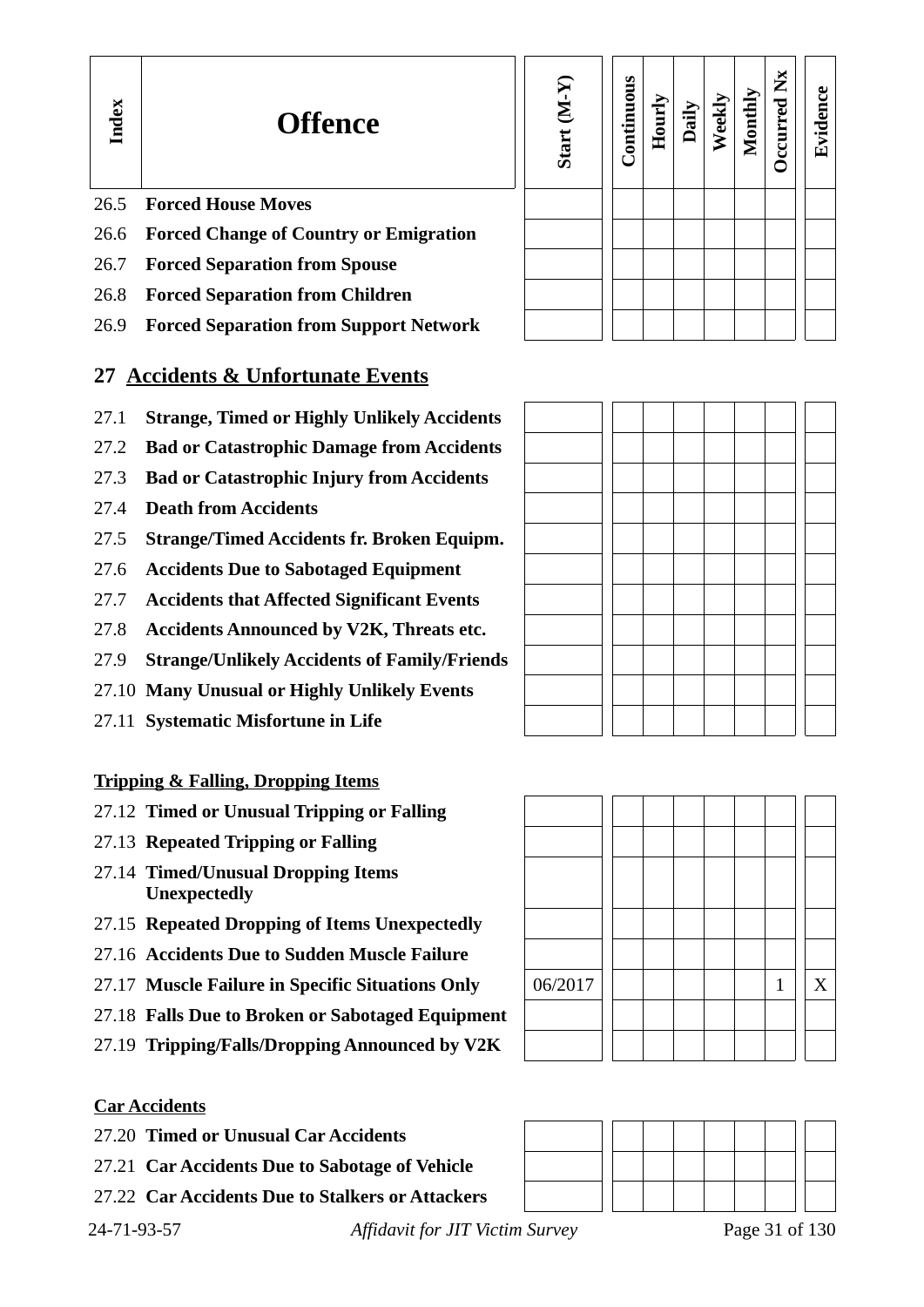| Index | Offence | Start (M-Y) | Continuous | Hourly | Daily | Weekly | Monthly | Occurred Nx | Evidence |
|---|---|---|---|---|---|---|---|---|---|
| 26.5 | **Forced House Moves** | | | | | | | | |
| 26.6 | **Forced Change of Country or Emigration** | | | | | | | | |
| 26.7 | **Forced Separation from Spouse** | | | | | | | | |
| 26.8 | **Forced Separation from Children** | | | | | | | | |
| 26.9 | **Forced Separation from Support Network** | | | | | | | | |

## 27 Accidents & Unfortunate Events

| Index | Offence | Start (M-Y) | Continuous | Hourly | Daily | Weekly | Monthly | Occurred Nx | Evidence |
|---|---|---|---|---|---|---|---|---|---|
| 27.1 | **Strange, Timed or Highly Unlikely Accidents** | | | | | | | | |
| 27.2 | **Bad or Catastrophic Damage from Accidents** | | | | | | | | |
| 27.3 | **Bad or Catastrophic Injury from Accidents** | | | | | | | | |
| 27.4 | **Death from Accidents** | | | | | | | | |
| 27.5 | **Strange/Timed Accidents fr. Broken Equipm.** | | | | | | | | |
| 27.6 | **Accidents Due to Sabotaged Equipment** | | | | | | | | |
| 27.7 | **Accidents that Affected Significant Events** | | | | | | | | |
| 27.8 | **Accidents Announced by V2K, Threats etc.** | | | | | | | | |
| 27.9 | **Strange/Unlikely Accidents of Family/Friends** | | | | | | | | |
| 27.10 | **Many Unusual or Highly Unlikely Events** | | | | | | | | |
| 27.11 | **Systematic Misfortune in Life** | | | | | | | | |

**Tripping & Falling, Dropping Items**

| Index | Offence | Start (M-Y) | Continuous | Hourly | Daily | Weekly | Monthly | Occurred Nx | Evidence |
|---|---|---|---|---|---|---|---|---|---|
| 27.12 | **Timed or Unusual Tripping or Falling** | | | | | | | | |
| 27.13 | **Repeated Tripping or Falling** | | | | | | | | |
| 27.14 | **Timed/Unusual Dropping Items Unexpectedly** | | | | | | | | |
| 27.15 | **Repeated Dropping of Items Unexpectedly** | | | | | | | | |
| 27.16 | **Accidents Due to Sudden Muscle Failure** | | | | | | | | |
| 27.17 | **Muscle Failure in Specific Situations Only** | 06/2017 | | | | | | 1 | X |
| 27.18 | **Falls Due to Broken or Sabotaged Equipment** | | | | | | | | |
| 27.19 | **Tripping/Falls/Dropping Announced by V2K** | | | | | | | | |

**Car Accidents**

| Index | Offence | Start (M-Y) | Continuous | Hourly | Daily | Weekly | Monthly | Occurred Nx | Evidence |
|---|---|---|---|---|---|---|---|---|---|
| 27.20 | **Timed or Unusual Car Accidents** | | | | | | | | |
| 27.21 | **Car Accidents Due to Sabotage of Vehicle** | | | | | | | | |
| 27.22 | **Car Accidents Due to Stalkers or Attackers** | | | | | | | | |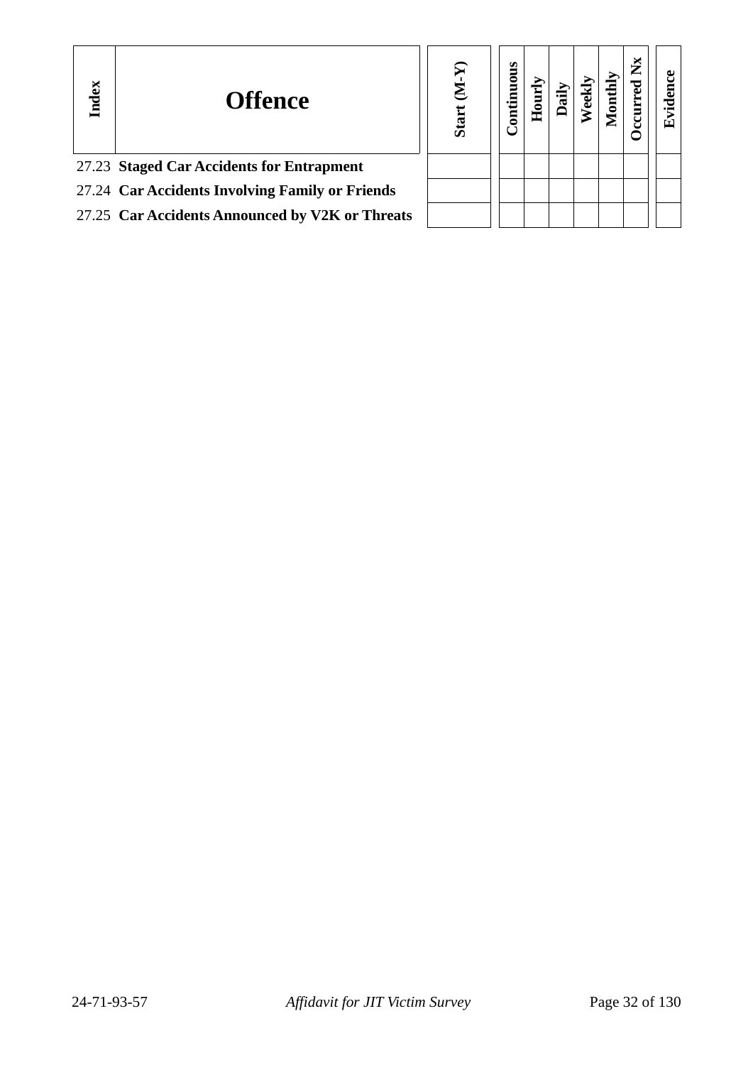| Index | Offence | Start (M-Y) | Continuous | Hourly | Daily | Weekly | Monthly | Occurred Nx | Evidence |
|---|---|---|---|---|---|---|---|---|---|
| 27.23 | **Staged Car Accidents for Entrapment** | | | | | | | | |
| 27.24 | **Car Accidents Involving Family or Friends** | | | | | | | | |
| 27.25 | **Car Accidents Announced by V2K or Threats** | | | | | | | | |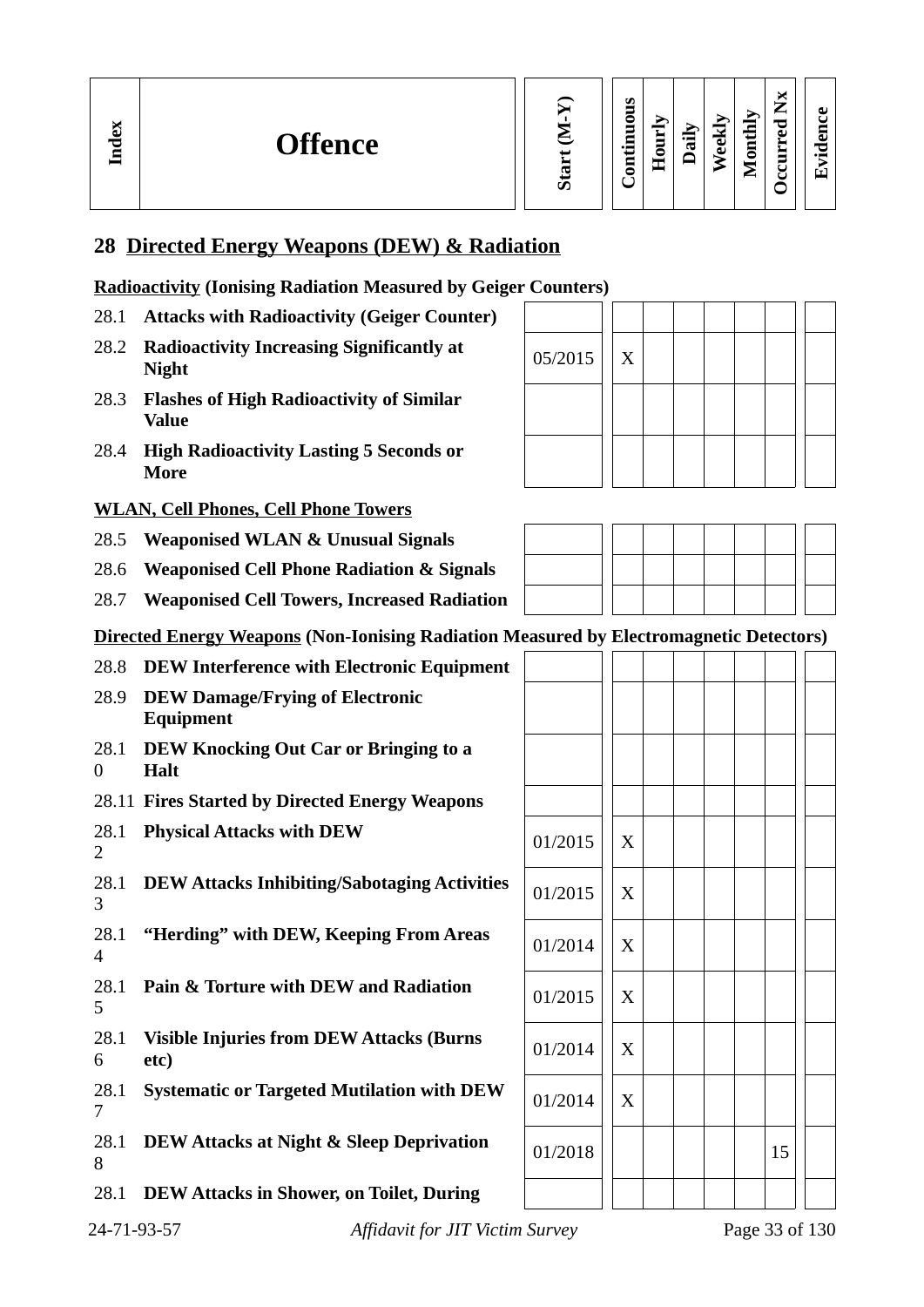| Index | Offence | Start (M-Y) | Continuous | Hourly | Daily | Weekly | Monthly | Occurred Nx | Evidence |
|---|---|---|---|---|---|---|---|---|---|

## 28 Directed Energy Weapons (DEW) & Radiation

**Radioactivity (Ionising Radiation Measured by Geiger Counters)**

| Index | Offence | Start (M-Y) | Continuous | Hourly | Daily | Weekly | Monthly | Occurred Nx | Evidence |
|---|---|---|---|---|---|---|---|---|---|
| 28.1 | **Attacks with Radioactivity (Geiger Counter)** | | | | | | | | |
| 28.2 | **Radioactivity Increasing Significantly at Night** | 05/2015 | X | | | | | | |
| 28.3 | **Flashes of High Radioactivity of Similar Value** | | | | | | | | |
| 28.4 | **High Radioactivity Lasting 5 Seconds or More** | | | | | | | | |

**WLAN, Cell Phones, Cell Phone Towers**

| Index | Offence | Start (M-Y) | Continuous | Hourly | Daily | Weekly | Monthly | Occurred Nx | Evidence |
|---|---|---|---|---|---|---|---|---|---|
| 28.5 | **Weaponised WLAN & Unusual Signals** | | | | | | | | |
| 28.6 | **Weaponised Cell Phone Radiation & Signals** | | | | | | | | |
| 28.7 | **Weaponised Cell Towers, Increased Radiation** | | | | | | | | |

**Directed Energy Weapons (Non-Ionising Radiation Measured by Electromagnetic Detectors)**

| Index | Offence | Start (M-Y) | Continuous | Hourly | Daily | Weekly | Monthly | Occurred Nx | Evidence |
|---|---|---|---|---|---|---|---|---|---|
| 28.8 | **DEW Interference with Electronic Equipment** | | | | | | | | |
| 28.9 | **DEW Damage/Frying of Electronic Equipment** | | | | | | | | |
| 28.10 | **DEW Knocking Out Car or Bringing to a Halt** | | | | | | | | |
| 28.11 | **Fires Started by Directed Energy Weapons** | | | | | | | | |
| 28.12 | **Physical Attacks with DEW** | 01/2015 | X | | | | | | |
| 28.13 | **DEW Attacks Inhibiting/Sabotaging Activities** | 01/2015 | X | | | | | | |
| 28.14 | **"Herding" with DEW, Keeping From Areas** | 01/2014 | X | | | | | | |
| 28.15 | **Pain & Torture with DEW and Radiation** | 01/2015 | X | | | | | | |
| 28.16 | **Visible Injuries from DEW Attacks (Burns etc)** | 01/2014 | X | | | | | | |
| 28.17 | **Systematic or Targeted Mutilation with DEW** | 01/2014 | X | | | | | | |
| 28.18 | **DEW Attacks at Night & Sleep Deprivation** | 01/2018 | | | | | | 15 | |
| 28.19 | **DEW Attacks in Shower, on Toilet, During** | | | | | | | | |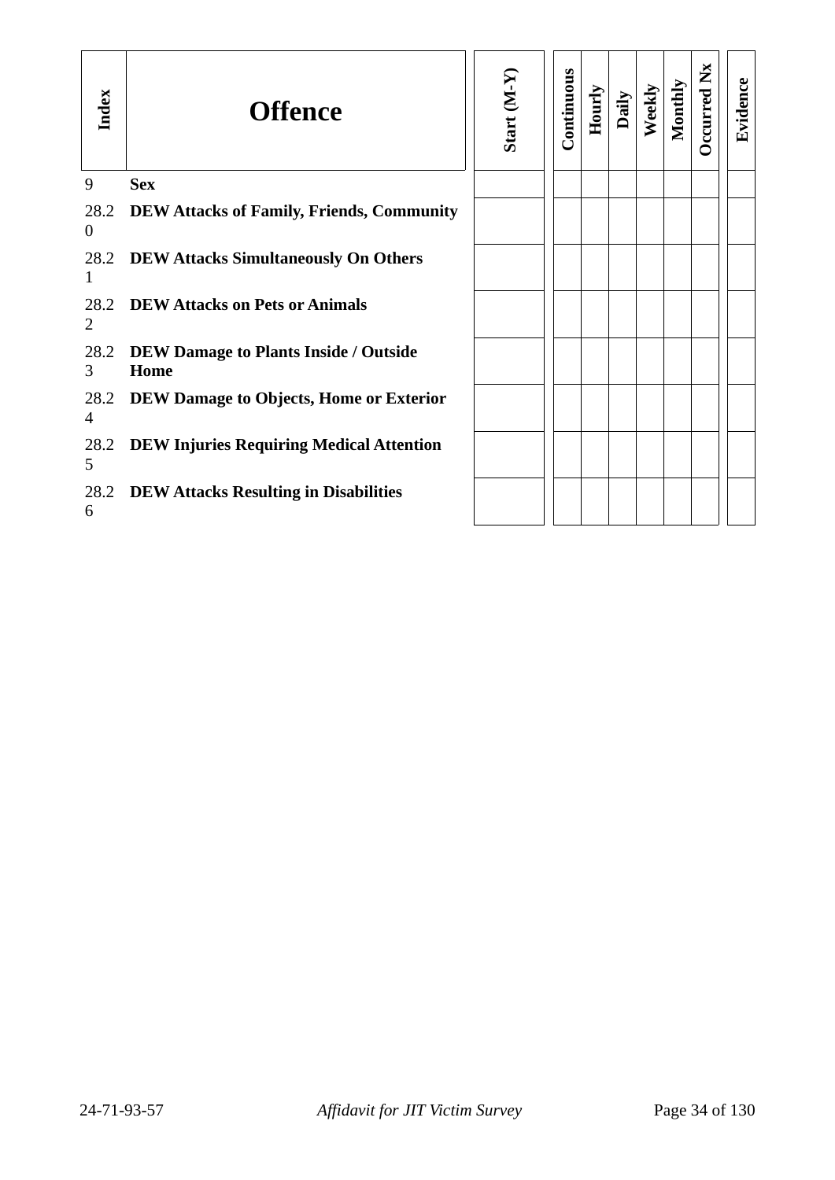| Index | Offence | Start (M-Y) | Continuous | Hourly | Daily | Weekly | Monthly | Occurred Nx | Evidence |
|---|---|---|---|---|---|---|---|---|---|
| 9 | **Sex** | | | | | | | | |
| 28.20 | **DEW Attacks of Family, Friends, Community** | | | | | | | | |
| 28.21 | **DEW Attacks Simultaneously On Others** | | | | | | | | |
| 28.22 | **DEW Attacks on Pets or Animals** | | | | | | | | |
| 28.23 | **DEW Damage to Plants Inside / Outside Home** | | | | | | | | |
| 28.24 | **DEW Damage to Objects, Home or Exterior** | | | | | | | | |
| 28.25 | **DEW Injuries Requiring Medical Attention** | | | | | | | | |
| 28.26 | **DEW Attacks Resulting in Disabilities** | | | | | | | | |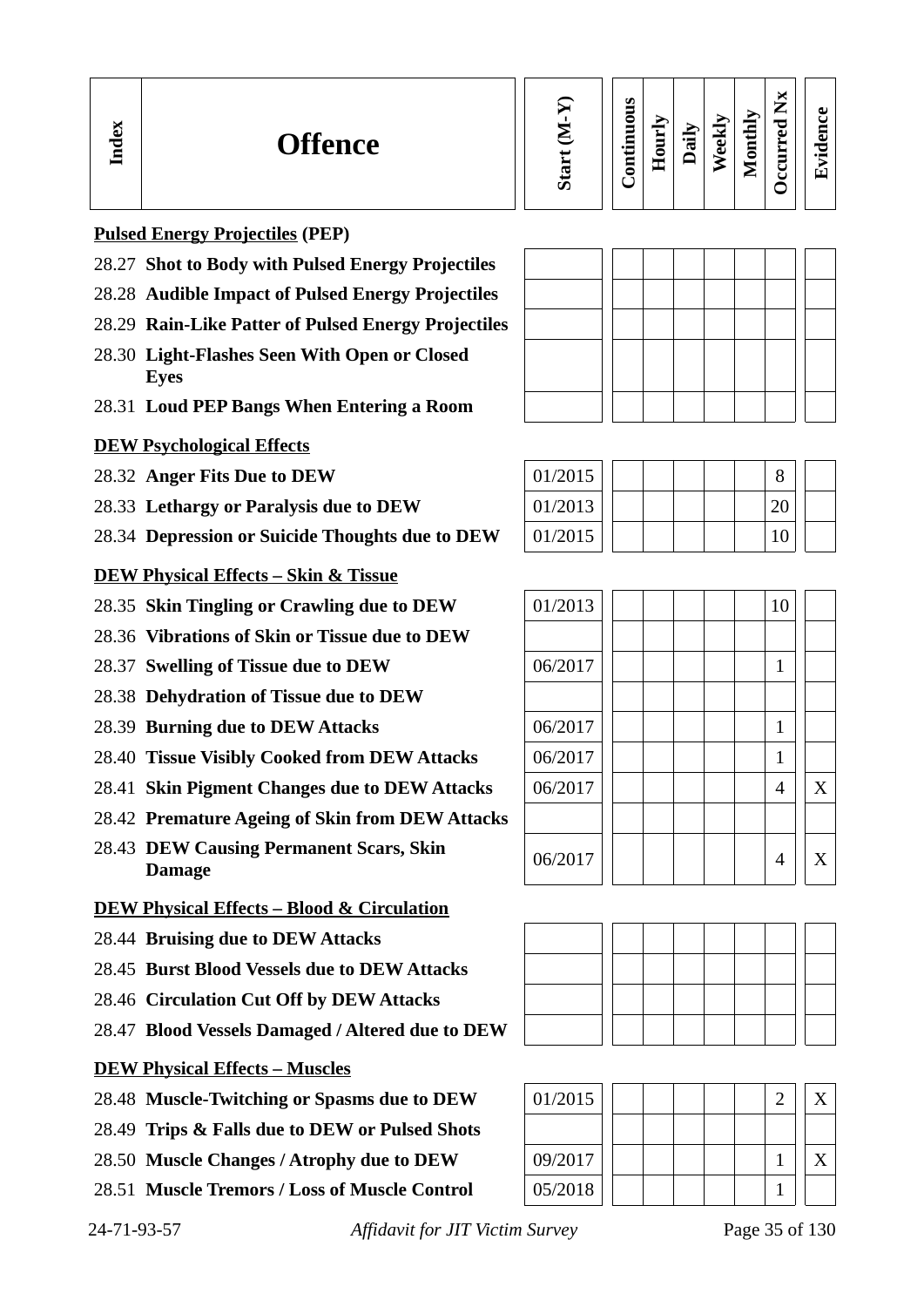| Index | Offence | Start (M-Y) | Continuous | Hourly | Daily | Weekly | Monthly | Occurred Nx | Evidence |
|---|---|---|---|---|---|---|---|---|---|
| | **Pulsed Energy Projectiles (PEP)** | | | | | | | | |
| 28.27 | **Shot to Body with Pulsed Energy Projectiles** | | | | | | | | |
| 28.28 | **Audible Impact of Pulsed Energy Projectiles** | | | | | | | | |
| 28.29 | **Rain-Like Patter of Pulsed Energy Projectiles** | | | | | | | | |
| 28.30 | **Light-Flashes Seen With Open or Closed Eyes** | | | | | | | | |
| 28.31 | **Loud PEP Bangs When Entering a Room** | | | | | | | | |
| | **DEW Psychological Effects** | | | | | | | | |
| 28.32 | **Anger Fits Due to DEW** | 01/2015 | | | | | | 8 | |
| 28.33 | **Lethargy or Paralysis due to DEW** | 01/2013 | | | | | | 20 | |
| 28.34 | **Depression or Suicide Thoughts due to DEW** | 01/2015 | | | | | | 10 | |
| | **DEW Physical Effects – Skin & Tissue** | | | | | | | | |
| 28.35 | **Skin Tingling or Crawling due to DEW** | 01/2013 | | | | | | 10 | |
| 28.36 | **Vibrations of Skin or Tissue due to DEW** | | | | | | | | |
| 28.37 | **Swelling of Tissue due to DEW** | 06/2017 | | | | | | 1 | |
| 28.38 | **Dehydration of Tissue due to DEW** | | | | | | | | |
| 28.39 | **Burning due to DEW Attacks** | 06/2017 | | | | | | 1 | |
| 28.40 | **Tissue Visibly Cooked from DEW Attacks** | 06/2017 | | | | | | 1 | |
| 28.41 | **Skin Pigment Changes due to DEW Attacks** | 06/2017 | | | | | | 4 | X |
| 28.42 | **Premature Ageing of Skin from DEW Attacks** | | | | | | | | |
| 28.43 | **DEW Causing Permanent Scars, Skin Damage** | 06/2017 | | | | | | 4 | X |
| | **DEW Physical Effects – Blood & Circulation** | | | | | | | | |
| 28.44 | **Bruising due to DEW Attacks** | | | | | | | | |
| 28.45 | **Burst Blood Vessels due to DEW Attacks** | | | | | | | | |
| 28.46 | **Circulation Cut Off by DEW Attacks** | | | | | | | | |
| 28.47 | **Blood Vessels Damaged / Altered due to DEW** | | | | | | | | |
| | **DEW Physical Effects – Muscles** | | | | | | | | |
| 28.48 | **Muscle-Twitching or Spasms due to DEW** | 01/2015 | | | | | | 2 | X |
| 28.49 | **Trips & Falls due to DEW or Pulsed Shots** | | | | | | | | |
| 28.50 | **Muscle Changes / Atrophy due to DEW** | 09/2017 | | | | | | 1 | X |
| 28.51 | **Muscle Tremors / Loss of Muscle Control** | 05/2018 | | | | | | 1 | |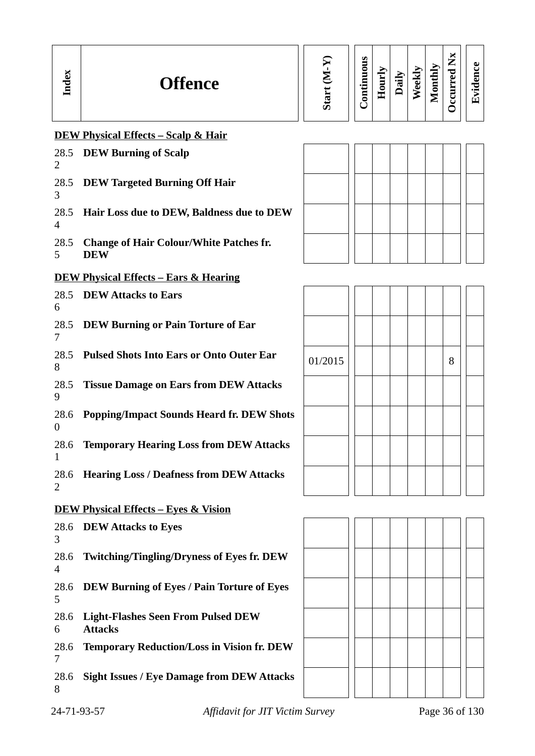| Index | Offence | Start (M-Y) | Continuous | Hourly | Daily | Weekly | Monthly | Occurred Nx | Evidence |
|---|---|---|---|---|---|---|---|---|---|
| | **DEW Physical Effects – Scalp & Hair** | | | | | | | | |
| 28.52 | **DEW Burning of Scalp** | | | | | | | | |
| 28.53 | **DEW Targeted Burning Off Hair** | | | | | | | | |
| 28.54 | **Hair Loss due to DEW, Baldness due to DEW** | | | | | | | | |
| 28.55 | **Change of Hair Colour/White Patches fr. DEW** | | | | | | | | |
| | **DEW Physical Effects – Ears & Hearing** | | | | | | | | |
| 28.56 | **DEW Attacks to Ears** | | | | | | | | |
| 28.57 | **DEW Burning or Pain Torture of Ear** | | | | | | | | |
| 28.58 | **Pulsed Shots Into Ears or Onto Outer Ear** | 01/2015 | | | | | | 8 | |
| 28.59 | **Tissue Damage on Ears from DEW Attacks** | | | | | | | | |
| 28.60 | **Popping/Impact Sounds Heard fr. DEW Shots** | | | | | | | | |
| 28.61 | **Temporary Hearing Loss from DEW Attacks** | | | | | | | | |
| 28.62 | **Hearing Loss / Deafness from DEW Attacks** | | | | | | | | |
| | **DEW Physical Effects – Eyes & Vision** | | | | | | | | |
| 28.63 | **DEW Attacks to Eyes** | | | | | | | | |
| 28.64 | **Twitching/Tingling/Dryness of Eyes fr. DEW** | | | | | | | | |
| 28.65 | **DEW Burning of Eyes / Pain Torture of Eyes** | | | | | | | | |
| 28.66 | **Light-Flashes Seen From Pulsed DEW Attacks** | | | | | | | | |
| 28.67 | **Temporary Reduction/Loss in Vision fr. DEW** | | | | | | | | |
| 28.68 | **Sight Issues / Eye Damage from DEW Attacks** | | | | | | | | |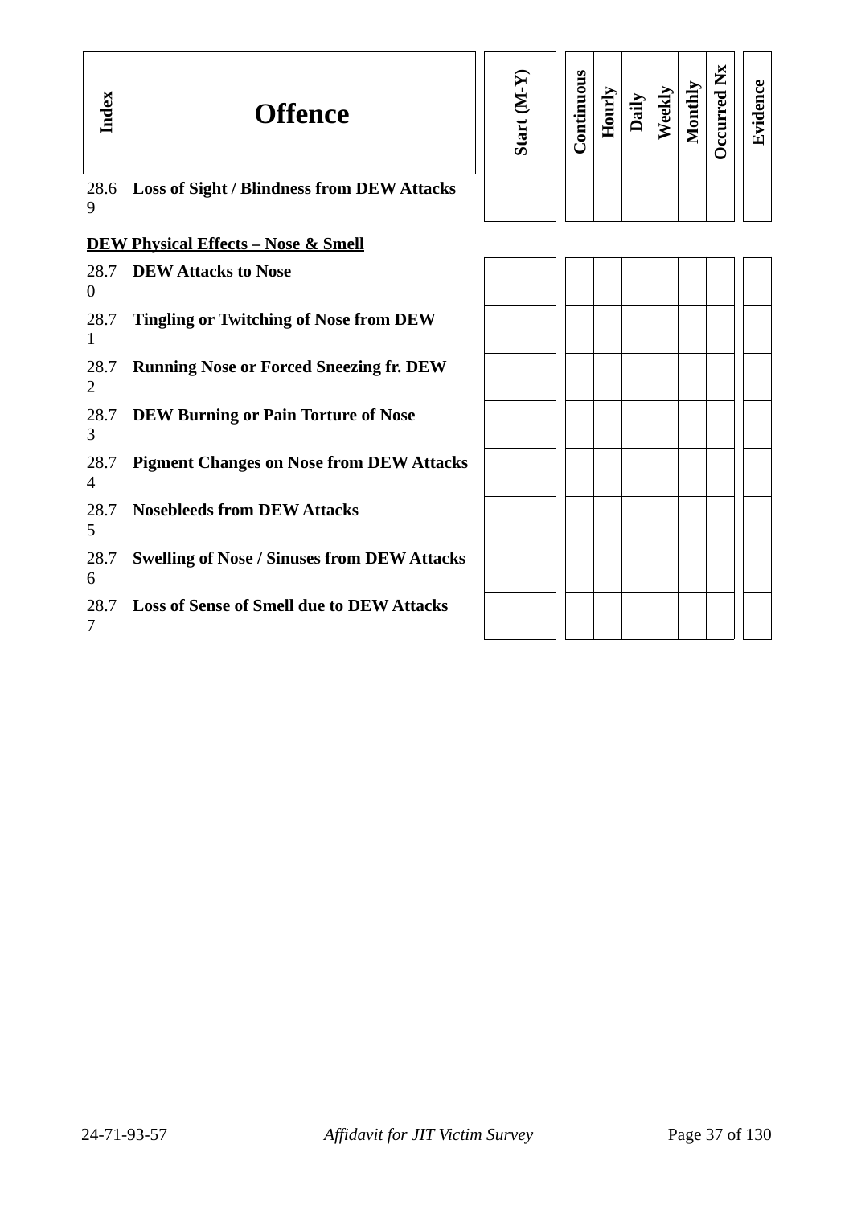| Index | Offence | Start (M-Y) | Continuous | Hourly | Daily | Weekly | Monthly | Occurred Nx | Evidence |
|---|---|---|---|---|---|---|---|---|---|
| 28.69 | **Loss of Sight / Blindness from DEW Attacks** | | | | | | | | |

**DEW Physical Effects – Nose & Smell**

| Index | Offence | Start (M-Y) | Continuous | Hourly | Daily | Weekly | Monthly | Occurred Nx | Evidence |
|---|---|---|---|---|---|---|---|---|---|
| 28.70 | **DEW Attacks to Nose** | | | | | | | | |
| 28.71 | **Tingling or Twitching of Nose from DEW** | | | | | | | | |
| 28.72 | **Running Nose or Forced Sneezing fr. DEW** | | | | | | | | |
| 28.73 | **DEW Burning or Pain Torture of Nose** | | | | | | | | |
| 28.74 | **Pigment Changes on Nose from DEW Attacks** | | | | | | | | |
| 28.75 | **Nosebleeds from DEW Attacks** | | | | | | | | |
| 28.76 | **Swelling of Nose / Sinuses from DEW Attacks** | | | | | | | | |
| 28.77 | **Loss of Sense of Smell due to DEW Attacks** | | | | | | | | |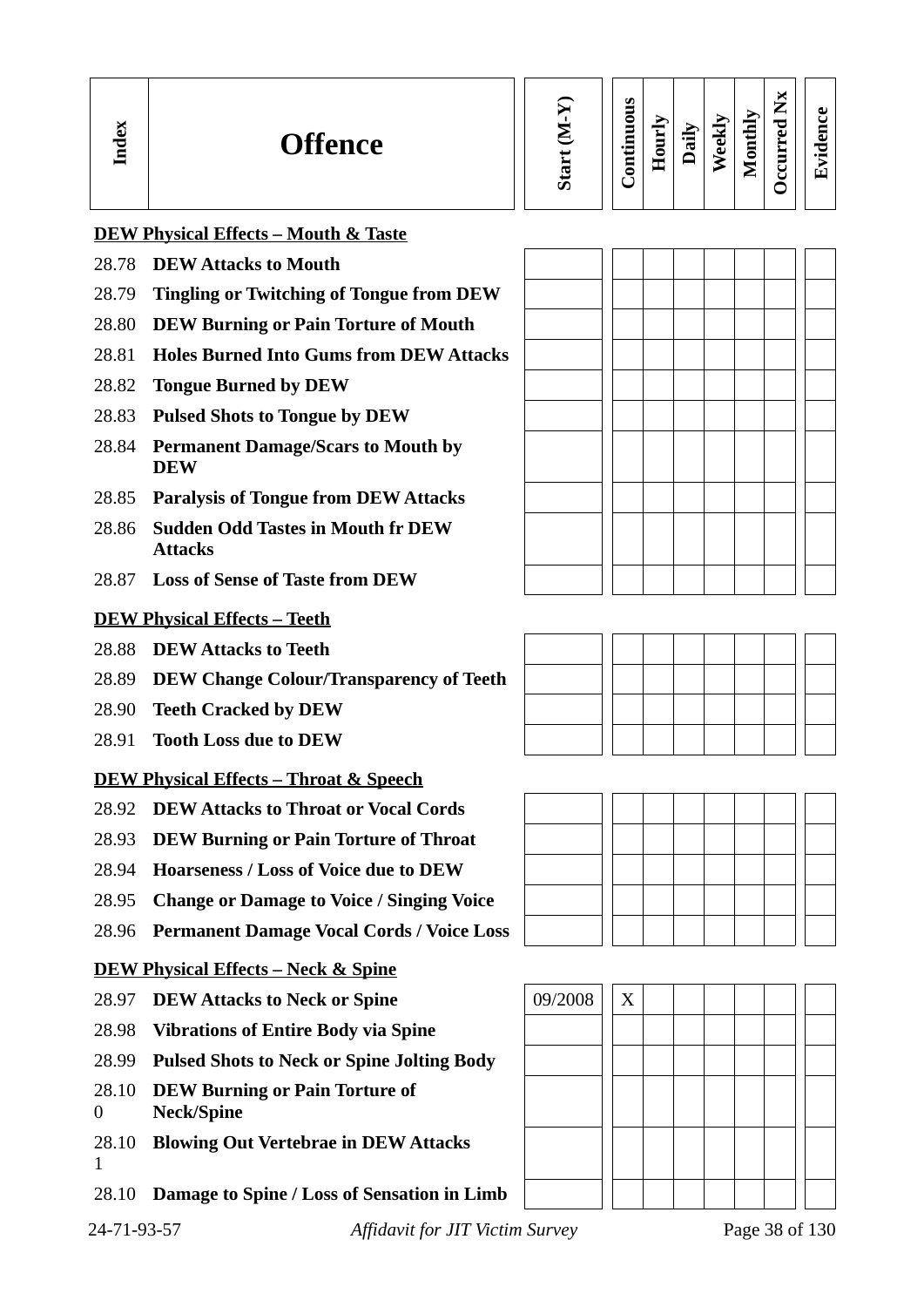| Index | Offence | Start (M-Y) | Continuous | Hourly | Daily | Weekly | Monthly | Occurred Nx | Evidence |
|---|---|---|---|---|---|---|---|---|---|
| | **DEW Physical Effects – Mouth & Taste** | | | | | | | | |
| 28.78 | **DEW Attacks to Mouth** | | | | | | | | |
| 28.79 | **Tingling or Twitching of Tongue from DEW** | | | | | | | | |
| 28.80 | **DEW Burning or Pain Torture of Mouth** | | | | | | | | |
| 28.81 | **Holes Burned Into Gums from DEW Attacks** | | | | | | | | |
| 28.82 | **Tongue Burned by DEW** | | | | | | | | |
| 28.83 | **Pulsed Shots to Tongue by DEW** | | | | | | | | |
| 28.84 | **Permanent Damage/Scars to Mouth by DEW** | | | | | | | | |
| 28.85 | **Paralysis of Tongue from DEW Attacks** | | | | | | | | |
| 28.86 | **Sudden Odd Tastes in Mouth fr DEW Attacks** | | | | | | | | |
| 28.87 | **Loss of Sense of Taste from DEW** | | | | | | | | |
| | **DEW Physical Effects – Teeth** | | | | | | | | |
| 28.88 | **DEW Attacks to Teeth** | | | | | | | | |
| 28.89 | **DEW Change Colour/Transparency of Teeth** | | | | | | | | |
| 28.90 | **Teeth Cracked by DEW** | | | | | | | | |
| 28.91 | **Tooth Loss due to DEW** | | | | | | | | |
| | **DEW Physical Effects – Throat & Speech** | | | | | | | | |
| 28.92 | **DEW Attacks to Throat or Vocal Cords** | | | | | | | | |
| 28.93 | **DEW Burning or Pain Torture of Throat** | | | | | | | | |
| 28.94 | **Hoarseness / Loss of Voice due to DEW** | | | | | | | | |
| 28.95 | **Change or Damage to Voice / Singing Voice** | | | | | | | | |
| 28.96 | **Permanent Damage Vocal Cords / Voice Loss** | | | | | | | | |
| | **DEW Physical Effects – Neck & Spine** | | | | | | | | |
| 28.97 | **DEW Attacks to Neck or Spine** | 09/2008 | X | | | | | | |
| 28.98 | **Vibrations of Entire Body via Spine** | | | | | | | | |
| 28.99 | **Pulsed Shots to Neck or Spine Jolting Body** | | | | | | | | |
| 28.100 | **DEW Burning or Pain Torture of Neck/Spine** | | | | | | | | |
| 28.101 | **Blowing Out Vertebrae in DEW Attacks** | | | | | | | | |
| 28.10 | **Damage to Spine / Loss of Sensation in Limb** | | | | | | | | |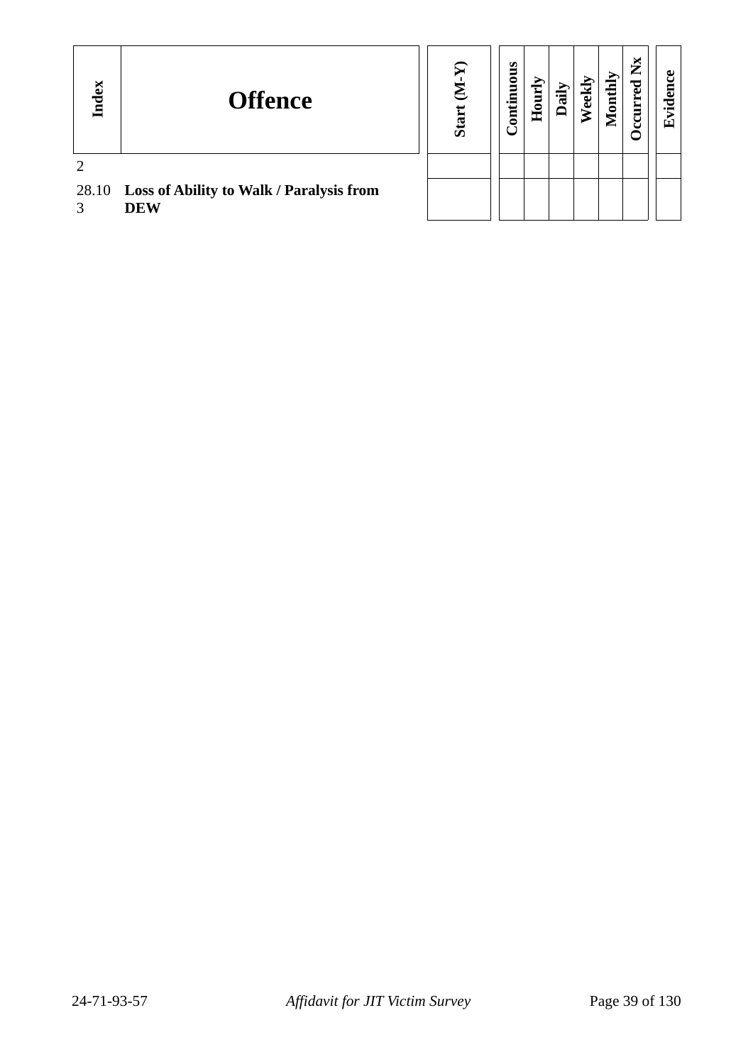| Index | Offence | Start (M-Y) | Continuous | Hourly | Daily | Weekly | Monthly | Occurred Nx | Evidence |
|---|---|---|---|---|---|---|---|---|---|
| 2 | | | | | | | | | |
| 28.103 | **Loss of Ability to Walk / Paralysis from DEW** | | | | | | | | |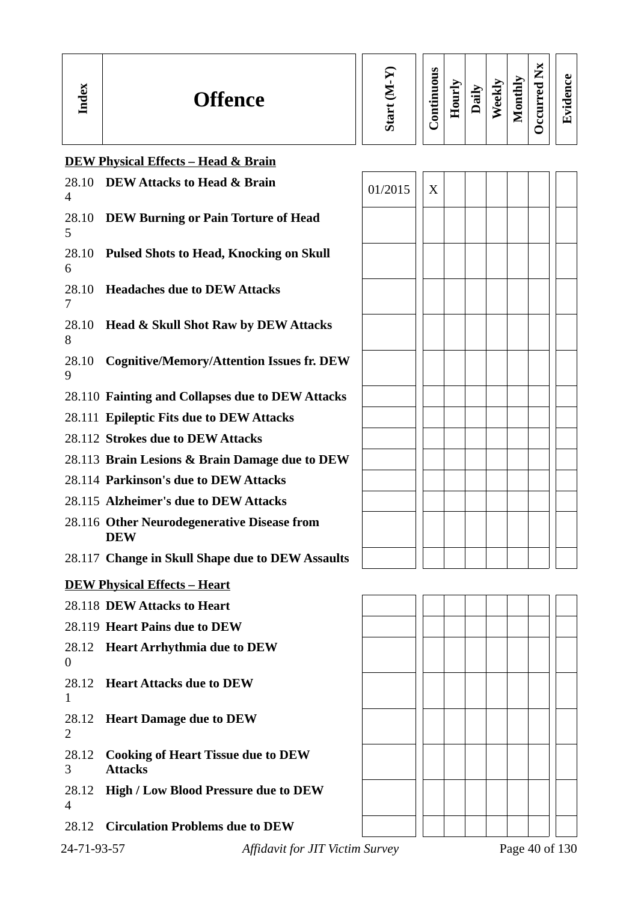| Index | Offence | Start (M-Y) | Continuous | Hourly | Daily | Weekly | Monthly | Occurred Nx | Evidence |
|---|---|---|---|---|---|---|---|---|---|
| | **DEW Physical Effects – Head & Brain** | | | | | | | | |
| 28.104 | **DEW Attacks to Head & Brain** | 01/2015 | X | | | | | | |
| 28.105 | **DEW Burning or Pain Torture of Head** | | | | | | | | |
| 28.106 | **Pulsed Shots to Head, Knocking on Skull** | | | | | | | | |
| 28.107 | **Headaches due to DEW Attacks** | | | | | | | | |
| 28.108 | **Head & Skull Shot Raw by DEW Attacks** | | | | | | | | |
| 28.109 | **Cognitive/Memory/Attention Issues fr. DEW** | | | | | | | | |
| 28.110 | **Fainting and Collapses due to DEW Attacks** | | | | | | | | |
| 28.111 | **Epileptic Fits due to DEW Attacks** | | | | | | | | |
| 28.112 | **Strokes due to DEW Attacks** | | | | | | | | |
| 28.113 | **Brain Lesions & Brain Damage due to DEW** | | | | | | | | |
| 28.114 | **Parkinson's due to DEW Attacks** | | | | | | | | |
| 28.115 | **Alzheimer's due to DEW Attacks** | | | | | | | | |
| 28.116 | **Other Neurodegenerative Disease from DEW** | | | | | | | | |
| 28.117 | **Change in Skull Shape due to DEW Assaults** | | | | | | | | |
| | **DEW Physical Effects – Heart** | | | | | | | | |
| 28.118 | **DEW Attacks to Heart** | | | | | | | | |
| 28.119 | **Heart Pains due to DEW** | | | | | | | | |
| 28.120 | **Heart Arrhythmia due to DEW** | | | | | | | | |
| 28.121 | **Heart Attacks due to DEW** | | | | | | | | |
| 28.122 | **Heart Damage due to DEW** | | | | | | | | |
| 28.123 | **Cooking of Heart Tissue due to DEW Attacks** | | | | | | | | |
| 28.124 | **High / Low Blood Pressure due to DEW** | | | | | | | | |
| 28.12 | **Circulation Problems due to DEW** | | | | | | | | |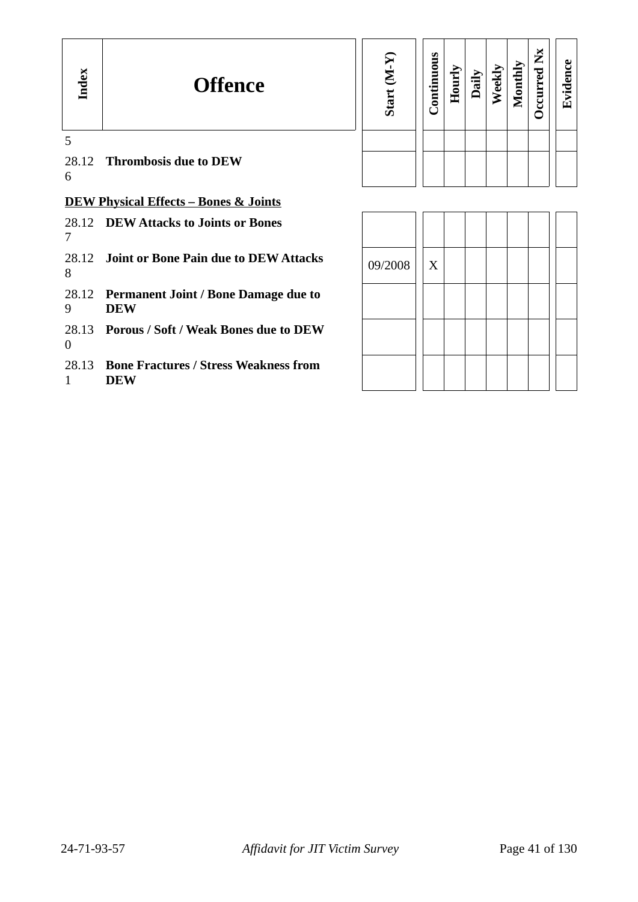| Index | Offence | Start (M-Y) | Continuous | Hourly | Daily | Weekly | Monthly | Occurred Nx | Evidence |
|---|---|---|---|---|---|---|---|---|---|
| 5 | | | | | | | | | |
| 28.126 | **Thrombosis due to DEW** | | | | | | | | |

**DEW Physical Effects – Bones & Joints**

| Index | Offence | Start (M-Y) | Continuous | Hourly | Daily | Weekly | Monthly | Occurred Nx | Evidence |
|---|---|---|---|---|---|---|---|---|---|
| 28.127 | **DEW Attacks to Joints or Bones** | | | | | | | | |
| 28.128 | **Joint or Bone Pain due to DEW Attacks** | 09/2008 | X | | | | | | |
| 28.129 | **Permanent Joint / Bone Damage due to DEW** | | | | | | | | |
| 28.130 | **Porous / Soft / Weak Bones due to DEW** | | | | | | | | |
| 28.131 | **Bone Fractures / Stress Weakness from DEW** | | | | | | | | |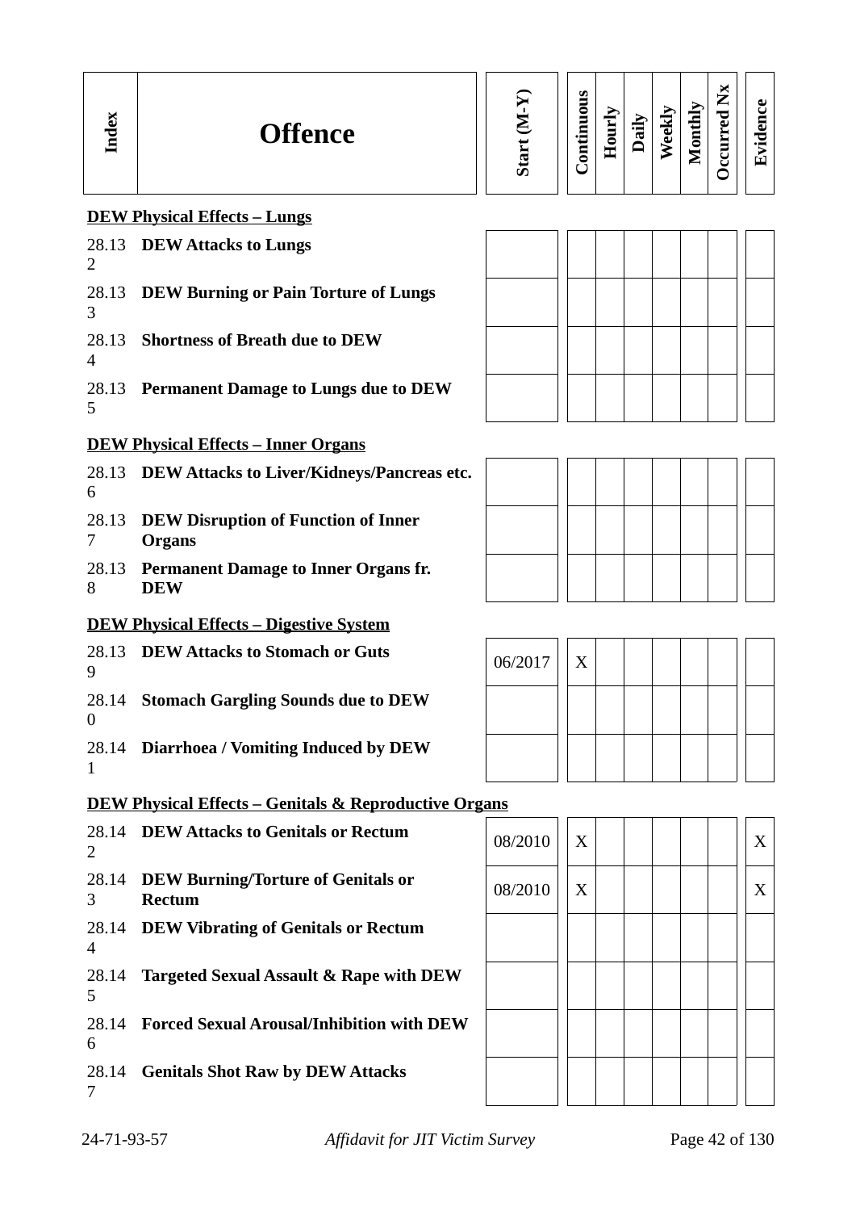| Index | Offence | Start (M-Y) | Continuous | Hourly | Daily | Weekly | Monthly | Occurred Nx | Evidence |
|---|---|---|---|---|---|---|---|---|---|
| | **DEW Physical Effects – Lungs** | | | | | | | | |
| 28.132 | **DEW Attacks to Lungs** | | | | | | | | |
| 28.133 | **DEW Burning or Pain Torture of Lungs** | | | | | | | | |
| 28.134 | **Shortness of Breath due to DEW** | | | | | | | | |
| 28.135 | **Permanent Damage to Lungs due to DEW** | | | | | | | | |
| | **DEW Physical Effects – Inner Organs** | | | | | | | | |
| 28.136 | **DEW Attacks to Liver/Kidneys/Pancreas etc.** | | | | | | | | |
| 28.137 | **DEW Disruption of Function of Inner Organs** | | | | | | | | |
| 28.138 | **Permanent Damage to Inner Organs fr. DEW** | | | | | | | | |
| | **DEW Physical Effects – Digestive System** | | | | | | | | |
| 28.139 | **DEW Attacks to Stomach or Guts** | 06/2017 | X | | | | | | |
| 28.140 | **Stomach Gargling Sounds due to DEW** | | | | | | | | |
| 28.141 | **Diarrhoea / Vomiting Induced by DEW** | | | | | | | | |
| | **DEW Physical Effects – Genitals & Reproductive Organs** | | | | | | | | |
| 28.142 | **DEW Attacks to Genitals or Rectum** | 08/2010 | X | | | | | | X |
| 28.143 | **DEW Burning/Torture of Genitals or Rectum** | 08/2010 | X | | | | | | X |
| 28.144 | **DEW Vibrating of Genitals or Rectum** | | | | | | | | |
| 28.145 | **Targeted Sexual Assault & Rape with DEW** | | | | | | | | |
| 28.146 | **Forced Sexual Arousal/Inhibition with DEW** | | | | | | | | |
| 28.147 | **Genitals Shot Raw by DEW Attacks** | | | | | | | | |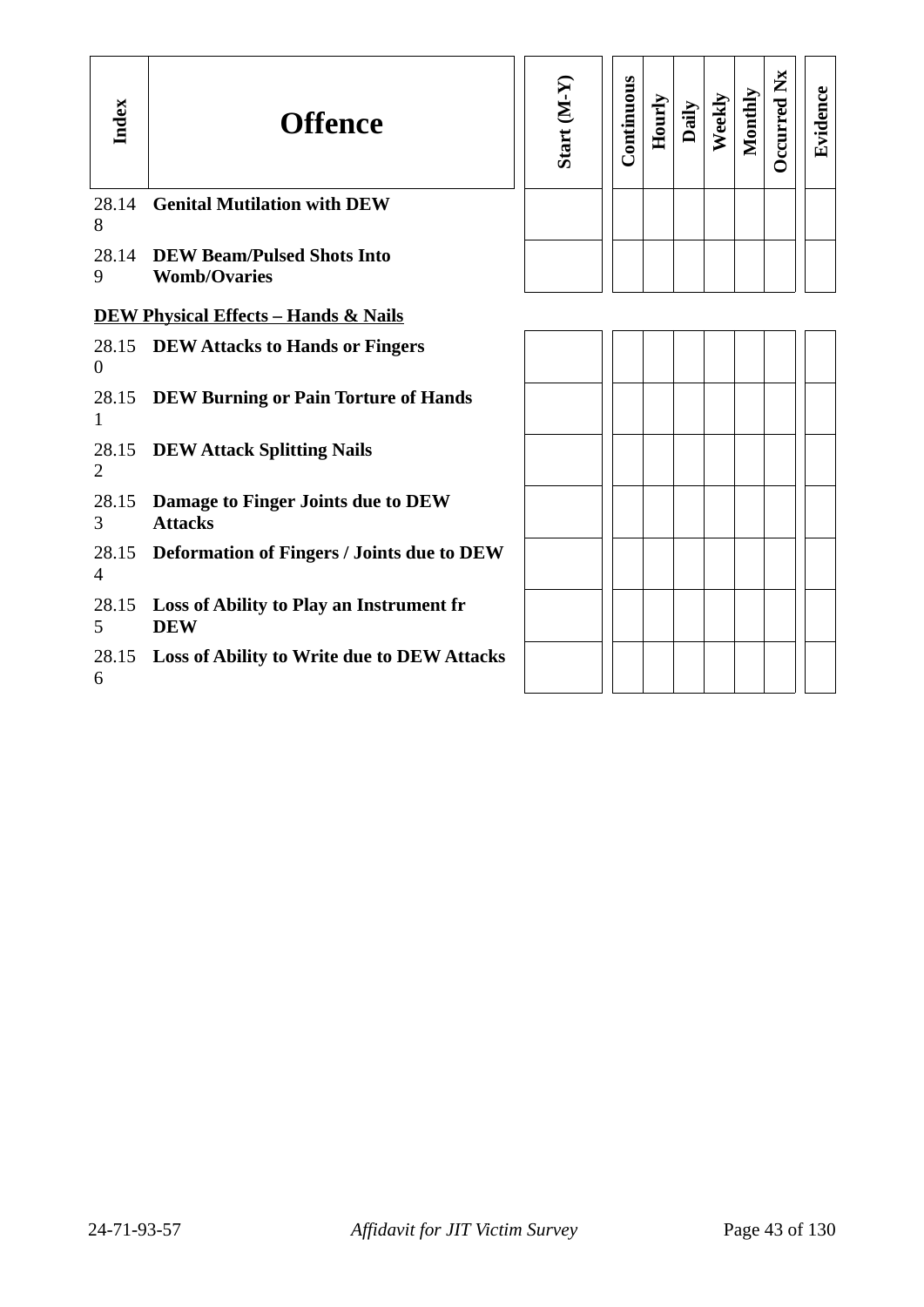| Index | Offence | Start (M-Y) | Continuous | Hourly | Daily | Weekly | Monthly | Occurred Nx | Evidence |
|---|---|---|---|---|---|---|---|---|---|
| 28.148 | **Genital Mutilation with DEW** | | | | | | | | |
| 28.149 | **DEW Beam/Pulsed Shots Into Womb/Ovaries** | | | | | | | | |

**DEW Physical Effects – Hands & Nails**

| Index | Offence | Start (M-Y) | Continuous | Hourly | Daily | Weekly | Monthly | Occurred Nx | Evidence |
|---|---|---|---|---|---|---|---|---|---|
| 28.150 | **DEW Attacks to Hands or Fingers** | | | | | | | | |
| 28.151 | **DEW Burning or Pain Torture of Hands** | | | | | | | | |
| 28.152 | **DEW Attack Splitting Nails** | | | | | | | | |
| 28.153 | **Damage to Finger Joints due to DEW Attacks** | | | | | | | | |
| 28.154 | **Deformation of Fingers / Joints due to DEW** | | | | | | | | |
| 28.155 | **Loss of Ability to Play an Instrument fr DEW** | | | | | | | | |
| 28.156 | **Loss of Ability to Write due to DEW Attacks** | | | | | | | | |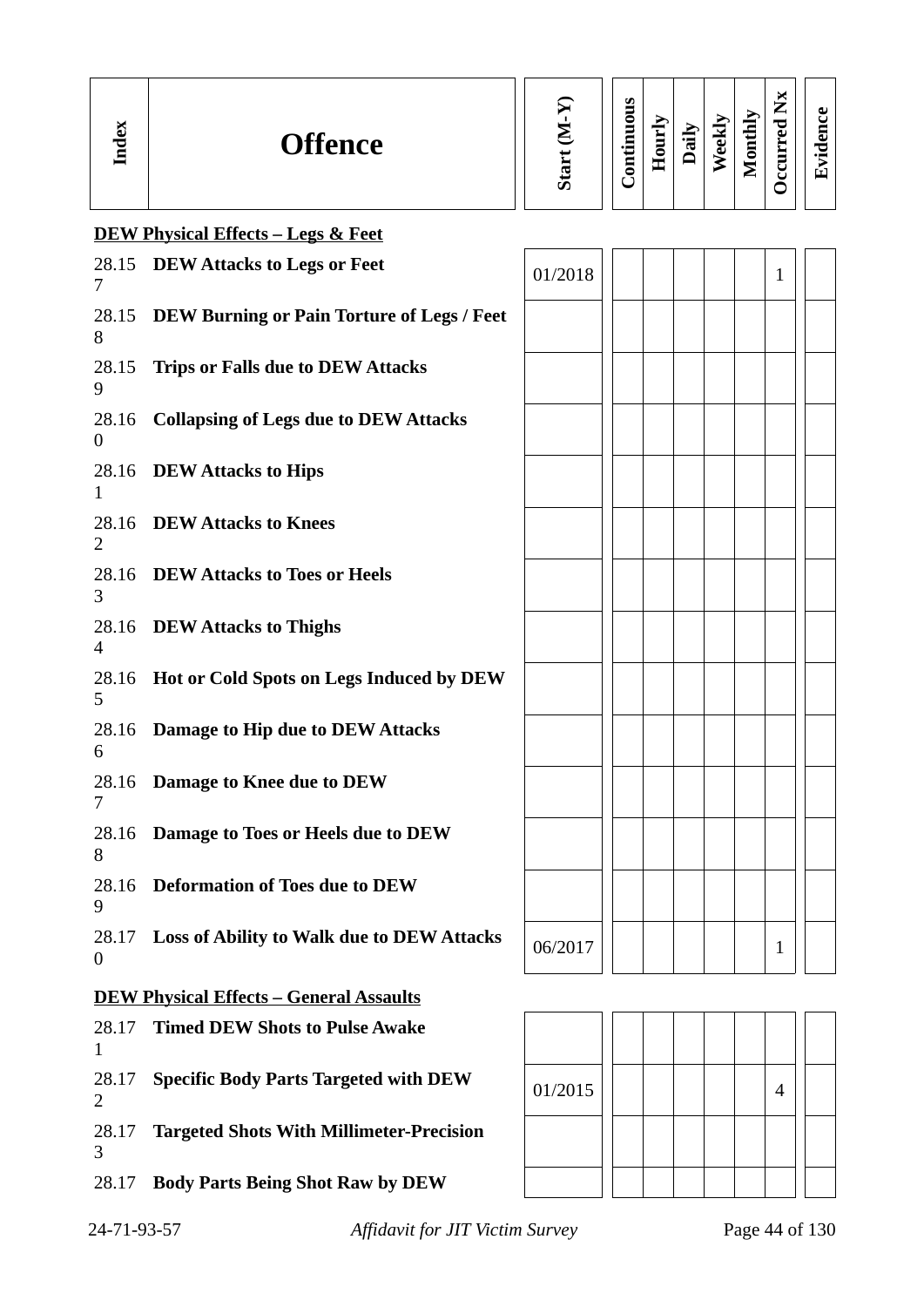| Index | Offence | Start (M-Y) | Continuous | Hourly | Daily | Weekly | Monthly | Occurred Nx | Evidence |
|---|---|---|---|---|---|---|---|---|---|
| | **DEW Physical Effects – Legs & Feet** | | | | | | | | |
| 28.157 | **DEW Attacks to Legs or Feet** | 01/2018 | | | | | | 1 | |
| 28.158 | **DEW Burning or Pain Torture of Legs / Feet** | | | | | | | | |
| 28.159 | **Trips or Falls due to DEW Attacks** | | | | | | | | |
| 28.160 | **Collapsing of Legs due to DEW Attacks** | | | | | | | | |
| 28.161 | **DEW Attacks to Hips** | | | | | | | | |
| 28.162 | **DEW Attacks to Knees** | | | | | | | | |
| 28.163 | **DEW Attacks to Toes or Heels** | | | | | | | | |
| 28.164 | **DEW Attacks to Thighs** | | | | | | | | |
| 28.165 | **Hot or Cold Spots on Legs Induced by DEW** | | | | | | | | |
| 28.166 | **Damage to Hip due to DEW Attacks** | | | | | | | | |
| 28.167 | **Damage to Knee due to DEW** | | | | | | | | |
| 28.168 | **Damage to Toes or Heels due to DEW** | | | | | | | | |
| 28.169 | **Deformation of Toes due to DEW** | | | | | | | | |
| 28.170 | **Loss of Ability to Walk due to DEW Attacks** | 06/2017 | | | | | | 1 | |
| | **DEW Physical Effects – General Assaults** | | | | | | | | |
| 28.171 | **Timed DEW Shots to Pulse Awake** | | | | | | | | |
| 28.172 | **Specific Body Parts Targeted with DEW** | 01/2015 | | | | | | 4 | |
| 28.173 | **Targeted Shots With Millimeter-Precision** | | | | | | | | |
| 28.17 | **Body Parts Being Shot Raw by DEW** | | | | | | | | |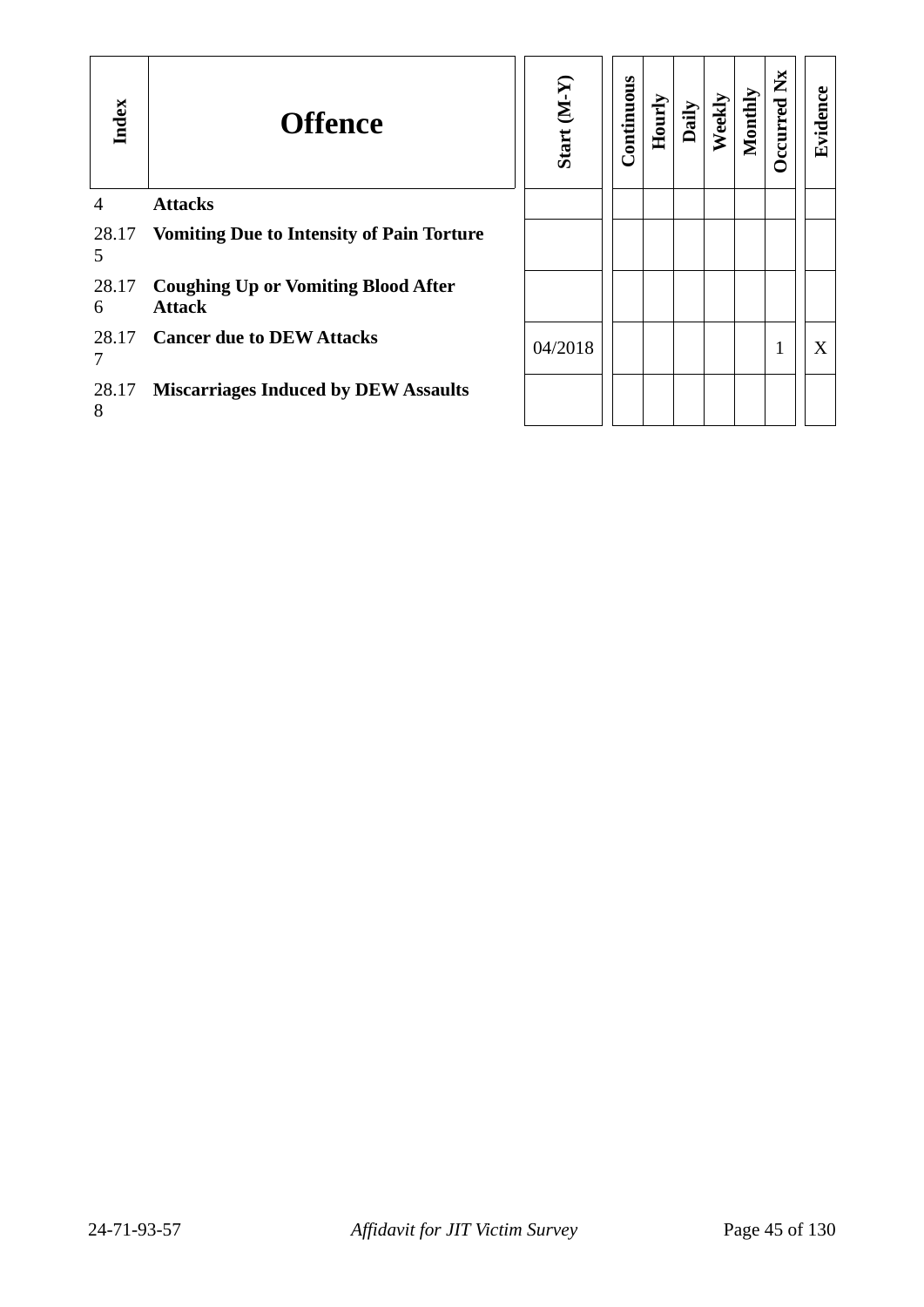| Index | Offence | Start (M-Y) | Continuous | Hourly | Daily | Weekly | Monthly | Occurred Nx | Evidence |
|---|---|---|---|---|---|---|---|---|---|
| 4 | **Attacks** | | | | | | | | |
| 28.175 | **Vomiting Due to Intensity of Pain Torture** | | | | | | | | |
| 28.176 | **Coughing Up or Vomiting Blood After Attack** | | | | | | | | |
| 28.177 | **Cancer due to DEW Attacks** | 04/2018 | | | | | | 1 | X |
| 28.178 | **Miscarriages Induced by DEW Assaults** | | | | | | | | |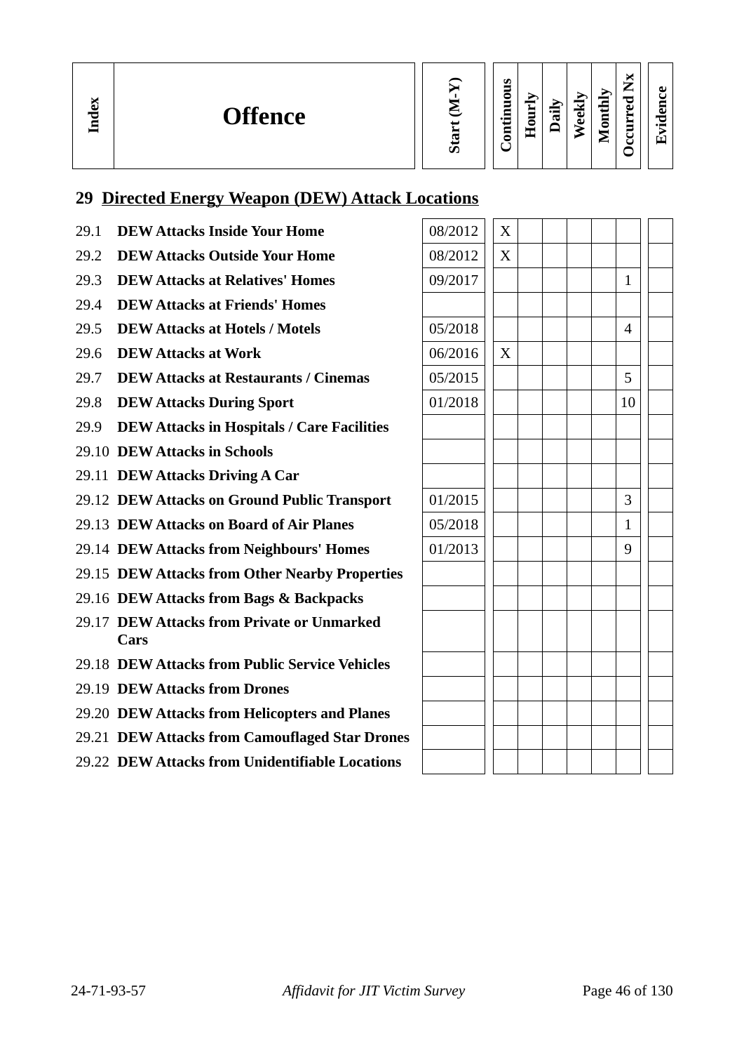| Index | Offence | Start (M-Y) | Continuous | Hourly | Daily | Weekly | Monthly | Occurred Nx | Evidence |
|---|---|---|---|---|---|---|---|---|---|

## 29 Directed Energy Weapon (DEW) Attack Locations

| Index | Offence | Start (M-Y) | Continuous | Hourly | Daily | Weekly | Monthly | Occurred Nx | Evidence |
|---|---|---|---|---|---|---|---|---|---|
| 29.1 | **DEW Attacks Inside Your Home** | 08/2012 | X | | | | | | |
| 29.2 | **DEW Attacks Outside Your Home** | 08/2012 | X | | | | | | |
| 29.3 | **DEW Attacks at Relatives' Homes** | 09/2017 | | | | | | 1 | |
| 29.4 | **DEW Attacks at Friends' Homes** | | | | | | | | |
| 29.5 | **DEW Attacks at Hotels / Motels** | 05/2018 | | | | | | 4 | |
| 29.6 | **DEW Attacks at Work** | 06/2016 | X | | | | | | |
| 29.7 | **DEW Attacks at Restaurants / Cinemas** | 05/2015 | | | | | | 5 | |
| 29.8 | **DEW Attacks During Sport** | 01/2018 | | | | | | 10 | |
| 29.9 | **DEW Attacks in Hospitals / Care Facilities** | | | | | | | | |
| 29.10 | **DEW Attacks in Schools** | | | | | | | | |
| 29.11 | **DEW Attacks Driving A Car** | | | | | | | | |
| 29.12 | **DEW Attacks on Ground Public Transport** | 01/2015 | | | | | | 3 | |
| 29.13 | **DEW Attacks on Board of Air Planes** | 05/2018 | | | | | | 1 | |
| 29.14 | **DEW Attacks from Neighbours' Homes** | 01/2013 | | | | | | 9 | |
| 29.15 | **DEW Attacks from Other Nearby Properties** | | | | | | | | |
| 29.16 | **DEW Attacks from Bags & Backpacks** | | | | | | | | |
| 29.17 | **DEW Attacks from Private or Unmarked Cars** | | | | | | | | |
| 29.18 | **DEW Attacks from Public Service Vehicles** | | | | | | | | |
| 29.19 | **DEW Attacks from Drones** | | | | | | | | |
| 29.20 | **DEW Attacks from Helicopters and Planes** | | | | | | | | |
| 29.21 | **DEW Attacks from Camouflaged Star Drones** | | | | | | | | |
| 29.22 | **DEW Attacks from Unidentifiable Locations** | | | | | | | | |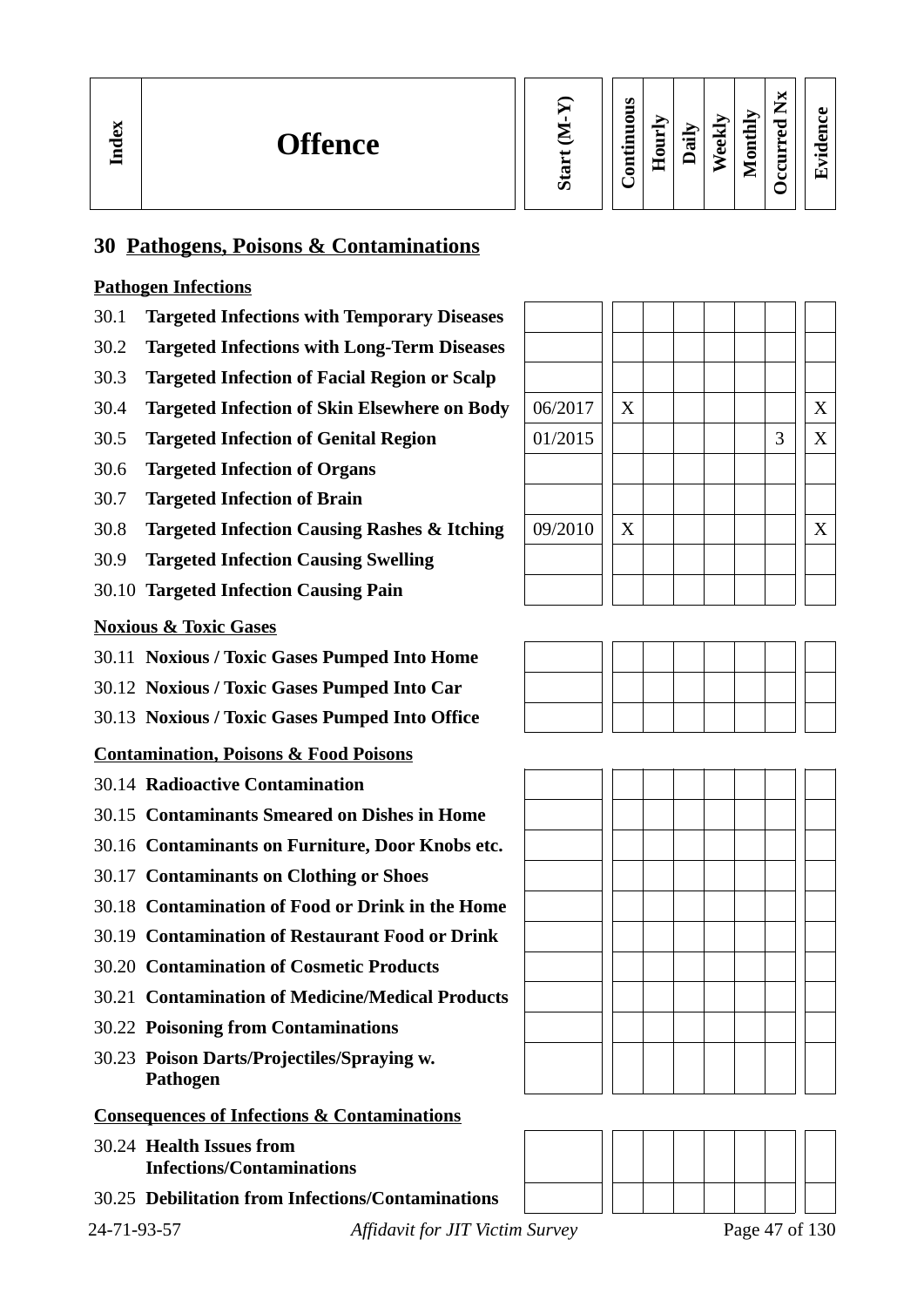| Index | Offence | Start (M-Y) | Continuous | Hourly | Daily | Weekly | Monthly | Occurred Nx | Evidence |
|---|---|---|---|---|---|---|---|---|---|
| **30** | **Pathogens, Poisons & Contaminations** | | | | | | | | |
| | **Pathogen Infections** | | | | | | | | |
| 30.1 | **Targeted Infections with Temporary Diseases** | | | | | | | | |
| 30.2 | **Targeted Infections with Long-Term Diseases** | | | | | | | | |
| 30.3 | **Targeted Infection of Facial Region or Scalp** | | | | | | | | |
| 30.4 | **Targeted Infection of Skin Elsewhere on Body** | 06/2017 | X | | | | | | X |
| 30.5 | **Targeted Infection of Genital Region** | 01/2015 | | | | | | 3 | X |
| 30.6 | **Targeted Infection of Organs** | | | | | | | | |
| 30.7 | **Targeted Infection of Brain** | | | | | | | | |
| 30.8 | **Targeted Infection Causing Rashes & Itching** | 09/2010 | X | | | | | | X |
| 30.9 | **Targeted Infection Causing Swelling** | | | | | | | | |
| 30.10 | **Targeted Infection Causing Pain** | | | | | | | | |
| | **Noxious & Toxic Gases** | | | | | | | | |
| 30.11 | **Noxious / Toxic Gases Pumped Into Home** | | | | | | | | |
| 30.12 | **Noxious / Toxic Gases Pumped Into Car** | | | | | | | | |
| 30.13 | **Noxious / Toxic Gases Pumped Into Office** | | | | | | | | |
| | **Contamination, Poisons & Food Poisons** | | | | | | | | |
| 30.14 | **Radioactive Contamination** | | | | | | | | |
| 30.15 | **Contaminants Smeared on Dishes in Home** | | | | | | | | |
| 30.16 | **Contaminants on Furniture, Door Knobs etc.** | | | | | | | | |
| 30.17 | **Contaminants on Clothing or Shoes** | | | | | | | | |
| 30.18 | **Contamination of Food or Drink in the Home** | | | | | | | | |
| 30.19 | **Contamination of Restaurant Food or Drink** | | | | | | | | |
| 30.20 | **Contamination of Cosmetic Products** | | | | | | | | |
| 30.21 | **Contamination of Medicine/Medical Products** | | | | | | | | |
| 30.22 | **Poisoning from Contaminations** | | | | | | | | |
| 30.23 | **Poison Darts/Projectiles/Spraying w. Pathogen** | | | | | | | | |
| | **Consequences of Infections & Contaminations** | | | | | | | | |
| 30.24 | **Health Issues from Infections/Contaminations** | | | | | | | | |
| 30.25 | **Debilitation from Infections/Contaminations** | | | | | | | | |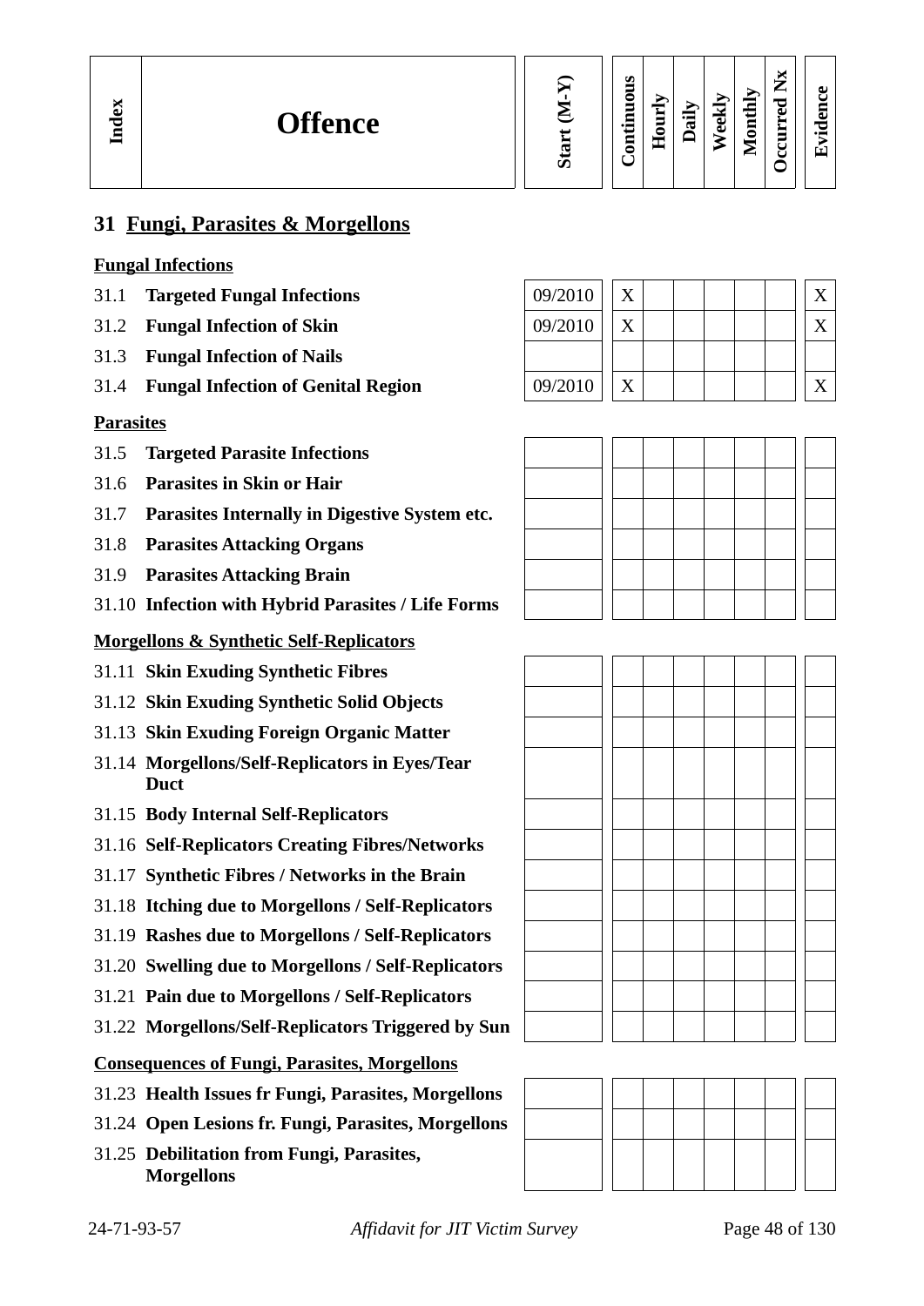| Index | Offence | Start (M-Y) | Continuous | Hourly | Daily | Weekly | Monthly | Occurred Nx | Evidence |
|---|---|---|---|---|---|---|---|---|---|
| **31** | **Fungi, Parasites & Morgellons** | | | | | | | | |
| | **Fungal Infections** | | | | | | | | |
| 31.1 | **Targeted Fungal Infections** | 09/2010 | X | | | | | | X |
| 31.2 | **Fungal Infection of Skin** | 09/2010 | X | | | | | | X |
| 31.3 | **Fungal Infection of Nails** | | | | | | | | |
| 31.4 | **Fungal Infection of Genital Region** | 09/2010 | X | | | | | | X |
| | **Parasites** | | | | | | | | |
| 31.5 | **Targeted Parasite Infections** | | | | | | | | |
| 31.6 | **Parasites in Skin or Hair** | | | | | | | | |
| 31.7 | **Parasites Internally in Digestive System etc.** | | | | | | | | |
| 31.8 | **Parasites Attacking Organs** | | | | | | | | |
| 31.9 | **Parasites Attacking Brain** | | | | | | | | |
| 31.10 | **Infection with Hybrid Parasites / Life Forms** | | | | | | | | |
| | **Morgellons & Synthetic Self-Replicators** | | | | | | | | |
| 31.11 | **Skin Exuding Synthetic Fibres** | | | | | | | | |
| 31.12 | **Skin Exuding Synthetic Solid Objects** | | | | | | | | |
| 31.13 | **Skin Exuding Foreign Organic Matter** | | | | | | | | |
| 31.14 | **Morgellons/Self-Replicators in Eyes/Tear Duct** | | | | | | | | |
| 31.15 | **Body Internal Self-Replicators** | | | | | | | | |
| 31.16 | **Self-Replicators Creating Fibres/Networks** | | | | | | | | |
| 31.17 | **Synthetic Fibres / Networks in the Brain** | | | | | | | | |
| 31.18 | **Itching due to Morgellons / Self-Replicators** | | | | | | | | |
| 31.19 | **Rashes due to Morgellons / Self-Replicators** | | | | | | | | |
| 31.20 | **Swelling due to Morgellons / Self-Replicators** | | | | | | | | |
| 31.21 | **Pain due to Morgellons / Self-Replicators** | | | | | | | | |
| 31.22 | **Morgellons/Self-Replicators Triggered by Sun** | | | | | | | | |
| | **Consequences of Fungi, Parasites, Morgellons** | | | | | | | | |
| 31.23 | **Health Issues fr Fungi, Parasites, Morgellons** | | | | | | | | |
| 31.24 | **Open Lesions fr. Fungi, Parasites, Morgellons** | | | | | | | | |
| 31.25 | **Debilitation from Fungi, Parasites, Morgellons** | | | | | | | | |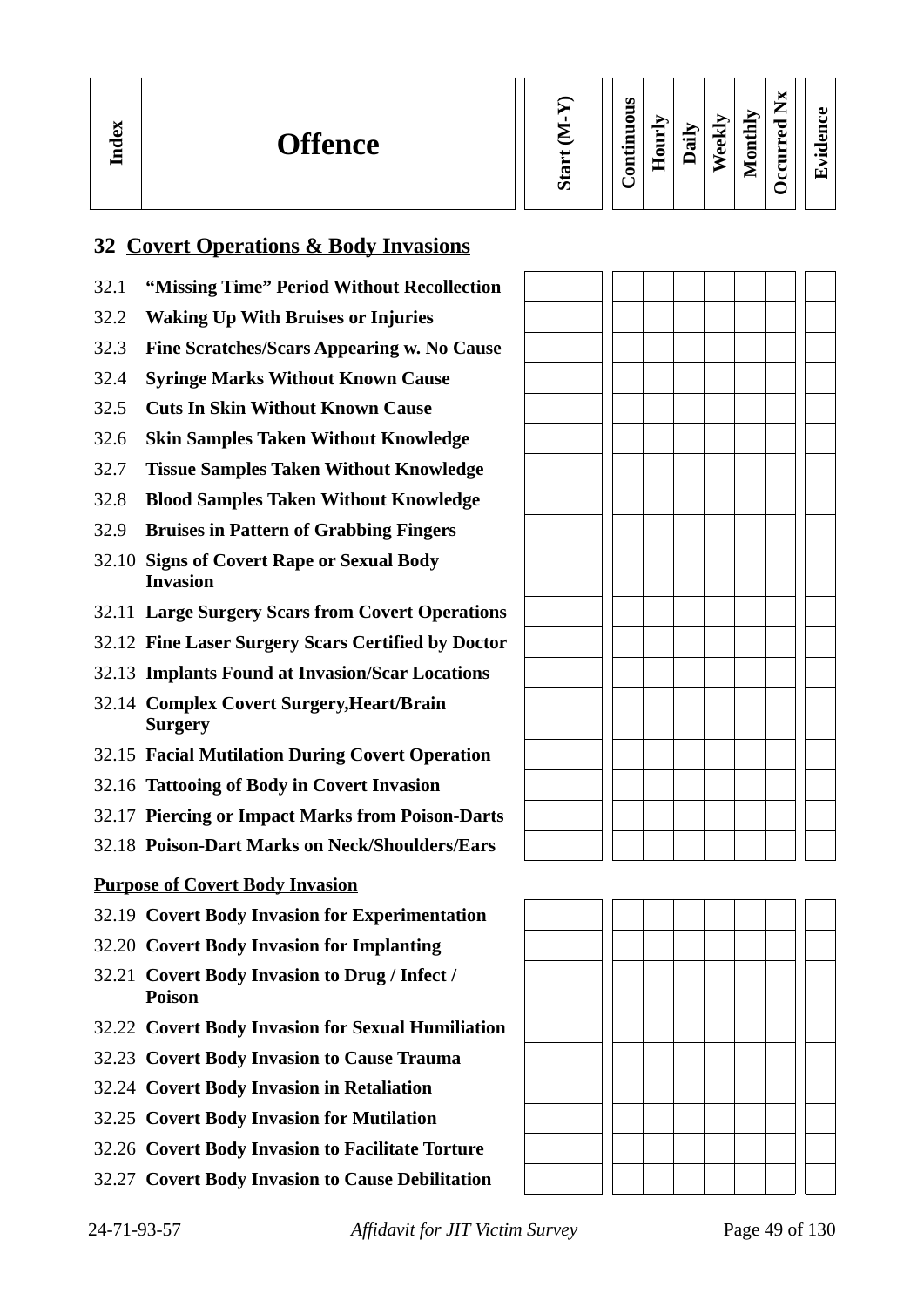| Index | Offence | Start (M-Y) | Continuous | Hourly | Daily | Weekly | Monthly | Occurred Nx | Evidence |
|---|---|---|---|---|---|---|---|---|---|

## 32 Covert Operations & Body Invasions

| Index | Offence | Start (M-Y) | Continuous | Hourly | Daily | Weekly | Monthly | Occurred Nx | Evidence |
|---|---|---|---|---|---|---|---|---|---|
| 32.1 | **"Missing Time" Period Without Recollection** | | | | | | | | |
| 32.2 | **Waking Up With Bruises or Injuries** | | | | | | | | |
| 32.3 | **Fine Scratches/Scars Appearing w. No Cause** | | | | | | | | |
| 32.4 | **Syringe Marks Without Known Cause** | | | | | | | | |
| 32.5 | **Cuts In Skin Without Known Cause** | | | | | | | | |
| 32.6 | **Skin Samples Taken Without Knowledge** | | | | | | | | |
| 32.7 | **Tissue Samples Taken Without Knowledge** | | | | | | | | |
| 32.8 | **Blood Samples Taken Without Knowledge** | | | | | | | | |
| 32.9 | **Bruises in Pattern of Grabbing Fingers** | | | | | | | | |
| 32.10 | **Signs of Covert Rape or Sexual Body Invasion** | | | | | | | | |
| 32.11 | **Large Surgery Scars from Covert Operations** | | | | | | | | |
| 32.12 | **Fine Laser Surgery Scars Certified by Doctor** | | | | | | | | |
| 32.13 | **Implants Found at Invasion/Scar Locations** | | | | | | | | |
| 32.14 | **Complex Covert Surgery,Heart/Brain Surgery** | | | | | | | | |
| 32.15 | **Facial Mutilation During Covert Operation** | | | | | | | | |
| 32.16 | **Tattooing of Body in Covert Invasion** | | | | | | | | |
| 32.17 | **Piercing or Impact Marks from Poison-Darts** | | | | | | | | |
| 32.18 | **Poison-Dart Marks on Neck/Shoulders/Ears** | | | | | | | | |

**Purpose of Covert Body Invasion**

| Index | Offence | Start (M-Y) | Continuous | Hourly | Daily | Weekly | Monthly | Occurred Nx | Evidence |
|---|---|---|---|---|---|---|---|---|---|
| 32.19 | **Covert Body Invasion for Experimentation** | | | | | | | | |
| 32.20 | **Covert Body Invasion for Implanting** | | | | | | | | |
| 32.21 | **Covert Body Invasion to Drug / Infect / Poison** | | | | | | | | |
| 32.22 | **Covert Body Invasion for Sexual Humiliation** | | | | | | | | |
| 32.23 | **Covert Body Invasion to Cause Trauma** | | | | | | | | |
| 32.24 | **Covert Body Invasion in Retaliation** | | | | | | | | |
| 32.25 | **Covert Body Invasion for Mutilation** | | | | | | | | |
| 32.26 | **Covert Body Invasion to Facilitate Torture** | | | | | | | | |
| 32.27 | **Covert Body Invasion to Cause Debilitation** | | | | | | | | |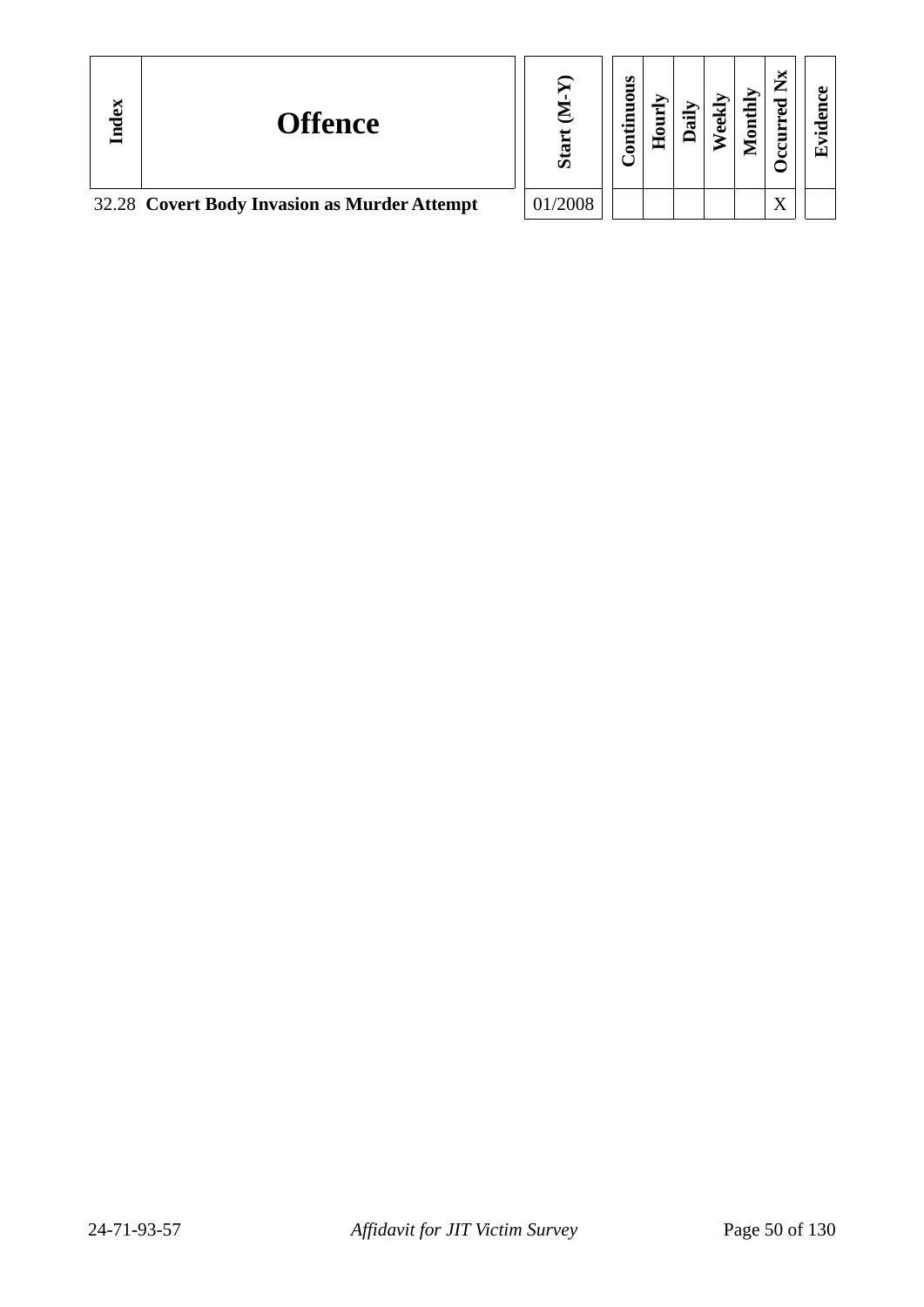| Index | Offence | Start (M-Y) | Continuous | Hourly | Daily | Weekly | Monthly | Occurred Nx | Evidence |
|---|---|---|---|---|---|---|---|---|---|
| 32.28 | **Covert Body Invasion as Murder Attempt** | 01/2008 | | | | | | X | |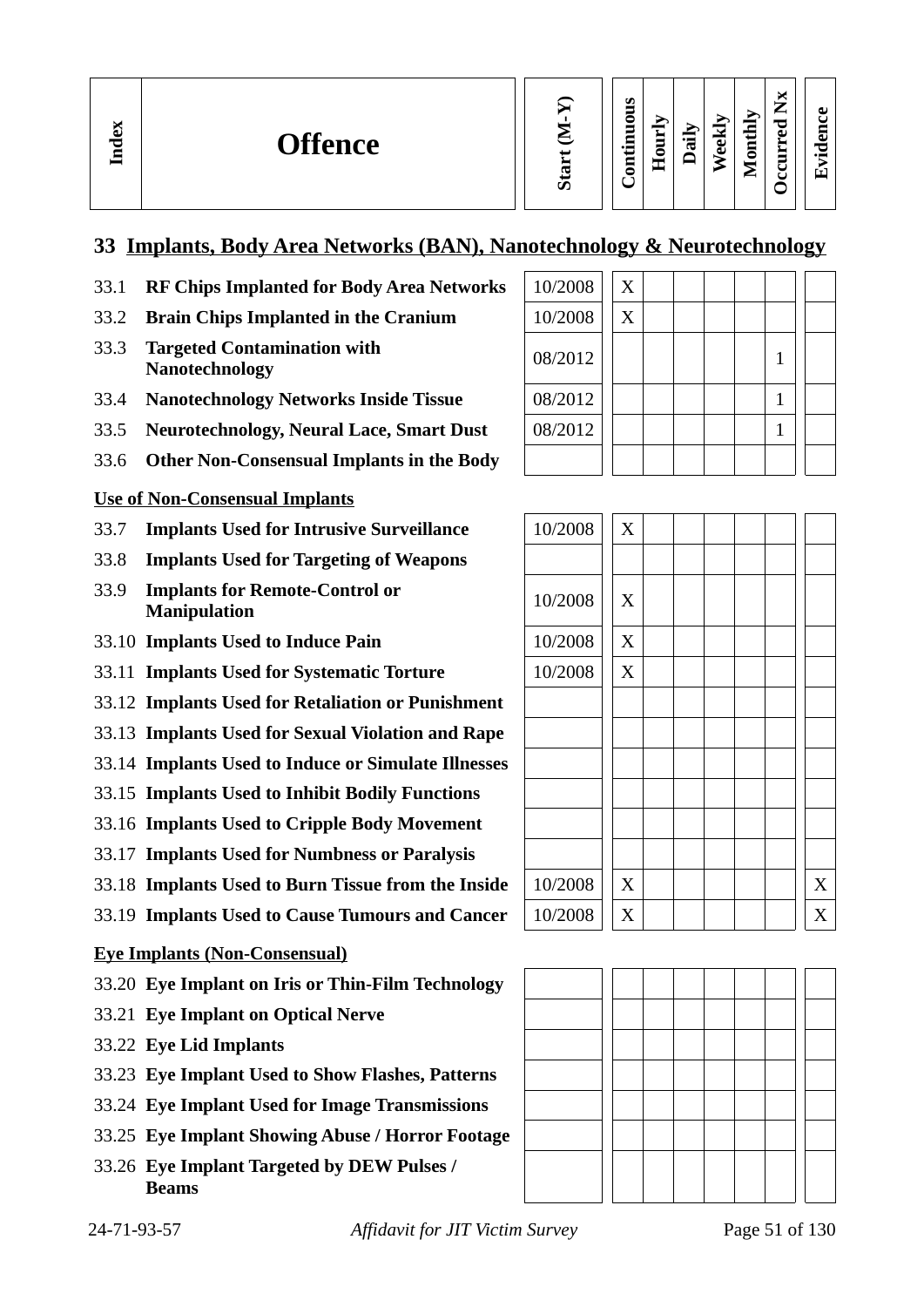| Index | Offence | Start (M-Y) | Continuous | Hourly | Daily | Weekly | Monthly | Occurred Nx | Evidence |
|---|---|---|---|---|---|---|---|---|---|

## 33 Implants, Body Area Networks (BAN), Nanotechnology & Neurotechnology

| Index | Offence | Start (M-Y) | Continuous | Hourly | Daily | Weekly | Monthly | Occurred Nx | Evidence |
|---|---|---|---|---|---|---|---|---|---|
| 33.1 | **RF Chips Implanted for Body Area Networks** | 10/2008 | X | | | | | | |
| 33.2 | **Brain Chips Implanted in the Cranium** | 10/2008 | X | | | | | | |
| 33.3 | **Targeted Contamination with Nanotechnology** | 08/2012 | | | | | | 1 | |
| 33.4 | **Nanotechnology Networks Inside Tissue** | 08/2012 | | | | | | 1 | |
| 33.5 | **Neurotechnology, Neural Lace, Smart Dust** | 08/2012 | | | | | | 1 | |
| 33.6 | **Other Non-Consensual Implants in the Body** | | | | | | | | |

**Use of Non-Consensual Implants**

| Index | Offence | Start (M-Y) | Continuous | Hourly | Daily | Weekly | Monthly | Occurred Nx | Evidence |
|---|---|---|---|---|---|---|---|---|---|
| 33.7 | **Implants Used for Intrusive Surveillance** | 10/2008 | X | | | | | | |
| 33.8 | **Implants Used for Targeting of Weapons** | | | | | | | | |
| 33.9 | **Implants for Remote-Control or Manipulation** | 10/2008 | X | | | | | | |
| 33.10 | **Implants Used to Induce Pain** | 10/2008 | X | | | | | | |
| 33.11 | **Implants Used for Systematic Torture** | 10/2008 | X | | | | | | |
| 33.12 | **Implants Used for Retaliation or Punishment** | | | | | | | | |
| 33.13 | **Implants Used for Sexual Violation and Rape** | | | | | | | | |
| 33.14 | **Implants Used to Induce or Simulate Illnesses** | | | | | | | | |
| 33.15 | **Implants Used to Inhibit Bodily Functions** | | | | | | | | |
| 33.16 | **Implants Used to Cripple Body Movement** | | | | | | | | |
| 33.17 | **Implants Used for Numbness or Paralysis** | | | | | | | | |
| 33.18 | **Implants Used to Burn Tissue from the Inside** | 10/2008 | X | | | | | | X |
| 33.19 | **Implants Used to Cause Tumours and Cancer** | 10/2008 | X | | | | | | X |

**Eye Implants (Non-Consensual)**

| Index | Offence | Start (M-Y) | Continuous | Hourly | Daily | Weekly | Monthly | Occurred Nx | Evidence |
|---|---|---|---|---|---|---|---|---|---|
| 33.20 | **Eye Implant on Iris or Thin-Film Technology** | | | | | | | | |
| 33.21 | **Eye Implant on Optical Nerve** | | | | | | | | |
| 33.22 | **Eye Lid Implants** | | | | | | | | |
| 33.23 | **Eye Implant Used to Show Flashes, Patterns** | | | | | | | | |
| 33.24 | **Eye Implant Used for Image Transmissions** | | | | | | | | |
| 33.25 | **Eye Implant Showing Abuse / Horror Footage** | | | | | | | | |
| 33.26 | **Eye Implant Targeted by DEW Pulses / Beams** | | | | | | | | |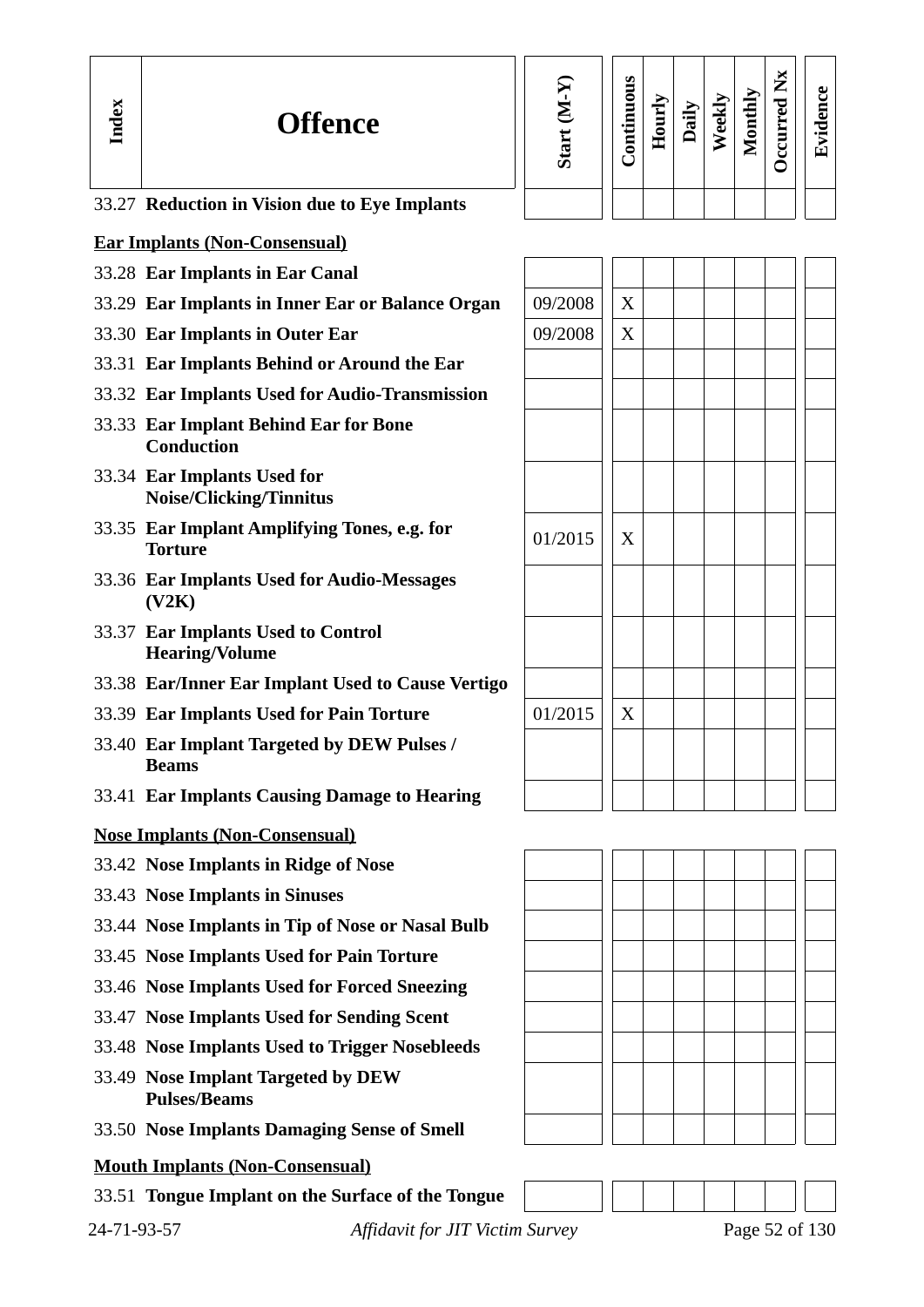| Index | Offence | Start (M-Y) | Continuous | Hourly | Daily | Weekly | Monthly | Occurred Nx | Evidence |
|---|---|---|---|---|---|---|---|---|---|
| 33.27 | **Reduction in Vision due to Eye Implants** | | | | | | | | |
| | **Ear Implants (Non-Consensual)** | | | | | | | | |
| 33.28 | **Ear Implants in Ear Canal** | | | | | | | | |
| 33.29 | **Ear Implants in Inner Ear or Balance Organ** | 09/2008 | X | | | | | | |
| 33.30 | **Ear Implants in Outer Ear** | 09/2008 | X | | | | | | |
| 33.31 | **Ear Implants Behind or Around the Ear** | | | | | | | | |
| 33.32 | **Ear Implants Used for Audio-Transmission** | | | | | | | | |
| 33.33 | **Ear Implant Behind Ear for Bone Conduction** | | | | | | | | |
| 33.34 | **Ear Implants Used for Noise/Clicking/Tinnitus** | | | | | | | | |
| 33.35 | **Ear Implant Amplifying Tones, e.g. for Torture** | 01/2015 | X | | | | | | |
| 33.36 | **Ear Implants Used for Audio-Messages (V2K)** | | | | | | | | |
| 33.37 | **Ear Implants Used to Control Hearing/Volume** | | | | | | | | |
| 33.38 | **Ear/Inner Ear Implant Used to Cause Vertigo** | | | | | | | | |
| 33.39 | **Ear Implants Used for Pain Torture** | 01/2015 | X | | | | | | |
| 33.40 | **Ear Implant Targeted by DEW Pulses / Beams** | | | | | | | | |
| 33.41 | **Ear Implants Causing Damage to Hearing** | | | | | | | | |
| | **Nose Implants (Non-Consensual)** | | | | | | | | |
| 33.42 | **Nose Implants in Ridge of Nose** | | | | | | | | |
| 33.43 | **Nose Implants in Sinuses** | | | | | | | | |
| 33.44 | **Nose Implants in Tip of Nose or Nasal Bulb** | | | | | | | | |
| 33.45 | **Nose Implants Used for Pain Torture** | | | | | | | | |
| 33.46 | **Nose Implants Used for Forced Sneezing** | | | | | | | | |
| 33.47 | **Nose Implants Used for Sending Scent** | | | | | | | | |
| 33.48 | **Nose Implants Used to Trigger Nosebleeds** | | | | | | | | |
| 33.49 | **Nose Implant Targeted by DEW Pulses/Beams** | | | | | | | | |
| 33.50 | **Nose Implants Damaging Sense of Smell** | | | | | | | | |
| | **Mouth Implants (Non-Consensual)** | | | | | | | | |
| 33.51 | **Tongue Implant on the Surface of the Tongue** | | | | | | | | |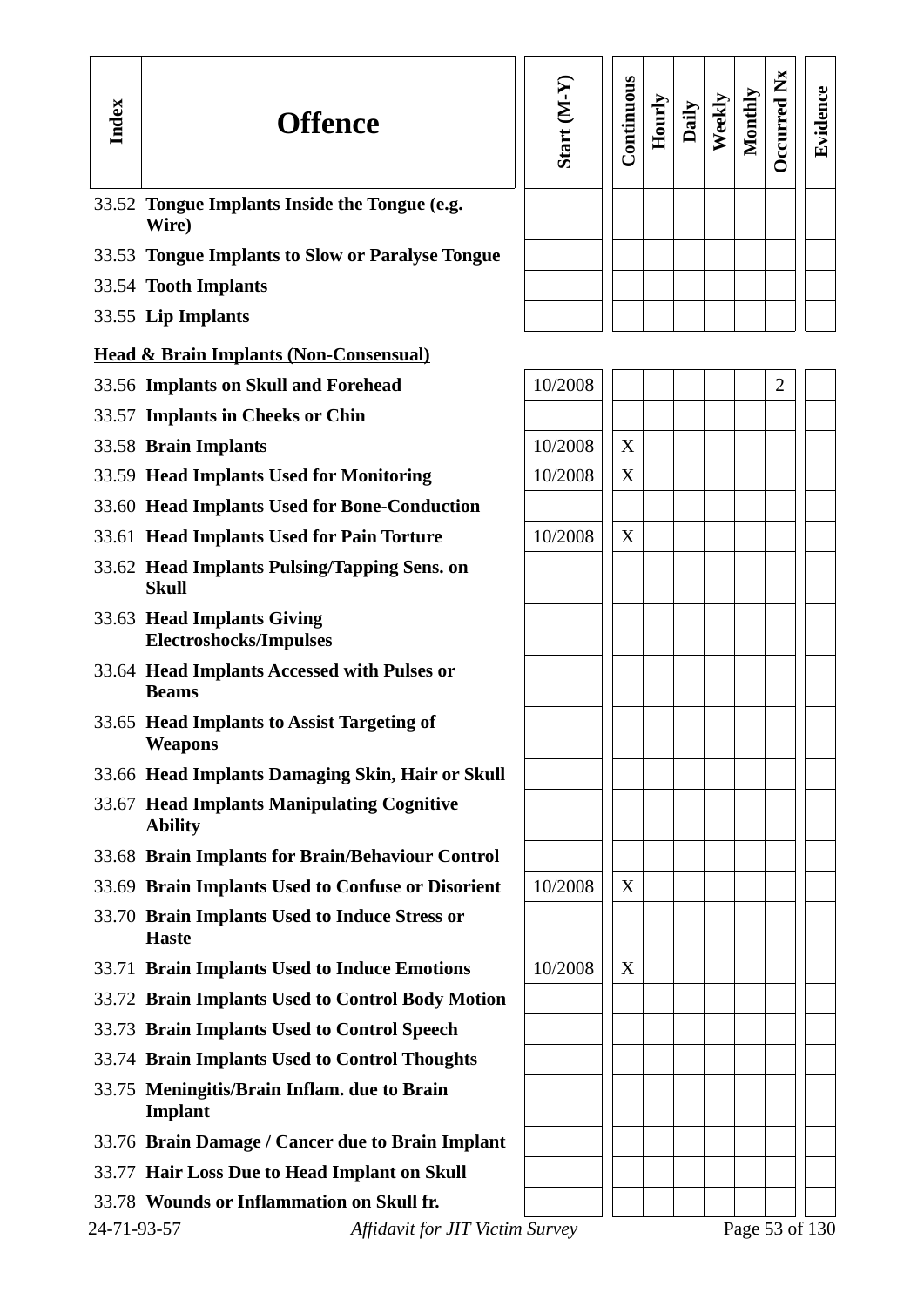| Index | Offence | Start (M-Y) | Continuous | Hourly | Daily | Weekly | Monthly | Occurred Nx | Evidence |
|---|---|---|---|---|---|---|---|---|---|
| 33.52 | **Tongue Implants Inside the Tongue (e.g. Wire)** | | | | | | | | |
| 33.53 | **Tongue Implants to Slow or Paralyse Tongue** | | | | | | | | |
| 33.54 | **Tooth Implants** | | | | | | | | |
| 33.55 | **Lip Implants** | | | | | | | | |
| | **Head & Brain Implants (Non-Consensual)** | | | | | | | | |
| 33.56 | **Implants on Skull and Forehead** | 10/2008 | | | | | | 2 | |
| 33.57 | **Implants in Cheeks or Chin** | | | | | | | | |
| 33.58 | **Brain Implants** | 10/2008 | X | | | | | | |
| 33.59 | **Head Implants Used for Monitoring** | 10/2008 | X | | | | | | |
| 33.60 | **Head Implants Used for Bone-Conduction** | | | | | | | | |
| 33.61 | **Head Implants Used for Pain Torture** | 10/2008 | X | | | | | | |
| 33.62 | **Head Implants Pulsing/Tapping Sens. on Skull** | | | | | | | | |
| 33.63 | **Head Implants Giving Electroshocks/Impulses** | | | | | | | | |
| 33.64 | **Head Implants Accessed with Pulses or Beams** | | | | | | | | |
| 33.65 | **Head Implants to Assist Targeting of Weapons** | | | | | | | | |
| 33.66 | **Head Implants Damaging Skin, Hair or Skull** | | | | | | | | |
| 33.67 | **Head Implants Manipulating Cognitive Ability** | | | | | | | | |
| 33.68 | **Brain Implants for Brain/Behaviour Control** | | | | | | | | |
| 33.69 | **Brain Implants Used to Confuse or Disorient** | 10/2008 | X | | | | | | |
| 33.70 | **Brain Implants Used to Induce Stress or Haste** | | | | | | | | |
| 33.71 | **Brain Implants Used to Induce Emotions** | 10/2008 | X | | | | | | |
| 33.72 | **Brain Implants Used to Control Body Motion** | | | | | | | | |
| 33.73 | **Brain Implants Used to Control Speech** | | | | | | | | |
| 33.74 | **Brain Implants Used to Control Thoughts** | | | | | | | | |
| 33.75 | **Meningitis/Brain Inflam. due to Brain Implant** | | | | | | | | |
| 33.76 | **Brain Damage / Cancer due to Brain Implant** | | | | | | | | |
| 33.77 | **Hair Loss Due to Head Implant on Skull** | | | | | | | | |
| 33.78 | **Wounds or Inflammation on Skull fr.** | | | | | | | | |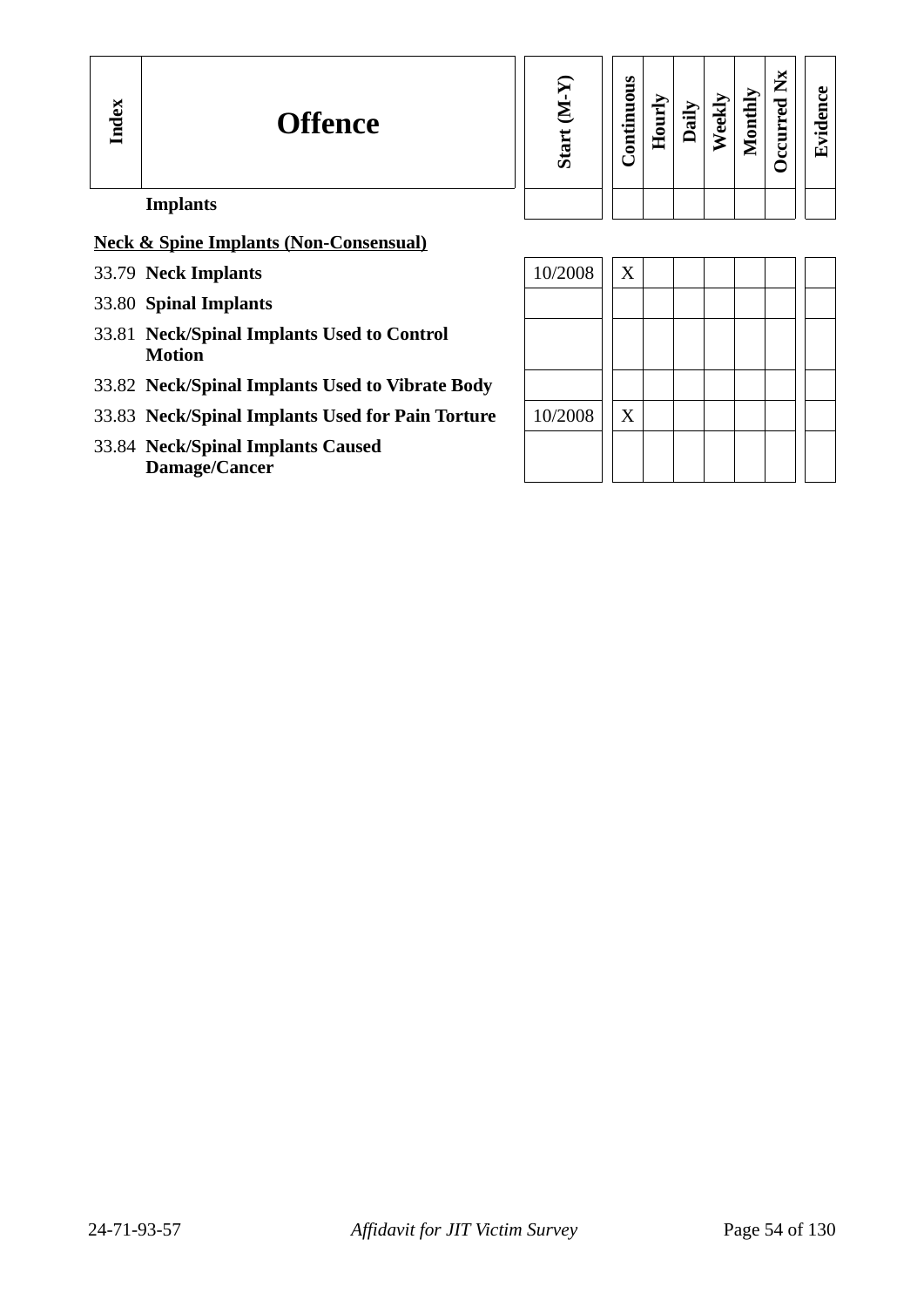| Index | Offence | Start (M-Y) | Continuous | Hourly | Daily | Weekly | Monthly | Occurred Nx | Evidence |
|---|---|---|---|---|---|---|---|---|---|
| | **Implants** | | | | | | | | |
| | **<u>Neck & Spine Implants (Non-Consensual)</u>** | | | | | | | | |
| 33.79 | **Neck Implants** | 10/2008 | X | | | | | | |
| 33.80 | **Spinal Implants** | | | | | | | | |
| 33.81 | **Neck/Spinal Implants Used to Control Motion** | | | | | | | | |
| 33.82 | **Neck/Spinal Implants Used to Vibrate Body** | | | | | | | | |
| 33.83 | **Neck/Spinal Implants Used for Pain Torture** | 10/2008 | X | | | | | | |
| 33.84 | **Neck/Spinal Implants Caused Damage/Cancer** | | | | | | | | |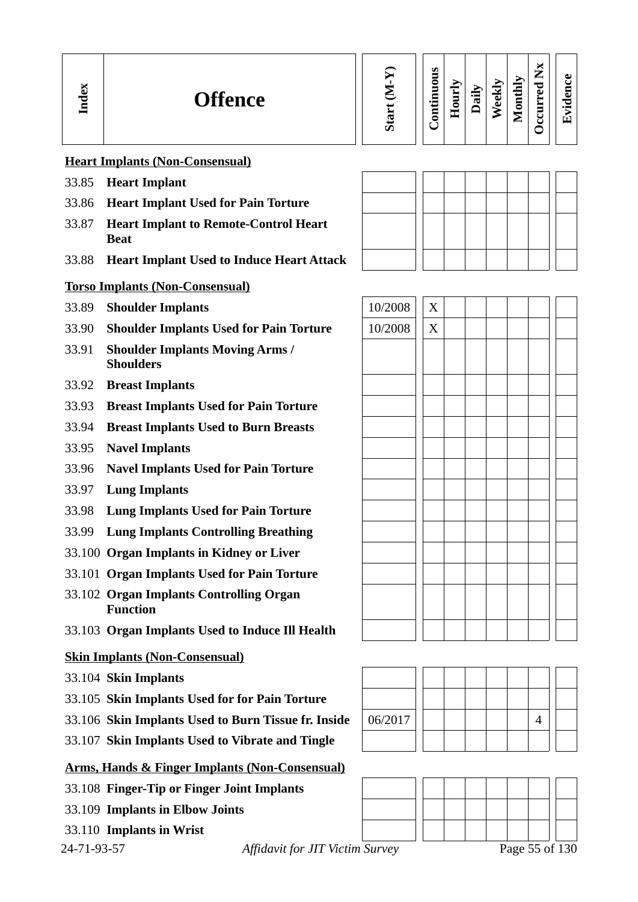| Index | Offence | Start (M-Y) | Continuous | Hourly | Daily | Weekly | Monthly | Occurred Nx | Evidence |
|---|---|---|---|---|---|---|---|---|---|
| | **Heart Implants (Non-Consensual)** | | | | | | | | |
| 33.85 | **Heart Implant** | | | | | | | | |
| 33.86 | **Heart Implant Used for Pain Torture** | | | | | | | | |
| 33.87 | **Heart Implant to Remote-Control Heart Beat** | | | | | | | | |
| 33.88 | **Heart Implant Used to Induce Heart Attack** | | | | | | | | |
| | **Torso Implants (Non-Consensual)** | | | | | | | | |
| 33.89 | **Shoulder Implants** | 10/2008 | X | | | | | | |
| 33.90 | **Shoulder Implants Used for Pain Torture** | 10/2008 | X | | | | | | |
| 33.91 | **Shoulder Implants Moving Arms / Shoulders** | | | | | | | | |
| 33.92 | **Breast Implants** | | | | | | | | |
| 33.93 | **Breast Implants Used for Pain Torture** | | | | | | | | |
| 33.94 | **Breast Implants Used to Burn Breasts** | | | | | | | | |
| 33.95 | **Navel Implants** | | | | | | | | |
| 33.96 | **Navel Implants Used for Pain Torture** | | | | | | | | |
| 33.97 | **Lung Implants** | | | | | | | | |
| 33.98 | **Lung Implants Used for Pain Torture** | | | | | | | | |
| 33.99 | **Lung Implants Controlling Breathing** | | | | | | | | |
| 33.100 | **Organ Implants in Kidney or Liver** | | | | | | | | |
| 33.101 | **Organ Implants Used for Pain Torture** | | | | | | | | |
| 33.102 | **Organ Implants Controlling Organ Function** | | | | | | | | |
| 33.103 | **Organ Implants Used to Induce Ill Health** | | | | | | | | |
| | **Skin Implants (Non-Consensual)** | | | | | | | | |
| 33.104 | **Skin Implants** | | | | | | | | |
| 33.105 | **Skin Implants Used for for Pain Torture** | | | | | | | | |
| 33.106 | **Skin Implants Used to Burn Tissue fr. Inside** | 06/2017 | | | | | | 4 | |
| 33.107 | **Skin Implants Used to Vibrate and Tingle** | | | | | | | | |
| | **Arms, Hands & Finger Implants (Non-Consensual)** | | | | | | | | |
| 33.108 | **Finger-Tip or Finger Joint Implants** | | | | | | | | |
| 33.109 | **Implants in Elbow Joints** | | | | | | | | |
| 33.110 | **Implants in Wrist** | | | | | | | | |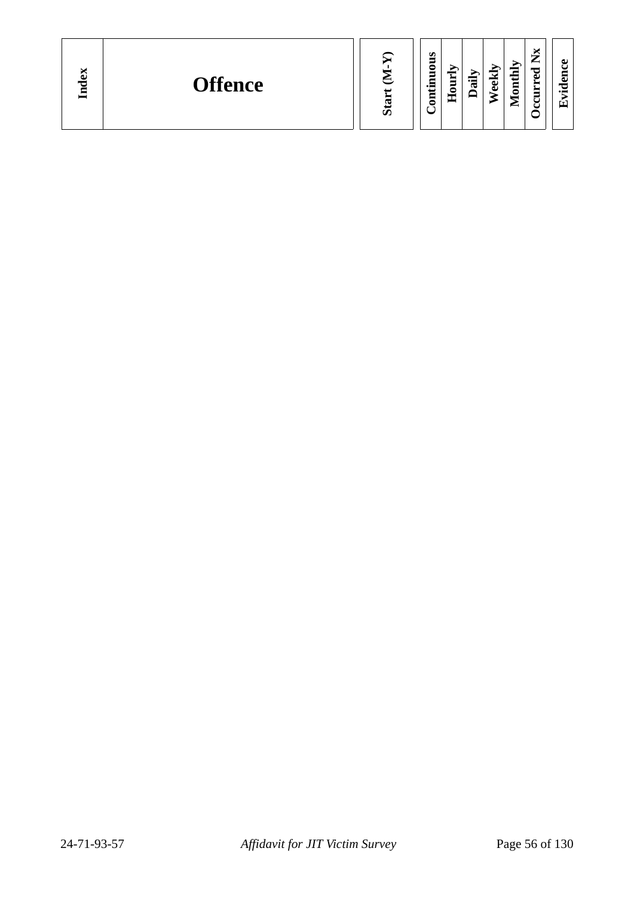| Index | Offence | Start (M-Y) | Continuous | Hourly | Daily | Weekly | Monthly | Occurred Nx | Evidence |
|---|---|---|---|---|---|---|---|---|---|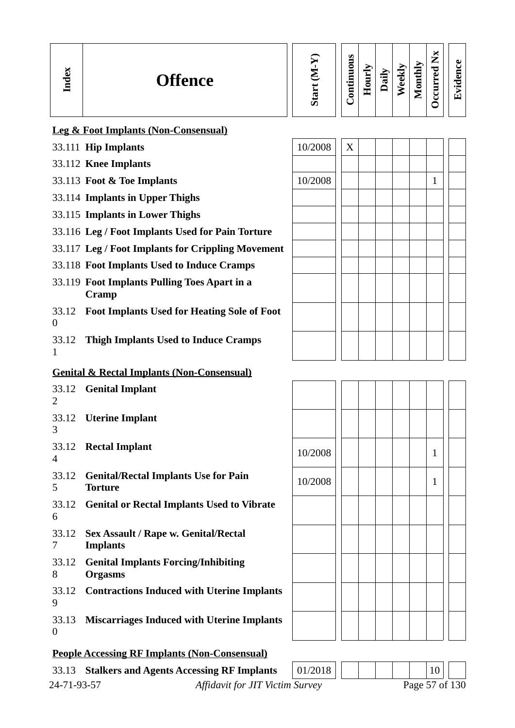| Index | Offence | Start (M-Y) | Continuous | Hourly | Daily | Weekly | Monthly | Occurred Nx | Evidence |
|---|---|---|---|---|---|---|---|---|---|
| | **Leg & Foot Implants (Non-Consensual)** | | | | | | | | |
| 33.111 | **Hip Implants** | 10/2008 | X | | | | | | |
| 33.112 | **Knee Implants** | | | | | | | | |
| 33.113 | **Foot & Toe Implants** | 10/2008 | | | | | | 1 | |
| 33.114 | **Implants in Upper Thighs** | | | | | | | | |
| 33.115 | **Implants in Lower Thighs** | | | | | | | | |
| 33.116 | **Leg / Foot Implants Used for Pain Torture** | | | | | | | | |
| 33.117 | **Leg / Foot Implants for Crippling Movement** | | | | | | | | |
| 33.118 | **Foot Implants Used to Induce Cramps** | | | | | | | | |
| 33.119 | **Foot Implants Pulling Toes Apart in a Cramp** | | | | | | | | |
| 33.120 | **Foot Implants Used for Heating Sole of Foot** | | | | | | | | |
| 33.121 | **Thigh Implants Used to Induce Cramps** | | | | | | | | |
| | **Genital & Rectal Implants (Non-Consensual)** | | | | | | | | |
| 33.122 | **Genital Implant** | | | | | | | | |
| 33.123 | **Uterine Implant** | | | | | | | | |
| 33.124 | **Rectal Implant** | 10/2008 | | | | | | 1 | |
| 33.125 | **Genital/Rectal Implants Use for Pain Torture** | 10/2008 | | | | | | 1 | |
| 33.126 | **Genital or Rectal Implants Used to Vibrate** | | | | | | | | |
| 33.127 | **Sex Assault / Rape w. Genital/Rectal Implants** | | | | | | | | |
| 33.128 | **Genital Implants Forcing/Inhibiting Orgasms** | | | | | | | | |
| 33.129 | **Contractions Induced with Uterine Implants** | | | | | | | | |
| 33.130 | **Miscarriages Induced with Uterine Implants** | | | | | | | | |
| | **People Accessing RF Implants (Non-Consensual)** | | | | | | | | |
| 33.13 | **Stalkers and Agents Accessing RF Implants** | 01/2018 | | | | | | 10 | |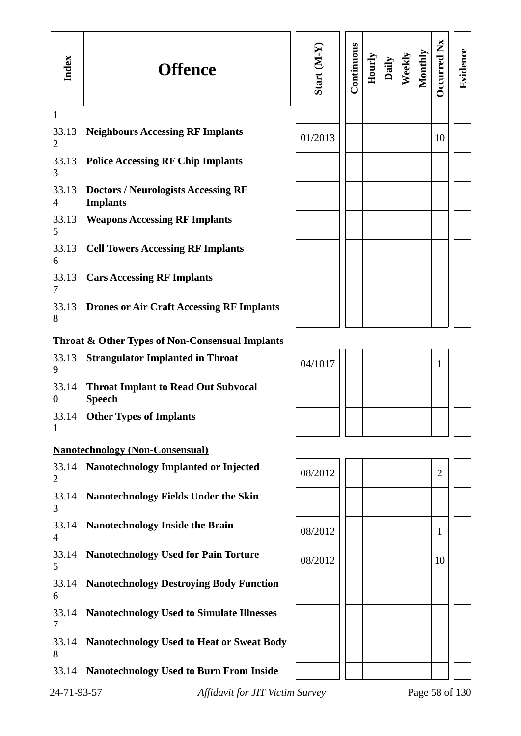| Index | Offence | Start (M-Y) | Continuous | Hourly | Daily | Weekly | Monthly | Occurred Nx | Evidence |
|---|---|---|---|---|---|---|---|---|---|
| 1 | | | | | | | | | |
| 33.132 | **Neighbours Accessing RF Implants** | 01/2013 | | | | | | 10 | |
| 33.133 | **Police Accessing RF Chip Implants** | | | | | | | | |
| 33.134 | **Doctors / Neurologists Accessing RF Implants** | | | | | | | | |
| 33.135 | **Weapons Accessing RF Implants** | | | | | | | | |
| 33.136 | **Cell Towers Accessing RF Implants** | | | | | | | | |
| 33.137 | **Cars Accessing RF Implants** | | | | | | | | |
| 33.138 | **Drones or Air Craft Accessing RF Implants** | | | | | | | | |
| | **<u>Throat & Other Types of Non-Consensual Implants</u>** | | | | | | | | |
| 33.139 | **Strangulator Implanted in Throat** | 04/1017 | | | | | | 1 | |
| 33.140 | **Throat Implant to Read Out Subvocal Speech** | | | | | | | | |
| 33.141 | **Other Types of Implants** | | | | | | | | |
| | **<u>Nanotechnology (Non-Consensual)</u>** | | | | | | | | |
| 33.142 | **Nanotechnology Implanted or Injected** | 08/2012 | | | | | | 2 | |
| 33.143 | **Nanotechnology Fields Under the Skin** | | | | | | | | |
| 33.144 | **Nanotechnology Inside the Brain** | 08/2012 | | | | | | 1 | |
| 33.145 | **Nanotechnology Used for Pain Torture** | 08/2012 | | | | | | 10 | |
| 33.146 | **Nanotechnology Destroying Body Function** | | | | | | | | |
| 33.147 | **Nanotechnology Used to Simulate Illnesses** | | | | | | | | |
| 33.148 | **Nanotechnology Used to Heat or Sweat Body** | | | | | | | | |
| 33.14 | **Nanotechnology Used to Burn From Inside** | | | | | | | | |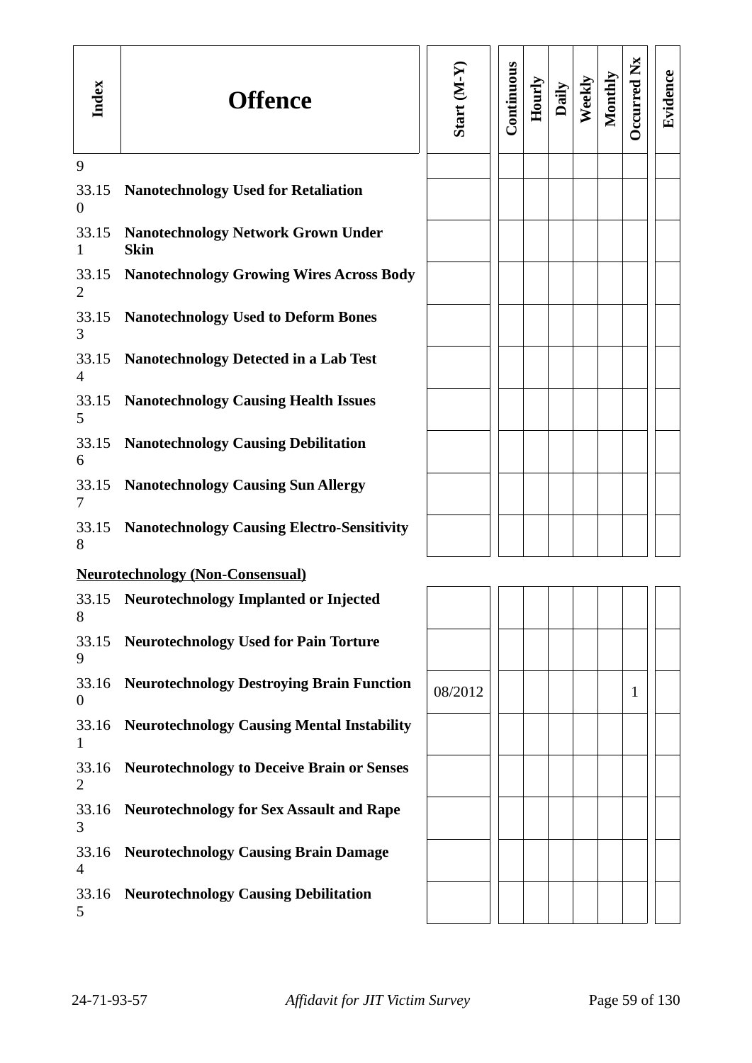| Index | Offence | Start (M-Y) | Continuous | Hourly | Daily | Weekly | Monthly | Occurred Nx | Evidence |
|---|---|---|---|---|---|---|---|---|---|
| 9 | | | | | | | | | |
| 33.150 | **Nanotechnology Used for Retaliation** | | | | | | | | |
| 33.151 | **Nanotechnology Network Grown Under Skin** | | | | | | | | |
| 33.152 | **Nanotechnology Growing Wires Across Body** | | | | | | | | |
| 33.153 | **Nanotechnology Used to Deform Bones** | | | | | | | | |
| 33.154 | **Nanotechnology Detected in a Lab Test** | | | | | | | | |
| 33.155 | **Nanotechnology Causing Health Issues** | | | | | | | | |
| 33.156 | **Nanotechnology Causing Debilitation** | | | | | | | | |
| 33.157 | **Nanotechnology Causing Sun Allergy** | | | | | | | | |
| 33.158 | **Nanotechnology Causing Electro-Sensitivity** | | | | | | | | |

**Neurotechnology (Non-Consensual)**

| Index | Offence | Start (M-Y) | Continuous | Hourly | Daily | Weekly | Monthly | Occurred Nx | Evidence |
|---|---|---|---|---|---|---|---|---|---|
| 33.158 | **Neurotechnology Implanted or Injected** | | | | | | | | |
| 33.159 | **Neurotechnology Used for Pain Torture** | | | | | | | | |
| 33.160 | **Neurotechnology Destroying Brain Function** | 08/2012 | | | | | | 1 | |
| 33.161 | **Neurotechnology Causing Mental Instability** | | | | | | | | |
| 33.162 | **Neurotechnology to Deceive Brain or Senses** | | | | | | | | |
| 33.163 | **Neurotechnology for Sex Assault and Rape** | | | | | | | | |
| 33.164 | **Neurotechnology Causing Brain Damage** | | | | | | | | |
| 33.165 | **Neurotechnology Causing Debilitation** | | | | | | | | |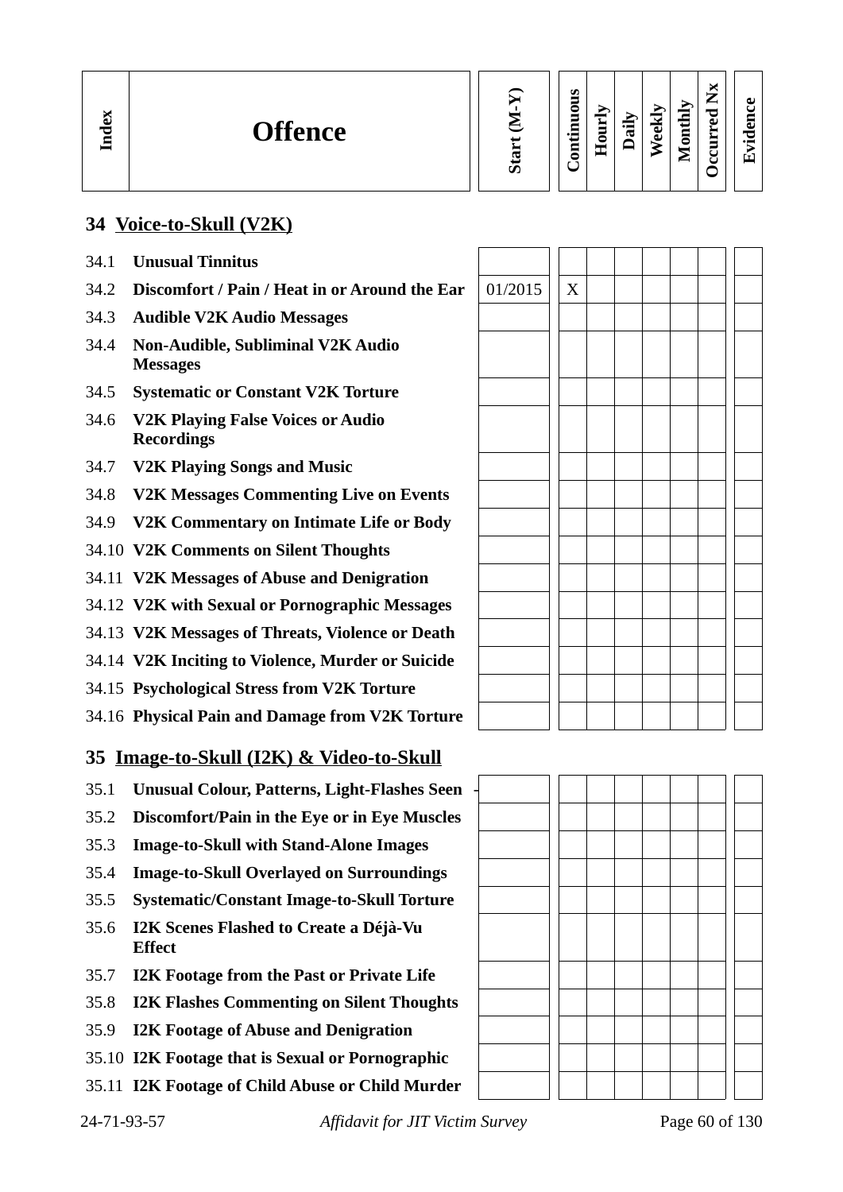| Index | Offence | Start (M-Y) | Continuous | Hourly | Daily | Weekly | Monthly | Occurred Nx | Evidence |
|---|---|---|---|---|---|---|---|---|---|

## 34 Voice-to-Skull (V2K)

| Index | Offence | Start (M-Y) | Continuous | Hourly | Daily | Weekly | Monthly | Occurred Nx | Evidence |
|---|---|---|---|---|---|---|---|---|---|
| 34.1 | **Unusual Tinnitus** | | | | | | | | |
| 34.2 | **Discomfort / Pain / Heat in or Around the Ear** | 01/2015 | X | | | | | | |
| 34.3 | **Audible V2K Audio Messages** | | | | | | | | |
| 34.4 | **Non-Audible, Subliminal V2K Audio Messages** | | | | | | | | |
| 34.5 | **Systematic or Constant V2K Torture** | | | | | | | | |
| 34.6 | **V2K Playing False Voices or Audio Recordings** | | | | | | | | |
| 34.7 | **V2K Playing Songs and Music** | | | | | | | | |
| 34.8 | **V2K Messages Commenting Live on Events** | | | | | | | | |
| 34.9 | **V2K Commentary on Intimate Life or Body** | | | | | | | | |
| 34.10 | **V2K Comments on Silent Thoughts** | | | | | | | | |
| 34.11 | **V2K Messages of Abuse and Denigration** | | | | | | | | |
| 34.12 | **V2K with Sexual or Pornographic Messages** | | | | | | | | |
| 34.13 | **V2K Messages of Threats, Violence or Death** | | | | | | | | |
| 34.14 | **V2K Inciting to Violence, Murder or Suicide** | | | | | | | | |
| 34.15 | **Psychological Stress from V2K Torture** | | | | | | | | |
| 34.16 | **Physical Pain and Damage from V2K Torture** | | | | | | | | |

## 35 Image-to-Skull (I2K) & Video-to-Skull

| Index | Offence | Start (M-Y) | Continuous | Hourly | Daily | Weekly | Monthly | Occurred Nx | Evidence |
|---|---|---|---|---|---|---|---|---|---|
| 35.1 | **Unusual Colour, Patterns, Light-Flashes Seen** | | | | | | | | |
| 35.2 | **Discomfort/Pain in the Eye or in Eye Muscles** | | | | | | | | |
| 35.3 | **Image-to-Skull with Stand-Alone Images** | | | | | | | | |
| 35.4 | **Image-to-Skull Overlayed on Surroundings** | | | | | | | | |
| 35.5 | **Systematic/Constant Image-to-Skull Torture** | | | | | | | | |
| 35.6 | **I2K Scenes Flashed to Create a Déjà-Vu Effect** | | | | | | | | |
| 35.7 | **I2K Footage from the Past or Private Life** | | | | | | | | |
| 35.8 | **I2K Flashes Commenting on Silent Thoughts** | | | | | | | | |
| 35.9 | **I2K Footage of Abuse and Denigration** | | | | | | | | |
| 35.10 | **I2K Footage that is Sexual or Pornographic** | | | | | | | | |
| 35.11 | **I2K Footage of Child Abuse or Child Murder** | | | | | | | | |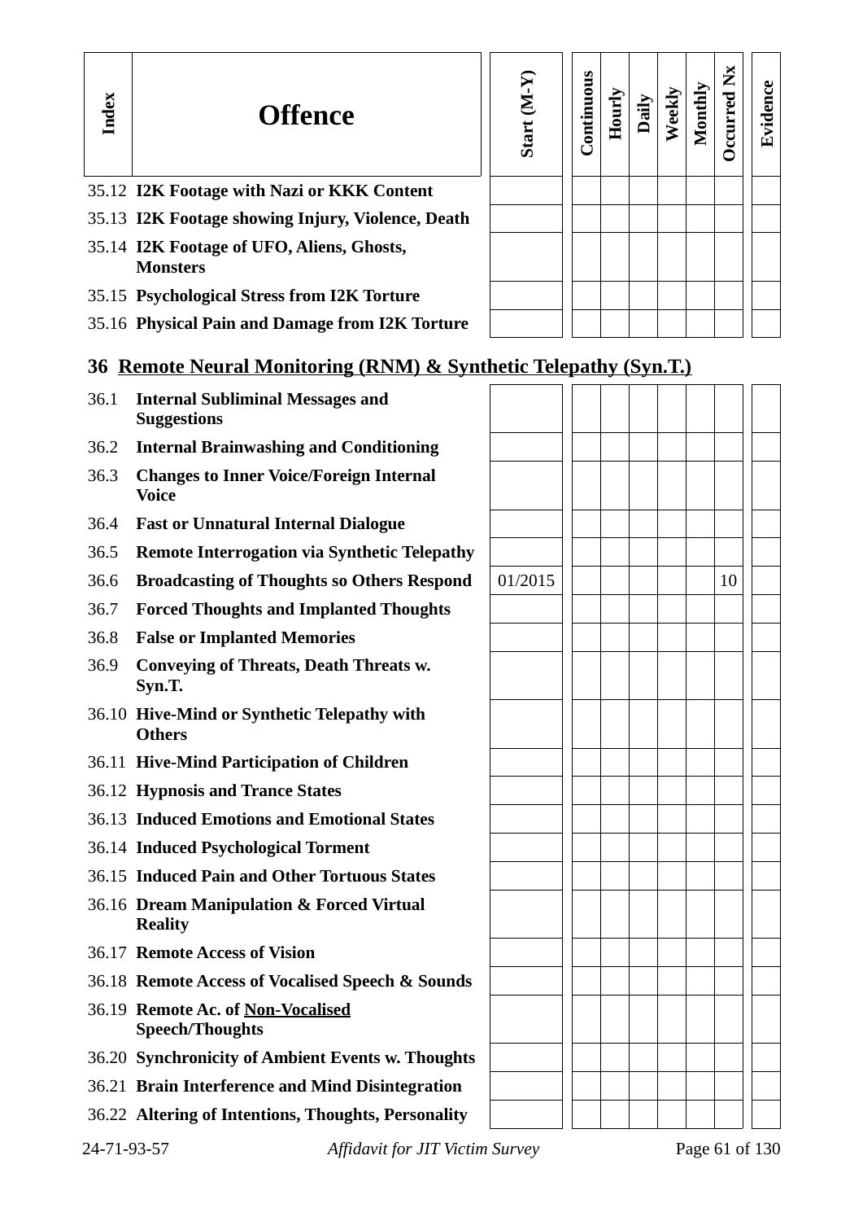| Index | Offence | Start (M-Y) | Continuous | Hourly | Daily | Weekly | Monthly | Occurred Nx | Evidence |
|---|---|---|---|---|---|---|---|---|---|
| 35.12 | **I2K Footage with Nazi or KKK Content** | | | | | | | | |
| 35.13 | **I2K Footage showing Injury, Violence, Death** | | | | | | | | |
| 35.14 | **I2K Footage of UFO, Aliens, Ghosts, Monsters** | | | | | | | | |
| 35.15 | **Psychological Stress from I2K Torture** | | | | | | | | |
| 35.16 | **Physical Pain and Damage from I2K Torture** | | | | | | | | |

## 36 Remote Neural Monitoring (RNM) & Synthetic Telepathy (Syn.T.)

| Index | Offence | Start (M-Y) | Continuous | Hourly | Daily | Weekly | Monthly | Occurred Nx | Evidence |
|---|---|---|---|---|---|---|---|---|---|
| 36.1 | **Internal Subliminal Messages and Suggestions** | | | | | | | | |
| 36.2 | **Internal Brainwashing and Conditioning** | | | | | | | | |
| 36.3 | **Changes to Inner Voice/Foreign Internal Voice** | | | | | | | | |
| 36.4 | **Fast or Unnatural Internal Dialogue** | | | | | | | | |
| 36.5 | **Remote Interrogation via Synthetic Telepathy** | | | | | | | | |
| 36.6 | **Broadcasting of Thoughts so Others Respond** | 01/2015 | | | | | | 10 | |
| 36.7 | **Forced Thoughts and Implanted Thoughts** | | | | | | | | |
| 36.8 | **False or Implanted Memories** | | | | | | | | |
| 36.9 | **Conveying of Threats, Death Threats w. Syn.T.** | | | | | | | | |
| 36.10 | **Hive-Mind or Synthetic Telepathy with Others** | | | | | | | | |
| 36.11 | **Hive-Mind Participation of Children** | | | | | | | | |
| 36.12 | **Hypnosis and Trance States** | | | | | | | | |
| 36.13 | **Induced Emotions and Emotional States** | | | | | | | | |
| 36.14 | **Induced Psychological Torment** | | | | | | | | |
| 36.15 | **Induced Pain and Other Tortuous States** | | | | | | | | |
| 36.16 | **Dream Manipulation & Forced Virtual Reality** | | | | | | | | |
| 36.17 | **Remote Access of Vision** | | | | | | | | |
| 36.18 | **Remote Access of Vocalised Speech & Sounds** | | | | | | | | |
| 36.19 | **Remote Ac. of Non-Vocalised Speech/Thoughts** | | | | | | | | |
| 36.20 | **Synchronicity of Ambient Events w. Thoughts** | | | | | | | | |
| 36.21 | **Brain Interference and Mind Disintegration** | | | | | | | | |
| 36.22 | **Altering of Intentions, Thoughts, Personality** | | | | | | | | |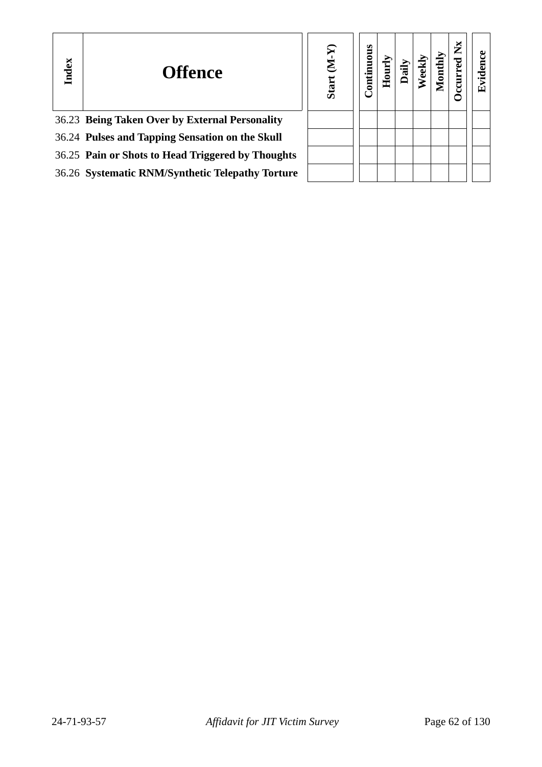| Index | Offence | Start (M-Y) | Continuous | Hourly | Daily | Weekly | Monthly | Occurred Nx | Evidence |
|---|---|---|---|---|---|---|---|---|---|
| 36.23 | **Being Taken Over by External Personality** | | | | | | | | |
| 36.24 | **Pulses and Tapping Sensation on the Skull** | | | | | | | | |
| 36.25 | **Pain or Shots to Head Triggered by Thoughts** | | | | | | | | |
| 36.26 | **Systematic RNM/Synthetic Telepathy Torture** | | | | | | | | |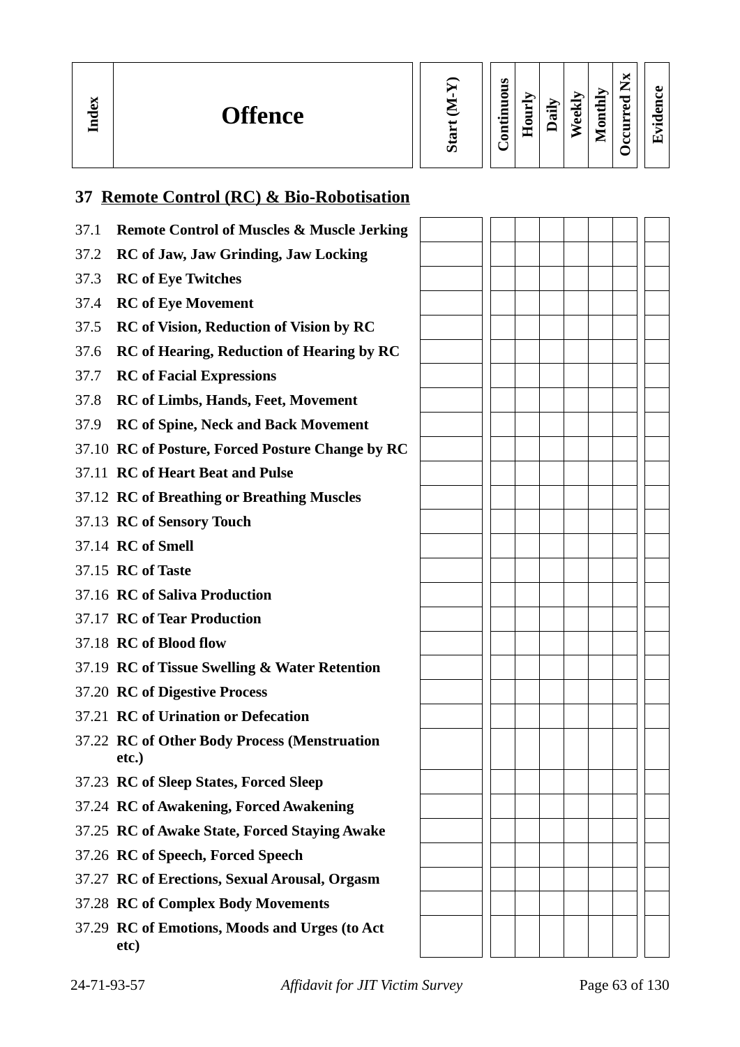| Index | Offence | Start (M-Y) | Continuous | Hourly | Daily | Weekly | Monthly | Occurred Nx | Evidence |
|---|---|---|---|---|---|---|---|---|---|

## 37 Remote Control (RC) & Bio-Robotisation

| Index | Offence | Start (M-Y) | Continuous | Hourly | Daily | Weekly | Monthly | Occurred Nx | Evidence |
|---|---|---|---|---|---|---|---|---|---|
| 37.1 | **Remote Control of Muscles & Muscle Jerking** | | | | | | | | |
| 37.2 | **RC of Jaw, Jaw Grinding, Jaw Locking** | | | | | | | | |
| 37.3 | **RC of Eye Twitches** | | | | | | | | |
| 37.4 | **RC of Eye Movement** | | | | | | | | |
| 37.5 | **RC of Vision, Reduction of Vision by RC** | | | | | | | | |
| 37.6 | **RC of Hearing, Reduction of Hearing by RC** | | | | | | | | |
| 37.7 | **RC of Facial Expressions** | | | | | | | | |
| 37.8 | **RC of Limbs, Hands, Feet, Movement** | | | | | | | | |
| 37.9 | **RC of Spine, Neck and Back Movement** | | | | | | | | |
| 37.10 | **RC of Posture, Forced Posture Change by RC** | | | | | | | | |
| 37.11 | **RC of Heart Beat and Pulse** | | | | | | | | |
| 37.12 | **RC of Breathing or Breathing Muscles** | | | | | | | | |
| 37.13 | **RC of Sensory Touch** | | | | | | | | |
| 37.14 | **RC of Smell** | | | | | | | | |
| 37.15 | **RC of Taste** | | | | | | | | |
| 37.16 | **RC of Saliva Production** | | | | | | | | |
| 37.17 | **RC of Tear Production** | | | | | | | | |
| 37.18 | **RC of Blood flow** | | | | | | | | |
| 37.19 | **RC of Tissue Swelling & Water Retention** | | | | | | | | |
| 37.20 | **RC of Digestive Process** | | | | | | | | |
| 37.21 | **RC of Urination or Defecation** | | | | | | | | |
| 37.22 | **RC of Other Body Process (Menstruation etc.)** | | | | | | | | |
| 37.23 | **RC of Sleep States, Forced Sleep** | | | | | | | | |
| 37.24 | **RC of Awakening, Forced Awakening** | | | | | | | | |
| 37.25 | **RC of Awake State, Forced Staying Awake** | | | | | | | | |
| 37.26 | **RC of Speech, Forced Speech** | | | | | | | | |
| 37.27 | **RC of Erections, Sexual Arousal, Orgasm** | | | | | | | | |
| 37.28 | **RC of Complex Body Movements** | | | | | | | | |
| 37.29 | **RC of Emotions, Moods and Urges (to Act etc)** | | | | | | | | |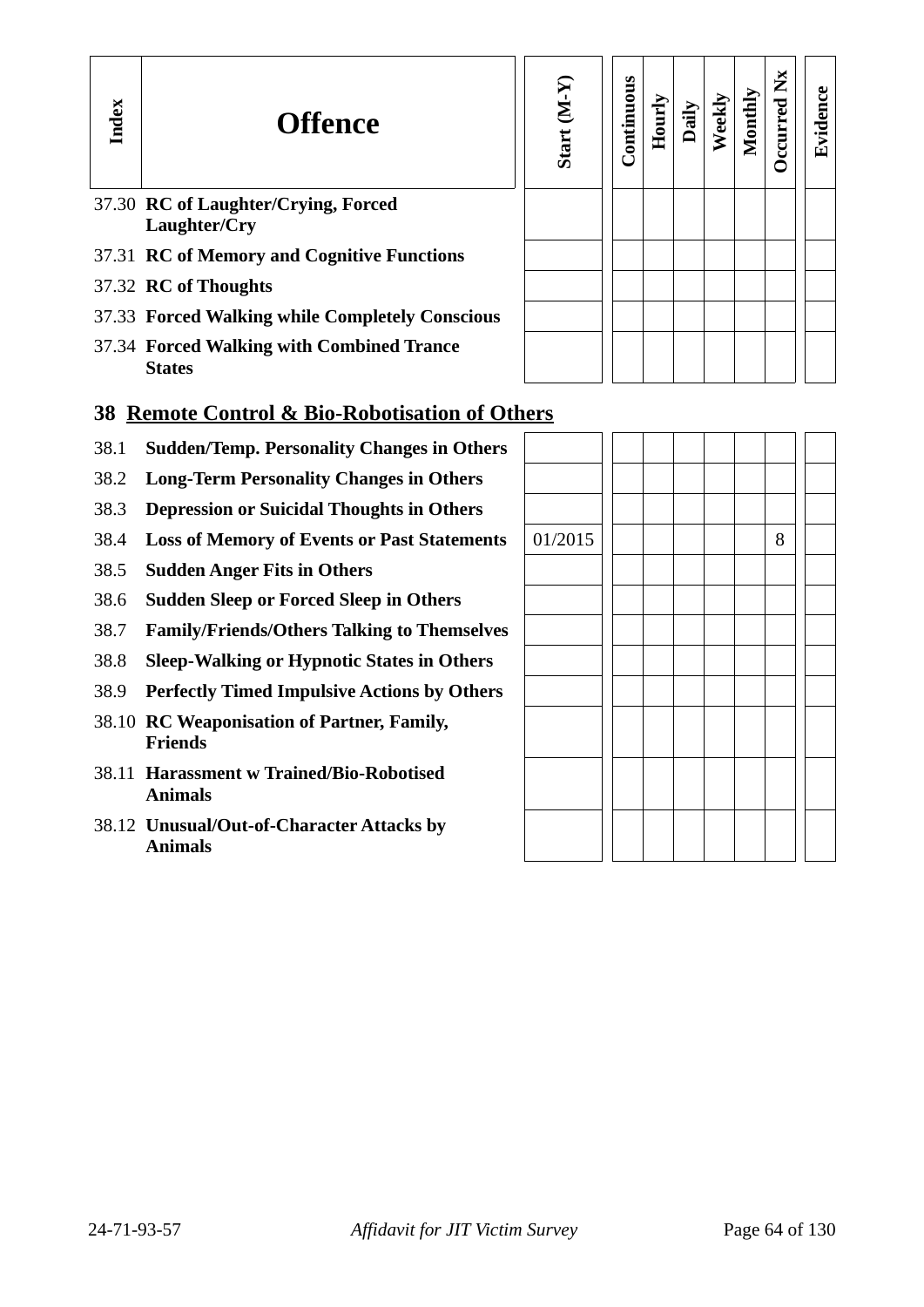| Index | Offence | Start (M-Y) | Continuous | Hourly | Daily | Weekly | Monthly | Occurred Nx | Evidence |
|---|---|---|---|---|---|---|---|---|---|
| 37.30 | **RC of Laughter/Crying, Forced Laughter/Cry** | | | | | | | | |
| 37.31 | **RC of Memory and Cognitive Functions** | | | | | | | | |
| 37.32 | **RC of Thoughts** | | | | | | | | |
| 37.33 | **Forced Walking while Completely Conscious** | | | | | | | | |
| 37.34 | **Forced Walking with Combined Trance States** | | | | | | | | |

## 38 Remote Control & Bio-Robotisation of Others

| Index | Offence | Start (M-Y) | Continuous | Hourly | Daily | Weekly | Monthly | Occurred Nx | Evidence |
|---|---|---|---|---|---|---|---|---|---|
| 38.1 | **Sudden/Temp. Personality Changes in Others** | | | | | | | | |
| 38.2 | **Long-Term Personality Changes in Others** | | | | | | | | |
| 38.3 | **Depression or Suicidal Thoughts in Others** | | | | | | | | |
| 38.4 | **Loss of Memory of Events or Past Statements** | 01/2015 | | | | | | 8 | |
| 38.5 | **Sudden Anger Fits in Others** | | | | | | | | |
| 38.6 | **Sudden Sleep or Forced Sleep in Others** | | | | | | | | |
| 38.7 | **Family/Friends/Others Talking to Themselves** | | | | | | | | |
| 38.8 | **Sleep-Walking or Hypnotic States in Others** | | | | | | | | |
| 38.9 | **Perfectly Timed Impulsive Actions by Others** | | | | | | | | |
| 38.10 | **RC Weaponisation of Partner, Family, Friends** | | | | | | | | |
| 38.11 | **Harassment w Trained/Bio-Robotised Animals** | | | | | | | | |
| 38.12 | **Unusual/Out-of-Character Attacks by Animals** | | | | | | | | |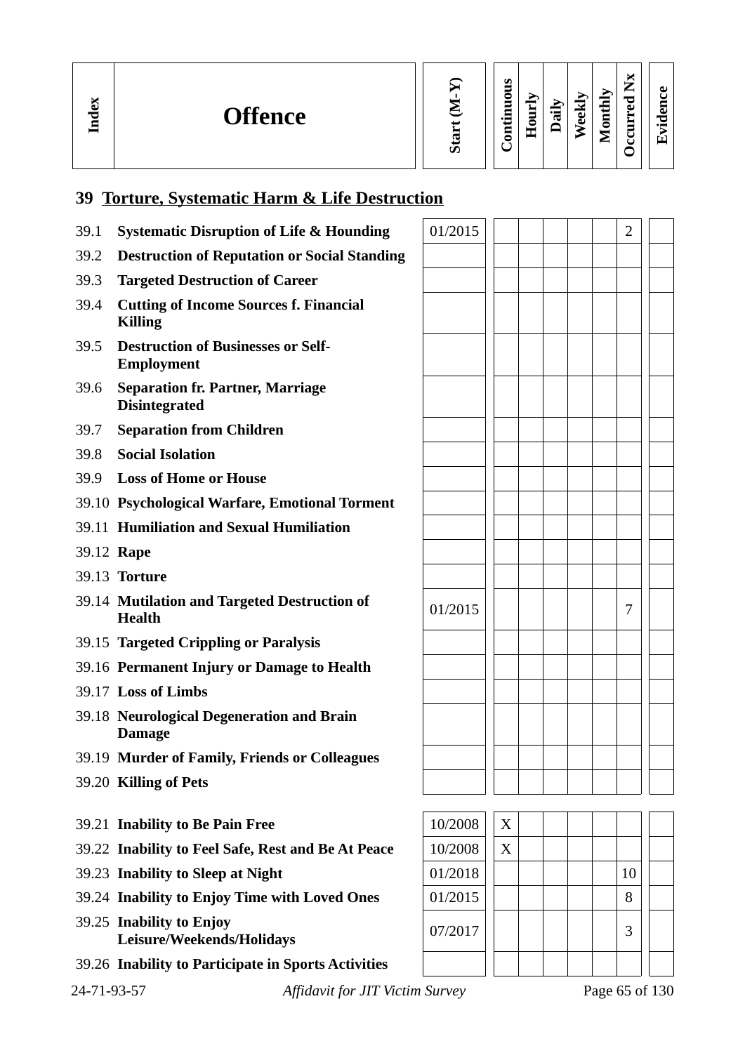| Index | Offence | Start (M-Y) | Continuous | Hourly | Daily | Weekly | Monthly | Occurred Nx | Evidence |
|---|---|---|---|---|---|---|---|---|---|

## 39 Torture, Systematic Harm & Life Destruction

| Index | Offence | Start (M-Y) | Continuous | Hourly | Daily | Weekly | Monthly | Occurred Nx | Evidence |
|---|---|---|---|---|---|---|---|---|---|
| 39.1 | **Systematic Disruption of Life & Hounding** | 01/2015 | | | | | | 2 | |
| 39.2 | **Destruction of Reputation or Social Standing** | | | | | | | | |
| 39.3 | **Targeted Destruction of Career** | | | | | | | | |
| 39.4 | **Cutting of Income Sources f. Financial Killing** | | | | | | | | |
| 39.5 | **Destruction of Businesses or Self-Employment** | | | | | | | | |
| 39.6 | **Separation fr. Partner, Marriage Disintegrated** | | | | | | | | |
| 39.7 | **Separation from Children** | | | | | | | | |
| 39.8 | **Social Isolation** | | | | | | | | |
| 39.9 | **Loss of Home or House** | | | | | | | | |
| 39.10 | **Psychological Warfare, Emotional Torment** | | | | | | | | |
| 39.11 | **Humiliation and Sexual Humiliation** | | | | | | | | |
| 39.12 | **Rape** | | | | | | | | |
| 39.13 | **Torture** | | | | | | | | |
| 39.14 | **Mutilation and Targeted Destruction of Health** | 01/2015 | | | | | | 7 | |
| 39.15 | **Targeted Crippling or Paralysis** | | | | | | | | |
| 39.16 | **Permanent Injury or Damage to Health** | | | | | | | | |
| 39.17 | **Loss of Limbs** | | | | | | | | |
| 39.18 | **Neurological Degeneration and Brain Damage** | | | | | | | | |
| 39.19 | **Murder of Family, Friends or Colleagues** | | | | | | | | |
| 39.20 | **Killing of Pets** | | | | | | | | |
| 39.21 | **Inability to Be Pain Free** | 10/2008 | X | | | | | | |
| 39.22 | **Inability to Feel Safe, Rest and Be At Peace** | 10/2008 | X | | | | | | |
| 39.23 | **Inability to Sleep at Night** | 01/2018 | | | | | | 10 | |
| 39.24 | **Inability to Enjoy Time with Loved Ones** | 01/2015 | | | | | | 8 | |
| 39.25 | **Inability to Enjoy Leisure/Weekends/Holidays** | 07/2017 | | | | | | 3 | |
| 39.26 | **Inability to Participate in Sports Activities** | | | | | | | | |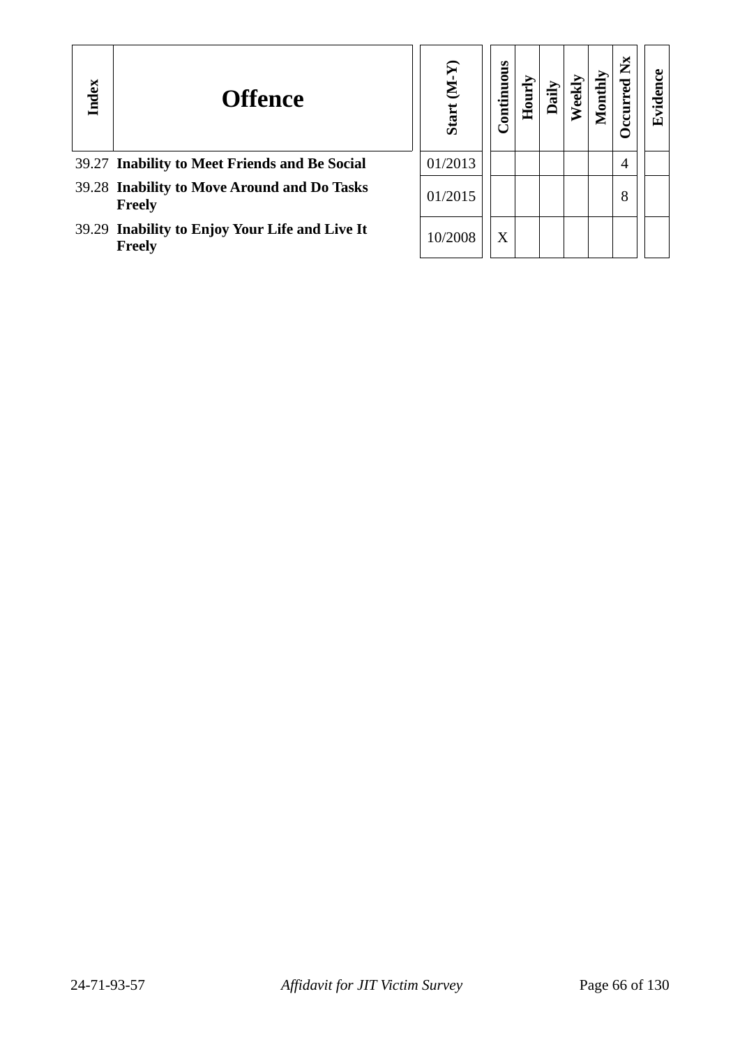| Index | Offence | Start (M-Y) | Continuous | Hourly | Daily | Weekly | Monthly | Occurred Nx | Evidence |
|---|---|---|---|---|---|---|---|---|---|
| 39.27 | **Inability to Meet Friends and Be Social** | 01/2013 | | | | | | 4 | |
| 39.28 | **Inability to Move Around and Do Tasks Freely** | 01/2015 | | | | | | 8 | |
| 39.29 | **Inability to Enjoy Your Life and Live It Freely** | 10/2008 | X | | | | | | |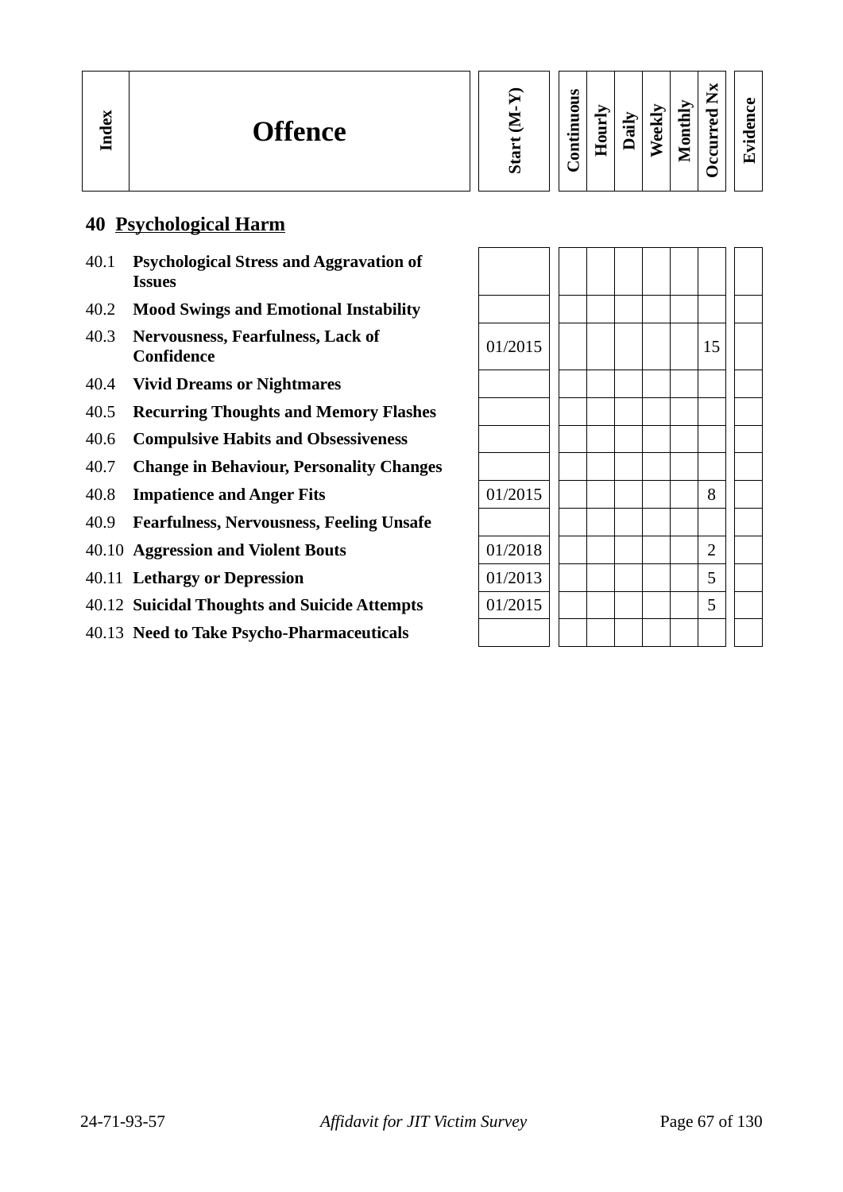| Index | Offence | Start (M-Y) | Continuous | Hourly | Daily | Weekly | Monthly | Occurred Nx | Evidence |
|---|---|---|---|---|---|---|---|---|---|

## 40 Psychological Harm

| Index | Offence | Start (M-Y) | Continuous | Hourly | Daily | Weekly | Monthly | Occurred Nx | Evidence |
|---|---|---|---|---|---|---|---|---|---|
| 40.1 | **Psychological Stress and Aggravation of Issues** | | | | | | | | |
| 40.2 | **Mood Swings and Emotional Instability** | | | | | | | | |
| 40.3 | **Nervousness, Fearfulness, Lack of Confidence** | 01/2015 | | | | | | 15 | |
| 40.4 | **Vivid Dreams or Nightmares** | | | | | | | | |
| 40.5 | **Recurring Thoughts and Memory Flashes** | | | | | | | | |
| 40.6 | **Compulsive Habits and Obsessiveness** | | | | | | | | |
| 40.7 | **Change in Behaviour, Personality Changes** | | | | | | | | |
| 40.8 | **Impatience and Anger Fits** | 01/2015 | | | | | | 8 | |
| 40.9 | **Fearfulness, Nervousness, Feeling Unsafe** | | | | | | | | |
| 40.10 | **Aggression and Violent Bouts** | 01/2018 | | | | | | 2 | |
| 40.11 | **Lethargy or Depression** | 01/2013 | | | | | | 5 | |
| 40.12 | **Suicidal Thoughts and Suicide Attempts** | 01/2015 | | | | | | 5 | |
| 40.13 | **Need to Take Psycho-Pharmaceuticals** | | | | | | | | |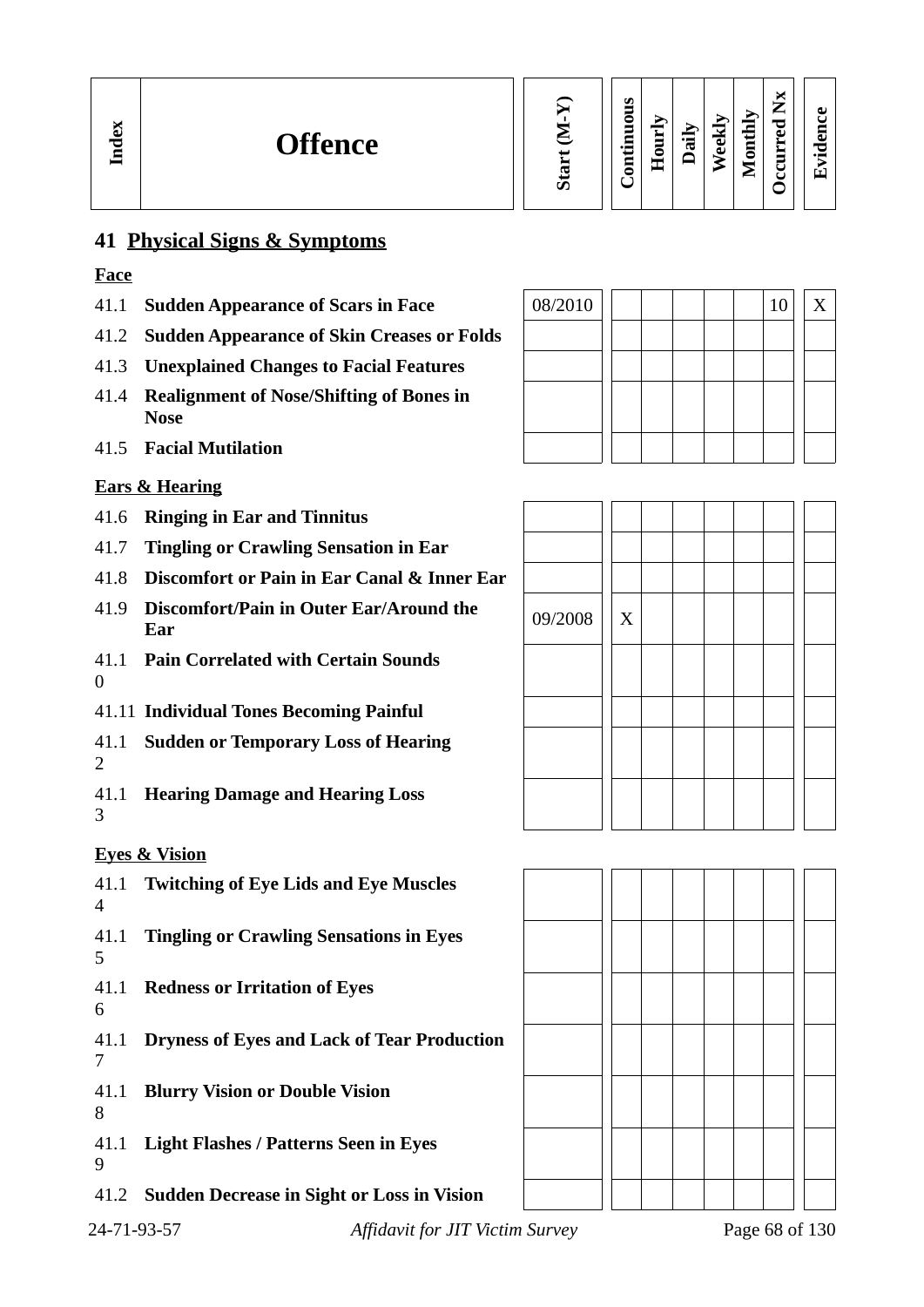| Index | Offence | Start (M-Y) | Continuous | Hourly | Daily | Weekly | Monthly | Occurred Nx | Evidence |
|---|---|---|---|---|---|---|---|---|---|

## 41 Physical Signs & Symptoms

### Face

| Index | Offence | Start (M-Y) | Continuous | Hourly | Daily | Weekly | Monthly | Occurred Nx | Evidence |
|---|---|---|---|---|---|---|---|---|---|
| 41.1 | **Sudden Appearance of Scars in Face** | 08/2010 | | | | | | 10 | X |
| 41.2 | **Sudden Appearance of Skin Creases or Folds** | | | | | | | | |
| 41.3 | **Unexplained Changes to Facial Features** | | | | | | | | |
| 41.4 | **Realignment of Nose/Shifting of Bones in Nose** | | | | | | | | |
| 41.5 | **Facial Mutilation** | | | | | | | | |

### Ears & Hearing

| Index | Offence | Start (M-Y) | Continuous | Hourly | Daily | Weekly | Monthly | Occurred Nx | Evidence |
|---|---|---|---|---|---|---|---|---|---|
| 41.6 | **Ringing in Ear and Tinnitus** | | | | | | | | |
| 41.7 | **Tingling or Crawling Sensation in Ear** | | | | | | | | |
| 41.8 | **Discomfort or Pain in Ear Canal & Inner Ear** | | | | | | | | |
| 41.9 | **Discomfort/Pain in Outer Ear/Around the Ear** | 09/2008 | X | | | | | | |
| 41.10 | **Pain Correlated with Certain Sounds** | | | | | | | | |
| 41.11 | **Individual Tones Becoming Painful** | | | | | | | | |
| 41.12 | **Sudden or Temporary Loss of Hearing** | | | | | | | | |
| 41.13 | **Hearing Damage and Hearing Loss** | | | | | | | | |

### Eyes & Vision

| Index | Offence | Start (M-Y) | Continuous | Hourly | Daily | Weekly | Monthly | Occurred Nx | Evidence |
|---|---|---|---|---|---|---|---|---|---|
| 41.14 | **Twitching of Eye Lids and Eye Muscles** | | | | | | | | |
| 41.15 | **Tingling or Crawling Sensations in Eyes** | | | | | | | | |
| 41.16 | **Redness or Irritation of Eyes** | | | | | | | | |
| 41.17 | **Dryness of Eyes and Lack of Tear Production** | | | | | | | | |
| 41.18 | **Blurry Vision or Double Vision** | | | | | | | | |
| 41.19 | **Light Flashes / Patterns Seen in Eyes** | | | | | | | | |
| 41.2 | **Sudden Decrease in Sight or Loss in Vision** | | | | | | | | |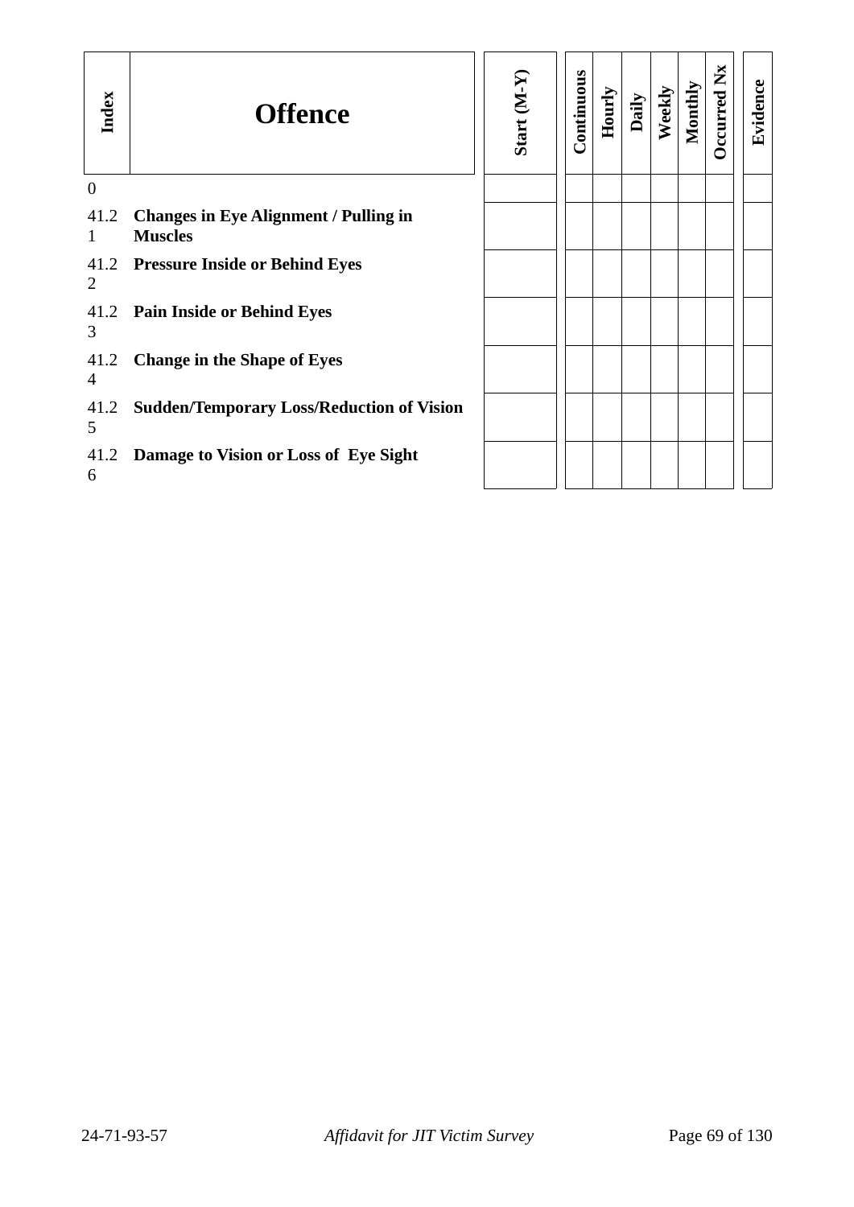| Index | Offence | Start (M-Y) | Continuous | Hourly | Daily | Weekly | Monthly | Occurred Nx | Evidence |
|---|---|---|---|---|---|---|---|---|---|
| 0 | | | | | | | | | |
| 41.21 | **Changes in Eye Alignment / Pulling in Muscles** | | | | | | | | |
| 41.22 | **Pressure Inside or Behind Eyes** | | | | | | | | |
| 41.23 | **Pain Inside or Behind Eyes** | | | | | | | | |
| 41.24 | **Change in the Shape of Eyes** | | | | | | | | |
| 41.25 | **Sudden/Temporary Loss/Reduction of Vision** | | | | | | | | |
| 41.26 | **Damage to Vision or Loss of Eye Sight** | | | | | | | | |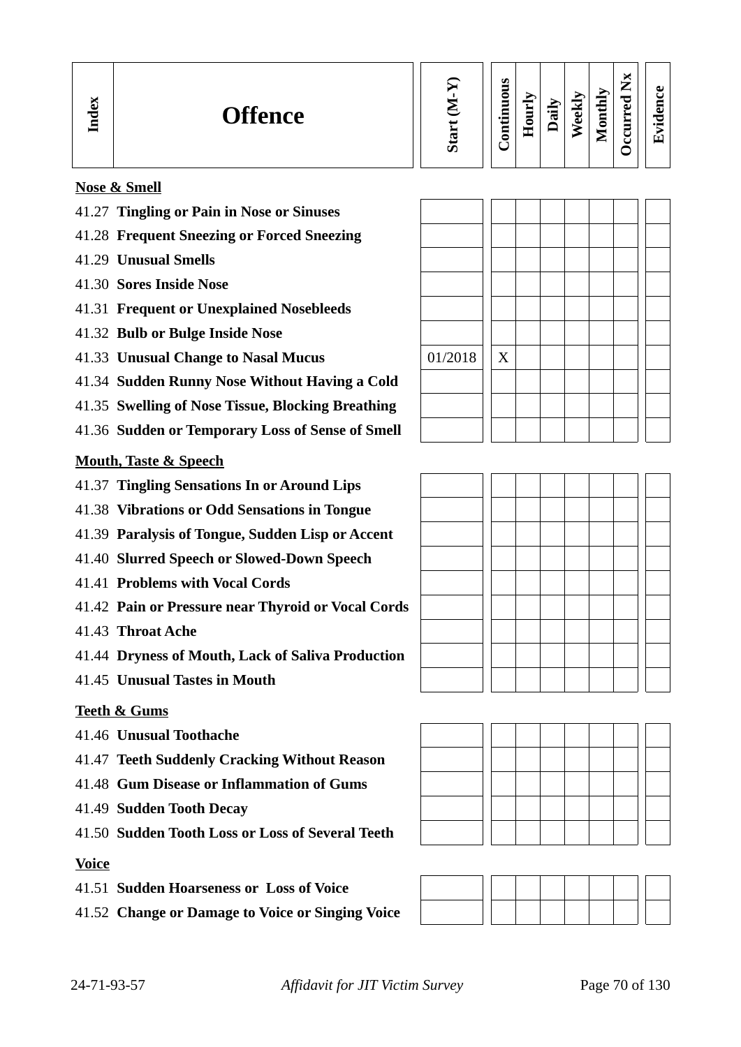| Index | Offence | Start (M-Y) | Continuous | Hourly | Daily | Weekly | Monthly | Occurred Nx | Evidence |
|---|---|---|---|---|---|---|---|---|---|
| | **Nose & Smell** | | | | | | | | |
| 41.27 | **Tingling or Pain in Nose or Sinuses** | | | | | | | | |
| 41.28 | **Frequent Sneezing or Forced Sneezing** | | | | | | | | |
| 41.29 | **Unusual Smells** | | | | | | | | |
| 41.30 | **Sores Inside Nose** | | | | | | | | |
| 41.31 | **Frequent or Unexplained Nosebleeds** | | | | | | | | |
| 41.32 | **Bulb or Bulge Inside Nose** | | | | | | | | |
| 41.33 | **Unusual Change to Nasal Mucus** | 01/2018 | X | | | | | | |
| 41.34 | **Sudden Runny Nose Without Having a Cold** | | | | | | | | |
| 41.35 | **Swelling of Nose Tissue, Blocking Breathing** | | | | | | | | |
| 41.36 | **Sudden or Temporary Loss of Sense of Smell** | | | | | | | | |
| | **Mouth, Taste & Speech** | | | | | | | | |
| 41.37 | **Tingling Sensations In or Around Lips** | | | | | | | | |
| 41.38 | **Vibrations or Odd Sensations in Tongue** | | | | | | | | |
| 41.39 | **Paralysis of Tongue, Sudden Lisp or Accent** | | | | | | | | |
| 41.40 | **Slurred Speech or Slowed-Down Speech** | | | | | | | | |
| 41.41 | **Problems with Vocal Cords** | | | | | | | | |
| 41.42 | **Pain or Pressure near Thyroid or Vocal Cords** | | | | | | | | |
| 41.43 | **Throat Ache** | | | | | | | | |
| 41.44 | **Dryness of Mouth, Lack of Saliva Production** | | | | | | | | |
| 41.45 | **Unusual Tastes in Mouth** | | | | | | | | |
| | **Teeth & Gums** | | | | | | | | |
| 41.46 | **Unusual Toothache** | | | | | | | | |
| 41.47 | **Teeth Suddenly Cracking Without Reason** | | | | | | | | |
| 41.48 | **Gum Disease or Inflammation of Gums** | | | | | | | | |
| 41.49 | **Sudden Tooth Decay** | | | | | | | | |
| 41.50 | **Sudden Tooth Loss or Loss of Several Teeth** | | | | | | | | |
| | **Voice** | | | | | | | | |
| 41.51 | **Sudden Hoarseness or Loss of Voice** | | | | | | | | |
| 41.52 | **Change or Damage to Voice or Singing Voice** | | | | | | | | |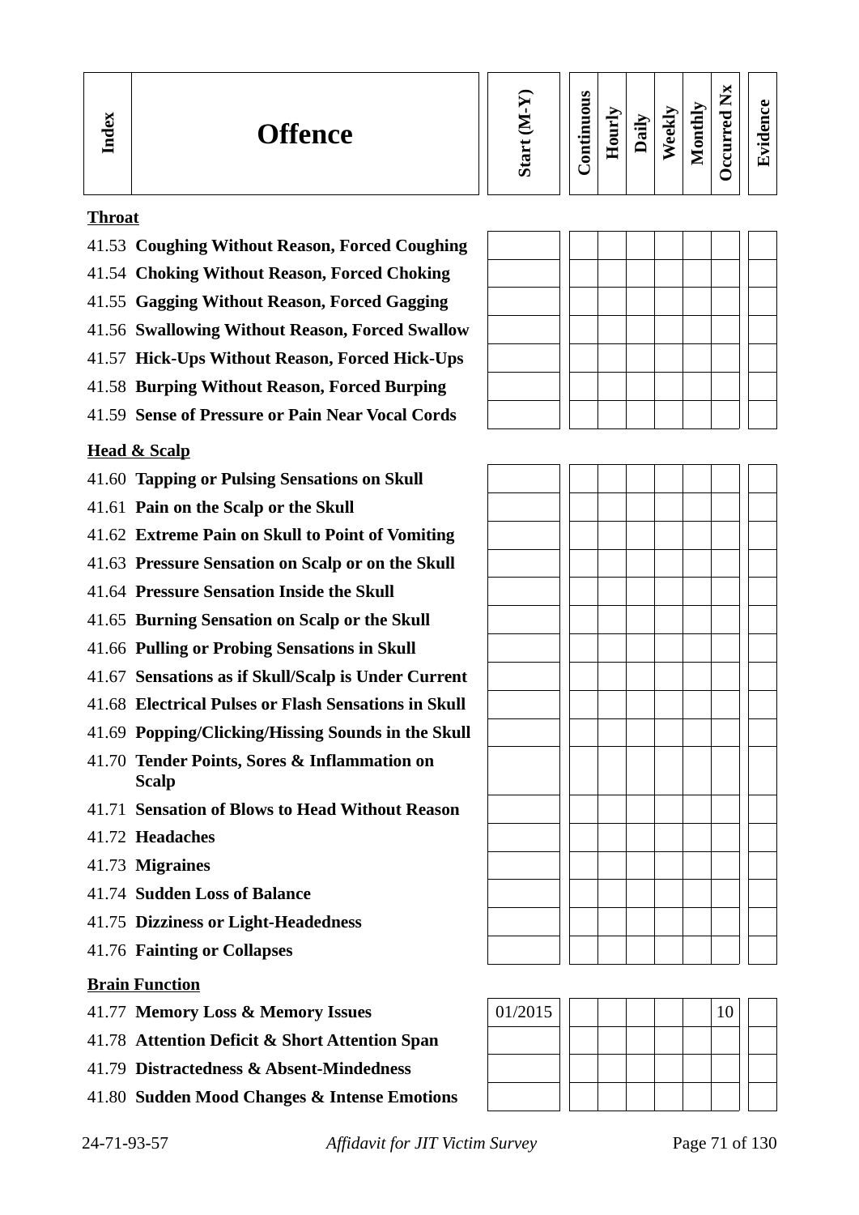| Index | Offence | Start (M-Y) | Continuous | Hourly | Daily | Weekly | Monthly | Occurred Nx | Evidence |
|---|---|---|---|---|---|---|---|---|---|
| **Throat** | | | | | | | | | |
| 41.53 | **Coughing Without Reason, Forced Coughing** | | | | | | | | |
| 41.54 | **Choking Without Reason, Forced Choking** | | | | | | | | |
| 41.55 | **Gagging Without Reason, Forced Gagging** | | | | | | | | |
| 41.56 | **Swallowing Without Reason, Forced Swallow** | | | | | | | | |
| 41.57 | **Hick-Ups Without Reason, Forced Hick-Ups** | | | | | | | | |
| 41.58 | **Burping Without Reason, Forced Burping** | | | | | | | | |
| 41.59 | **Sense of Pressure or Pain Near Vocal Cords** | | | | | | | | |
| **Head & Scalp** | | | | | | | | | |
| 41.60 | **Tapping or Pulsing Sensations on Skull** | | | | | | | | |
| 41.61 | **Pain on the Scalp or the Skull** | | | | | | | | |
| 41.62 | **Extreme Pain on Skull to Point of Vomiting** | | | | | | | | |
| 41.63 | **Pressure Sensation on Scalp or on the Skull** | | | | | | | | |
| 41.64 | **Pressure Sensation Inside the Skull** | | | | | | | | |
| 41.65 | **Burning Sensation on Scalp or the Skull** | | | | | | | | |
| 41.66 | **Pulling or Probing Sensations in Skull** | | | | | | | | |
| 41.67 | **Sensations as if Skull/Scalp is Under Current** | | | | | | | | |
| 41.68 | **Electrical Pulses or Flash Sensations in Skull** | | | | | | | | |
| 41.69 | **Popping/Clicking/Hissing Sounds in the Skull** | | | | | | | | |
| 41.70 | **Tender Points, Sores & Inflammation on Scalp** | | | | | | | | |
| 41.71 | **Sensation of Blows to Head Without Reason** | | | | | | | | |
| 41.72 | **Headaches** | | | | | | | | |
| 41.73 | **Migraines** | | | | | | | | |
| 41.74 | **Sudden Loss of Balance** | | | | | | | | |
| 41.75 | **Dizziness or Light-Headedness** | | | | | | | | |
| 41.76 | **Fainting or Collapses** | | | | | | | | |
| **Brain Function** | | | | | | | | | |
| 41.77 | **Memory Loss & Memory Issues** | 01/2015 | | | | | | 10 | |
| 41.78 | **Attention Deficit & Short Attention Span** | | | | | | | | |
| 41.79 | **Distractedness & Absent-Mindedness** | | | | | | | | |
| 41.80 | **Sudden Mood Changes & Intense Emotions** | | | | | | | | |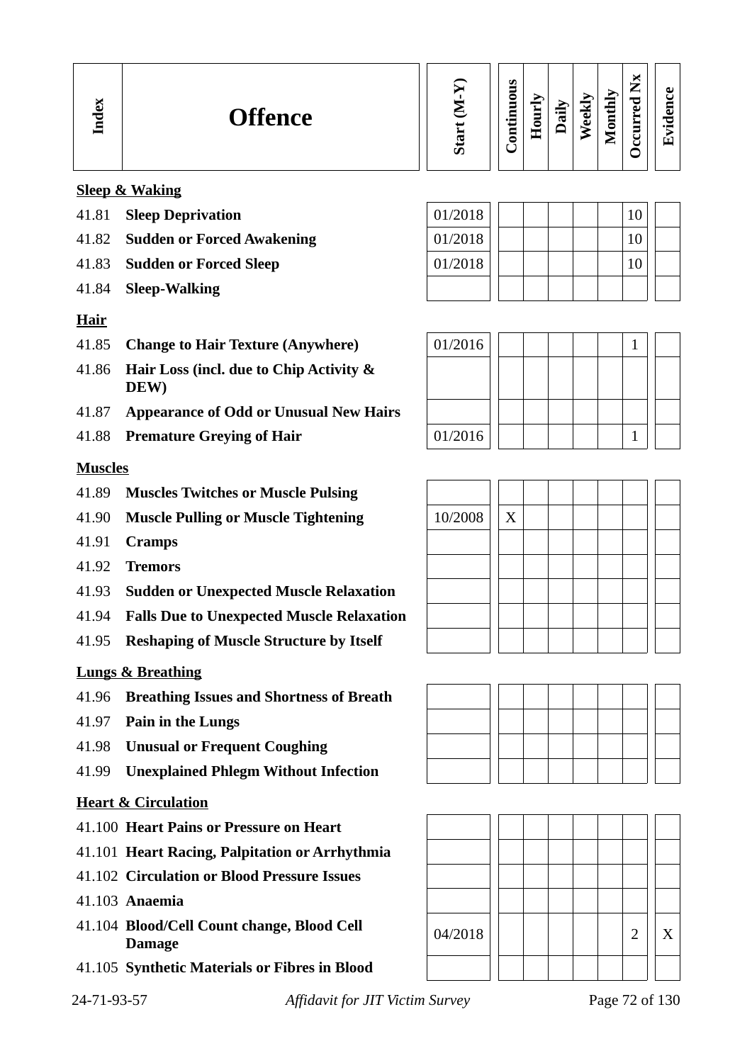| Index | Offence | Start (M-Y) | Continuous | Hourly | Daily | Weekly | Monthly | Occurred Nx | Evidence |
|---|---|---|---|---|---|---|---|---|---|
| | **Sleep & Waking** | | | | | | | | |
| 41.81 | **Sleep Deprivation** | 01/2018 | | | | | | 10 | |
| 41.82 | **Sudden or Forced Awakening** | 01/2018 | | | | | | 10 | |
| 41.83 | **Sudden or Forced Sleep** | 01/2018 | | | | | | 10 | |
| 41.84 | **Sleep-Walking** | | | | | | | | |
| | **Hair** | | | | | | | | |
| 41.85 | **Change to Hair Texture (Anywhere)** | 01/2016 | | | | | | 1 | |
| 41.86 | **Hair Loss (incl. due to Chip Activity & DEW)** | | | | | | | | |
| 41.87 | **Appearance of Odd or Unusual New Hairs** | | | | | | | | |
| 41.88 | **Premature Greying of Hair** | 01/2016 | | | | | | 1 | |
| | **Muscles** | | | | | | | | |
| 41.89 | **Muscles Twitches or Muscle Pulsing** | | | | | | | | |
| 41.90 | **Muscle Pulling or Muscle Tightening** | 10/2008 | X | | | | | | |
| 41.91 | **Cramps** | | | | | | | | |
| 41.92 | **Tremors** | | | | | | | | |
| 41.93 | **Sudden or Unexpected Muscle Relaxation** | | | | | | | | |
| 41.94 | **Falls Due to Unexpected Muscle Relaxation** | | | | | | | | |
| 41.95 | **Reshaping of Muscle Structure by Itself** | | | | | | | | |
| | **Lungs & Breathing** | | | | | | | | |
| 41.96 | **Breathing Issues and Shortness of Breath** | | | | | | | | |
| 41.97 | **Pain in the Lungs** | | | | | | | | |
| 41.98 | **Unusual or Frequent Coughing** | | | | | | | | |
| 41.99 | **Unexplained Phlegm Without Infection** | | | | | | | | |
| | **Heart & Circulation** | | | | | | | | |
| 41.100 | **Heart Pains or Pressure on Heart** | | | | | | | | |
| 41.101 | **Heart Racing, Palpitation or Arrhythmia** | | | | | | | | |
| 41.102 | **Circulation or Blood Pressure Issues** | | | | | | | | |
| 41.103 | **Anaemia** | | | | | | | | |
| 41.104 | **Blood/Cell Count change, Blood Cell Damage** | 04/2018 | | | | | | 2 | X |
| 41.105 | **Synthetic Materials or Fibres in Blood** | | | | | | | | |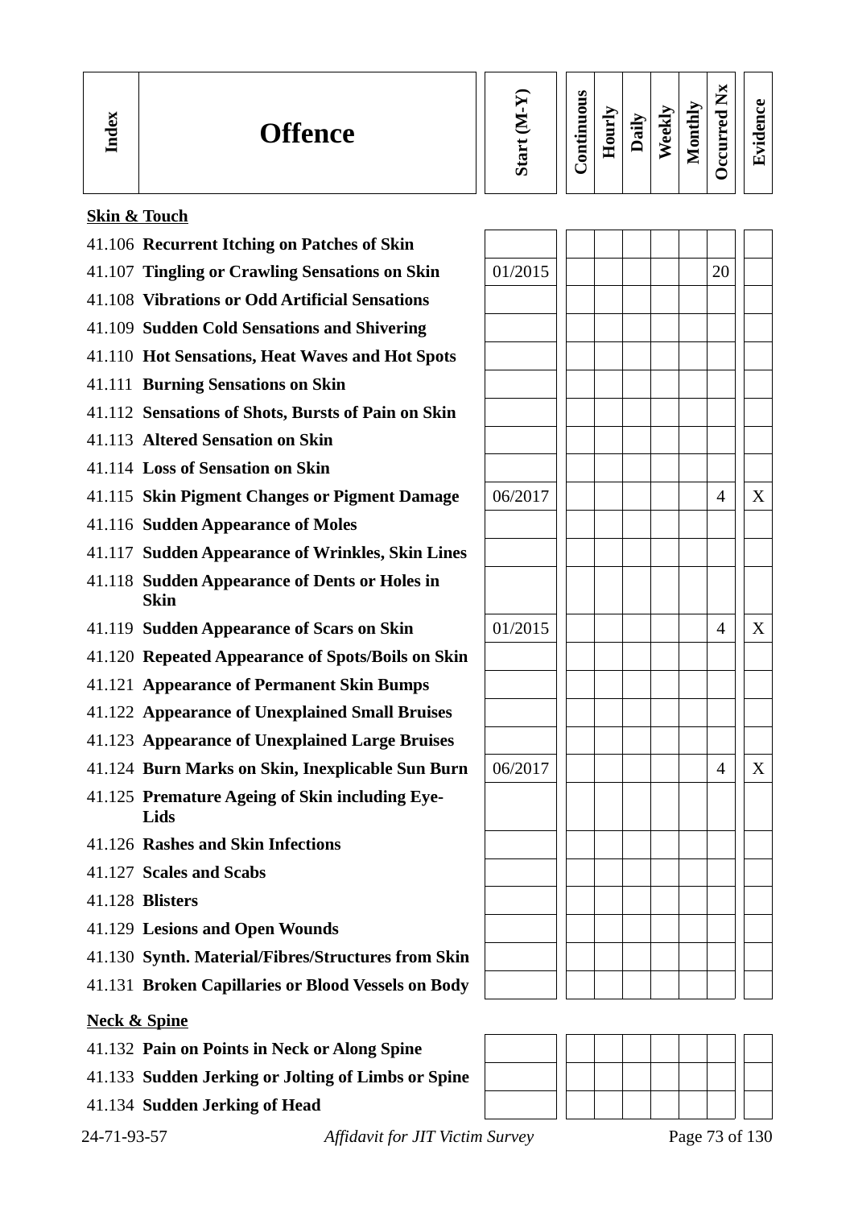| Index | Offence | Start (M-Y) | Continuous | Hourly | Daily | Weekly | Monthly | Occurred Nx | Evidence |
|---|---|---|---|---|---|---|---|---|---|
| | **Skin & Touch** | | | | | | | | |
| 41.106 | **Recurrent Itching on Patches of Skin** | | | | | | | | |
| 41.107 | **Tingling or Crawling Sensations on Skin** | 01/2015 | | | | | | 20 | |
| 41.108 | **Vibrations or Odd Artificial Sensations** | | | | | | | | |
| 41.109 | **Sudden Cold Sensations and Shivering** | | | | | | | | |
| 41.110 | **Hot Sensations, Heat Waves and Hot Spots** | | | | | | | | |
| 41.111 | **Burning Sensations on Skin** | | | | | | | | |
| 41.112 | **Sensations of Shots, Bursts of Pain on Skin** | | | | | | | | |
| 41.113 | **Altered Sensation on Skin** | | | | | | | | |
| 41.114 | **Loss of Sensation on Skin** | | | | | | | | |
| 41.115 | **Skin Pigment Changes or Pigment Damage** | 06/2017 | | | | | | 4 | X |
| 41.116 | **Sudden Appearance of Moles** | | | | | | | | |
| 41.117 | **Sudden Appearance of Wrinkles, Skin Lines** | | | | | | | | |
| 41.118 | **Sudden Appearance of Dents or Holes in Skin** | | | | | | | | |
| 41.119 | **Sudden Appearance of Scars on Skin** | 01/2015 | | | | | | 4 | X |
| 41.120 | **Repeated Appearance of Spots/Boils on Skin** | | | | | | | | |
| 41.121 | **Appearance of Permanent Skin Bumps** | | | | | | | | |
| 41.122 | **Appearance of Unexplained Small Bruises** | | | | | | | | |
| 41.123 | **Appearance of Unexplained Large Bruises** | | | | | | | | |
| 41.124 | **Burn Marks on Skin, Inexplicable Sun Burn** | 06/2017 | | | | | | 4 | X |
| 41.125 | **Premature Ageing of Skin including Eye-Lids** | | | | | | | | |
| 41.126 | **Rashes and Skin Infections** | | | | | | | | |
| 41.127 | **Scales and Scabs** | | | | | | | | |
| 41.128 | **Blisters** | | | | | | | | |
| 41.129 | **Lesions and Open Wounds** | | | | | | | | |
| 41.130 | **Synth. Material/Fibres/Structures from Skin** | | | | | | | | |
| 41.131 | **Broken Capillaries or Blood Vessels on Body** | | | | | | | | |
| | **Neck & Spine** | | | | | | | | |
| 41.132 | **Pain on Points in Neck or Along Spine** | | | | | | | | |
| 41.133 | **Sudden Jerking or Jolting of Limbs or Spine** | | | | | | | | |
| 41.134 | **Sudden Jerking of Head** | | | | | | | | |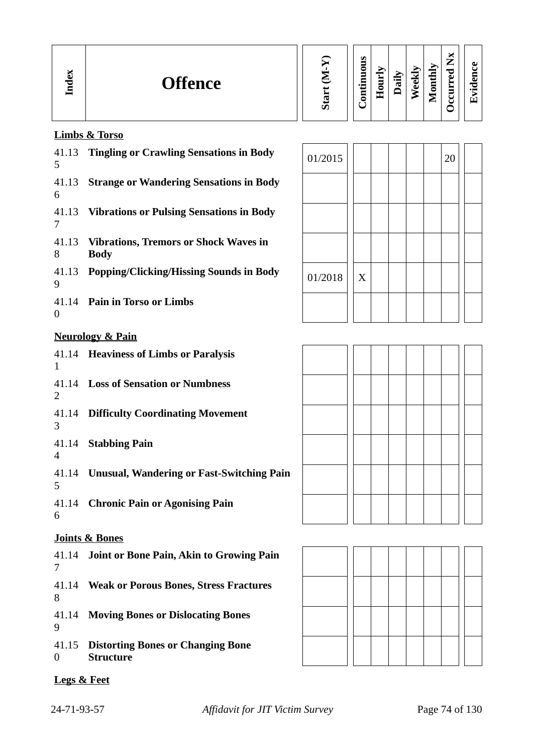| Index | Offence | Start (M-Y) | Continuous | Hourly | Daily | Weekly | Monthly | Occurred Nx | Evidence |
|---|---|---|---|---|---|---|---|---|---|
| | **Limbs & Torso** | | | | | | | | |
| 41.135 | **Tingling or Crawling Sensations in Body** | 01/2015 | | | | | | 20 | |
| 41.136 | **Strange or Wandering Sensations in Body** | | | | | | | | |
| 41.137 | **Vibrations or Pulsing Sensations in Body** | | | | | | | | |
| 41.138 | **Vibrations, Tremors or Shock Waves in Body** | | | | | | | | |
| 41.139 | **Popping/Clicking/Hissing Sounds in Body** | 01/2018 | X | | | | | | |
| 41.140 | **Pain in Torso or Limbs** | | | | | | | | |
| | **Neurology & Pain** | | | | | | | | |
| 41.141 | **Heaviness of Limbs or Paralysis** | | | | | | | | |
| 41.142 | **Loss of Sensation or Numbness** | | | | | | | | |
| 41.143 | **Difficulty Coordinating Movement** | | | | | | | | |
| 41.144 | **Stabbing Pain** | | | | | | | | |
| 41.145 | **Unusual, Wandering or Fast-Switching Pain** | | | | | | | | |
| 41.146 | **Chronic Pain or Agonising Pain** | | | | | | | | |
| | **Joints & Bones** | | | | | | | | |
| 41.147 | **Joint or Bone Pain, Akin to Growing Pain** | | | | | | | | |
| 41.148 | **Weak or Porous Bones, Stress Fractures** | | | | | | | | |
| 41.149 | **Moving Bones or Dislocating Bones** | | | | | | | | |
| 41.150 | **Distorting Bones or Changing Bone Structure** | | | | | | | | |

**Legs & Feet**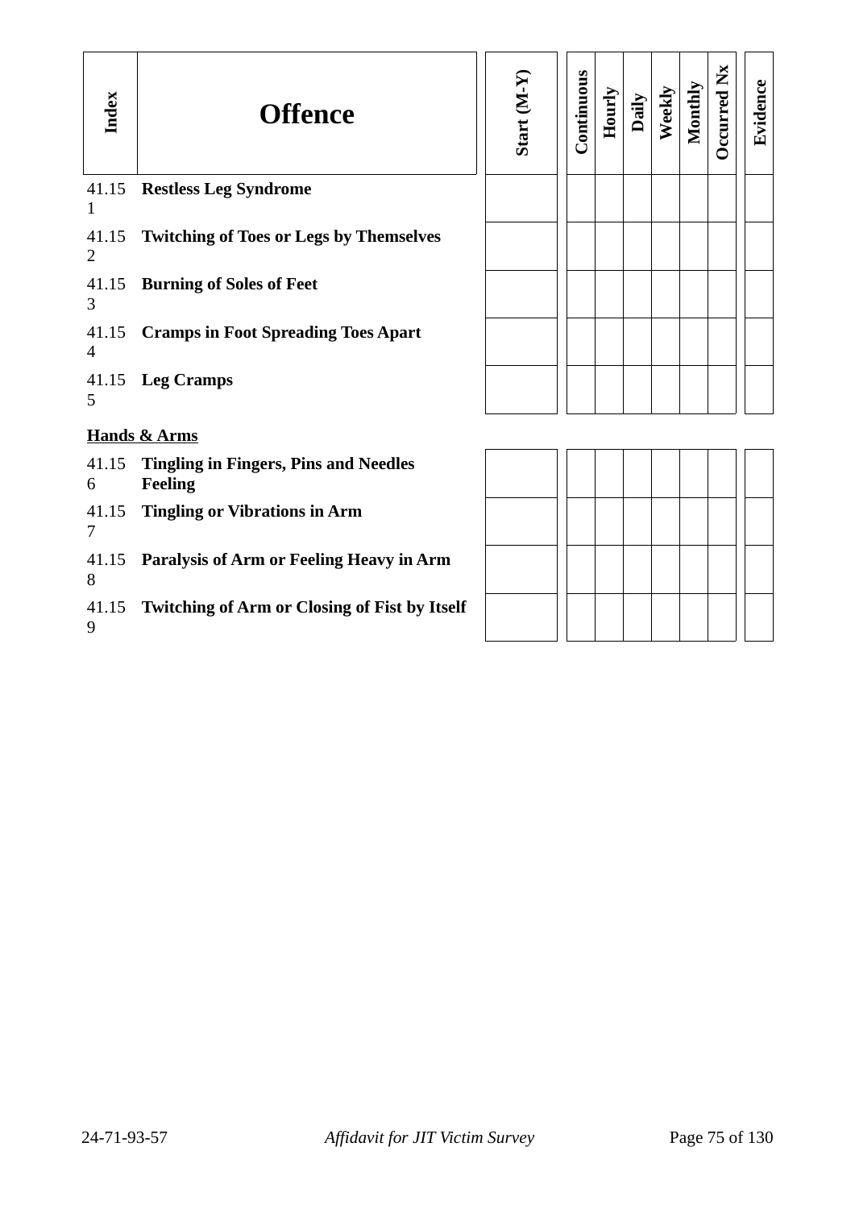| Index | Offence | Start (M-Y) | Continuous | Hourly | Daily | Weekly | Monthly | Occurred Nx | Evidence |
|---|---|---|---|---|---|---|---|---|---|
| 41.151 | **Restless Leg Syndrome** | | | | | | | | |
| 41.152 | **Twitching of Toes or Legs by Themselves** | | | | | | | | |
| 41.153 | **Burning of Soles of Feet** | | | | | | | | |
| 41.154 | **Cramps in Foot Spreading Toes Apart** | | | | | | | | |
| 41.155 | **Leg Cramps** | | | | | | | | |
| | **<u>Hands & Arms</u>** | | | | | | | | |
| 41.156 | **Tingling in Fingers, Pins and Needles Feeling** | | | | | | | | |
| 41.157 | **Tingling or Vibrations in Arm** | | | | | | | | |
| 41.158 | **Paralysis of Arm or Feeling Heavy in Arm** | | | | | | | | |
| 41.159 | **Twitching of Arm or Closing of Fist by Itself** | | | | | | | | |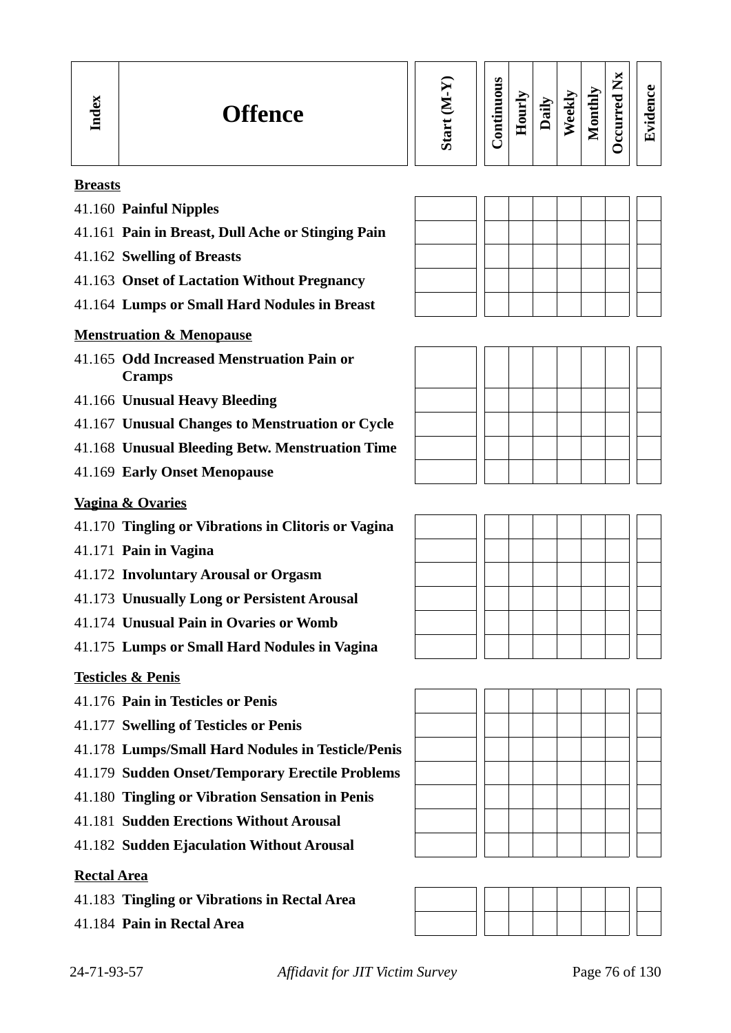| Index | Offence | Start (M-Y) | Continuous | Hourly | Daily | Weekly | Monthly | Occurred Nx | Evidence |
|---|---|---|---|---|---|---|---|---|---|
| **Breasts** | | | | | | | | | |
| 41.160 | **Painful Nipples** | | | | | | | | |
| 41.161 | **Pain in Breast, Dull Ache or Stinging Pain** | | | | | | | | |
| 41.162 | **Swelling of Breasts** | | | | | | | | |
| 41.163 | **Onset of Lactation Without Pregnancy** | | | | | | | | |
| 41.164 | **Lumps or Small Hard Nodules in Breast** | | | | | | | | |
| **Menstruation & Menopause** | | | | | | | | | |
| 41.165 | **Odd Increased Menstruation Pain or Cramps** | | | | | | | | |
| 41.166 | **Unusual Heavy Bleeding** | | | | | | | | |
| 41.167 | **Unusual Changes to Menstruation or Cycle** | | | | | | | | |
| 41.168 | **Unusual Bleeding Betw. Menstruation Time** | | | | | | | | |
| 41.169 | **Early Onset Menopause** | | | | | | | | |
| **Vagina & Ovaries** | | | | | | | | | |
| 41.170 | **Tingling or Vibrations in Clitoris or Vagina** | | | | | | | | |
| 41.171 | **Pain in Vagina** | | | | | | | | |
| 41.172 | **Involuntary Arousal or Orgasm** | | | | | | | | |
| 41.173 | **Unusually Long or Persistent Arousal** | | | | | | | | |
| 41.174 | **Unusual Pain in Ovaries or Womb** | | | | | | | | |
| 41.175 | **Lumps or Small Hard Nodules in Vagina** | | | | | | | | |
| **Testicles & Penis** | | | | | | | | | |
| 41.176 | **Pain in Testicles or Penis** | | | | | | | | |
| 41.177 | **Swelling of Testicles or Penis** | | | | | | | | |
| 41.178 | **Lumps/Small Hard Nodules in Testicle/Penis** | | | | | | | | |
| 41.179 | **Sudden Onset/Temporary Erectile Problems** | | | | | | | | |
| 41.180 | **Tingling or Vibration Sensation in Penis** | | | | | | | | |
| 41.181 | **Sudden Erections Without Arousal** | | | | | | | | |
| 41.182 | **Sudden Ejaculation Without Arousal** | | | | | | | | |
| **Rectal Area** | | | | | | | | | |
| 41.183 | **Tingling or Vibrations in Rectal Area** | | | | | | | | |
| 41.184 | **Pain in Rectal Area** | | | | | | | | |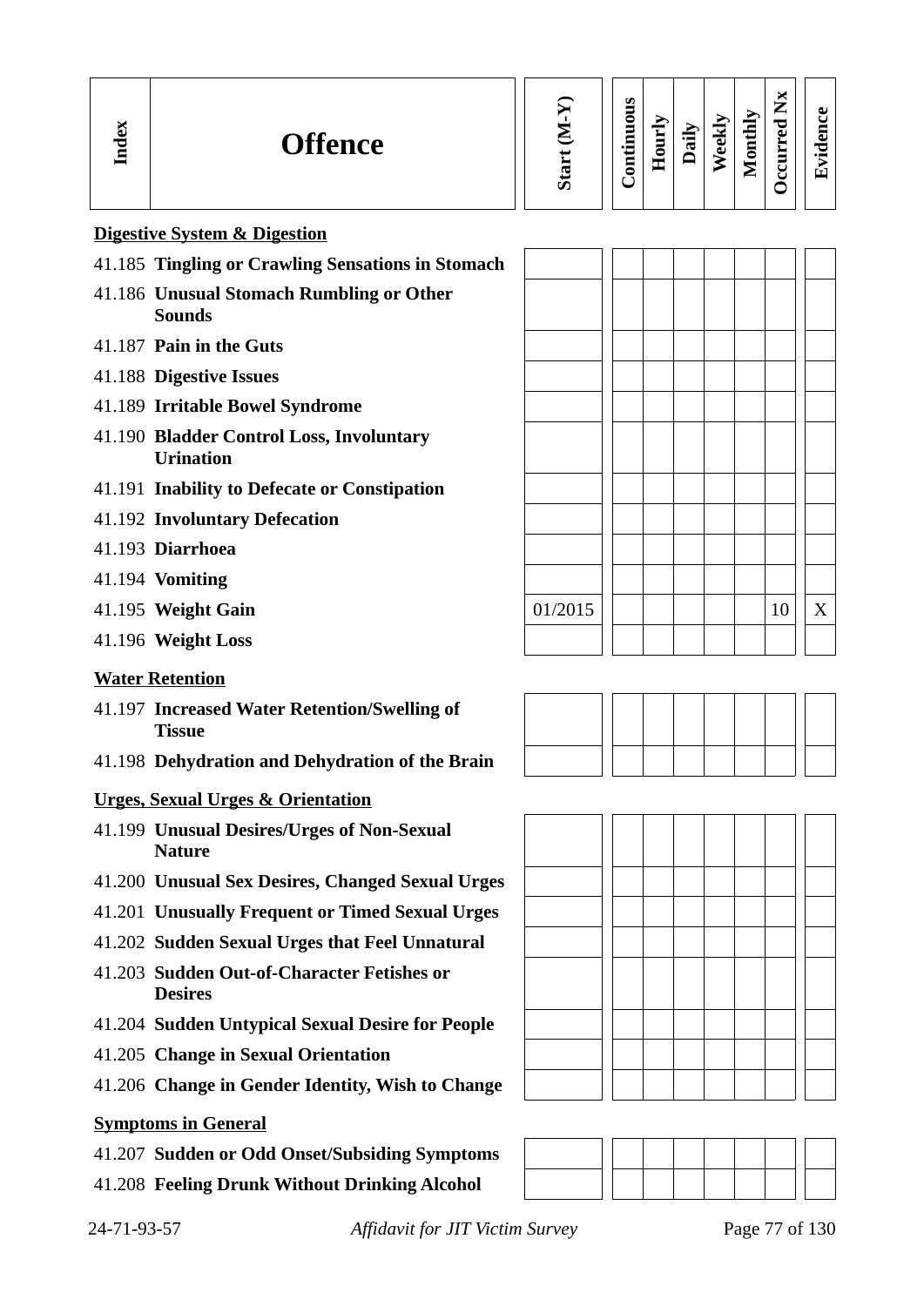| Index | Offence | Start (M-Y) | Continuous | Hourly | Daily | Weekly | Monthly | Occurred Nx | Evidence |
|---|---|---|---|---|---|---|---|---|---|
| | **Digestive System & Digestion** | | | | | | | | |
| 41.185 | **Tingling or Crawling Sensations in Stomach** | | | | | | | | |
| 41.186 | **Unusual Stomach Rumbling or Other Sounds** | | | | | | | | |
| 41.187 | **Pain in the Guts** | | | | | | | | |
| 41.188 | **Digestive Issues** | | | | | | | | |
| 41.189 | **Irritable Bowel Syndrome** | | | | | | | | |
| 41.190 | **Bladder Control Loss, Involuntary Urination** | | | | | | | | |
| 41.191 | **Inability to Defecate or Constipation** | | | | | | | | |
| 41.192 | **Involuntary Defecation** | | | | | | | | |
| 41.193 | **Diarrhoea** | | | | | | | | |
| 41.194 | **Vomiting** | | | | | | | | |
| 41.195 | **Weight Gain** | 01/2015 | | | | | | 10 | X |
| 41.196 | **Weight Loss** | | | | | | | | |
| | **Water Retention** | | | | | | | | |
| 41.197 | **Increased Water Retention/Swelling of Tissue** | | | | | | | | |
| 41.198 | **Dehydration and Dehydration of the Brain** | | | | | | | | |
| | **Urges, Sexual Urges & Orientation** | | | | | | | | |
| 41.199 | **Unusual Desires/Urges of Non-Sexual Nature** | | | | | | | | |
| 41.200 | **Unusual Sex Desires, Changed Sexual Urges** | | | | | | | | |
| 41.201 | **Unusually Frequent or Timed Sexual Urges** | | | | | | | | |
| 41.202 | **Sudden Sexual Urges that Feel Unnatural** | | | | | | | | |
| 41.203 | **Sudden Out-of-Character Fetishes or Desires** | | | | | | | | |
| 41.204 | **Sudden Untypical Sexual Desire for People** | | | | | | | | |
| 41.205 | **Change in Sexual Orientation** | | | | | | | | |
| 41.206 | **Change in Gender Identity, Wish to Change** | | | | | | | | |
| | **Symptoms in General** | | | | | | | | |
| 41.207 | **Sudden or Odd Onset/Subsiding Symptoms** | | | | | | | | |
| 41.208 | **Feeling Drunk Without Drinking Alcohol** | | | | | | | | |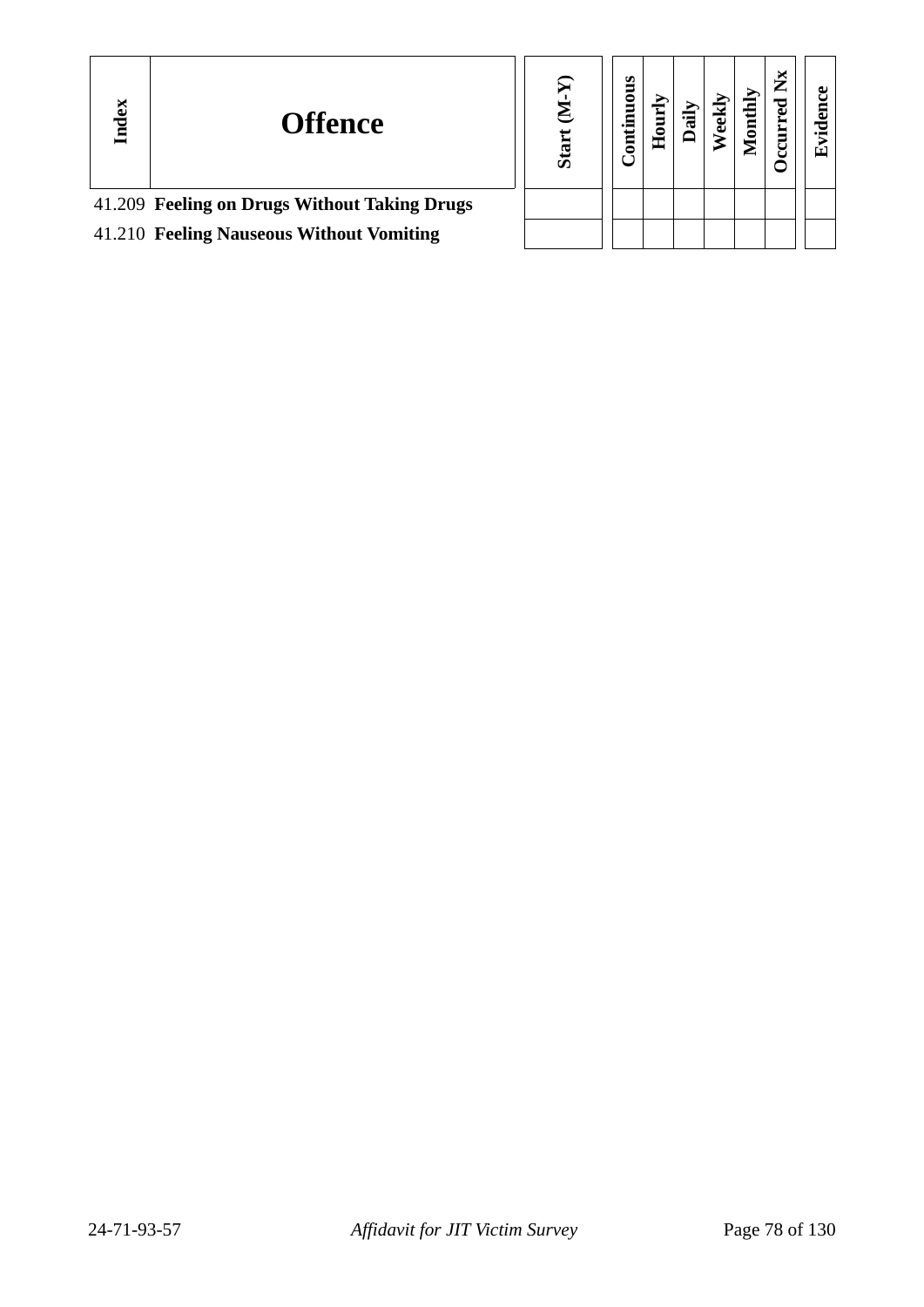| Index | Offence | Start (M-Y) | Continuous | Hourly | Daily | Weekly | Monthly | Occurred Nx | Evidence |
|---|---|---|---|---|---|---|---|---|---|
| 41.209 | **Feeling on Drugs Without Taking Drugs** | | | | | | | | |
| 41.210 | **Feeling Nauseous Without Vomiting** | | | | | | | | |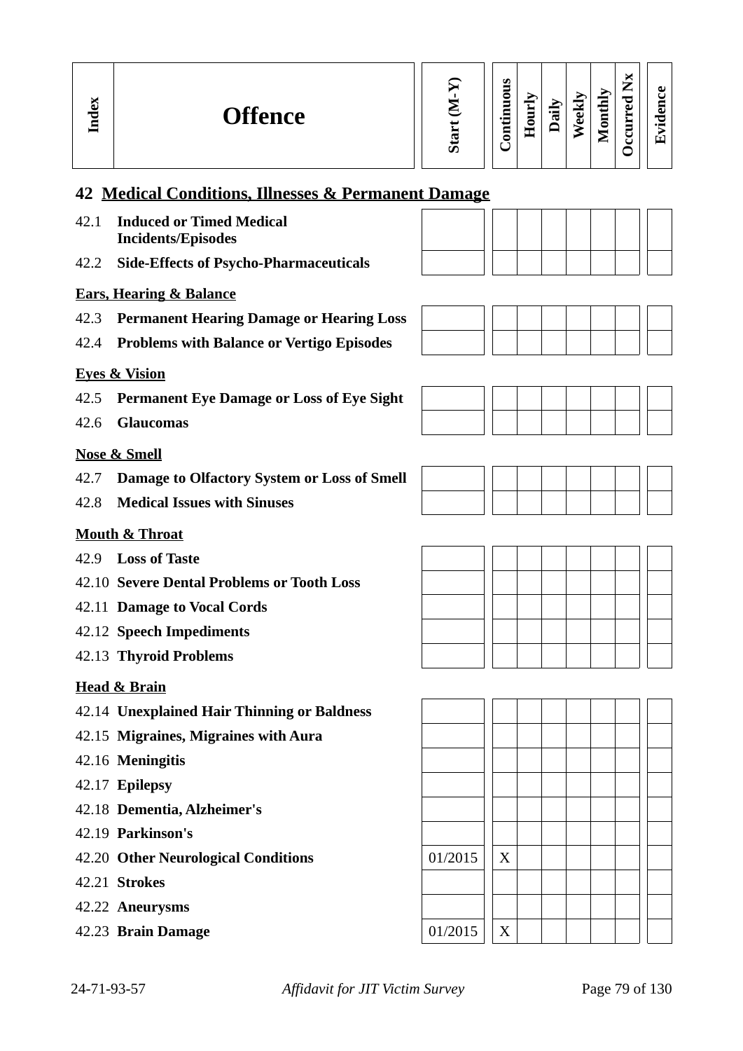| Index | Offence | Start (M-Y) | Continuous | Hourly | Daily | Weekly | Monthly | Occurred Nx | Evidence |
|---|---|---|---|---|---|---|---|---|---|
| **42** | **Medical Conditions, Illnesses & Permanent Damage** | | | | | | | | |
| 42.1 | **Induced or Timed Medical Incidents/Episodes** | | | | | | | | |
| 42.2 | **Side-Effects of Psycho-Pharmaceuticals** | | | | | | | | |
| | **Ears, Hearing & Balance** | | | | | | | | |
| 42.3 | **Permanent Hearing Damage or Hearing Loss** | | | | | | | | |
| 42.4 | **Problems with Balance or Vertigo Episodes** | | | | | | | | |
| | **Eyes & Vision** | | | | | | | | |
| 42.5 | **Permanent Eye Damage or Loss of Eye Sight** | | | | | | | | |
| 42.6 | **Glaucomas** | | | | | | | | |
| | **Nose & Smell** | | | | | | | | |
| 42.7 | **Damage to Olfactory System or Loss of Smell** | | | | | | | | |
| 42.8 | **Medical Issues with Sinuses** | | | | | | | | |
| | **Mouth & Throat** | | | | | | | | |
| 42.9 | **Loss of Taste** | | | | | | | | |
| 42.10 | **Severe Dental Problems or Tooth Loss** | | | | | | | | |
| 42.11 | **Damage to Vocal Cords** | | | | | | | | |
| 42.12 | **Speech Impediments** | | | | | | | | |
| 42.13 | **Thyroid Problems** | | | | | | | | |
| | **Head & Brain** | | | | | | | | |
| 42.14 | **Unexplained Hair Thinning or Baldness** | | | | | | | | |
| 42.15 | **Migraines, Migraines with Aura** | | | | | | | | |
| 42.16 | **Meningitis** | | | | | | | | |
| 42.17 | **Epilepsy** | | | | | | | | |
| 42.18 | **Dementia, Alzheimer's** | | | | | | | | |
| 42.19 | **Parkinson's** | | | | | | | | |
| 42.20 | **Other Neurological Conditions** | 01/2015 | X | | | | | | |
| 42.21 | **Strokes** | | | | | | | | |
| 42.22 | **Aneurysms** | | | | | | | | |
| 42.23 | **Brain Damage** | 01/2015 | X | | | | | | |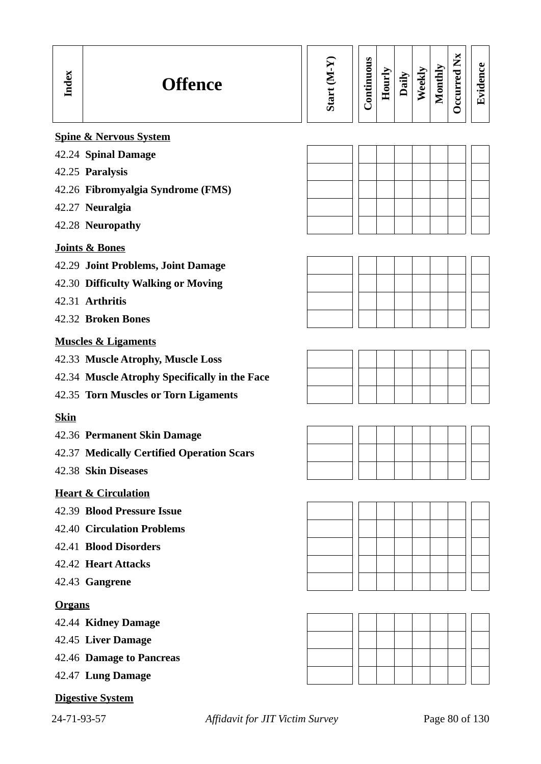| Index | Offence | Start (M-Y) | Continuous | Hourly | Daily | Weekly | Monthly | Occurred Nx | Evidence |
|---|---|---|---|---|---|---|---|---|---|
| | **Spine & Nervous System** | | | | | | | | |
| 42.24 | **Spinal Damage** | | | | | | | | |
| 42.25 | **Paralysis** | | | | | | | | |
| 42.26 | **Fibromyalgia Syndrome (FMS)** | | | | | | | | |
| 42.27 | **Neuralgia** | | | | | | | | |
| 42.28 | **Neuropathy** | | | | | | | | |
| | **Joints & Bones** | | | | | | | | |
| 42.29 | **Joint Problems, Joint Damage** | | | | | | | | |
| 42.30 | **Difficulty Walking or Moving** | | | | | | | | |
| 42.31 | **Arthritis** | | | | | | | | |
| 42.32 | **Broken Bones** | | | | | | | | |
| | **Muscles & Ligaments** | | | | | | | | |
| 42.33 | **Muscle Atrophy, Muscle Loss** | | | | | | | | |
| 42.34 | **Muscle Atrophy Specifically in the Face** | | | | | | | | |
| 42.35 | **Torn Muscles or Torn Ligaments** | | | | | | | | |
| | **Skin** | | | | | | | | |
| 42.36 | **Permanent Skin Damage** | | | | | | | | |
| 42.37 | **Medically Certified Operation Scars** | | | | | | | | |
| 42.38 | **Skin Diseases** | | | | | | | | |
| | **Heart & Circulation** | | | | | | | | |
| 42.39 | **Blood Pressure Issue** | | | | | | | | |
| 42.40 | **Circulation Problems** | | | | | | | | |
| 42.41 | **Blood Disorders** | | | | | | | | |
| 42.42 | **Heart Attacks** | | | | | | | | |
| 42.43 | **Gangrene** | | | | | | | | |
| | **Organs** | | | | | | | | |
| 42.44 | **Kidney Damage** | | | | | | | | |
| 42.45 | **Liver Damage** | | | | | | | | |
| 42.46 | **Damage to Pancreas** | | | | | | | | |
| 42.47 | **Lung Damage** | | | | | | | | |
| | **Digestive System** | | | | | | | | |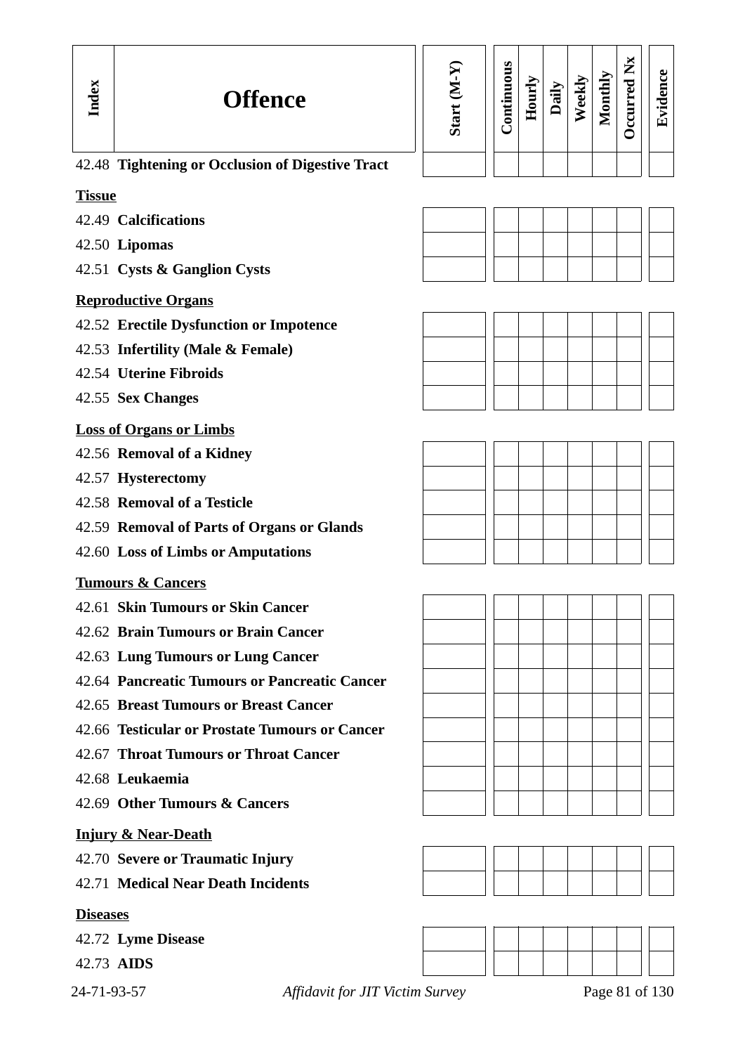| Index | Offence | Start (M-Y) | Continuous | Hourly | Daily | Weekly | Monthly | Occurred Nx | Evidence |
|---|---|---|---|---|---|---|---|---|---|
| 42.48 | **Tightening or Occlusion of Digestive Tract** | | | | | | | | |
| **Tissue** | | | | | | | | | |
| 42.49 | **Calcifications** | | | | | | | | |
| 42.50 | **Lipomas** | | | | | | | | |
| 42.51 | **Cysts & Ganglion Cysts** | | | | | | | | |
| **Reproductive Organs** | | | | | | | | | |
| 42.52 | **Erectile Dysfunction or Impotence** | | | | | | | | |
| 42.53 | **Infertility (Male & Female)** | | | | | | | | |
| 42.54 | **Uterine Fibroids** | | | | | | | | |
| 42.55 | **Sex Changes** | | | | | | | | |
| **Loss of Organs or Limbs** | | | | | | | | | |
| 42.56 | **Removal of a Kidney** | | | | | | | | |
| 42.57 | **Hysterectomy** | | | | | | | | |
| 42.58 | **Removal of a Testicle** | | | | | | | | |
| 42.59 | **Removal of Parts of Organs or Glands** | | | | | | | | |
| 42.60 | **Loss of Limbs or Amputations** | | | | | | | | |
| **Tumours & Cancers** | | | | | | | | | |
| 42.61 | **Skin Tumours or Skin Cancer** | | | | | | | | |
| 42.62 | **Brain Tumours or Brain Cancer** | | | | | | | | |
| 42.63 | **Lung Tumours or Lung Cancer** | | | | | | | | |
| 42.64 | **Pancreatic Tumours or Pancreatic Cancer** | | | | | | | | |
| 42.65 | **Breast Tumours or Breast Cancer** | | | | | | | | |
| 42.66 | **Testicular or Prostate Tumours or Cancer** | | | | | | | | |
| 42.67 | **Throat Tumours or Throat Cancer** | | | | | | | | |
| 42.68 | **Leukaemia** | | | | | | | | |
| 42.69 | **Other Tumours & Cancers** | | | | | | | | |
| **Injury & Near-Death** | | | | | | | | | |
| 42.70 | **Severe or Traumatic Injury** | | | | | | | | |
| 42.71 | **Medical Near Death Incidents** | | | | | | | | |
| **Diseases** | | | | | | | | | |
| 42.72 | **Lyme Disease** | | | | | | | | |
| 42.73 | **AIDS** | | | | | | | | |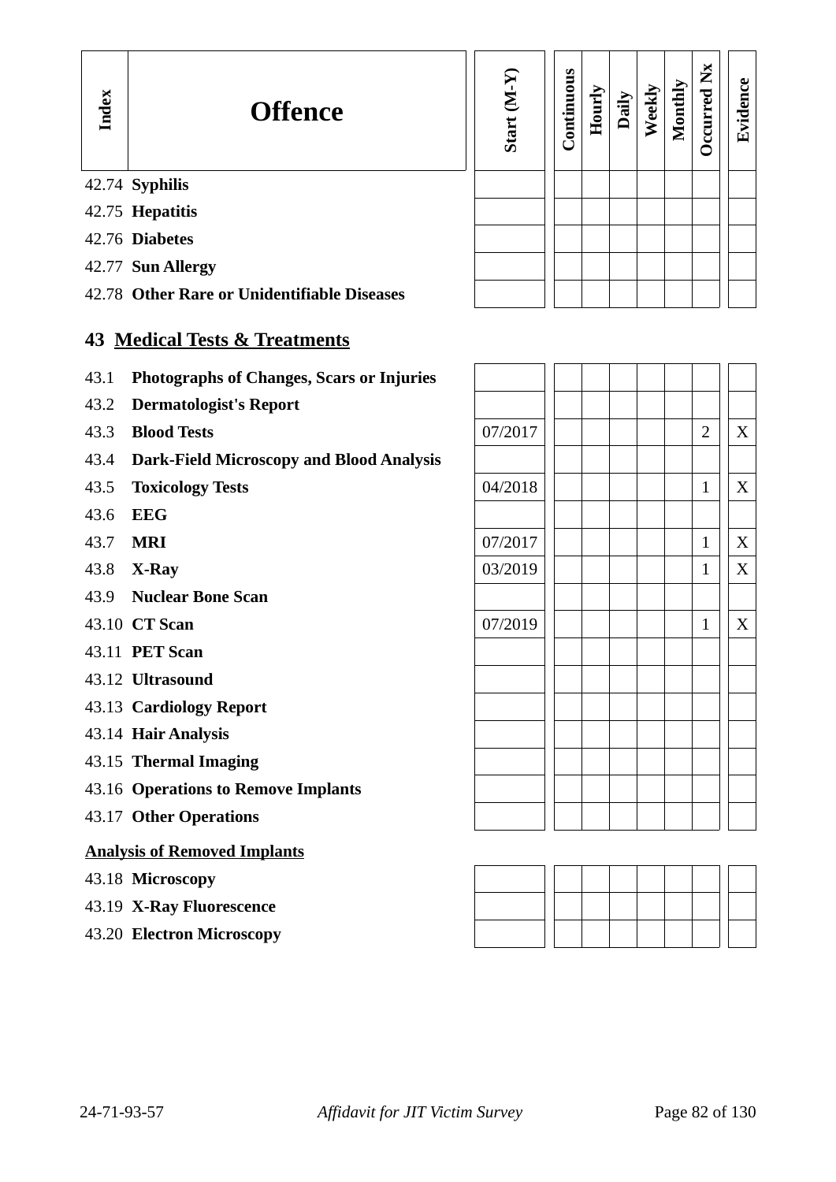| Index | Offence | Start (M-Y) | Continuous | Hourly | Daily | Weekly | Monthly | Occurred Nx | Evidence |
|---|---|---|---|---|---|---|---|---|---|
| 42.74 | **Syphilis** | | | | | | | | |
| 42.75 | **Hepatitis** | | | | | | | | |
| 42.76 | **Diabetes** | | | | | | | | |
| 42.77 | **Sun Allergy** | | | | | | | | |
| 42.78 | **Other Rare or Unidentifiable Diseases** | | | | | | | | |

## 43 Medical Tests & Treatments

| Index | Offence | Start (M-Y) | Continuous | Hourly | Daily | Weekly | Monthly | Occurred Nx | Evidence |
|---|---|---|---|---|---|---|---|---|---|
| 43.1 | **Photographs of Changes, Scars or Injuries** | | | | | | | | |
| 43.2 | **Dermatologist's Report** | | | | | | | | |
| 43.3 | **Blood Tests** | 07/2017 | | | | | | 2 | X |
| 43.4 | **Dark-Field Microscopy and Blood Analysis** | | | | | | | | |
| 43.5 | **Toxicology Tests** | 04/2018 | | | | | | 1 | X |
| 43.6 | **EEG** | | | | | | | | |
| 43.7 | **MRI** | 07/2017 | | | | | | 1 | X |
| 43.8 | **X-Ray** | 03/2019 | | | | | | 1 | X |
| 43.9 | **Nuclear Bone Scan** | | | | | | | | |
| 43.10 | **CT Scan** | 07/2019 | | | | | | 1 | X |
| 43.11 | **PET Scan** | | | | | | | | |
| 43.12 | **Ultrasound** | | | | | | | | |
| 43.13 | **Cardiology Report** | | | | | | | | |
| 43.14 | **Hair Analysis** | | | | | | | | |
| 43.15 | **Thermal Imaging** | | | | | | | | |
| 43.16 | **Operations to Remove Implants** | | | | | | | | |
| 43.17 | **Other Operations** | | | | | | | | |

**Analysis of Removed Implants**

| Index | Offence | Start (M-Y) | Continuous | Hourly | Daily | Weekly | Monthly | Occurred Nx | Evidence |
|---|---|---|---|---|---|---|---|---|---|
| 43.18 | **Microscopy** | | | | | | | | |
| 43.19 | **X-Ray Fluorescence** | | | | | | | | |
| 43.20 | **Electron Microscopy** | | | | | | | | |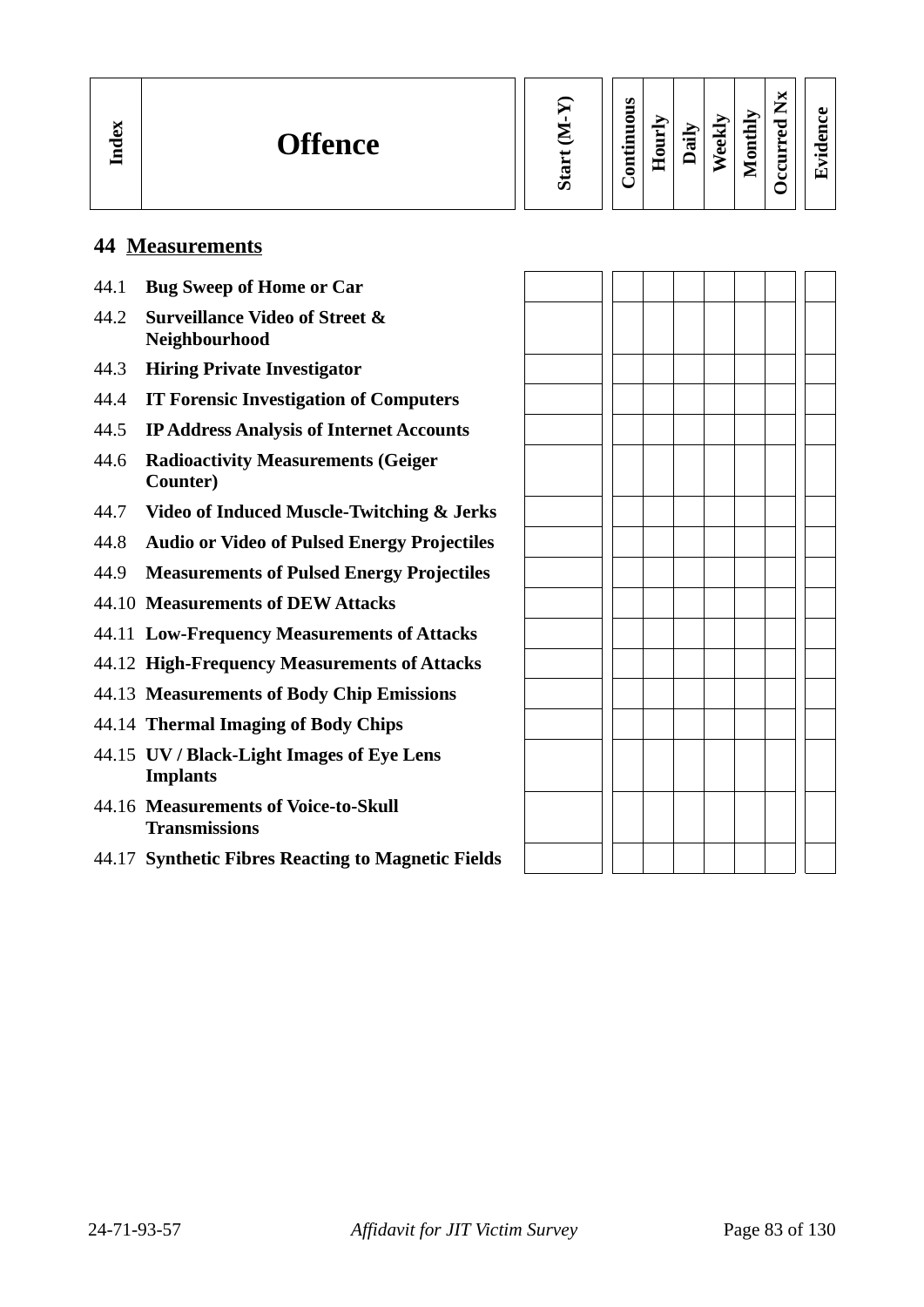| Index | Offence | Start (M-Y) | Continuous | Hourly | Daily | Weekly | Monthly | Occurred Nx | Evidence |
|---|---|---|---|---|---|---|---|---|---|

## 44 Measurements

| Index | Offence | Start (M-Y) | Continuous | Hourly | Daily | Weekly | Monthly | Occurred Nx | Evidence |
|---|---|---|---|---|---|---|---|---|---|
| 44.1 | **Bug Sweep of Home or Car** | | | | | | | | |
| 44.2 | **Surveillance Video of Street & Neighbourhood** | | | | | | | | |
| 44.3 | **Hiring Private Investigator** | | | | | | | | |
| 44.4 | **IT Forensic Investigation of Computers** | | | | | | | | |
| 44.5 | **IP Address Analysis of Internet Accounts** | | | | | | | | |
| 44.6 | **Radioactivity Measurements (Geiger Counter)** | | | | | | | | |
| 44.7 | **Video of Induced Muscle-Twitching & Jerks** | | | | | | | | |
| 44.8 | **Audio or Video of Pulsed Energy Projectiles** | | | | | | | | |
| 44.9 | **Measurements of Pulsed Energy Projectiles** | | | | | | | | |
| 44.10 | **Measurements of DEW Attacks** | | | | | | | | |
| 44.11 | **Low-Frequency Measurements of Attacks** | | | | | | | | |
| 44.12 | **High-Frequency Measurements of Attacks** | | | | | | | | |
| 44.13 | **Measurements of Body Chip Emissions** | | | | | | | | |
| 44.14 | **Thermal Imaging of Body Chips** | | | | | | | | |
| 44.15 | **UV / Black-Light Images of Eye Lens Implants** | | | | | | | | |
| 44.16 | **Measurements of Voice-to-Skull Transmissions** | | | | | | | | |
| 44.17 | **Synthetic Fibres Reacting to Magnetic Fields** | | | | | | | | |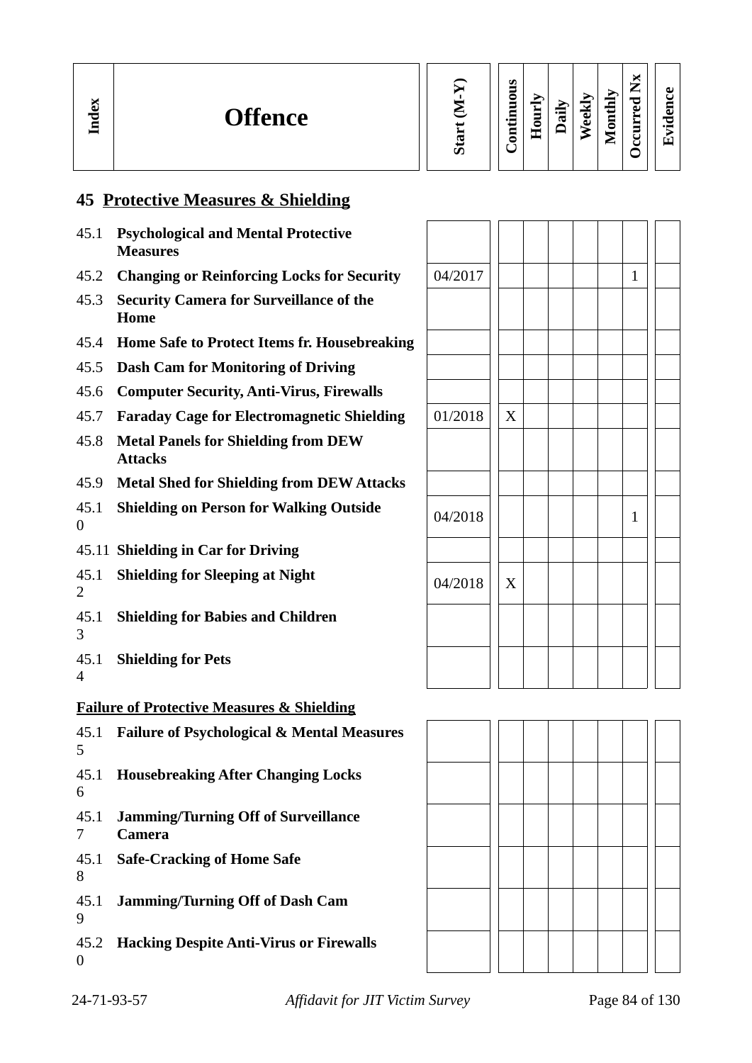| Index | Offence | Start (M-Y) | Continuous | Hourly | Daily | Weekly | Monthly | Occurred Nx | Evidence |
|---|---|---|---|---|---|---|---|---|---|

## 45 Protective Measures & Shielding

| Index | Offence | Start (M-Y) | Continuous | Hourly | Daily | Weekly | Monthly | Occurred Nx | Evidence |
|---|---|---|---|---|---|---|---|---|---|
| 45.1 | **Psychological and Mental Protective Measures** | | | | | | | | |
| 45.2 | **Changing or Reinforcing Locks for Security** | 04/2017 | | | | | | 1 | |
| 45.3 | **Security Camera for Surveillance of the Home** | | | | | | | | |
| 45.4 | **Home Safe to Protect Items fr. Housebreaking** | | | | | | | | |
| 45.5 | **Dash Cam for Monitoring of Driving** | | | | | | | | |
| 45.6 | **Computer Security, Anti-Virus, Firewalls** | | | | | | | | |
| 45.7 | **Faraday Cage for Electromagnetic Shielding** | 01/2018 | X | | | | | | |
| 45.8 | **Metal Panels for Shielding from DEW Attacks** | | | | | | | | |
| 45.9 | **Metal Shed for Shielding from DEW Attacks** | | | | | | | | |
| 45.10 | **Shielding on Person for Walking Outside** | 04/2018 | | | | | | 1 | |
| 45.11 | **Shielding in Car for Driving** | | | | | | | | |
| 45.12 | **Shielding for Sleeping at Night** | 04/2018 | X | | | | | | |
| 45.13 | **Shielding for Babies and Children** | | | | | | | | |
| 45.14 | **Shielding for Pets** | | | | | | | | |

**Failure of Protective Measures & Shielding**

| Index | Offence | Start (M-Y) | Continuous | Hourly | Daily | Weekly | Monthly | Occurred Nx | Evidence |
|---|---|---|---|---|---|---|---|---|---|
| 45.15 | **Failure of Psychological & Mental Measures** | | | | | | | | |
| 45.16 | **Housebreaking After Changing Locks** | | | | | | | | |
| 45.17 | **Jamming/Turning Off of Surveillance Camera** | | | | | | | | |
| 45.18 | **Safe-Cracking of Home Safe** | | | | | | | | |
| 45.19 | **Jamming/Turning Off of Dash Cam** | | | | | | | | |
| 45.20 | **Hacking Despite Anti-Virus or Firewalls** | | | | | | | | |

24-71-93-57 *Affidavit for JIT Victim Survey*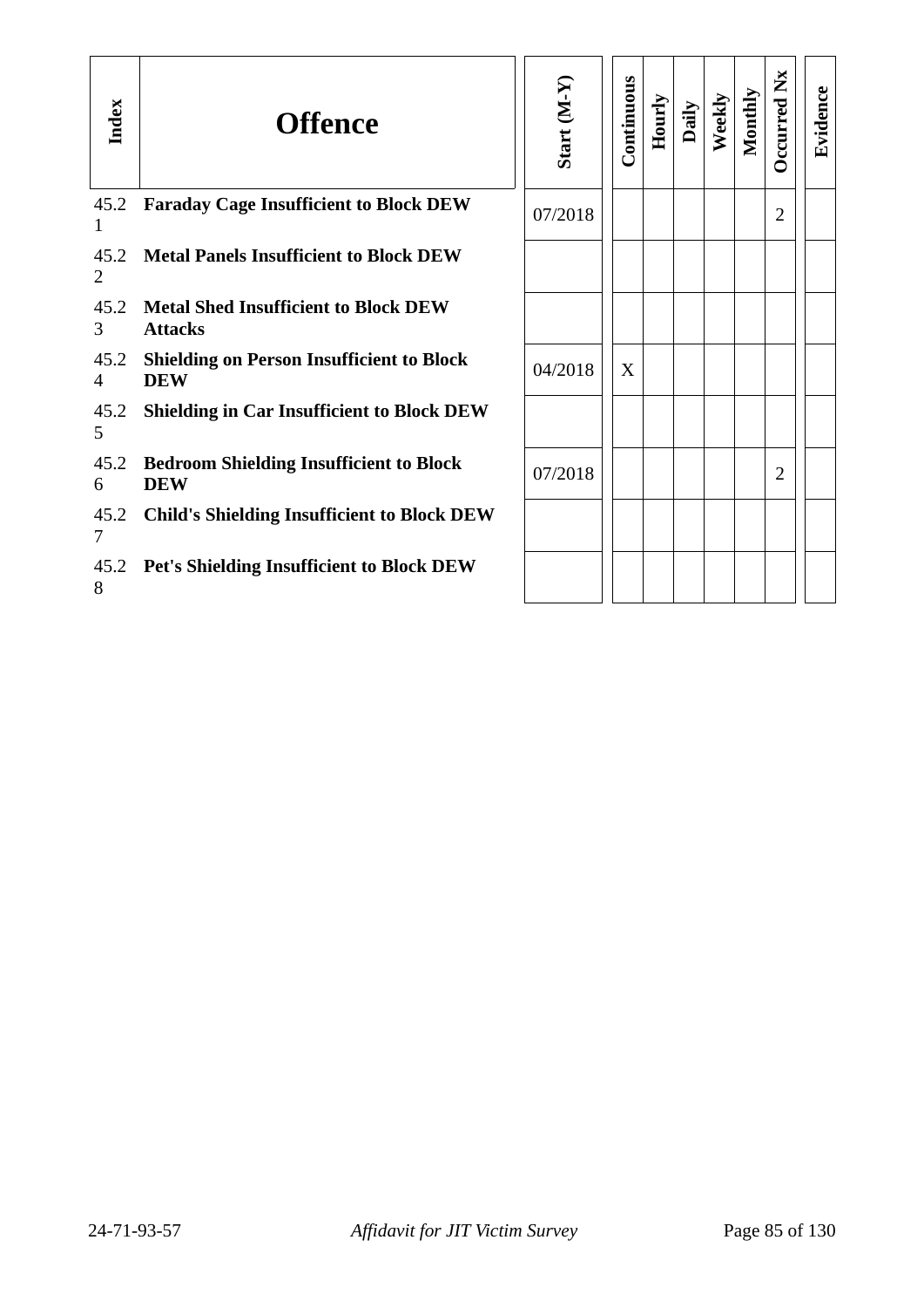| Index | Offence | Start (M-Y) | Continuous | Hourly | Daily | Weekly | Monthly | Occurred Nx | Evidence |
|---|---|---|---|---|---|---|---|---|---|
| 45.21 | **Faraday Cage Insufficient to Block DEW** | 07/2018 | | | | | | 2 | |
| 45.22 | **Metal Panels Insufficient to Block DEW** | | | | | | | | |
| 45.23 | **Metal Shed Insufficient to Block DEW Attacks** | | | | | | | | |
| 45.24 | **Shielding on Person Insufficient to Block DEW** | 04/2018 | X | | | | | | |
| 45.25 | **Shielding in Car Insufficient to Block DEW** | | | | | | | | |
| 45.26 | **Bedroom Shielding Insufficient to Block DEW** | 07/2018 | | | | | | 2 | |
| 45.27 | **Child's Shielding Insufficient to Block DEW** | | | | | | | | |
| 45.28 | **Pet's Shielding Insufficient to Block DEW** | | | | | | | | |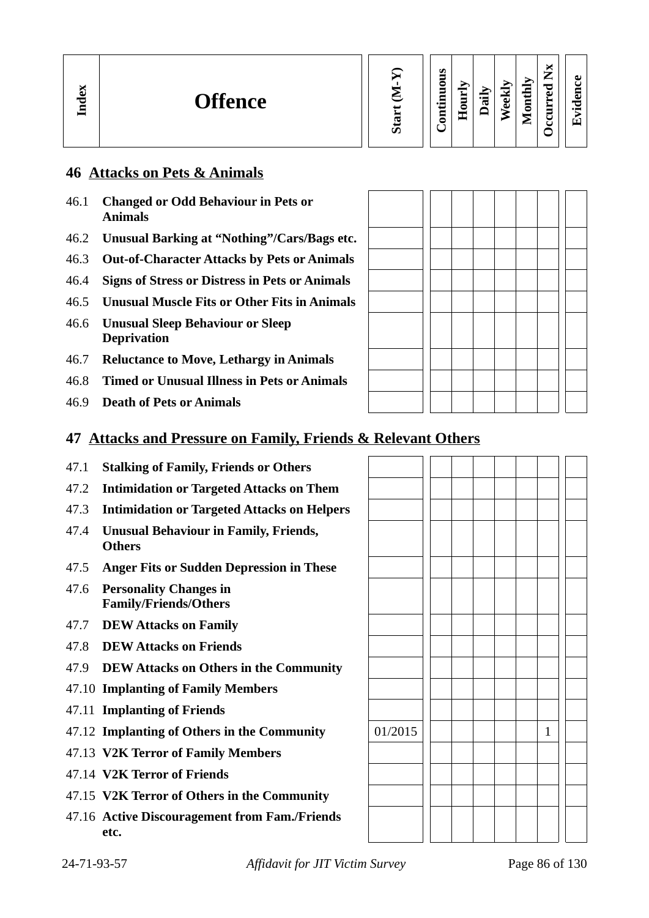| Index | Offence | Start (M-Y) | Continuous | Hourly | Daily | Weekly | Monthly | Occurred Nx | Evidence |
|---|---|---|---|---|---|---|---|---|---|
| **46** | **Attacks on Pets & Animals** | | | | | | | | |
| 46.1 | **Changed or Odd Behaviour in Pets or Animals** | | | | | | | | |
| 46.2 | **Unusual Barking at “Nothing”/Cars/Bags etc.** | | | | | | | | |
| 46.3 | **Out-of-Character Attacks by Pets or Animals** | | | | | | | | |
| 46.4 | **Signs of Stress or Distress in Pets or Animals** | | | | | | | | |
| 46.5 | **Unusual Muscle Fits or Other Fits in Animals** | | | | | | | | |
| 46.6 | **Unusual Sleep Behaviour or Sleep Deprivation** | | | | | | | | |
| 46.7 | **Reluctance to Move, Lethargy in Animals** | | | | | | | | |
| 46.8 | **Timed or Unusual Illness in Pets or Animals** | | | | | | | | |
| 46.9 | **Death of Pets or Animals** | | | | | | | | |
| **47** | **Attacks and Pressure on Family, Friends & Relevant Others** | | | | | | | | |
| 47.1 | **Stalking of Family, Friends or Others** | | | | | | | | |
| 47.2 | **Intimidation or Targeted Attacks on Them** | | | | | | | | |
| 47.3 | **Intimidation or Targeted Attacks on Helpers** | | | | | | | | |
| 47.4 | **Unusual Behaviour in Family, Friends, Others** | | | | | | | | |
| 47.5 | **Anger Fits or Sudden Depression in These** | | | | | | | | |
| 47.6 | **Personality Changes in Family/Friends/Others** | | | | | | | | |
| 47.7 | **DEW Attacks on Family** | | | | | | | | |
| 47.8 | **DEW Attacks on Friends** | | | | | | | | |
| 47.9 | **DEW Attacks on Others in the Community** | | | | | | | | |
| 47.10 | **Implanting of Family Members** | | | | | | | | |
| 47.11 | **Implanting of Friends** | | | | | | | | |
| 47.12 | **Implanting of Others in the Community** | 01/2015 | | | | | | 1 | |
| 47.13 | **V2K Terror of Family Members** | | | | | | | | |
| 47.14 | **V2K Terror of Friends** | | | | | | | | |
| 47.15 | **V2K Terror of Others in the Community** | | | | | | | | |
| 47.16 | **Active Discouragement from Fam./Friends etc.** | | | | | | | | |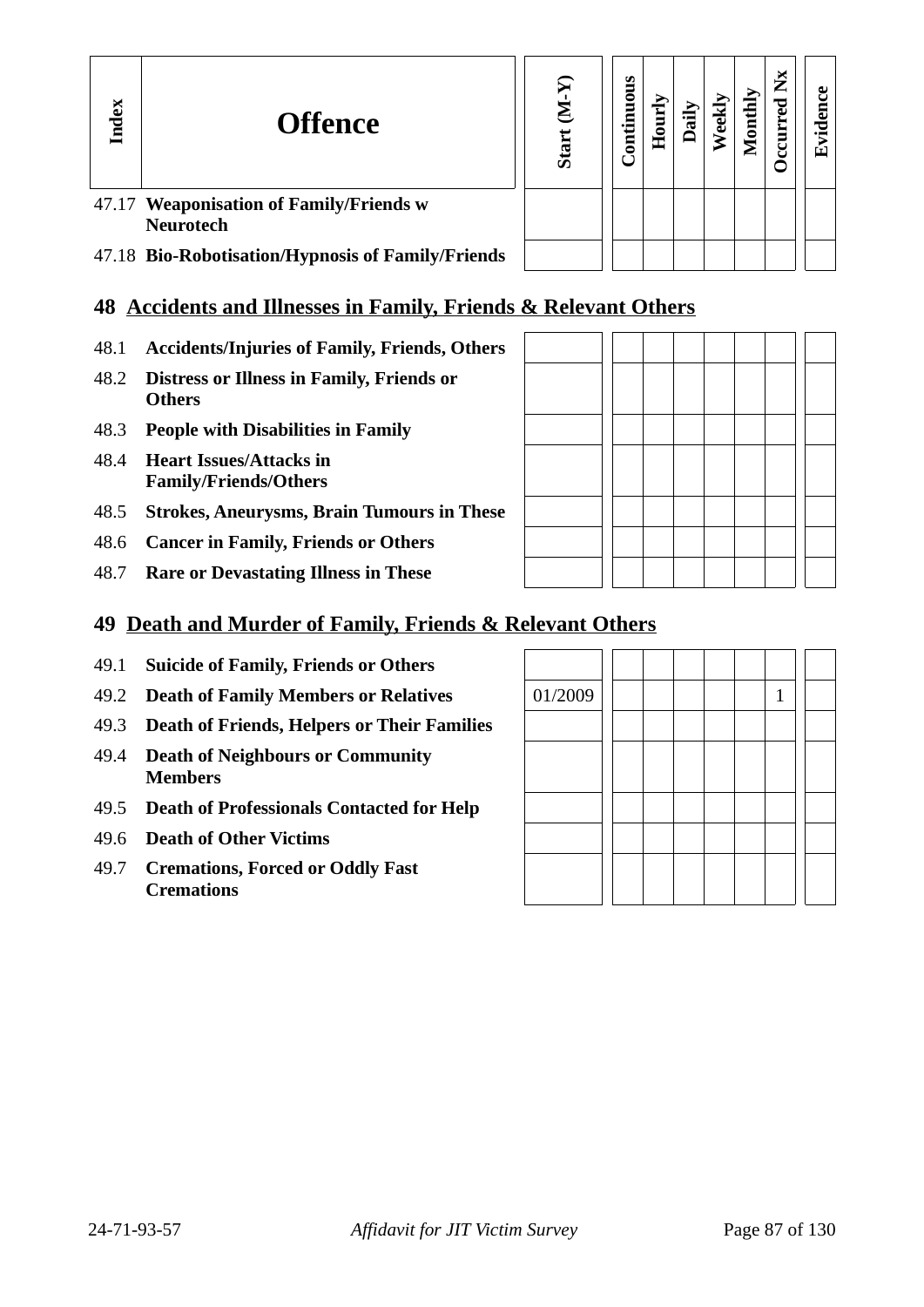| Index | Offence | Start (M-Y) | Continuous | Hourly | Daily | Weekly | Monthly | Occurred Nx | Evidence |
|---|---|---|---|---|---|---|---|---|---|
| 47.17 | **Weaponisation of Family/Friends w Neurotech** | | | | | | | | |
| 47.18 | **Bio-Robotisation/Hypnosis of Family/Friends** | | | | | | | | |

## 48 Accidents and Illnesses in Family, Friends & Relevant Others

| Index | Offence | Start (M-Y) | Continuous | Hourly | Daily | Weekly | Monthly | Occurred Nx | Evidence |
|---|---|---|---|---|---|---|---|---|---|
| 48.1 | **Accidents/Injuries of Family, Friends, Others** | | | | | | | | |
| 48.2 | **Distress or Illness in Family, Friends or Others** | | | | | | | | |
| 48.3 | **People with Disabilities in Family** | | | | | | | | |
| 48.4 | **Heart Issues/Attacks in Family/Friends/Others** | | | | | | | | |
| 48.5 | **Strokes, Aneurysms, Brain Tumours in These** | | | | | | | | |
| 48.6 | **Cancer in Family, Friends or Others** | | | | | | | | |
| 48.7 | **Rare or Devastating Illness in These** | | | | | | | | |

## 49 Death and Murder of Family, Friends & Relevant Others

| Index | Offence | Start (M-Y) | Continuous | Hourly | Daily | Weekly | Monthly | Occurred Nx | Evidence |
|---|---|---|---|---|---|---|---|---|---|
| 49.1 | **Suicide of Family, Friends or Others** | | | | | | | | |
| 49.2 | **Death of Family Members or Relatives** | 01/2009 | | | | | | 1 | |
| 49.3 | **Death of Friends, Helpers or Their Families** | | | | | | | | |
| 49.4 | **Death of Neighbours or Community Members** | | | | | | | | |
| 49.5 | **Death of Professionals Contacted for Help** | | | | | | | | |
| 49.6 | **Death of Other Victims** | | | | | | | | |
| 49.7 | **Cremations, Forced or Oddly Fast Cremations** | | | | | | | | |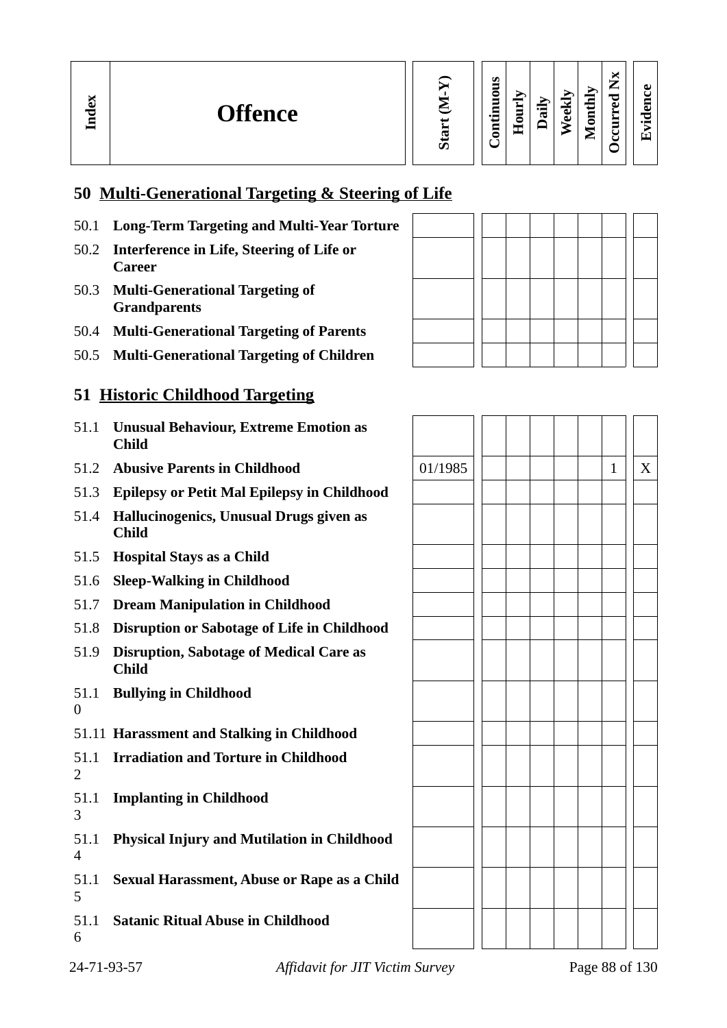| Index | Offence | Start (M-Y) | Continuous | Hourly | Daily | Weekly | Monthly | Occurred Nx | Evidence |
|---|---|---|---|---|---|---|---|---|---|

## 50 Multi-Generational Targeting & Steering of Life

| Index | Offence | Start (M-Y) | Continuous | Hourly | Daily | Weekly | Monthly | Occurred Nx | Evidence |
|---|---|---|---|---|---|---|---|---|---|
| 50.1 | **Long-Term Targeting and Multi-Year Torture** | | | | | | | | |
| 50.2 | **Interference in Life, Steering of Life or Career** | | | | | | | | |
| 50.3 | **Multi-Generational Targeting of Grandparents** | | | | | | | | |
| 50.4 | **Multi-Generational Targeting of Parents** | | | | | | | | |
| 50.5 | **Multi-Generational Targeting of Children** | | | | | | | | |

## 51 Historic Childhood Targeting

| Index | Offence | Start (M-Y) | Continuous | Hourly | Daily | Weekly | Monthly | Occurred Nx | Evidence |
|---|---|---|---|---|---|---|---|---|---|
| 51.1 | **Unusual Behaviour, Extreme Emotion as Child** | | | | | | | | |
| 51.2 | **Abusive Parents in Childhood** | 01/1985 | | | | | | 1 | X |
| 51.3 | **Epilepsy or Petit Mal Epilepsy in Childhood** | | | | | | | | |
| 51.4 | **Hallucinogenics, Unusual Drugs given as Child** | | | | | | | | |
| 51.5 | **Hospital Stays as a Child** | | | | | | | | |
| 51.6 | **Sleep-Walking in Childhood** | | | | | | | | |
| 51.7 | **Dream Manipulation in Childhood** | | | | | | | | |
| 51.8 | **Disruption or Sabotage of Life in Childhood** | | | | | | | | |
| 51.9 | **Disruption, Sabotage of Medical Care as Child** | | | | | | | | |
| 51.10 | **Bullying in Childhood** | | | | | | | | |
| 51.11 | **Harassment and Stalking in Childhood** | | | | | | | | |
| 51.12 | **Irradiation and Torture in Childhood** | | | | | | | | |
| 51.13 | **Implanting in Childhood** | | | | | | | | |
| 51.14 | **Physical Injury and Mutilation in Childhood** | | | | | | | | |
| 51.15 | **Sexual Harassment, Abuse or Rape as a Child** | | | | | | | | |
| 51.16 | **Satanic Ritual Abuse in Childhood** | | | | | | | | |

24-71-93-57 *Affidavit for JIT Victim Survey*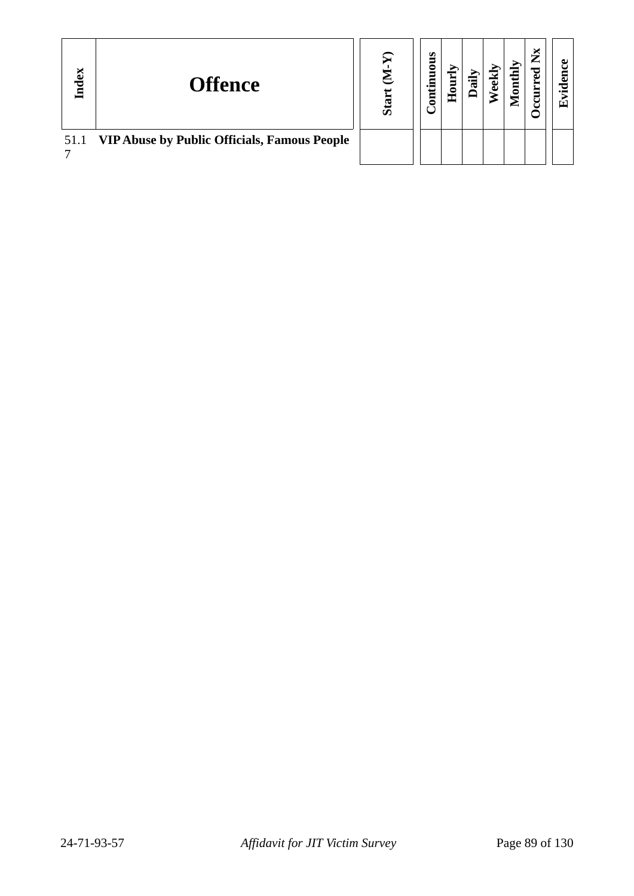| Index | Offence | Start (M-Y) | Continuous | Hourly | Daily | Weekly | Monthly | Occurred Nx | Evidence |
|---|---|---|---|---|---|---|---|---|---|
| 51.17 | **VIP Abuse by Public Officials, Famous People** | | | | | | | | |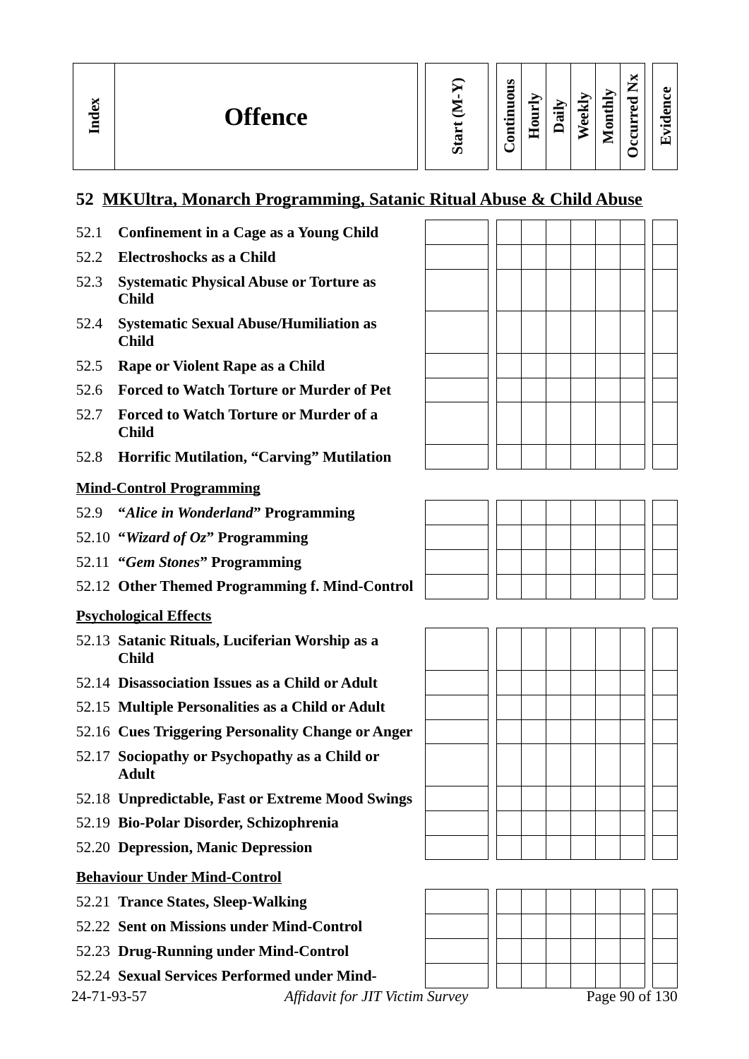| Index | Offence | Start (M-Y) | Continuous | Hourly | Daily | Weekly | Monthly | Occurred Nx | Evidence |
|---|---|---|---|---|---|---|---|---|---|

## 52 MKUltra, Monarch Programming, Satanic Ritual Abuse & Child Abuse

| Index | Offence | Start (M-Y) | Continuous | Hourly | Daily | Weekly | Monthly | Occurred Nx | Evidence |
|---|---|---|---|---|---|---|---|---|---|
| 52.1 | **Confinement in a Cage as a Young Child** | | | | | | | | |
| 52.2 | **Electroshocks as a Child** | | | | | | | | |
| 52.3 | **Systematic Physical Abuse or Torture as Child** | | | | | | | | |
| 52.4 | **Systematic Sexual Abuse/Humiliation as Child** | | | | | | | | |
| 52.5 | **Rape or Violent Rape as a Child** | | | | | | | | |
| 52.6 | **Forced to Watch Torture or Murder of Pet** | | | | | | | | |
| 52.7 | **Forced to Watch Torture or Murder of a Child** | | | | | | | | |
| 52.8 | **Horrific Mutilation, "Carving" Mutilation** | | | | | | | | |

**Mind-Control Programming**

| Index | Offence | Start (M-Y) | Continuous | Hourly | Daily | Weekly | Monthly | Occurred Nx | Evidence |
|---|---|---|---|---|---|---|---|---|---|
| 52.9 | **"*Alice in Wonderland*" Programming** | | | | | | | | |
| 52.10 | **"*Wizard of Oz*" Programming** | | | | | | | | |
| 52.11 | **"*Gem Stones*" Programming** | | | | | | | | |
| 52.12 | **Other Themed Programming f. Mind-Control** | | | | | | | | |

**Psychological Effects**

| Index | Offence | Start (M-Y) | Continuous | Hourly | Daily | Weekly | Monthly | Occurred Nx | Evidence |
|---|---|---|---|---|---|---|---|---|---|
| 52.13 | **Satanic Rituals, Luciferian Worship as a Child** | | | | | | | | |
| 52.14 | **Disassociation Issues as a Child or Adult** | | | | | | | | |
| 52.15 | **Multiple Personalities as a Child or Adult** | | | | | | | | |
| 52.16 | **Cues Triggering Personality Change or Anger** | | | | | | | | |
| 52.17 | **Sociopathy or Psychopathy as a Child or Adult** | | | | | | | | |
| 52.18 | **Unpredictable, Fast or Extreme Mood Swings** | | | | | | | | |
| 52.19 | **Bio-Polar Disorder, Schizophrenia** | | | | | | | | |
| 52.20 | **Depression, Manic Depression** | | | | | | | | |

**Behaviour Under Mind-Control**

| Index | Offence | Start (M-Y) | Continuous | Hourly | Daily | Weekly | Monthly | Occurred Nx | Evidence |
|---|---|---|---|---|---|---|---|---|---|
| 52.21 | **Trance States, Sleep-Walking** | | | | | | | | |
| 52.22 | **Sent on Missions under Mind-Control** | | | | | | | | |
| 52.23 | **Drug-Running under Mind-Control** | | | | | | | | |
| 52.24 | **Sexual Services Performed under Mind-** | | | | | | | | |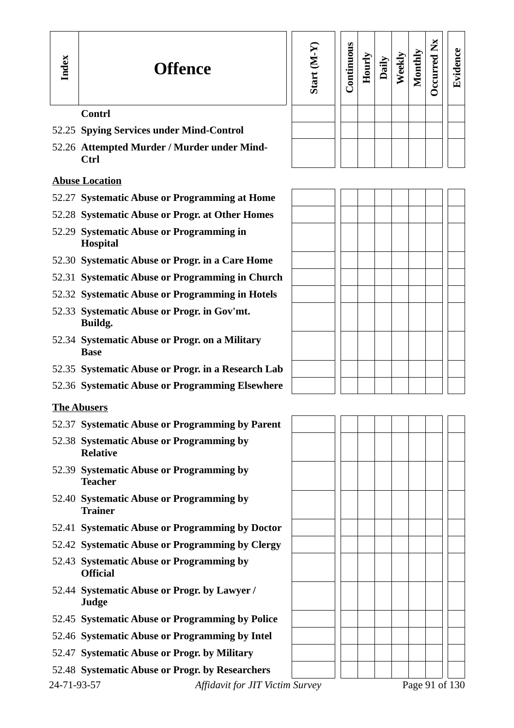| Index | Offence | Start (M-Y) | Continuous | Hourly | Daily | Weekly | Monthly | Occurred Nx | Evidence |
|---|---|---|---|---|---|---|---|---|---|
| | **Contrl** | | | | | | | | |
| 52.25 | **Spying Services under Mind-Control** | | | | | | | | |
| 52.26 | **Attempted Murder / Murder under Mind-Ctrl** | | | | | | | | |
| | **Abuse Location** | | | | | | | | |
| 52.27 | **Systematic Abuse or Programming at Home** | | | | | | | | |
| 52.28 | **Systematic Abuse or Progr. at Other Homes** | | | | | | | | |
| 52.29 | **Systematic Abuse or Programming in Hospital** | | | | | | | | |
| 52.30 | **Systematic Abuse or Progr. in a Care Home** | | | | | | | | |
| 52.31 | **Systematic Abuse or Programming in Church** | | | | | | | | |
| 52.32 | **Systematic Abuse or Programming in Hotels** | | | | | | | | |
| 52.33 | **Systematic Abuse or Progr. in Gov'mt. Buildg.** | | | | | | | | |
| 52.34 | **Systematic Abuse or Progr. on a Military Base** | | | | | | | | |
| 52.35 | **Systematic Abuse or Progr. in a Research Lab** | | | | | | | | |
| 52.36 | **Systematic Abuse or Programming Elsewhere** | | | | | | | | |
| | **The Abusers** | | | | | | | | |
| 52.37 | **Systematic Abuse or Programming by Parent** | | | | | | | | |
| 52.38 | **Systematic Abuse or Programming by Relative** | | | | | | | | |
| 52.39 | **Systematic Abuse or Programming by Teacher** | | | | | | | | |
| 52.40 | **Systematic Abuse or Programming by Trainer** | | | | | | | | |
| 52.41 | **Systematic Abuse or Programming by Doctor** | | | | | | | | |
| 52.42 | **Systematic Abuse or Programming by Clergy** | | | | | | | | |
| 52.43 | **Systematic Abuse or Programming by Official** | | | | | | | | |
| 52.44 | **Systematic Abuse or Progr. by Lawyer / Judge** | | | | | | | | |
| 52.45 | **Systematic Abuse or Programming by Police** | | | | | | | | |
| 52.46 | **Systematic Abuse or Programming by Intel** | | | | | | | | |
| 52.47 | **Systematic Abuse or Progr. by Military** | | | | | | | | |
| 52.48 | **Systematic Abuse or Progr. by Researchers** | | | | | | | | |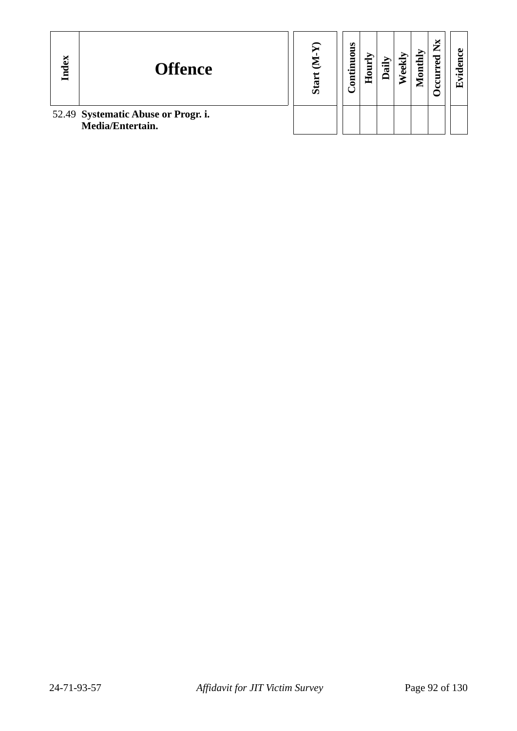| Index | Offence | Start (M-Y) | Continuous | Hourly | Daily | Weekly | Monthly | Occurred Nx | Evidence |
|---|---|---|---|---|---|---|---|---|---|
| 52.49 | **Systematic Abuse or Progr. i. Media/Entertain.** | | | | | | | | |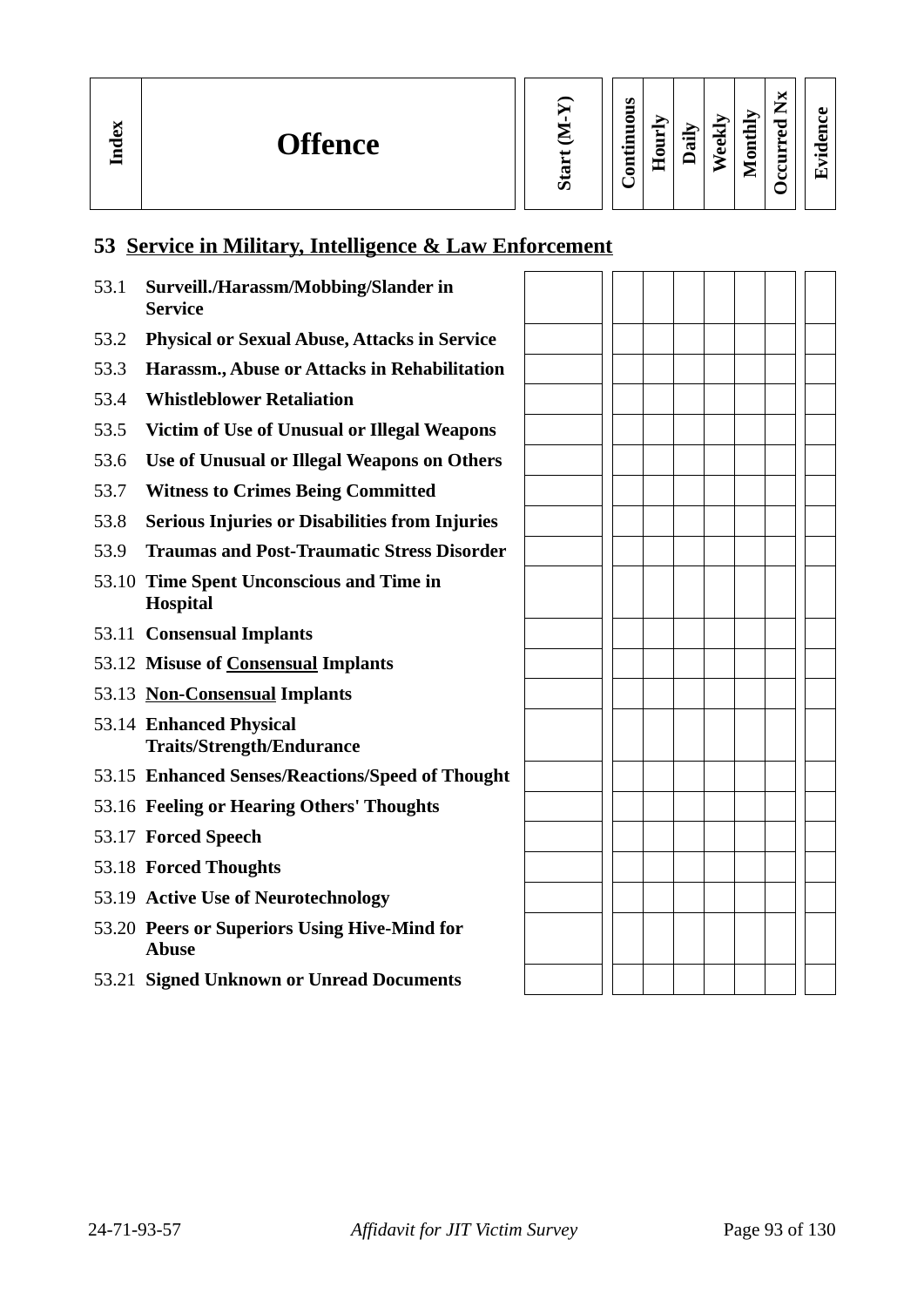| Index | Offence | Start (M-Y) | Continuous | Hourly | Daily | Weekly | Monthly | Occurred Nx | Evidence |
|---|---|---|---|---|---|---|---|---|---|

## 53 Service in Military, Intelligence & Law Enforcement

| Index | Offence | Start (M-Y) | Continuous | Hourly | Daily | Weekly | Monthly | Occurred Nx | Evidence |
|---|---|---|---|---|---|---|---|---|---|
| 53.1 | **Surveill./Harassm/Mobbing/Slander in Service** | | | | | | | | |
| 53.2 | **Physical or Sexual Abuse, Attacks in Service** | | | | | | | | |
| 53.3 | **Harassm., Abuse or Attacks in Rehabilitation** | | | | | | | | |
| 53.4 | **Whistleblower Retaliation** | | | | | | | | |
| 53.5 | **Victim of Use of Unusual or Illegal Weapons** | | | | | | | | |
| 53.6 | **Use of Unusual or Illegal Weapons on Others** | | | | | | | | |
| 53.7 | **Witness to Crimes Being Committed** | | | | | | | | |
| 53.8 | **Serious Injuries or Disabilities from Injuries** | | | | | | | | |
| 53.9 | **Traumas and Post-Traumatic Stress Disorder** | | | | | | | | |
| 53.10 | **Time Spent Unconscious and Time in Hospital** | | | | | | | | |
| 53.11 | **Consensual Implants** | | | | | | | | |
| 53.12 | **Misuse of <u>Consensual</u> Implants** | | | | | | | | |
| 53.13 | **<u>Non-Consensual</u> Implants** | | | | | | | | |
| 53.14 | **Enhanced Physical Traits/Strength/Endurance** | | | | | | | | |
| 53.15 | **Enhanced Senses/Reactions/Speed of Thought** | | | | | | | | |
| 53.16 | **Feeling or Hearing Others' Thoughts** | | | | | | | | |
| 53.17 | **Forced Speech** | | | | | | | | |
| 53.18 | **Forced Thoughts** | | | | | | | | |
| 53.19 | **Active Use of Neurotechnology** | | | | | | | | |
| 53.20 | **Peers or Superiors Using Hive-Mind for Abuse** | | | | | | | | |
| 53.21 | **Signed Unknown or Unread Documents** | | | | | | | | |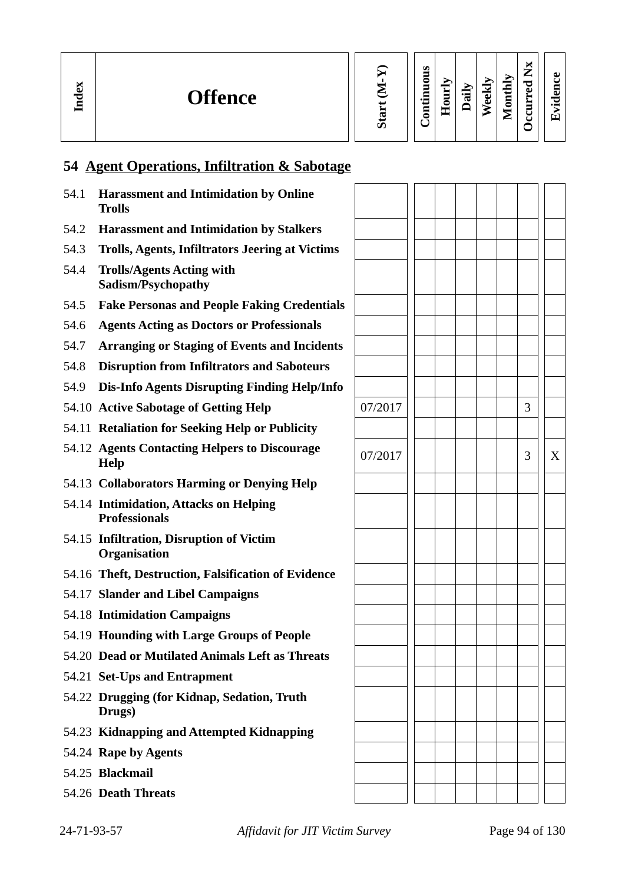| Index | Offence | Start (M-Y) | Continuous | Hourly | Daily | Weekly | Monthly | Occurred Nx | Evidence |
|---|---|---|---|---|---|---|---|---|---|

## 54 Agent Operations, Infiltration & Sabotage

| Index | Offence | Start (M-Y) | Continuous | Hourly | Daily | Weekly | Monthly | Occurred Nx | Evidence |
|---|---|---|---|---|---|---|---|---|---|
| 54.1 | **Harassment and Intimidation by Online Trolls** | | | | | | | | |
| 54.2 | **Harassment and Intimidation by Stalkers** | | | | | | | | |
| 54.3 | **Trolls, Agents, Infiltrators Jeering at Victims** | | | | | | | | |
| 54.4 | **Trolls/Agents Acting with Sadism/Psychopathy** | | | | | | | | |
| 54.5 | **Fake Personas and People Faking Credentials** | | | | | | | | |
| 54.6 | **Agents Acting as Doctors or Professionals** | | | | | | | | |
| 54.7 | **Arranging or Staging of Events and Incidents** | | | | | | | | |
| 54.8 | **Disruption from Infiltrators and Saboteurs** | | | | | | | | |
| 54.9 | **Dis-Info Agents Disrupting Finding Help/Info** | | | | | | | | |
| 54.10 | **Active Sabotage of Getting Help** | 07/2017 | | | | | | 3 | |
| 54.11 | **Retaliation for Seeking Help or Publicity** | | | | | | | | |
| 54.12 | **Agents Contacting Helpers to Discourage Help** | 07/2017 | | | | | | 3 | X |
| 54.13 | **Collaborators Harming or Denying Help** | | | | | | | | |
| 54.14 | **Intimidation, Attacks on Helping Professionals** | | | | | | | | |
| 54.15 | **Infiltration, Disruption of Victim Organisation** | | | | | | | | |
| 54.16 | **Theft, Destruction, Falsification of Evidence** | | | | | | | | |
| 54.17 | **Slander and Libel Campaigns** | | | | | | | | |
| 54.18 | **Intimidation Campaigns** | | | | | | | | |
| 54.19 | **Hounding with Large Groups of People** | | | | | | | | |
| 54.20 | **Dead or Mutilated Animals Left as Threats** | | | | | | | | |
| 54.21 | **Set-Ups and Entrapment** | | | | | | | | |
| 54.22 | **Drugging (for Kidnap, Sedation, Truth Drugs)** | | | | | | | | |
| 54.23 | **Kidnapping and Attempted Kidnapping** | | | | | | | | |
| 54.24 | **Rape by Agents** | | | | | | | | |
| 54.25 | **Blackmail** | | | | | | | | |
| 54.26 | **Death Threats** | | | | | | | | |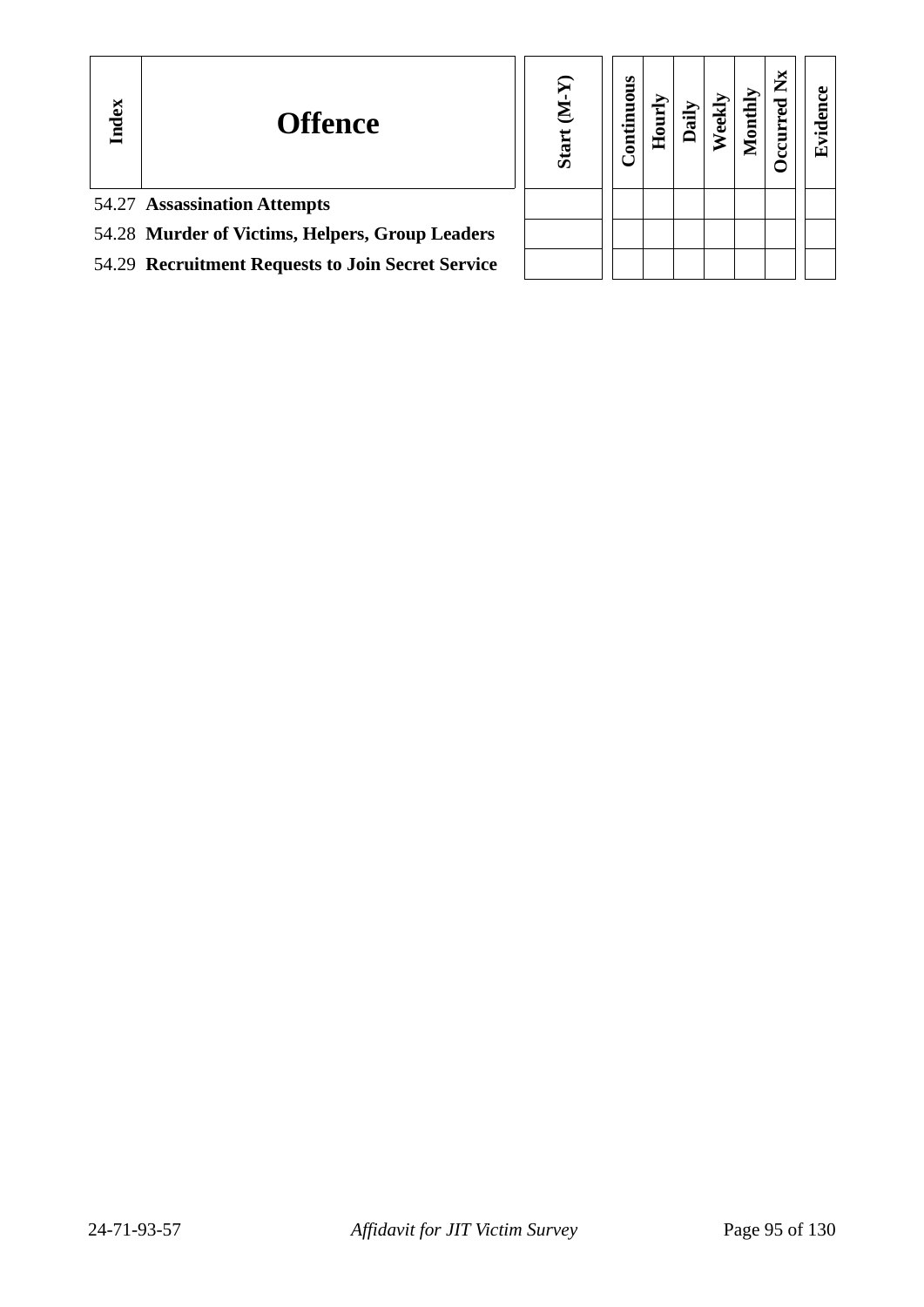| Index | Offence | Start (M-Y) | Continuous | Hourly | Daily | Weekly | Monthly | Occurred Nx | Evidence |
|---|---|---|---|---|---|---|---|---|---|
| 54.27 | **Assassination Attempts** | | | | | | | | |
| 54.28 | **Murder of Victims, Helpers, Group Leaders** | | | | | | | | |
| 54.29 | **Recruitment Requests to Join Secret Service** | | | | | | | | |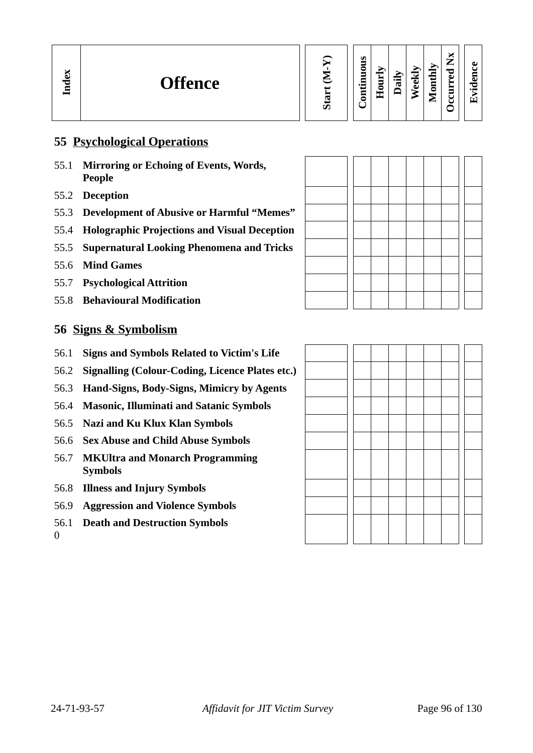| Index | Offence | Start (M-Y) | Continuous | Hourly | Daily | Weekly | Monthly | Occurred Nx | Evidence |
|---|---|---|---|---|---|---|---|---|---|
| **55** | **Psychological Operations** | | | | | | | | |
| 55.1 | **Mirroring or Echoing of Events, Words, People** | | | | | | | | |
| 55.2 | **Deception** | | | | | | | | |
| 55.3 | **Development of Abusive or Harmful "Memes"** | | | | | | | | |
| 55.4 | **Holographic Projections and Visual Deception** | | | | | | | | |
| 55.5 | **Supernatural Looking Phenomena and Tricks** | | | | | | | | |
| 55.6 | **Mind Games** | | | | | | | | |
| 55.7 | **Psychological Attrition** | | | | | | | | |
| 55.8 | **Behavioural Modification** | | | | | | | | |
| **56** | **Signs & Symbolism** | | | | | | | | |
| 56.1 | **Signs and Symbols Related to Victim's Life** | | | | | | | | |
| 56.2 | **Signalling (Colour-Coding, Licence Plates etc.)** | | | | | | | | |
| 56.3 | **Hand-Signs, Body-Signs, Mimicry by Agents** | | | | | | | | |
| 56.4 | **Masonic, Illuminati and Satanic Symbols** | | | | | | | | |
| 56.5 | **Nazi and Ku Klux Klan Symbols** | | | | | | | | |
| 56.6 | **Sex Abuse and Child Abuse Symbols** | | | | | | | | |
| 56.7 | **MKUltra and Monarch Programming Symbols** | | | | | | | | |
| 56.8 | **Illness and Injury Symbols** | | | | | | | | |
| 56.9 | **Aggression and Violence Symbols** | | | | | | | | |
| 56.10 | **Death and Destruction Symbols** | | | | | | | | |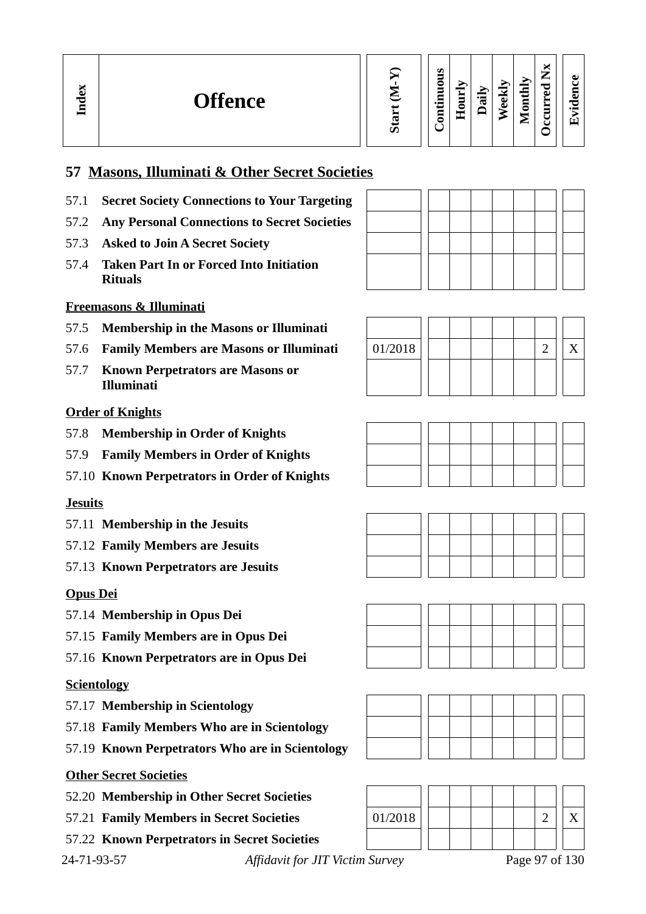| Index | Offence | Start (M-Y) | Continuous | Hourly | Daily | Weekly | Monthly | Occurred Nx | Evidence |
|---|---|---|---|---|---|---|---|---|---|

## 57 Masons, Illuminati & Other Secret Societies

| Index | Offence | Start (M-Y) | Continuous | Hourly | Daily | Weekly | Monthly | Occurred Nx | Evidence |
|---|---|---|---|---|---|---|---|---|---|
| 57.1 | **Secret Society Connections to Your Targeting** | | | | | | | | |
| 57.2 | **Any Personal Connections to Secret Societies** | | | | | | | | |
| 57.3 | **Asked to Join A Secret Society** | | | | | | | | |
| 57.4 | **Taken Part In or Forced Into Initiation Rituals** | | | | | | | | |
| | **Freemasons & Illuminati** | | | | | | | | |
| 57.5 | **Membership in the Masons or Illuminati** | | | | | | | | |
| 57.6 | **Family Members are Masons or Illuminati** | 01/2018 | | | | | | 2 | X |
| 57.7 | **Known Perpetrators are Masons or Illuminati** | | | | | | | | |
| | **Order of Knights** | | | | | | | | |
| 57.8 | **Membership in Order of Knights** | | | | | | | | |
| 57.9 | **Family Members in Order of Knights** | | | | | | | | |
| 57.10 | **Known Perpetrators in Order of Knights** | | | | | | | | |
| | **Jesuits** | | | | | | | | |
| 57.11 | **Membership in the Jesuits** | | | | | | | | |
| 57.12 | **Family Members are Jesuits** | | | | | | | | |
| 57.13 | **Known Perpetrators are Jesuits** | | | | | | | | |
| | **Opus Dei** | | | | | | | | |
| 57.14 | **Membership in Opus Dei** | | | | | | | | |
| 57.15 | **Family Members are in Opus Dei** | | | | | | | | |
| 57.16 | **Known Perpetrators are in Opus Dei** | | | | | | | | |
| | **Scientology** | | | | | | | | |
| 57.17 | **Membership in Scientology** | | | | | | | | |
| 57.18 | **Family Members Who are in Scientology** | | | | | | | | |
| 57.19 | **Known Perpetrators Who are in Scientology** | | | | | | | | |
| | **Other Secret Societies** | | | | | | | | |
| 52.20 | **Membership in Other Secret Societies** | | | | | | | | |
| 57.21 | **Family Members in Secret Societies** | 01/2018 | | | | | | 2 | X |
| 57.22 | **Known Perpetrators in Secret Societies** | | | | | | | | |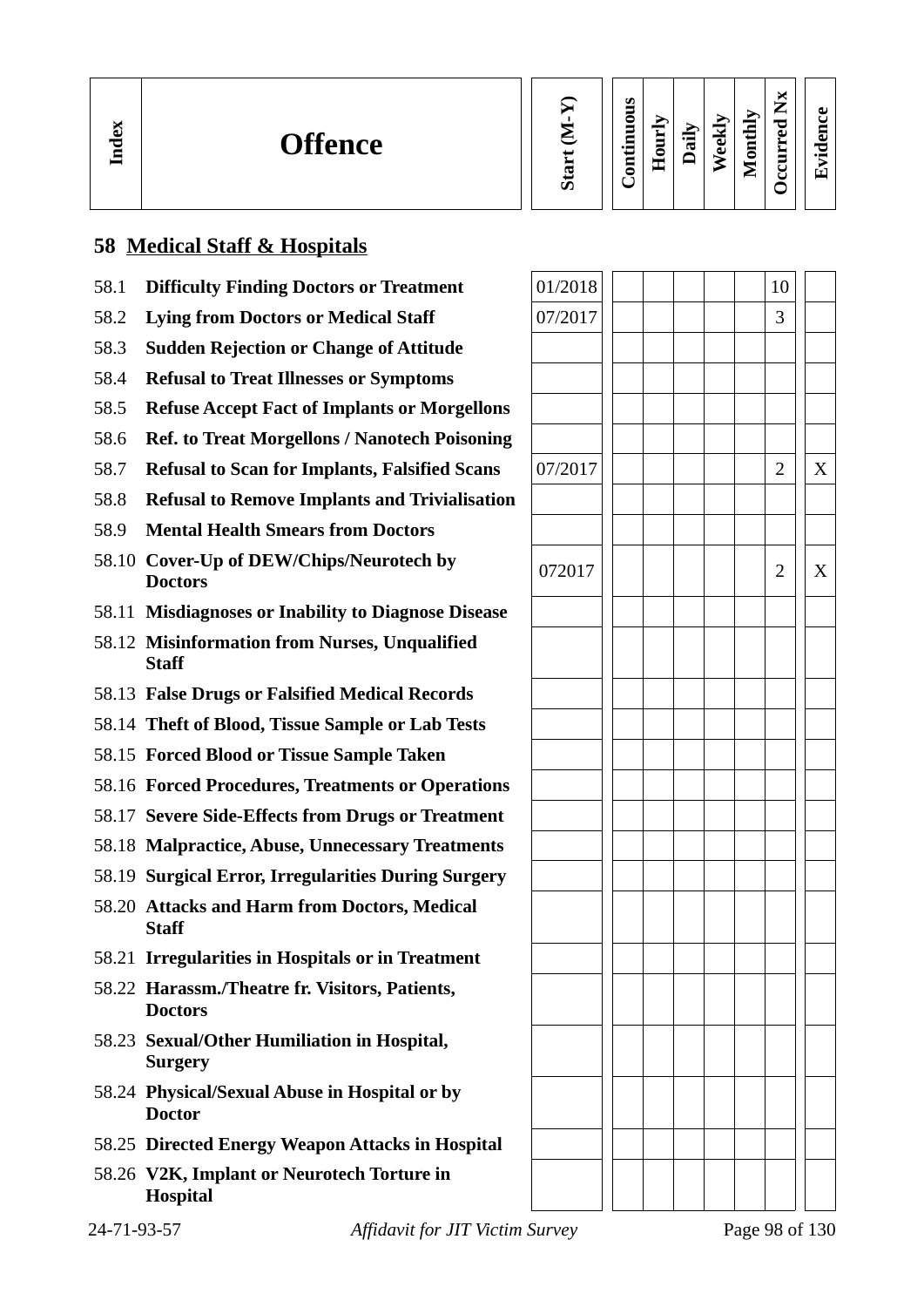| Index | Offence | Start (M-Y) | Continuous | Hourly | Daily | Weekly | Monthly | Occurred Nx | Evidence |
|---|---|---|---|---|---|---|---|---|---|

## 58 Medical Staff & Hospitals

| Index | Offence | Start (M-Y) | Continuous | Hourly | Daily | Weekly | Monthly | Occurred Nx | Evidence |
|---|---|---|---|---|---|---|---|---|---|
| 58.1 | **Difficulty Finding Doctors or Treatment** | 01/2018 | | | | | | 10 | |
| 58.2 | **Lying from Doctors or Medical Staff** | 07/2017 | | | | | | 3 | |
| 58.3 | **Sudden Rejection or Change of Attitude** | | | | | | | | |
| 58.4 | **Refusal to Treat Illnesses or Symptoms** | | | | | | | | |
| 58.5 | **Refuse Accept Fact of Implants or Morgellons** | | | | | | | | |
| 58.6 | **Ref. to Treat Morgellons / Nanotech Poisoning** | | | | | | | | |
| 58.7 | **Refusal to Scan for Implants, Falsified Scans** | 07/2017 | | | | | | 2 | X |
| 58.8 | **Refusal to Remove Implants and Trivialisation** | | | | | | | | |
| 58.9 | **Mental Health Smears from Doctors** | | | | | | | | |
| 58.10 | **Cover-Up of DEW/Chips/Neurotech by Doctors** | 072017 | | | | | | 2 | X |
| 58.11 | **Misdiagnoses or Inability to Diagnose Disease** | | | | | | | | |
| 58.12 | **Misinformation from Nurses, Unqualified Staff** | | | | | | | | |
| 58.13 | **False Drugs or Falsified Medical Records** | | | | | | | | |
| 58.14 | **Theft of Blood, Tissue Sample or Lab Tests** | | | | | | | | |
| 58.15 | **Forced Blood or Tissue Sample Taken** | | | | | | | | |
| 58.16 | **Forced Procedures, Treatments or Operations** | | | | | | | | |
| 58.17 | **Severe Side-Effects from Drugs or Treatment** | | | | | | | | |
| 58.18 | **Malpractice, Abuse, Unnecessary Treatments** | | | | | | | | |
| 58.19 | **Surgical Error, Irregularities During Surgery** | | | | | | | | |
| 58.20 | **Attacks and Harm from Doctors, Medical Staff** | | | | | | | | |
| 58.21 | **Irregularities in Hospitals or in Treatment** | | | | | | | | |
| 58.22 | **Harassm./Theatre fr. Visitors, Patients, Doctors** | | | | | | | | |
| 58.23 | **Sexual/Other Humiliation in Hospital, Surgery** | | | | | | | | |
| 58.24 | **Physical/Sexual Abuse in Hospital or by Doctor** | | | | | | | | |
| 58.25 | **Directed Energy Weapon Attacks in Hospital** | | | | | | | | |
| 58.26 | **V2K, Implant or Neurotech Torture in Hospital** | | | | | | | | |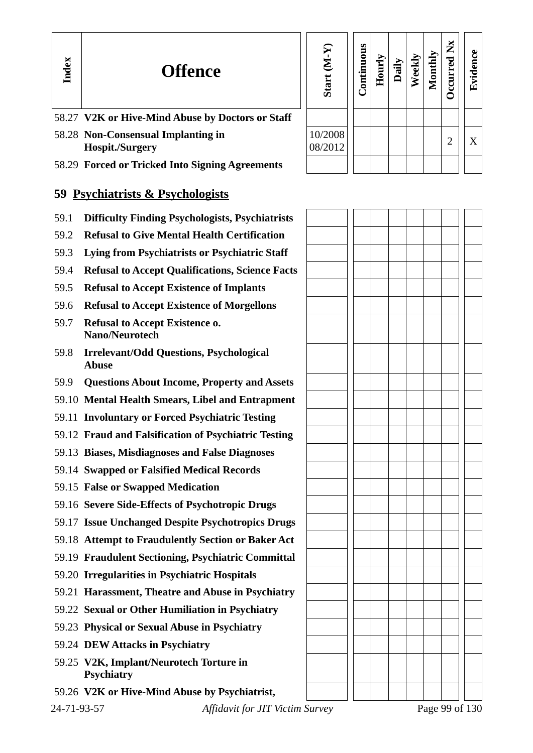| Index | Offence | Start (M-Y) | Continuous | Hourly | Daily | Weekly | Monthly | Occurred Nx | Evidence |
|---|---|---|---|---|---|---|---|---|---|
| 58.27 | **V2K or Hive-Mind Abuse by Doctors or Staff** | | | | | | | | |
| 58.28 | **Non-Consensual Implanting in Hospit./Surgery** | 10/2008 08/2012 | | | | | | 2 | X |
| 58.29 | **Forced or Tricked Into Signing Agreements** | | | | | | | | |

## 59 Psychiatrists & Psychologists

| Index | Offence | Start (M-Y) | Continuous | Hourly | Daily | Weekly | Monthly | Occurred Nx | Evidence |
|---|---|---|---|---|---|---|---|---|---|
| 59.1 | **Difficulty Finding Psychologists, Psychiatrists** | | | | | | | | |
| 59.2 | **Refusal to Give Mental Health Certification** | | | | | | | | |
| 59.3 | **Lying from Psychiatrists or Psychiatric Staff** | | | | | | | | |
| 59.4 | **Refusal to Accept Qualifications, Science Facts** | | | | | | | | |
| 59.5 | **Refusal to Accept Existence of Implants** | | | | | | | | |
| 59.6 | **Refusal to Accept Existence of Morgellons** | | | | | | | | |
| 59.7 | **Refusal to Accept Existence o. Nano/Neurotech** | | | | | | | | |
| 59.8 | **Irrelevant/Odd Questions, Psychological Abuse** | | | | | | | | |
| 59.9 | **Questions About Income, Property and Assets** | | | | | | | | |
| 59.10 | **Mental Health Smears, Libel and Entrapment** | | | | | | | | |
| 59.11 | **Involuntary or Forced Psychiatric Testing** | | | | | | | | |
| 59.12 | **Fraud and Falsification of Psychiatric Testing** | | | | | | | | |
| 59.13 | **Biases, Misdiagnoses and False Diagnoses** | | | | | | | | |
| 59.14 | **Swapped or Falsified Medical Records** | | | | | | | | |
| 59.15 | **False or Swapped Medication** | | | | | | | | |
| 59.16 | **Severe Side-Effects of Psychotropic Drugs** | | | | | | | | |
| 59.17 | **Issue Unchanged Despite Psychotropics Drugs** | | | | | | | | |
| 59.18 | **Attempt to Fraudulently Section or Baker Act** | | | | | | | | |
| 59.19 | **Fraudulent Sectioning, Psychiatric Committal** | | | | | | | | |
| 59.20 | **Irregularities in Psychiatric Hospitals** | | | | | | | | |
| 59.21 | **Harassment, Theatre and Abuse in Psychiatry** | | | | | | | | |
| 59.22 | **Sexual or Other Humiliation in Psychiatry** | | | | | | | | |
| 59.23 | **Physical or Sexual Abuse in Psychiatry** | | | | | | | | |
| 59.24 | **DEW Attacks in Psychiatry** | | | | | | | | |
| 59.25 | **V2K, Implant/Neurotech Torture in Psychiatry** | | | | | | | | |
| 59.26 | **V2K or Hive-Mind Abuse by Psychiatrist,** | | | | | | | | |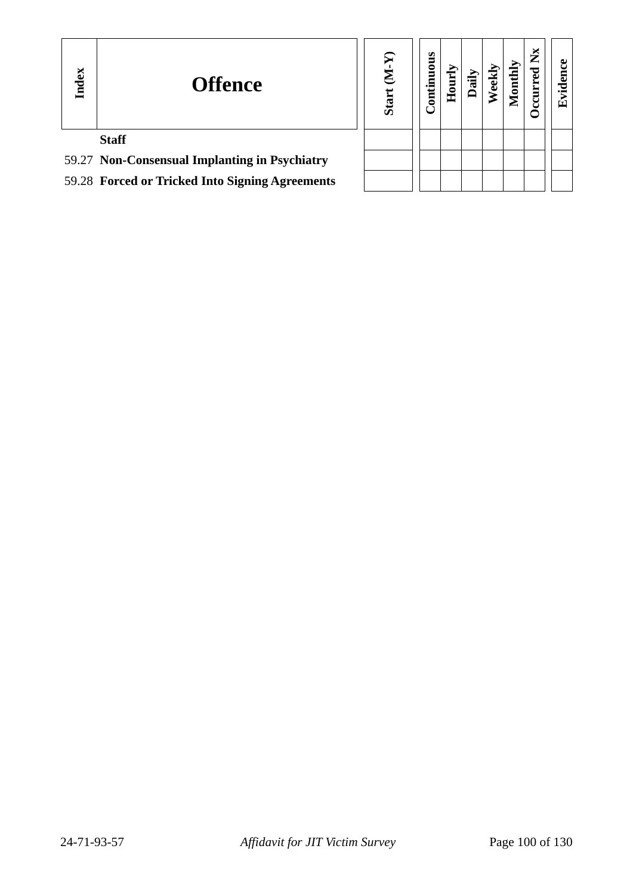| Index | Offence | Start (M-Y) | Continuous | Hourly | Daily | Weekly | Monthly | Occurred Nx | Evidence |
|---|---|---|---|---|---|---|---|---|---|
| | **Staff** | | | | | | | | |
| 59.27 | **Non-Consensual Implanting in Psychiatry** | | | | | | | | |
| 59.28 | **Forced or Tricked Into Signing Agreements** | | | | | | | | |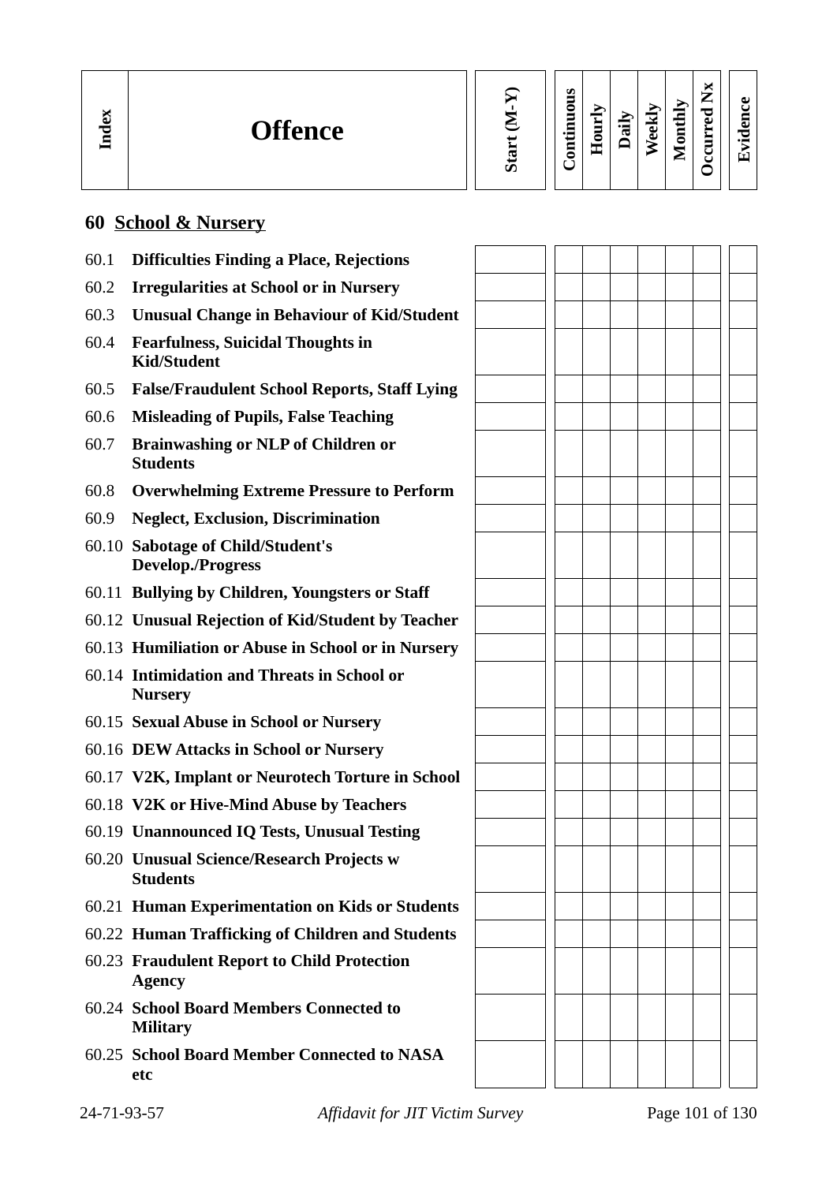| Index | Offence | Start (M-Y) | Continuous | Hourly | Daily | Weekly | Monthly | Occurred Nx | Evidence |
|---|---|---|---|---|---|---|---|---|---|

## 60 School & Nursery

| Index | Offence | Start (M-Y) | Continuous | Hourly | Daily | Weekly | Monthly | Occurred Nx | Evidence |
|---|---|---|---|---|---|---|---|---|---|
| 60.1 | **Difficulties Finding a Place, Rejections** | | | | | | | | |
| 60.2 | **Irregularities at School or in Nursery** | | | | | | | | |
| 60.3 | **Unusual Change in Behaviour of Kid/Student** | | | | | | | | |
| 60.4 | **Fearfulness, Suicidal Thoughts in Kid/Student** | | | | | | | | |
| 60.5 | **False/Fraudulent School Reports, Staff Lying** | | | | | | | | |
| 60.6 | **Misleading of Pupils, False Teaching** | | | | | | | | |
| 60.7 | **Brainwashing or NLP of Children or Students** | | | | | | | | |
| 60.8 | **Overwhelming Extreme Pressure to Perform** | | | | | | | | |
| 60.9 | **Neglect, Exclusion, Discrimination** | | | | | | | | |
| 60.10 | **Sabotage of Child/Student's Develop./Progress** | | | | | | | | |
| 60.11 | **Bullying by Children, Youngsters or Staff** | | | | | | | | |
| 60.12 | **Unusual Rejection of Kid/Student by Teacher** | | | | | | | | |
| 60.13 | **Humiliation or Abuse in School or in Nursery** | | | | | | | | |
| 60.14 | **Intimidation and Threats in School or Nursery** | | | | | | | | |
| 60.15 | **Sexual Abuse in School or Nursery** | | | | | | | | |
| 60.16 | **DEW Attacks in School or Nursery** | | | | | | | | |
| 60.17 | **V2K, Implant or Neurotech Torture in School** | | | | | | | | |
| 60.18 | **V2K or Hive-Mind Abuse by Teachers** | | | | | | | | |
| 60.19 | **Unannounced IQ Tests, Unusual Testing** | | | | | | | | |
| 60.20 | **Unusual Science/Research Projects w Students** | | | | | | | | |
| 60.21 | **Human Experimentation on Kids or Students** | | | | | | | | |
| 60.22 | **Human Trafficking of Children and Students** | | | | | | | | |
| 60.23 | **Fraudulent Report to Child Protection Agency** | | | | | | | | |
| 60.24 | **School Board Members Connected to Military** | | | | | | | | |
| 60.25 | **School Board Member Connected to NASA etc** | | | | | | | | |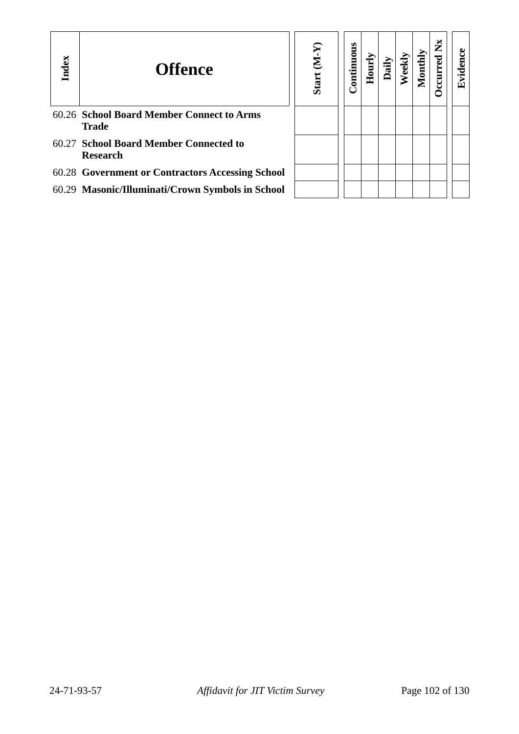| Index | Offence | Start (M-Y) | Continuous | Hourly | Daily | Weekly | Monthly | Occurred Nx | Evidence |
|---|---|---|---|---|---|---|---|---|---|
| 60.26 | **School Board Member Connect to Arms Trade** | | | | | | | | |
| 60.27 | **School Board Member Connected to Research** | | | | | | | | |
| 60.28 | **Government or Contractors Accessing School** | | | | | | | | |
| 60.29 | **Masonic/Illuminati/Crown Symbols in School** | | | | | | | | |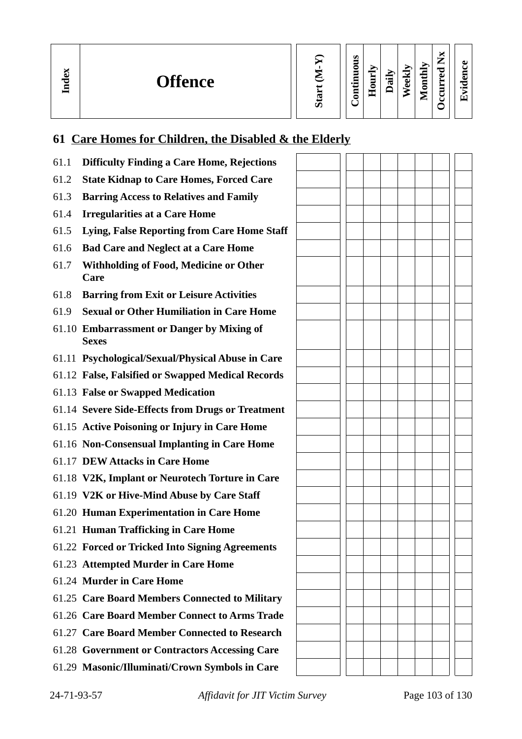| Index | Offence | Start (M-Y) | Continuous | Hourly | Daily | Weekly | Monthly | Occurred Nx | Evidence |
|---|---|---|---|---|---|---|---|---|---|

## 61 Care Homes for Children, the Disabled & the Elderly

| Index | Offence | Start (M-Y) | Continuous | Hourly | Daily | Weekly | Monthly | Occurred Nx | Evidence |
|---|---|---|---|---|---|---|---|---|---|
| 61.1 | **Difficulty Finding a Care Home, Rejections** | | | | | | | | |
| 61.2 | **State Kidnap to Care Homes, Forced Care** | | | | | | | | |
| 61.3 | **Barring Access to Relatives and Family** | | | | | | | | |
| 61.4 | **Irregularities at a Care Home** | | | | | | | | |
| 61.5 | **Lying, False Reporting from Care Home Staff** | | | | | | | | |
| 61.6 | **Bad Care and Neglect at a Care Home** | | | | | | | | |
| 61.7 | **Withholding of Food, Medicine or Other Care** | | | | | | | | |
| 61.8 | **Barring from Exit or Leisure Activities** | | | | | | | | |
| 61.9 | **Sexual or Other Humiliation in Care Home** | | | | | | | | |
| 61.10 | **Embarrassment or Danger by Mixing of Sexes** | | | | | | | | |
| 61.11 | **Psychological/Sexual/Physical Abuse in Care** | | | | | | | | |
| 61.12 | **False, Falsified or Swapped Medical Records** | | | | | | | | |
| 61.13 | **False or Swapped Medication** | | | | | | | | |
| 61.14 | **Severe Side-Effects from Drugs or Treatment** | | | | | | | | |
| 61.15 | **Active Poisoning or Injury in Care Home** | | | | | | | | |
| 61.16 | **Non-Consensual Implanting in Care Home** | | | | | | | | |
| 61.17 | **DEW Attacks in Care Home** | | | | | | | | |
| 61.18 | **V2K, Implant or Neurotech Torture in Care** | | | | | | | | |
| 61.19 | **V2K or Hive-Mind Abuse by Care Staff** | | | | | | | | |
| 61.20 | **Human Experimentation in Care Home** | | | | | | | | |
| 61.21 | **Human Trafficking in Care Home** | | | | | | | | |
| 61.22 | **Forced or Tricked Into Signing Agreements** | | | | | | | | |
| 61.23 | **Attempted Murder in Care Home** | | | | | | | | |
| 61.24 | **Murder in Care Home** | | | | | | | | |
| 61.25 | **Care Board Members Connected to Military** | | | | | | | | |
| 61.26 | **Care Board Member Connect to Arms Trade** | | | | | | | | |
| 61.27 | **Care Board Member Connected to Research** | | | | | | | | |
| 61.28 | **Government or Contractors Accessing Care** | | | | | | | | |
| 61.29 | **Masonic/Illuminati/Crown Symbols in Care** | | | | | | | | |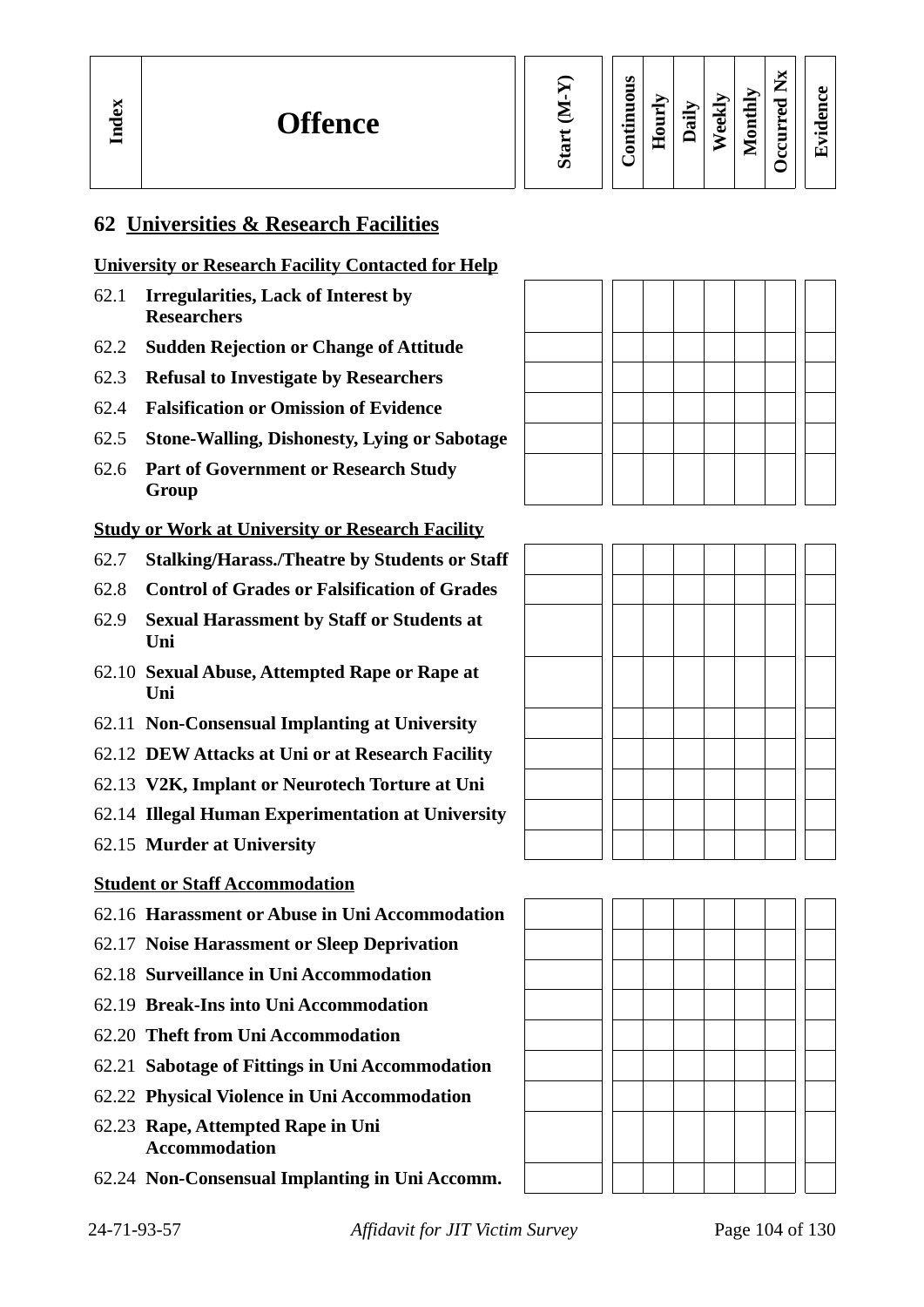| Index | Offence | Start (M-Y) | Continuous | Hourly | Daily | Weekly | Monthly | Occurred Nx | Evidence |
|---|---|---|---|---|---|---|---|---|---|
| **62** | **Universities & Research Facilities** | | | | | | | | |
| | **University or Research Facility Contacted for Help** | | | | | | | | |
| 62.1 | **Irregularities, Lack of Interest by Researchers** | | | | | | | | |
| 62.2 | **Sudden Rejection or Change of Attitude** | | | | | | | | |
| 62.3 | **Refusal to Investigate by Researchers** | | | | | | | | |
| 62.4 | **Falsification or Omission of Evidence** | | | | | | | | |
| 62.5 | **Stone-Walling, Dishonesty, Lying or Sabotage** | | | | | | | | |
| 62.6 | **Part of Government or Research Study Group** | | | | | | | | |
| | **Study or Work at University or Research Facility** | | | | | | | | |
| 62.7 | **Stalking/Harass./Theatre by Students or Staff** | | | | | | | | |
| 62.8 | **Control of Grades or Falsification of Grades** | | | | | | | | |
| 62.9 | **Sexual Harassment by Staff or Students at Uni** | | | | | | | | |
| 62.10 | **Sexual Abuse, Attempted Rape or Rape at Uni** | | | | | | | | |
| 62.11 | **Non-Consensual Implanting at University** | | | | | | | | |
| 62.12 | **DEW Attacks at Uni or at Research Facility** | | | | | | | | |
| 62.13 | **V2K, Implant or Neurotech Torture at Uni** | | | | | | | | |
| 62.14 | **Illegal Human Experimentation at University** | | | | | | | | |
| 62.15 | **Murder at University** | | | | | | | | |
| | **Student or Staff Accommodation** | | | | | | | | |
| 62.16 | **Harassment or Abuse in Uni Accommodation** | | | | | | | | |
| 62.17 | **Noise Harassment or Sleep Deprivation** | | | | | | | | |
| 62.18 | **Surveillance in Uni Accommodation** | | | | | | | | |
| 62.19 | **Break-Ins into Uni Accommodation** | | | | | | | | |
| 62.20 | **Theft from Uni Accommodation** | | | | | | | | |
| 62.21 | **Sabotage of Fittings in Uni Accommodation** | | | | | | | | |
| 62.22 | **Physical Violence in Uni Accommodation** | | | | | | | | |
| 62.23 | **Rape, Attempted Rape in Uni Accommodation** | | | | | | | | |
| 62.24 | **Non-Consensual Implanting in Uni Accomm.** | | | | | | | | |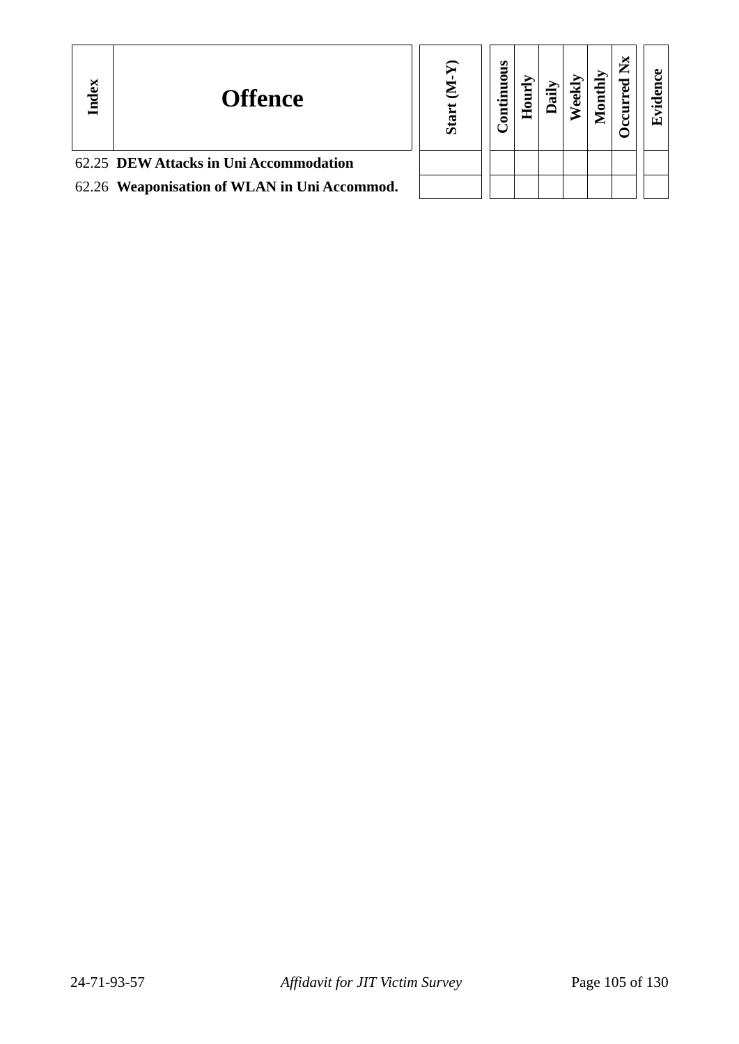| Index | Offence | Start (M-Y) | Continuous | Hourly | Daily | Weekly | Monthly | Occurred Nx | Evidence |
|---|---|---|---|---|---|---|---|---|---|
| 62.25 | **DEW Attacks in Uni Accommodation** | | | | | | | | |
| 62.26 | **Weaponisation of WLAN in Uni Accommod.** | | | | | | | | |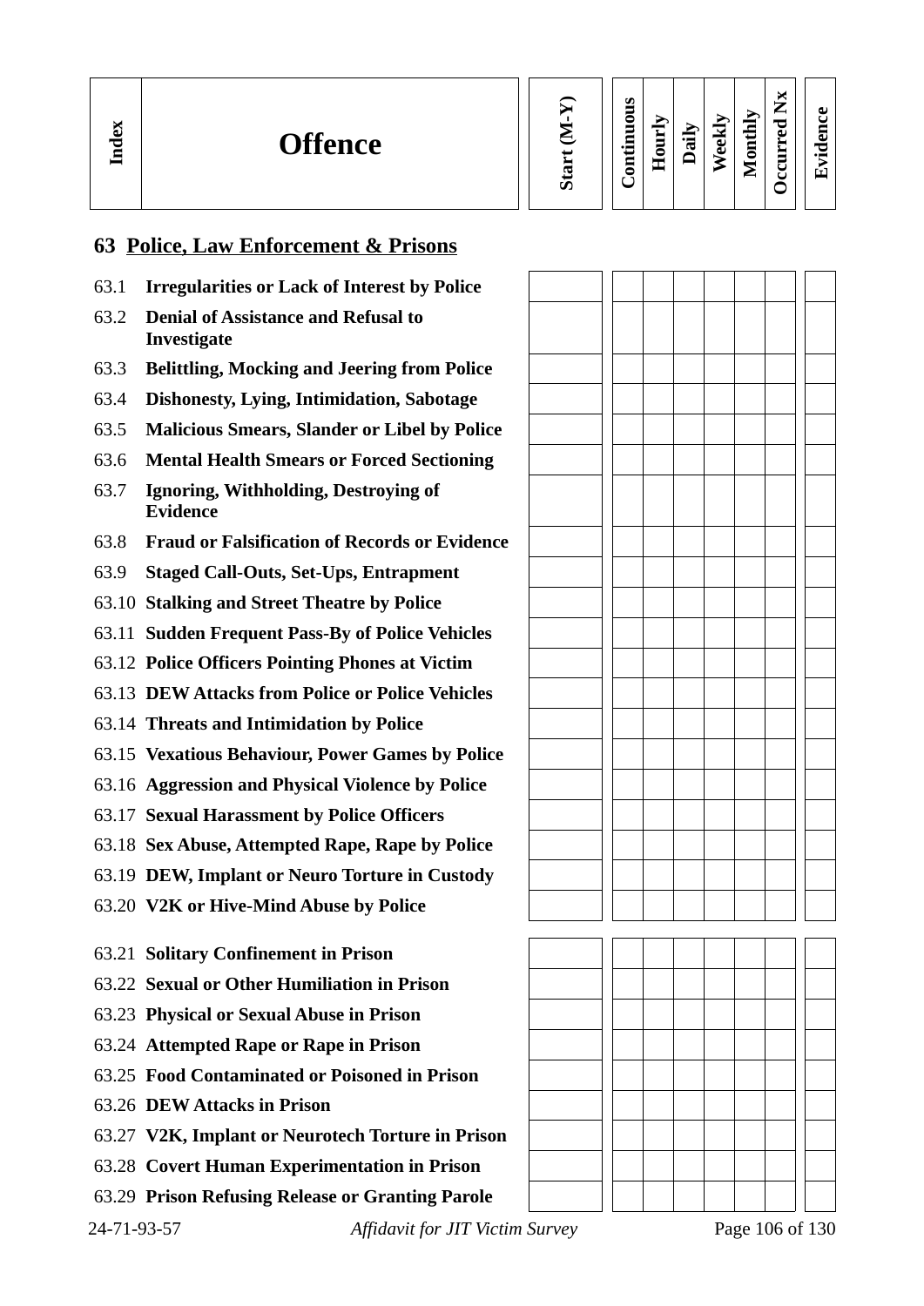| Index | Offence | Start (M-Y) | Continuous | Hourly | Daily | Weekly | Monthly | Occurred Nx | Evidence |
|---|---|---|---|---|---|---|---|---|---|

## 63 Police, Law Enforcement & Prisons

| Index | Offence | Start (M-Y) | Continuous | Hourly | Daily | Weekly | Monthly | Occurred Nx | Evidence |
|---|---|---|---|---|---|---|---|---|---|
| 63.1 | **Irregularities or Lack of Interest by Police** | | | | | | | | |
| 63.2 | **Denial of Assistance and Refusal to Investigate** | | | | | | | | |
| 63.3 | **Belittling, Mocking and Jeering from Police** | | | | | | | | |
| 63.4 | **Dishonesty, Lying, Intimidation, Sabotage** | | | | | | | | |
| 63.5 | **Malicious Smears, Slander or Libel by Police** | | | | | | | | |
| 63.6 | **Mental Health Smears or Forced Sectioning** | | | | | | | | |
| 63.7 | **Ignoring, Withholding, Destroying of Evidence** | | | | | | | | |
| 63.8 | **Fraud or Falsification of Records or Evidence** | | | | | | | | |
| 63.9 | **Staged Call-Outs, Set-Ups, Entrapment** | | | | | | | | |
| 63.10 | **Stalking and Street Theatre by Police** | | | | | | | | |
| 63.11 | **Sudden Frequent Pass-By of Police Vehicles** | | | | | | | | |
| 63.12 | **Police Officers Pointing Phones at Victim** | | | | | | | | |
| 63.13 | **DEW Attacks from Police or Police Vehicles** | | | | | | | | |
| 63.14 | **Threats and Intimidation by Police** | | | | | | | | |
| 63.15 | **Vexatious Behaviour, Power Games by Police** | | | | | | | | |
| 63.16 | **Aggression and Physical Violence by Police** | | | | | | | | |
| 63.17 | **Sexual Harassment by Police Officers** | | | | | | | | |
| 63.18 | **Sex Abuse, Attempted Rape, Rape by Police** | | | | | | | | |
| 63.19 | **DEW, Implant or Neuro Torture in Custody** | | | | | | | | |
| 63.20 | **V2K or Hive-Mind Abuse by Police** | | | | | | | | |
| 63.21 | **Solitary Confinement in Prison** | | | | | | | | |
| 63.22 | **Sexual or Other Humiliation in Prison** | | | | | | | | |
| 63.23 | **Physical or Sexual Abuse in Prison** | | | | | | | | |
| 63.24 | **Attempted Rape or Rape in Prison** | | | | | | | | |
| 63.25 | **Food Contaminated or Poisoned in Prison** | | | | | | | | |
| 63.26 | **DEW Attacks in Prison** | | | | | | | | |
| 63.27 | **V2K, Implant or Neurotech Torture in Prison** | | | | | | | | |
| 63.28 | **Covert Human Experimentation in Prison** | | | | | | | | |
| 63.29 | **Prison Refusing Release or Granting Parole** | | | | | | | | |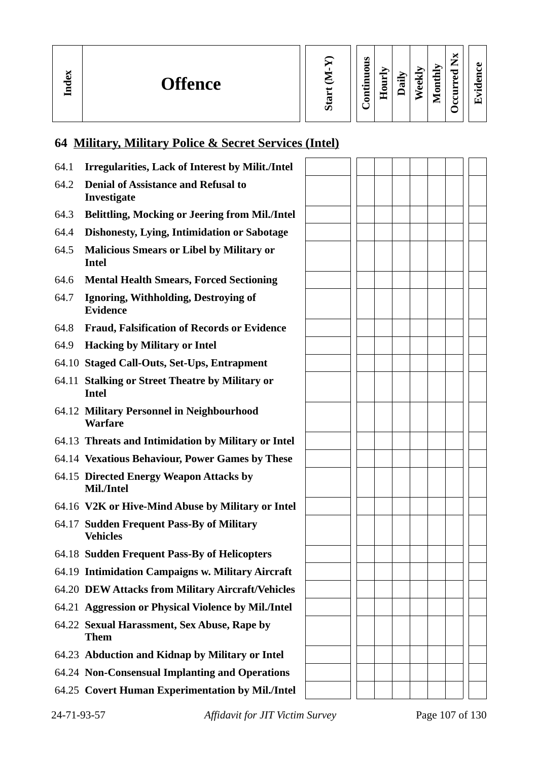| Index | Offence | Start (M-Y) | Continuous | Hourly | Daily | Weekly | Monthly | Occurred Nx | Evidence |
|---|---|---|---|---|---|---|---|---|---|

## 64 Military, Military Police & Secret Services (Intel)

| Index | Offence | Start (M-Y) | Continuous | Hourly | Daily | Weekly | Monthly | Occurred Nx | Evidence |
|---|---|---|---|---|---|---|---|---|---|
| 64.1 | **Irregularities, Lack of Interest by Milit./Intel** | | | | | | | | |
| 64.2 | **Denial of Assistance and Refusal to Investigate** | | | | | | | | |
| 64.3 | **Belittling, Mocking or Jeering from Mil./Intel** | | | | | | | | |
| 64.4 | **Dishonesty, Lying, Intimidation or Sabotage** | | | | | | | | |
| 64.5 | **Malicious Smears or Libel by Military or Intel** | | | | | | | | |
| 64.6 | **Mental Health Smears, Forced Sectioning** | | | | | | | | |
| 64.7 | **Ignoring, Withholding, Destroying of Evidence** | | | | | | | | |
| 64.8 | **Fraud, Falsification of Records or Evidence** | | | | | | | | |
| 64.9 | **Hacking by Military or Intel** | | | | | | | | |
| 64.10 | **Staged Call-Outs, Set-Ups, Entrapment** | | | | | | | | |
| 64.11 | **Stalking or Street Theatre by Military or Intel** | | | | | | | | |
| 64.12 | **Military Personnel in Neighbourhood Warfare** | | | | | | | | |
| 64.13 | **Threats and Intimidation by Military or Intel** | | | | | | | | |
| 64.14 | **Vexatious Behaviour, Power Games by These** | | | | | | | | |
| 64.15 | **Directed Energy Weapon Attacks by Mil./Intel** | | | | | | | | |
| 64.16 | **V2K or Hive-Mind Abuse by Military or Intel** | | | | | | | | |
| 64.17 | **Sudden Frequent Pass-By of Military Vehicles** | | | | | | | | |
| 64.18 | **Sudden Frequent Pass-By of Helicopters** | | | | | | | | |
| 64.19 | **Intimidation Campaigns w. Military Aircraft** | | | | | | | | |
| 64.20 | **DEW Attacks from Military Aircraft/Vehicles** | | | | | | | | |
| 64.21 | **Aggression or Physical Violence by Mil./Intel** | | | | | | | | |
| 64.22 | **Sexual Harassment, Sex Abuse, Rape by Them** | | | | | | | | |
| 64.23 | **Abduction and Kidnap by Military or Intel** | | | | | | | | |
| 64.24 | **Non-Consensual Implanting and Operations** | | | | | | | | |
| 64.25 | **Covert Human Experimentation by Mil./Intel** | | | | | | | | |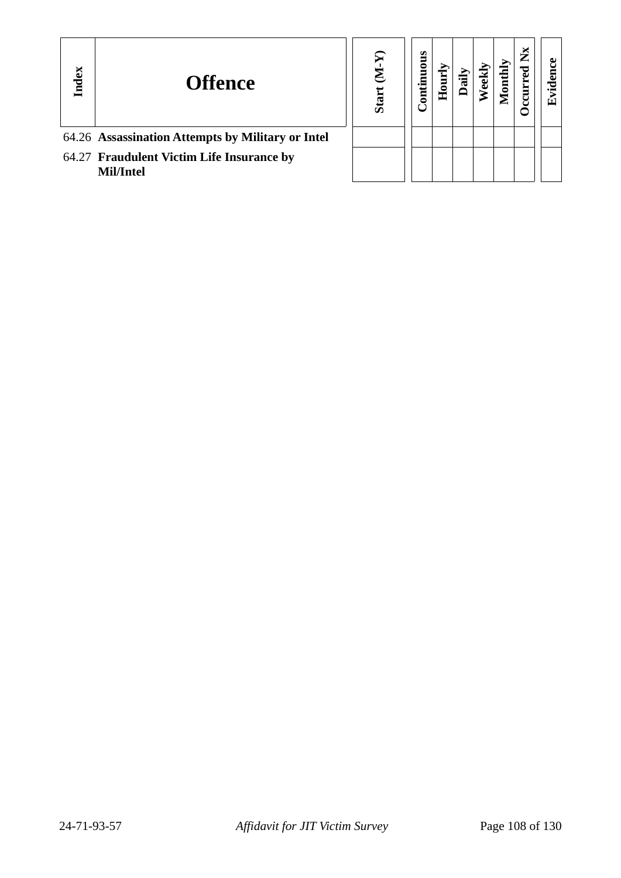| Index | Offence | Start (M-Y) | Continuous | Hourly | Daily | Weekly | Monthly | Occurred Nx | Evidence |
|---|---|---|---|---|---|---|---|---|---|
| 64.26 | **Assassination Attempts by Military or Intel** | | | | | | | | |
| 64.27 | **Fraudulent Victim Life Insurance by Mil/Intel** | | | | | | | | |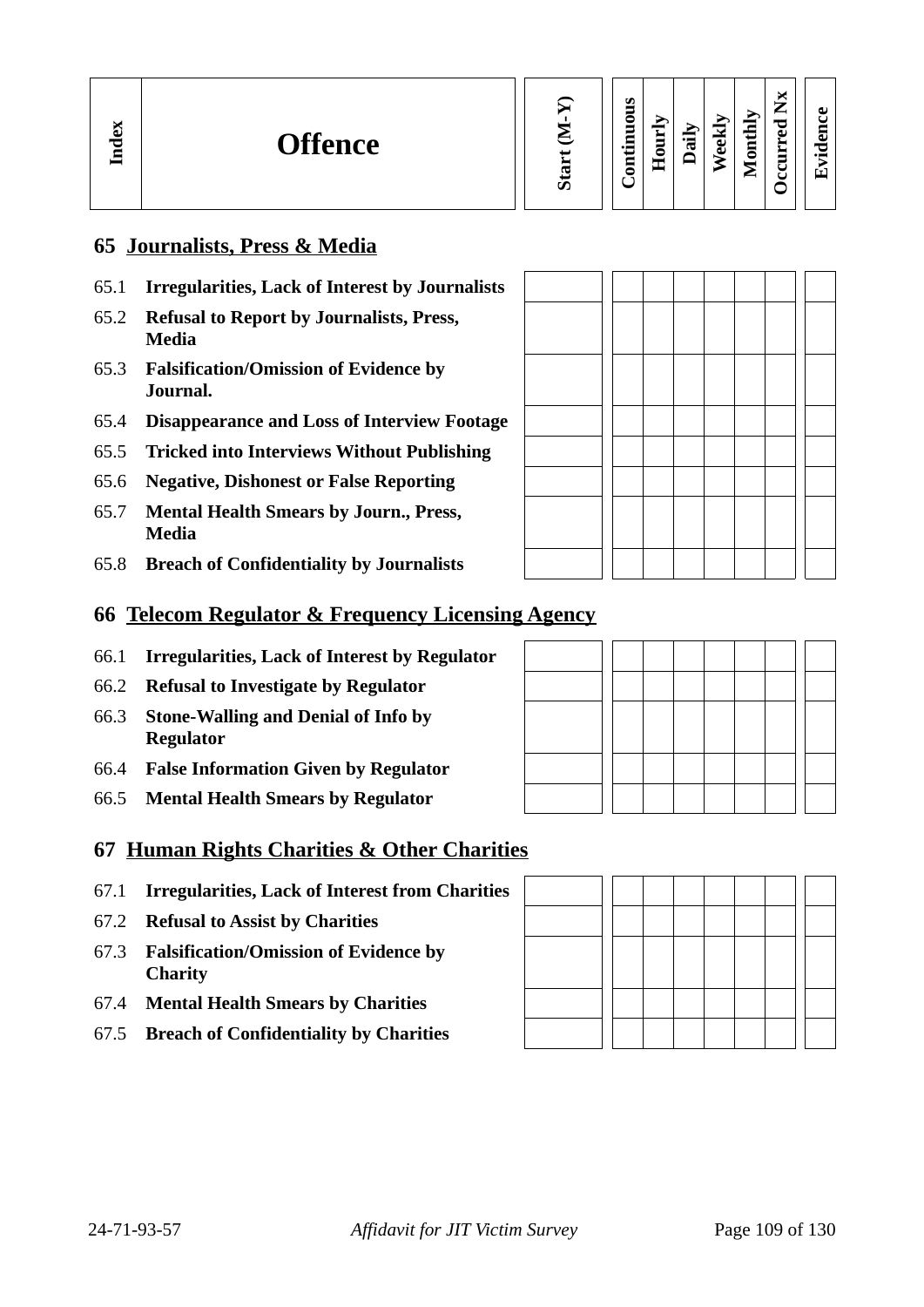| Index | Offence | Start (M-Y) | Continuous | Hourly | Daily | Weekly | Monthly | Occurred Nx | Evidence |
|---|---|---|---|---|---|---|---|---|---|

## 65 Journalists, Press & Media

| Index | Offence | Start (M-Y) | Continuous | Hourly | Daily | Weekly | Monthly | Occurred Nx | Evidence |
|---|---|---|---|---|---|---|---|---|---|
| 65.1 | **Irregularities, Lack of Interest by Journalists** | | | | | | | | |
| 65.2 | **Refusal to Report by Journalists, Press, Media** | | | | | | | | |
| 65.3 | **Falsification/Omission of Evidence by Journal.** | | | | | | | | |
| 65.4 | **Disappearance and Loss of Interview Footage** | | | | | | | | |
| 65.5 | **Tricked into Interviews Without Publishing** | | | | | | | | |
| 65.6 | **Negative, Dishonest or False Reporting** | | | | | | | | |
| 65.7 | **Mental Health Smears by Journ., Press, Media** | | | | | | | | |
| 65.8 | **Breach of Confidentiality by Journalists** | | | | | | | | |

## 66 Telecom Regulator & Frequency Licensing Agency

| Index | Offence | Start (M-Y) | Continuous | Hourly | Daily | Weekly | Monthly | Occurred Nx | Evidence |
|---|---|---|---|---|---|---|---|---|---|
| 66.1 | **Irregularities, Lack of Interest by Regulator** | | | | | | | | |
| 66.2 | **Refusal to Investigate by Regulator** | | | | | | | | |
| 66.3 | **Stone-Walling and Denial of Info by Regulator** | | | | | | | | |
| 66.4 | **False Information Given by Regulator** | | | | | | | | |
| 66.5 | **Mental Health Smears by Regulator** | | | | | | | | |

## 67 Human Rights Charities & Other Charities

| Index | Offence | Start (M-Y) | Continuous | Hourly | Daily | Weekly | Monthly | Occurred Nx | Evidence |
|---|---|---|---|---|---|---|---|---|---|
| 67.1 | **Irregularities, Lack of Interest from Charities** | | | | | | | | |
| 67.2 | **Refusal to Assist by Charities** | | | | | | | | |
| 67.3 | **Falsification/Omission of Evidence by Charity** | | | | | | | | |
| 67.4 | **Mental Health Smears by Charities** | | | | | | | | |
| 67.5 | **Breach of Confidentiality by Charities** | | | | | | | | |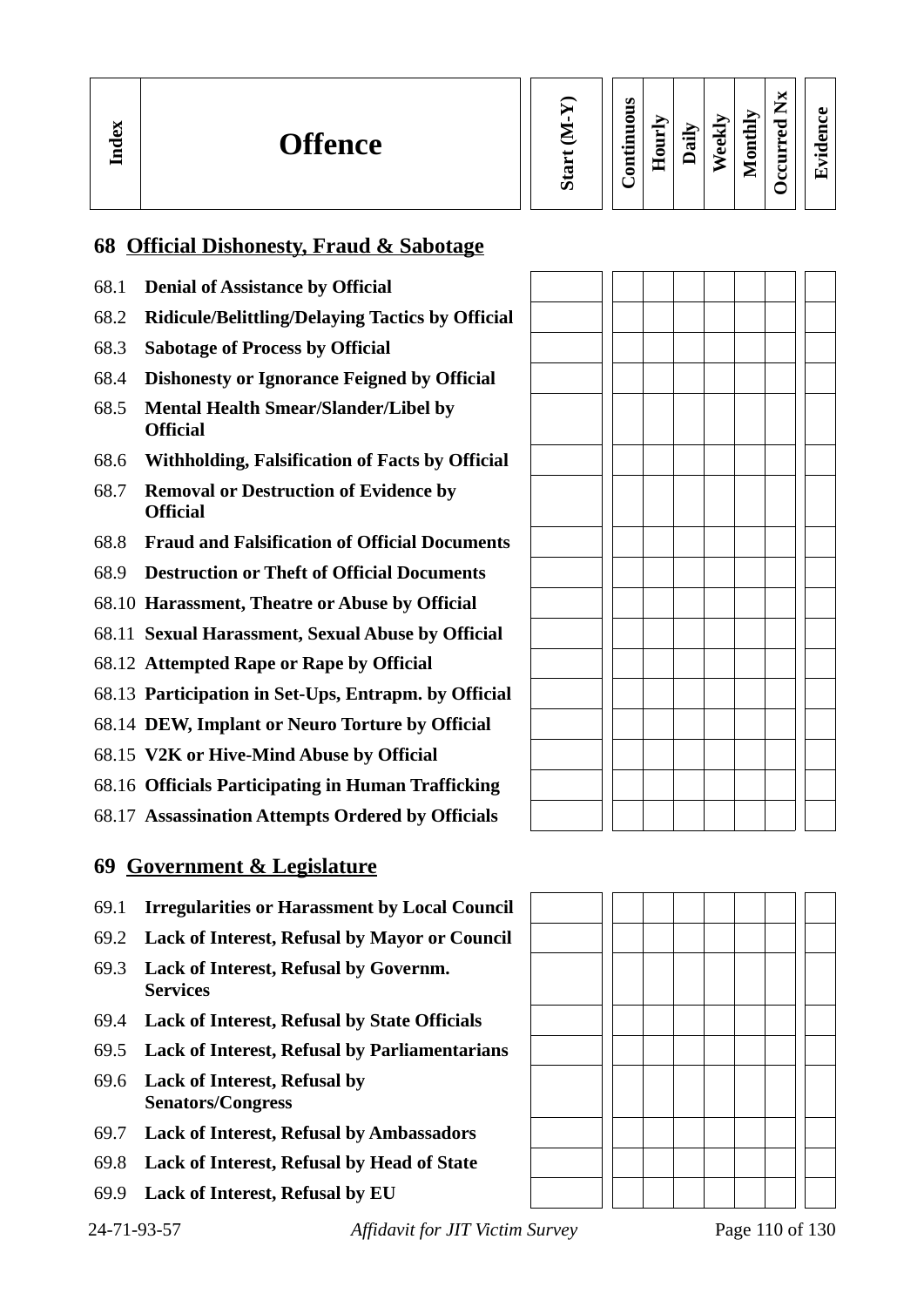| Index | Offence | Start (M-Y) | Continuous | Hourly | Daily | Weekly | Monthly | Occurred Nx | Evidence |
|---|---|---|---|---|---|---|---|---|---|

## 68 Official Dishonesty, Fraud & Sabotage

| Index | Offence | Start (M-Y) | Continuous | Hourly | Daily | Weekly | Monthly | Occurred Nx | Evidence |
|---|---|---|---|---|---|---|---|---|---|
| 68.1 | **Denial of Assistance by Official** | | | | | | | | |
| 68.2 | **Ridicule/Belittling/Delaying Tactics by Official** | | | | | | | | |
| 68.3 | **Sabotage of Process by Official** | | | | | | | | |
| 68.4 | **Dishonesty or Ignorance Feigned by Official** | | | | | | | | |
| 68.5 | **Mental Health Smear/Slander/Libel by Official** | | | | | | | | |
| 68.6 | **Withholding, Falsification of Facts by Official** | | | | | | | | |
| 68.7 | **Removal or Destruction of Evidence by Official** | | | | | | | | |
| 68.8 | **Fraud and Falsification of Official Documents** | | | | | | | | |
| 68.9 | **Destruction or Theft of Official Documents** | | | | | | | | |
| 68.10 | **Harassment, Theatre or Abuse by Official** | | | | | | | | |
| 68.11 | **Sexual Harassment, Sexual Abuse by Official** | | | | | | | | |
| 68.12 | **Attempted Rape or Rape by Official** | | | | | | | | |
| 68.13 | **Participation in Set-Ups, Entrapm. by Official** | | | | | | | | |
| 68.14 | **DEW, Implant or Neuro Torture by Official** | | | | | | | | |
| 68.15 | **V2K or Hive-Mind Abuse by Official** | | | | | | | | |
| 68.16 | **Officials Participating in Human Trafficking** | | | | | | | | |
| 68.17 | **Assassination Attempts Ordered by Officials** | | | | | | | | |

## 69 Government & Legislature

| Index | Offence | Start (M-Y) | Continuous | Hourly | Daily | Weekly | Monthly | Occurred Nx | Evidence |
|---|---|---|---|---|---|---|---|---|---|
| 69.1 | **Irregularities or Harassment by Local Council** | | | | | | | | |
| 69.2 | **Lack of Interest, Refusal by Mayor or Council** | | | | | | | | |
| 69.3 | **Lack of Interest, Refusal by Governm. Services** | | | | | | | | |
| 69.4 | **Lack of Interest, Refusal by State Officials** | | | | | | | | |
| 69.5 | **Lack of Interest, Refusal by Parliamentarians** | | | | | | | | |
| 69.6 | **Lack of Interest, Refusal by Senators/Congress** | | | | | | | | |
| 69.7 | **Lack of Interest, Refusal by Ambassadors** | | | | | | | | |
| 69.8 | **Lack of Interest, Refusal by Head of State** | | | | | | | | |
| 69.9 | **Lack of Interest, Refusal by EU** | | | | | | | | |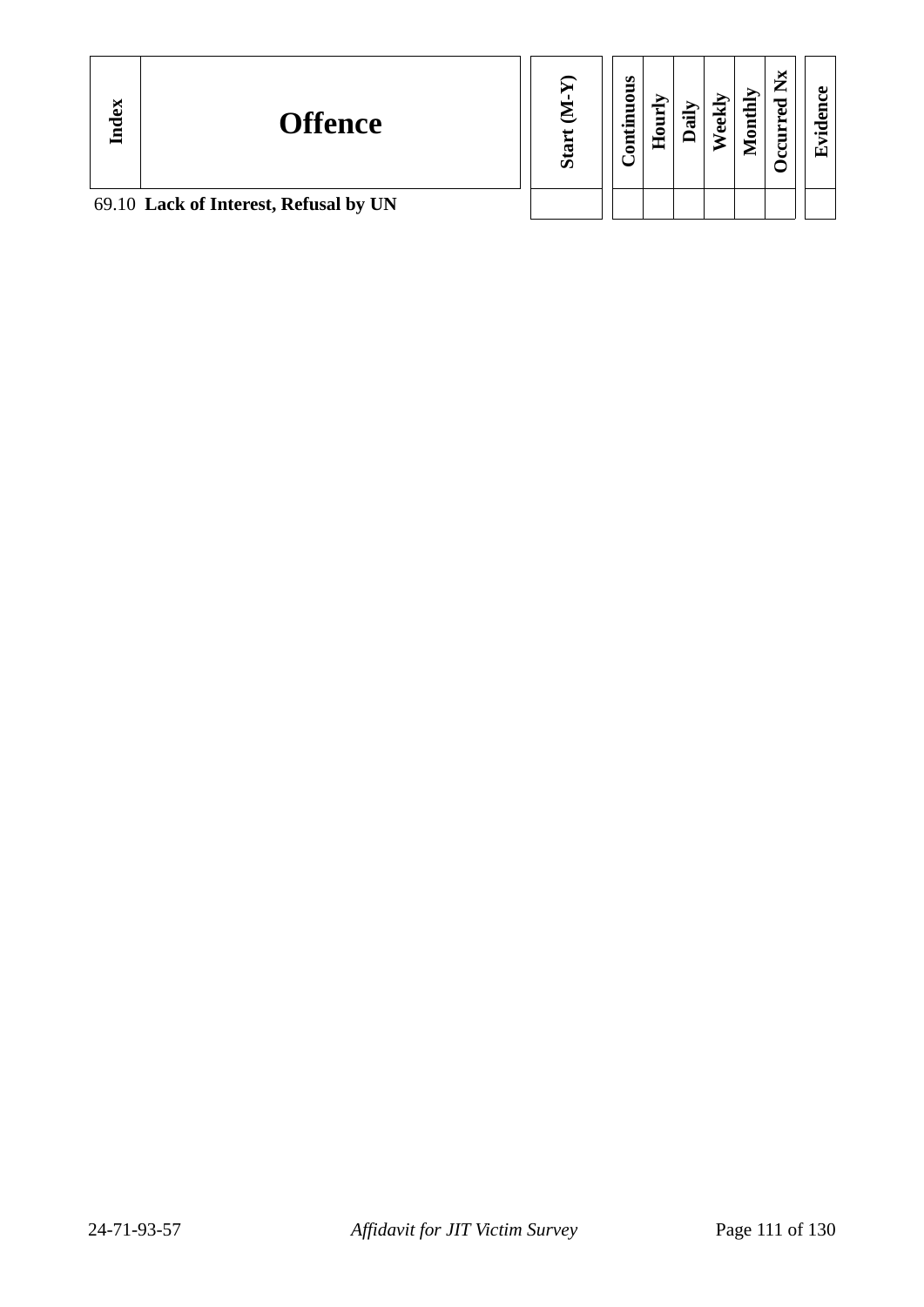| Index | Offence | Start (M-Y) | Continuous | Hourly | Daily | Weekly | Monthly | Occurred Nx | Evidence |
|---|---|---|---|---|---|---|---|---|---|
| 69.10 | **Lack of Interest, Refusal by UN** | | | | | | | | |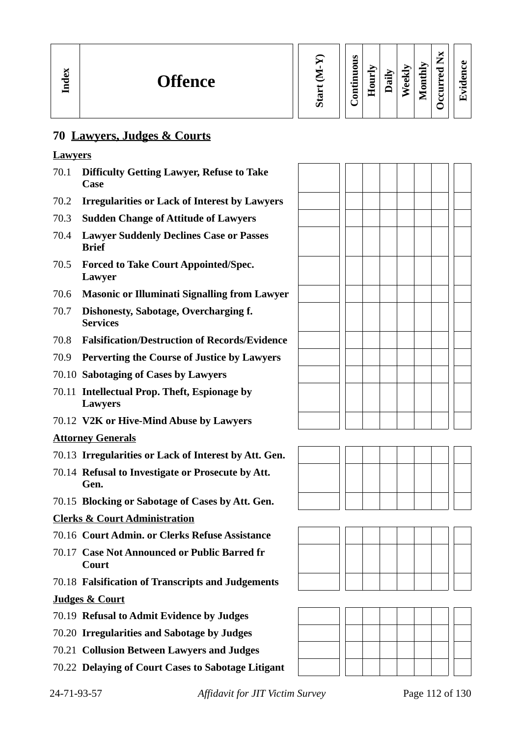| Index | Offence | Start (M-Y) | Continuous | Hourly | Daily | Weekly | Monthly | Occurred Nx | Evidence |
|---|---|---|---|---|---|---|---|---|---|

## 70 Lawyers, Judges & Courts

**Lawyers**

| Index | Offence | Start (M-Y) | Continuous | Hourly | Daily | Weekly | Monthly | Occurred Nx | Evidence |
|---|---|---|---|---|---|---|---|---|---|
| 70.1 | **Difficulty Getting Lawyer, Refuse to Take Case** | | | | | | | | |
| 70.2 | **Irregularities or Lack of Interest by Lawyers** | | | | | | | | |
| 70.3 | **Sudden Change of Attitude of Lawyers** | | | | | | | | |
| 70.4 | **Lawyer Suddenly Declines Case or Passes Brief** | | | | | | | | |
| 70.5 | **Forced to Take Court Appointed/Spec. Lawyer** | | | | | | | | |
| 70.6 | **Masonic or Illuminati Signalling from Lawyer** | | | | | | | | |
| 70.7 | **Dishonesty, Sabotage, Overcharging f. Services** | | | | | | | | |
| 70.8 | **Falsification/Destruction of Records/Evidence** | | | | | | | | |
| 70.9 | **Perverting the Course of Justice by Lawyers** | | | | | | | | |
| 70.10 | **Sabotaging of Cases by Lawyers** | | | | | | | | |
| 70.11 | **Intellectual Prop. Theft, Espionage by Lawyers** | | | | | | | | |
| 70.12 | **V2K or Hive-Mind Abuse by Lawyers** | | | | | | | | |

**Attorney Generals**

| Index | Offence | Start (M-Y) | Continuous | Hourly | Daily | Weekly | Monthly | Occurred Nx | Evidence |
|---|---|---|---|---|---|---|---|---|---|
| 70.13 | **Irregularities or Lack of Interest by Att. Gen.** | | | | | | | | |
| 70.14 | **Refusal to Investigate or Prosecute by Att. Gen.** | | | | | | | | |
| 70.15 | **Blocking or Sabotage of Cases by Att. Gen.** | | | | | | | | |

**Clerks & Court Administration**

| Index | Offence | Start (M-Y) | Continuous | Hourly | Daily | Weekly | Monthly | Occurred Nx | Evidence |
|---|---|---|---|---|---|---|---|---|---|
| 70.16 | **Court Admin. or Clerks Refuse Assistance** | | | | | | | | |
| 70.17 | **Case Not Announced or Public Barred fr Court** | | | | | | | | |
| 70.18 | **Falsification of Transcripts and Judgements** | | | | | | | | |

**Judges & Court**

| Index | Offence | Start (M-Y) | Continuous | Hourly | Daily | Weekly | Monthly | Occurred Nx | Evidence |
|---|---|---|---|---|---|---|---|---|---|
| 70.19 | **Refusal to Admit Evidence by Judges** | | | | | | | | |
| 70.20 | **Irregularities and Sabotage by Judges** | | | | | | | | |
| 70.21 | **Collusion Between Lawyers and Judges** | | | | | | | | |
| 70.22 | **Delaying of Court Cases to Sabotage Litigant** | | | | | | | | |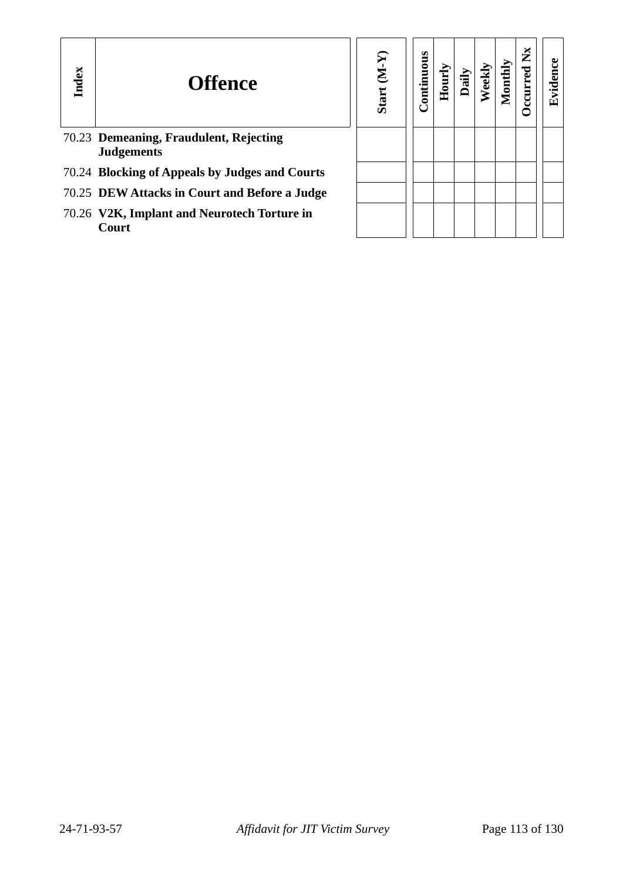| Index | Offence | Start (M-Y) | Continuous | Hourly | Daily | Weekly | Monthly | Occurred Nx | Evidence |
|---|---|---|---|---|---|---|---|---|---|
| 70.23 | **Demeaning, Fraudulent, Rejecting Judgements** | | | | | | | | |
| 70.24 | **Blocking of Appeals by Judges and Courts** | | | | | | | | |
| 70.25 | **DEW Attacks in Court and Before a Judge** | | | | | | | | |
| 70.26 | **V2K, Implant and Neurotech Torture in Court** | | | | | | | | |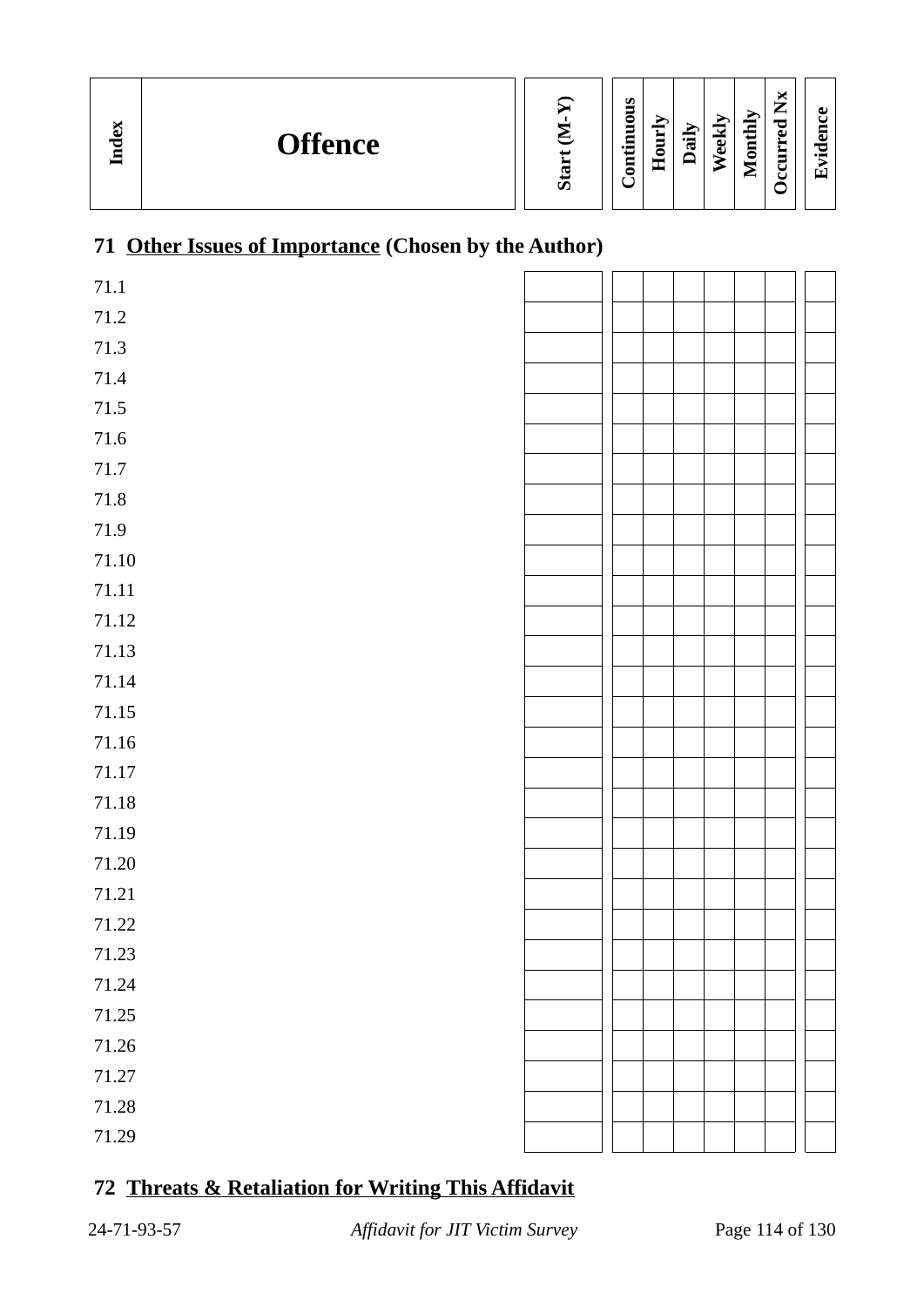| Index | Offence | Start (M-Y) | Continuous | Hourly | Daily | Weekly | Monthly | Occurred Nx | Evidence |
|---|---|---|---|---|---|---|---|---|---|

## 71 Other Issues of Importance (Chosen by the Author)

| Index | Offence | Start (M-Y) | Continuous | Hourly | Daily | Weekly | Monthly | Occurred Nx | Evidence |
|---|---|---|---|---|---|---|---|---|---|
| 71.1 | | | | | | | | | |
| 71.2 | | | | | | | | | |
| 71.3 | | | | | | | | | |
| 71.4 | | | | | | | | | |
| 71.5 | | | | | | | | | |
| 71.6 | | | | | | | | | |
| 71.7 | | | | | | | | | |
| 71.8 | | | | | | | | | |
| 71.9 | | | | | | | | | |
| 71.10 | | | | | | | | | |
| 71.11 | | | | | | | | | |
| 71.12 | | | | | | | | | |
| 71.13 | | | | | | | | | |
| 71.14 | | | | | | | | | |
| 71.15 | | | | | | | | | |
| 71.16 | | | | | | | | | |
| 71.17 | | | | | | | | | |
| 71.18 | | | | | | | | | |
| 71.19 | | | | | | | | | |
| 71.20 | | | | | | | | | |
| 71.21 | | | | | | | | | |
| 71.22 | | | | | | | | | |
| 71.23 | | | | | | | | | |
| 71.24 | | | | | | | | | |
| 71.25 | | | | | | | | | |
| 71.26 | | | | | | | | | |
| 71.27 | | | | | | | | | |
| 71.28 | | | | | | | | | |
| 71.29 | | | | | | | | | |

## 72 Threats & Retaliation for Writing This Affidavit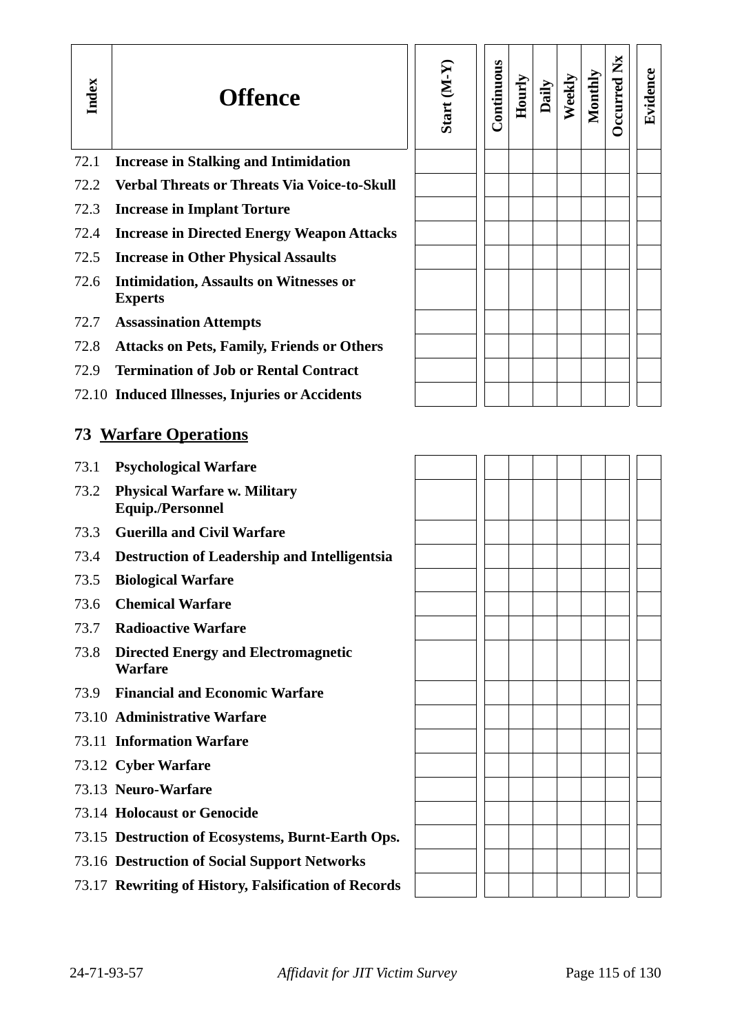| Index | Offence | Start (M-Y) | Continuous | Hourly | Daily | Weekly | Monthly | Occurred Nx | Evidence |
|---|---|---|---|---|---|---|---|---|---|
| 72.1 | **Increase in Stalking and Intimidation** | | | | | | | | |
| 72.2 | **Verbal Threats or Threats Via Voice-to-Skull** | | | | | | | | |
| 72.3 | **Increase in Implant Torture** | | | | | | | | |
| 72.4 | **Increase in Directed Energy Weapon Attacks** | | | | | | | | |
| 72.5 | **Increase in Other Physical Assaults** | | | | | | | | |
| 72.6 | **Intimidation, Assaults on Witnesses or Experts** | | | | | | | | |
| 72.7 | **Assassination Attempts** | | | | | | | | |
| 72.8 | **Attacks on Pets, Family, Friends or Others** | | | | | | | | |
| 72.9 | **Termination of Job or Rental Contract** | | | | | | | | |
| 72.10 | **Induced Illnesses, Injuries or Accidents** | | | | | | | | |

## 73 Warfare Operations

| Index | Offence | Start (M-Y) | Continuous | Hourly | Daily | Weekly | Monthly | Occurred Nx | Evidence |
|---|---|---|---|---|---|---|---|---|---|
| 73.1 | **Psychological Warfare** | | | | | | | | |
| 73.2 | **Physical Warfare w. Military Equip./Personnel** | | | | | | | | |
| 73.3 | **Guerilla and Civil Warfare** | | | | | | | | |
| 73.4 | **Destruction of Leadership and Intelligentsia** | | | | | | | | |
| 73.5 | **Biological Warfare** | | | | | | | | |
| 73.6 | **Chemical Warfare** | | | | | | | | |
| 73.7 | **Radioactive Warfare** | | | | | | | | |
| 73.8 | **Directed Energy and Electromagnetic Warfare** | | | | | | | | |
| 73.9 | **Financial and Economic Warfare** | | | | | | | | |
| 73.10 | **Administrative Warfare** | | | | | | | | |
| 73.11 | **Information Warfare** | | | | | | | | |
| 73.12 | **Cyber Warfare** | | | | | | | | |
| 73.13 | **Neuro-Warfare** | | | | | | | | |
| 73.14 | **Holocaust or Genocide** | | | | | | | | |
| 73.15 | **Destruction of Ecosystems, Burnt-Earth Ops.** | | | | | | | | |
| 73.16 | **Destruction of Social Support Networks** | | | | | | | | |
| 73.17 | **Rewriting of History, Falsification of Records** | | | | | | | | |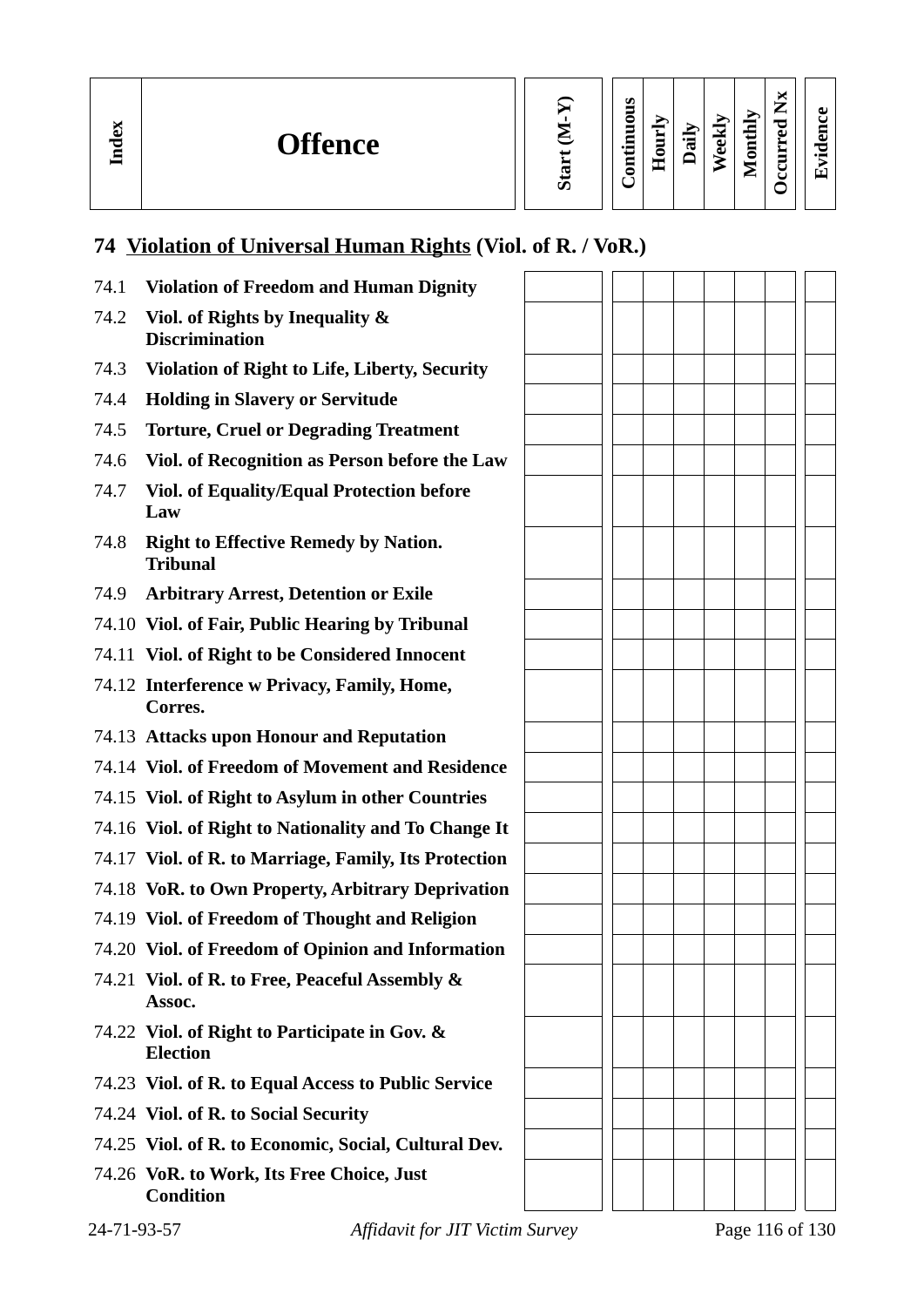| Index | Offence | Start (M-Y) | Continuous | Hourly | Daily | Weekly | Monthly | Occurred Nx | Evidence |
|---|---|---|---|---|---|---|---|---|---|

## 74 Violation of Universal Human Rights (Viol. of R. / VoR.)

| Index | Offence | Start (M-Y) | Continuous | Hourly | Daily | Weekly | Monthly | Occurred Nx | Evidence |
|---|---|---|---|---|---|---|---|---|---|
| 74.1 | **Violation of Freedom and Human Dignity** | | | | | | | | |
| 74.2 | **Viol. of Rights by Inequality & Discrimination** | | | | | | | | |
| 74.3 | **Violation of Right to Life, Liberty, Security** | | | | | | | | |
| 74.4 | **Holding in Slavery or Servitude** | | | | | | | | |
| 74.5 | **Torture, Cruel or Degrading Treatment** | | | | | | | | |
| 74.6 | **Viol. of Recognition as Person before the Law** | | | | | | | | |
| 74.7 | **Viol. of Equality/Equal Protection before Law** | | | | | | | | |
| 74.8 | **Right to Effective Remedy by Nation. Tribunal** | | | | | | | | |
| 74.9 | **Arbitrary Arrest, Detention or Exile** | | | | | | | | |
| 74.10 | **Viol. of Fair, Public Hearing by Tribunal** | | | | | | | | |
| 74.11 | **Viol. of Right to be Considered Innocent** | | | | | | | | |
| 74.12 | **Interference w Privacy, Family, Home, Corres.** | | | | | | | | |
| 74.13 | **Attacks upon Honour and Reputation** | | | | | | | | |
| 74.14 | **Viol. of Freedom of Movement and Residence** | | | | | | | | |
| 74.15 | **Viol. of Right to Asylum in other Countries** | | | | | | | | |
| 74.16 | **Viol. of Right to Nationality and To Change It** | | | | | | | | |
| 74.17 | **Viol. of R. to Marriage, Family, Its Protection** | | | | | | | | |
| 74.18 | **VoR. to Own Property, Arbitrary Deprivation** | | | | | | | | |
| 74.19 | **Viol. of Freedom of Thought and Religion** | | | | | | | | |
| 74.20 | **Viol. of Freedom of Opinion and Information** | | | | | | | | |
| 74.21 | **Viol. of R. to Free, Peaceful Assembly & Assoc.** | | | | | | | | |
| 74.22 | **Viol. of Right to Participate in Gov. & Election** | | | | | | | | |
| 74.23 | **Viol. of R. to Equal Access to Public Service** | | | | | | | | |
| 74.24 | **Viol. of R. to Social Security** | | | | | | | | |
| 74.25 | **Viol. of R. to Economic, Social, Cultural Dev.** | | | | | | | | |
| 74.26 | **VoR. to Work, Its Free Choice, Just Condition** | | | | | | | | |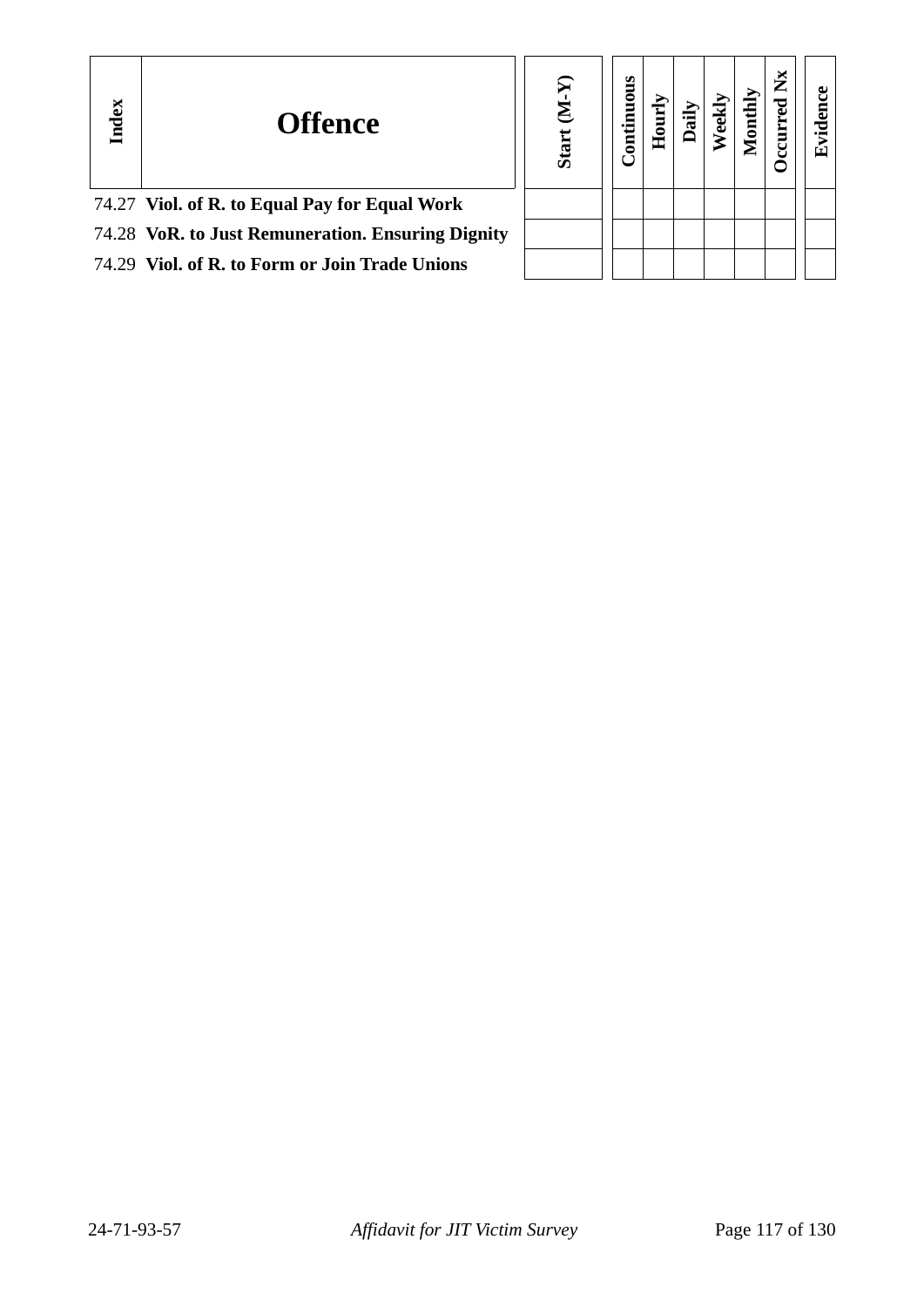| Index | Offence | Start (M-Y) | Continuous | Hourly | Daily | Weekly | Monthly | Occurred Nx | Evidence |
|---|---|---|---|---|---|---|---|---|---|
| 74.27 | **Viol. of R. to Equal Pay for Equal Work** | | | | | | | | |
| 74.28 | **VoR. to Just Remuneration. Ensuring Dignity** | | | | | | | | |
| 74.29 | **Viol. of R. to Form or Join Trade Unions** | | | | | | | | |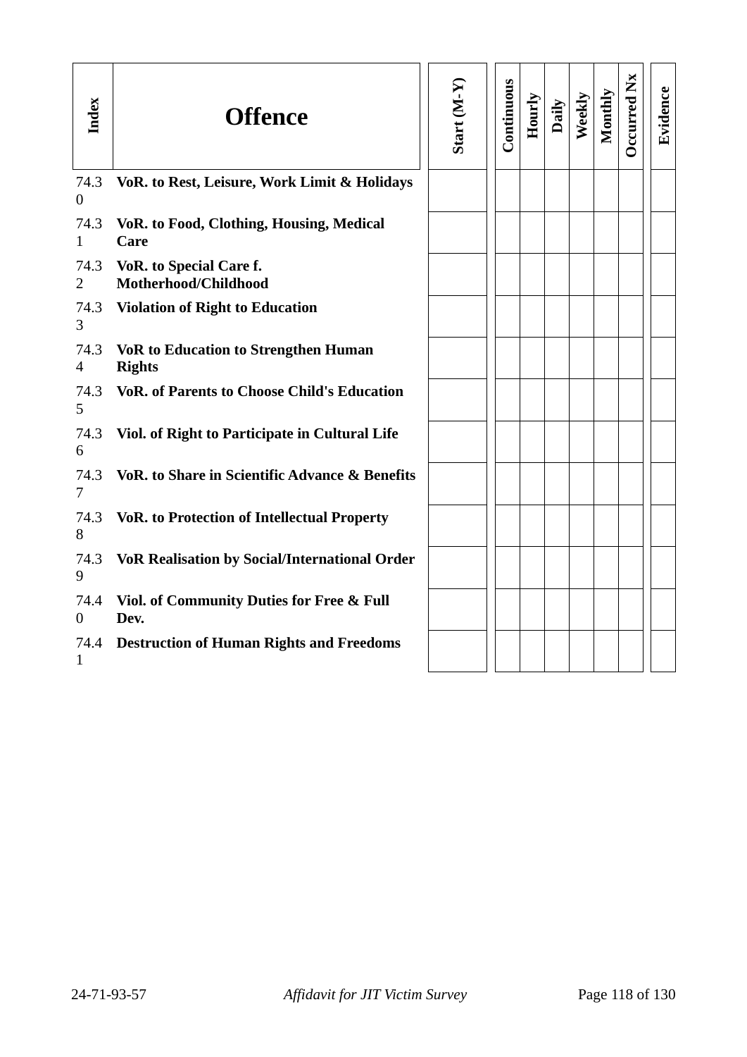| Index | Offence | Start (M-Y) | Continuous | Hourly | Daily | Weekly | Monthly | Occurred Nx | Evidence |
|---|---|---|---|---|---|---|---|---|---|
| 74.30 | **VoR. to Rest, Leisure, Work Limit & Holidays** | | | | | | | | |
| 74.31 | **VoR. to Food, Clothing, Housing, Medical Care** | | | | | | | | |
| 74.32 | **VoR. to Special Care f. Motherhood/Childhood** | | | | | | | | |
| 74.33 | **Violation of Right to Education** | | | | | | | | |
| 74.34 | **VoR to Education to Strengthen Human Rights** | | | | | | | | |
| 74.35 | **VoR. of Parents to Choose Child's Education** | | | | | | | | |
| 74.36 | **Viol. of Right to Participate in Cultural Life** | | | | | | | | |
| 74.37 | **VoR. to Share in Scientific Advance & Benefits** | | | | | | | | |
| 74.38 | **VoR. to Protection of Intellectual Property** | | | | | | | | |
| 74.39 | **VoR Realisation by Social/International Order** | | | | | | | | |
| 74.40 | **Viol. of Community Duties for Free & Full Dev.** | | | | | | | | |
| 74.41 | **Destruction of Human Rights and Freedoms** | | | | | | | | |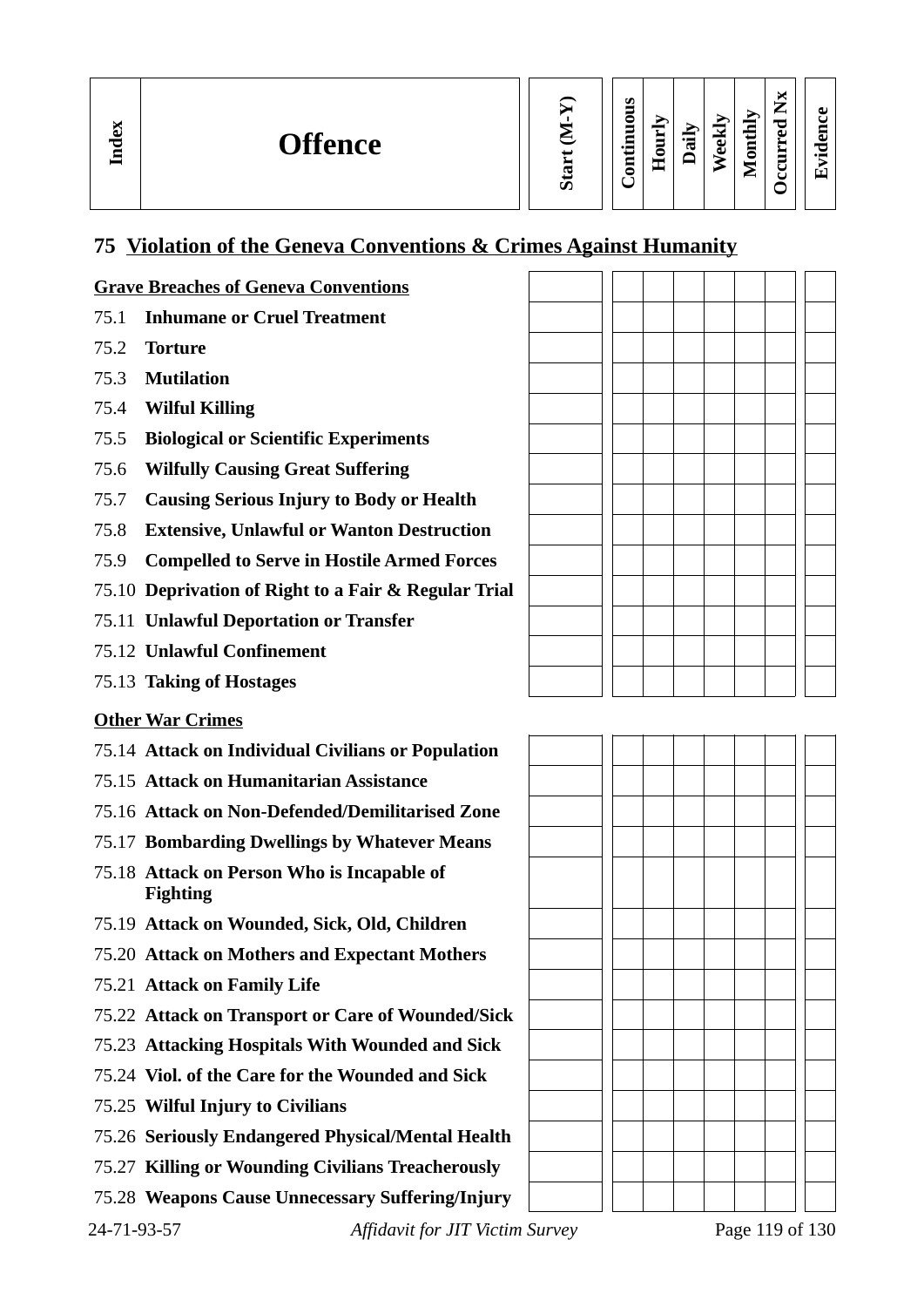| Index | Offence | Start (M-Y) | Continuous | Hourly | Daily | Weekly | Monthly | Occurred Nx | Evidence |
|---|---|---|---|---|---|---|---|---|---|

## 75 Violation of the Geneva Conventions & Crimes Against Humanity

| Index | Offence | Start (M-Y) | Continuous | Hourly | Daily | Weekly | Monthly | Occurred Nx | Evidence |
|---|---|---|---|---|---|---|---|---|---|
| | **Grave Breaches of Geneva Conventions** | | | | | | | | |
| 75.1 | **Inhumane or Cruel Treatment** | | | | | | | | |
| 75.2 | **Torture** | | | | | | | | |
| 75.3 | **Mutilation** | | | | | | | | |
| 75.4 | **Wilful Killing** | | | | | | | | |
| 75.5 | **Biological or Scientific Experiments** | | | | | | | | |
| 75.6 | **Wilfully Causing Great Suffering** | | | | | | | | |
| 75.7 | **Causing Serious Injury to Body or Health** | | | | | | | | |
| 75.8 | **Extensive, Unlawful or Wanton Destruction** | | | | | | | | |
| 75.9 | **Compelled to Serve in Hostile Armed Forces** | | | | | | | | |
| 75.10 | **Deprivation of Right to a Fair & Regular Trial** | | | | | | | | |
| 75.11 | **Unlawful Deportation or Transfer** | | | | | | | | |
| 75.12 | **Unlawful Confinement** | | | | | | | | |
| 75.13 | **Taking of Hostages** | | | | | | | | |

| Index | Offence | Start (M-Y) | Continuous | Hourly | Daily | Weekly | Monthly | Occurred Nx | Evidence |
|---|---|---|---|---|---|---|---|---|---|
| | **Other War Crimes** | | | | | | | | |
| 75.14 | **Attack on Individual Civilians or Population** | | | | | | | | |
| 75.15 | **Attack on Humanitarian Assistance** | | | | | | | | |
| 75.16 | **Attack on Non-Defended/Demilitarised Zone** | | | | | | | | |
| 75.17 | **Bombarding Dwellings by Whatever Means** | | | | | | | | |
| 75.18 | **Attack on Person Who is Incapable of Fighting** | | | | | | | | |
| 75.19 | **Attack on Wounded, Sick, Old, Children** | | | | | | | | |
| 75.20 | **Attack on Mothers and Expectant Mothers** | | | | | | | | |
| 75.21 | **Attack on Family Life** | | | | | | | | |
| 75.22 | **Attack on Transport or Care of Wounded/Sick** | | | | | | | | |
| 75.23 | **Attacking Hospitals With Wounded and Sick** | | | | | | | | |
| 75.24 | **Viol. of the Care for the Wounded and Sick** | | | | | | | | |
| 75.25 | **Wilful Injury to Civilians** | | | | | | | | |
| 75.26 | **Seriously Endangered Physical/Mental Health** | | | | | | | | |
| 75.27 | **Killing or Wounding Civilians Treacherously** | | | | | | | | |
| 75.28 | **Weapons Cause Unnecessary Suffering/Injury** | | | | | | | | |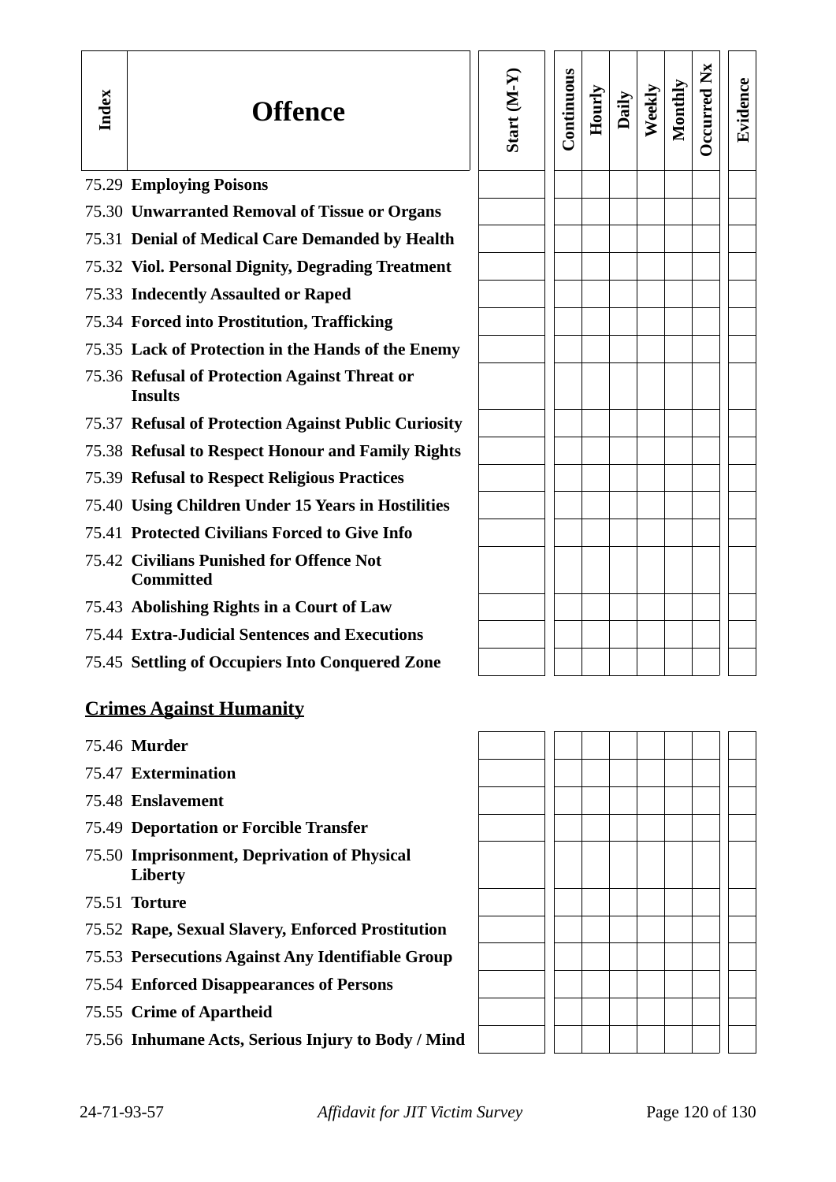| Index | Offence | Start (M-Y) | Continuous | Hourly | Daily | Weekly | Monthly | Occurred Nx | Evidence |
|---|---|---|---|---|---|---|---|---|---|
| 75.29 | **Employing Poisons** | | | | | | | | |
| 75.30 | **Unwarranted Removal of Tissue or Organs** | | | | | | | | |
| 75.31 | **Denial of Medical Care Demanded by Health** | | | | | | | | |
| 75.32 | **Viol. Personal Dignity, Degrading Treatment** | | | | | | | | |
| 75.33 | **Indecently Assaulted or Raped** | | | | | | | | |
| 75.34 | **Forced into Prostitution, Trafficking** | | | | | | | | |
| 75.35 | **Lack of Protection in the Hands of the Enemy** | | | | | | | | |
| 75.36 | **Refusal of Protection Against Threat or Insults** | | | | | | | | |
| 75.37 | **Refusal of Protection Against Public Curiosity** | | | | | | | | |
| 75.38 | **Refusal to Respect Honour and Family Rights** | | | | | | | | |
| 75.39 | **Refusal to Respect Religious Practices** | | | | | | | | |
| 75.40 | **Using Children Under 15 Years in Hostilities** | | | | | | | | |
| 75.41 | **Protected Civilians Forced to Give Info** | | | | | | | | |
| 75.42 | **Civilians Punished for Offence Not Committed** | | | | | | | | |
| 75.43 | **Abolishing Rights in a Court of Law** | | | | | | | | |
| 75.44 | **Extra-Judicial Sentences and Executions** | | | | | | | | |
| 75.45 | **Settling of Occupiers Into Conquered Zone** | | | | | | | | |

## Crimes Against Humanity

| Index | Offence | Start (M-Y) | Continuous | Hourly | Daily | Weekly | Monthly | Occurred Nx | Evidence |
|---|---|---|---|---|---|---|---|---|---|
| 75.46 | **Murder** | | | | | | | | |
| 75.47 | **Extermination** | | | | | | | | |
| 75.48 | **Enslavement** | | | | | | | | |
| 75.49 | **Deportation or Forcible Transfer** | | | | | | | | |
| 75.50 | **Imprisonment, Deprivation of Physical Liberty** | | | | | | | | |
| 75.51 | **Torture** | | | | | | | | |
| 75.52 | **Rape, Sexual Slavery, Enforced Prostitution** | | | | | | | | |
| 75.53 | **Persecutions Against Any Identifiable Group** | | | | | | | | |
| 75.54 | **Enforced Disappearances of Persons** | | | | | | | | |
| 75.55 | **Crime of Apartheid** | | | | | | | | |
| 75.56 | **Inhumane Acts, Serious Injury to Body / Mind** | | | | | | | | |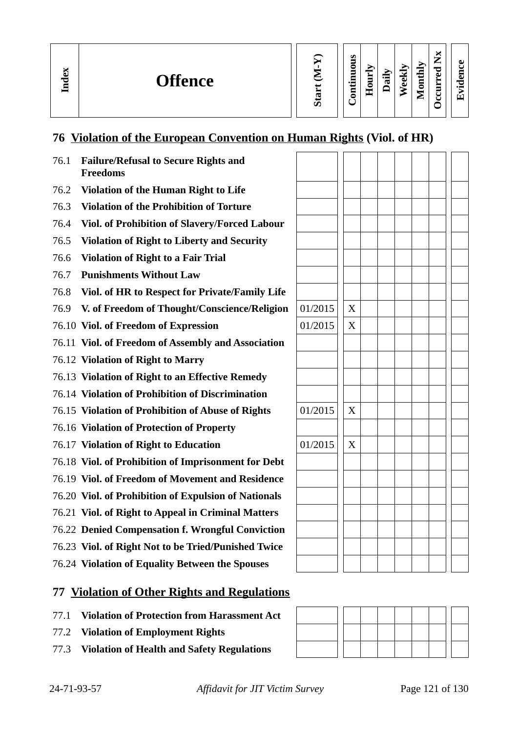| Index | Offence | Start (M-Y) | Continuous | Hourly | Daily | Weekly | Monthly | Occurred Nx | Evidence |
|---|---|---|---|---|---|---|---|---|---|

## 76 Violation of the European Convention on Human Rights (Viol. of HR)

| Index | Offence | Start (M-Y) | Continuous | Hourly | Daily | Weekly | Monthly | Occurred Nx | Evidence |
|---|---|---|---|---|---|---|---|---|---|
| 76.1 | **Failure/Refusal to Secure Rights and Freedoms** | | | | | | | | |
| 76.2 | **Violation of the Human Right to Life** | | | | | | | | |
| 76.3 | **Violation of the Prohibition of Torture** | | | | | | | | |
| 76.4 | **Viol. of Prohibition of Slavery/Forced Labour** | | | | | | | | |
| 76.5 | **Violation of Right to Liberty and Security** | | | | | | | | |
| 76.6 | **Violation of Right to a Fair Trial** | | | | | | | | |
| 76.7 | **Punishments Without Law** | | | | | | | | |
| 76.8 | **Viol. of HR to Respect for Private/Family Life** | | | | | | | | |
| 76.9 | **V. of Freedom of Thought/Conscience/Religion** | 01/2015 | X | | | | | | |
| 76.10 | **Viol. of Freedom of Expression** | 01/2015 | X | | | | | | |
| 76.11 | **Viol. of Freedom of Assembly and Association** | | | | | | | | |
| 76.12 | **Violation of Right to Marry** | | | | | | | | |
| 76.13 | **Violation of Right to an Effective Remedy** | | | | | | | | |
| 76.14 | **Violation of Prohibition of Discrimination** | | | | | | | | |
| 76.15 | **Violation of Prohibition of Abuse of Rights** | 01/2015 | X | | | | | | |
| 76.16 | **Violation of Protection of Property** | | | | | | | | |
| 76.17 | **Violation of Right to Education** | 01/2015 | X | | | | | | |
| 76.18 | **Viol. of Prohibition of Imprisonment for Debt** | | | | | | | | |
| 76.19 | **Viol. of Freedom of Movement and Residence** | | | | | | | | |
| 76.20 | **Viol. of Prohibition of Expulsion of Nationals** | | | | | | | | |
| 76.21 | **Viol. of Right to Appeal in Criminal Matters** | | | | | | | | |
| 76.22 | **Denied Compensation f. Wrongful Conviction** | | | | | | | | |
| 76.23 | **Viol. of Right Not to be Tried/Punished Twice** | | | | | | | | |
| 76.24 | **Violation of Equality Between the Spouses** | | | | | | | | |

## 77 Violation of Other Rights and Regulations

| Index | Offence | Start (M-Y) | Continuous | Hourly | Daily | Weekly | Monthly | Occurred Nx | Evidence |
|---|---|---|---|---|---|---|---|---|---|
| 77.1 | **Violation of Protection from Harassment Act** | | | | | | | | |
| 77.2 | **Violation of Employment Rights** | | | | | | | | |
| 77.3 | **Violation of Health and Safety Regulations** | | | | | | | | |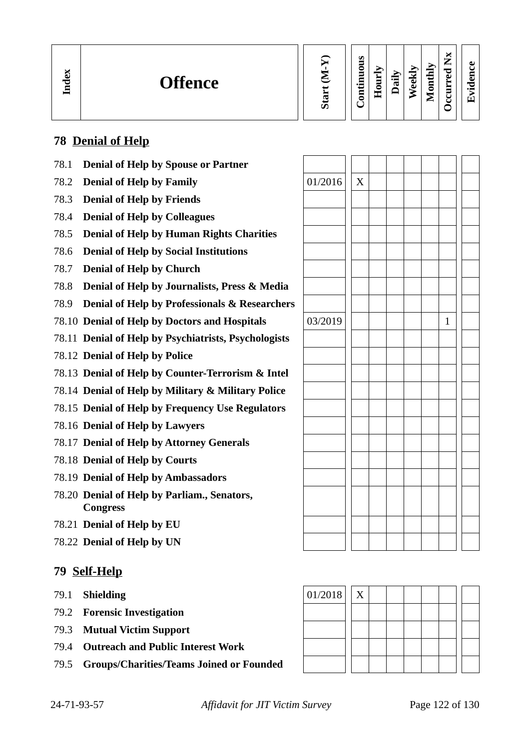| Index | Offence | Start (M-Y) | Continuous | Hourly | Daily | Weekly | Monthly | Occurred Nx | Evidence |
|---|---|---|---|---|---|---|---|---|---|

## 78 Denial of Help

| Index | Offence | Start (M-Y) | Continuous | Hourly | Daily | Weekly | Monthly | Occurred Nx | Evidence |
|---|---|---|---|---|---|---|---|---|---|
| 78.1 | **Denial of Help by Spouse or Partner** | | | | | | | | |
| 78.2 | **Denial of Help by Family** | 01/2016 | X | | | | | | |
| 78.3 | **Denial of Help by Friends** | | | | | | | | |
| 78.4 | **Denial of Help by Colleagues** | | | | | | | | |
| 78.5 | **Denial of Help by Human Rights Charities** | | | | | | | | |
| 78.6 | **Denial of Help by Social Institutions** | | | | | | | | |
| 78.7 | **Denial of Help by Church** | | | | | | | | |
| 78.8 | **Denial of Help by Journalists, Press & Media** | | | | | | | | |
| 78.9 | **Denial of Help by Professionals & Researchers** | | | | | | | | |
| 78.10 | **Denial of Help by Doctors and Hospitals** | 03/2019 | | | | | | 1 | |
| 78.11 | **Denial of Help by Psychiatrists, Psychologists** | | | | | | | | |
| 78.12 | **Denial of Help by Police** | | | | | | | | |
| 78.13 | **Denial of Help by Counter-Terrorism & Intel** | | | | | | | | |
| 78.14 | **Denial of Help by Military & Military Police** | | | | | | | | |
| 78.15 | **Denial of Help by Frequency Use Regulators** | | | | | | | | |
| 78.16 | **Denial of Help by Lawyers** | | | | | | | | |
| 78.17 | **Denial of Help by Attorney Generals** | | | | | | | | |
| 78.18 | **Denial of Help by Courts** | | | | | | | | |
| 78.19 | **Denial of Help by Ambassadors** | | | | | | | | |
| 78.20 | **Denial of Help by Parliam., Senators, Congress** | | | | | | | | |
| 78.21 | **Denial of Help by EU** | | | | | | | | |
| 78.22 | **Denial of Help by UN** | | | | | | | | |

## 79 Self-Help

| Index | Offence | Start (M-Y) | Continuous | Hourly | Daily | Weekly | Monthly | Occurred Nx | Evidence |
|---|---|---|---|---|---|---|---|---|---|
| 79.1 | **Shielding** | 01/2018 | X | | | | | | |
| 79.2 | **Forensic Investigation** | | | | | | | | |
| 79.3 | **Mutual Victim Support** | | | | | | | | |
| 79.4 | **Outreach and Public Interest Work** | | | | | | | | |
| 79.5 | **Groups/Charities/Teams Joined or Founded** | | | | | | | | |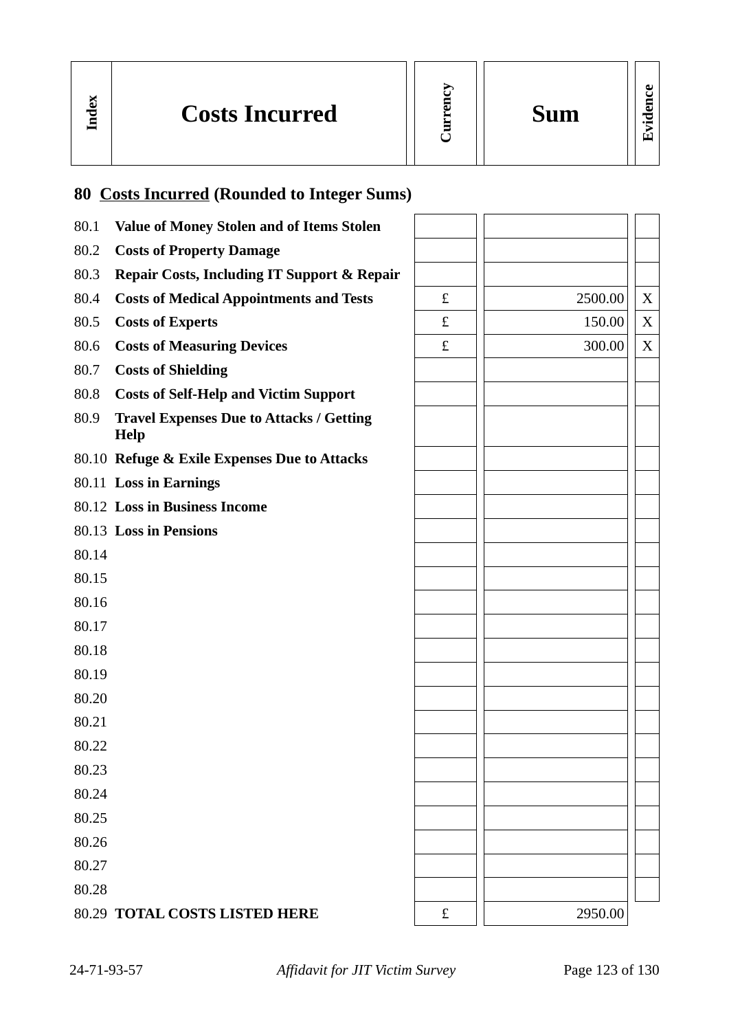| Index | Costs Incurred | Currency | Sum | Evidence |
|---|---|---|---|---|

## 80 Costs Incurred (Rounded to Integer Sums)

| Index | Costs Incurred | Currency | Sum | Evidence |
|---|---|---|---|---|
| 80.1 | **Value of Money Stolen and of Items Stolen** | | | |
| 80.2 | **Costs of Property Damage** | | | |
| 80.3 | **Repair Costs, Including IT Support & Repair** | | | |
| 80.4 | **Costs of Medical Appointments and Tests** | £ | 2500.00 | X |
| 80.5 | **Costs of Experts** | £ | 150.00 | X |
| 80.6 | **Costs of Measuring Devices** | £ | 300.00 | X |
| 80.7 | **Costs of Shielding** | | | |
| 80.8 | **Costs of Self-Help and Victim Support** | | | |
| 80.9 | **Travel Expenses Due to Attacks / Getting Help** | | | |
| 80.10 | **Refuge & Exile Expenses Due to Attacks** | | | |
| 80.11 | **Loss in Earnings** | | | |
| 80.12 | **Loss in Business Income** | | | |
| 80.13 | **Loss in Pensions** | | | |
| 80.14 | | | | |
| 80.15 | | | | |
| 80.16 | | | | |
| 80.17 | | | | |
| 80.18 | | | | |
| 80.19 | | | | |
| 80.20 | | | | |
| 80.21 | | | | |
| 80.22 | | | | |
| 80.23 | | | | |
| 80.24 | | | | |
| 80.25 | | | | |
| 80.26 | | | | |
| 80.27 | | | | |
| 80.28 | | | | |
| 80.29 | **TOTAL COSTS LISTED HERE** | £ | 2950.00 | |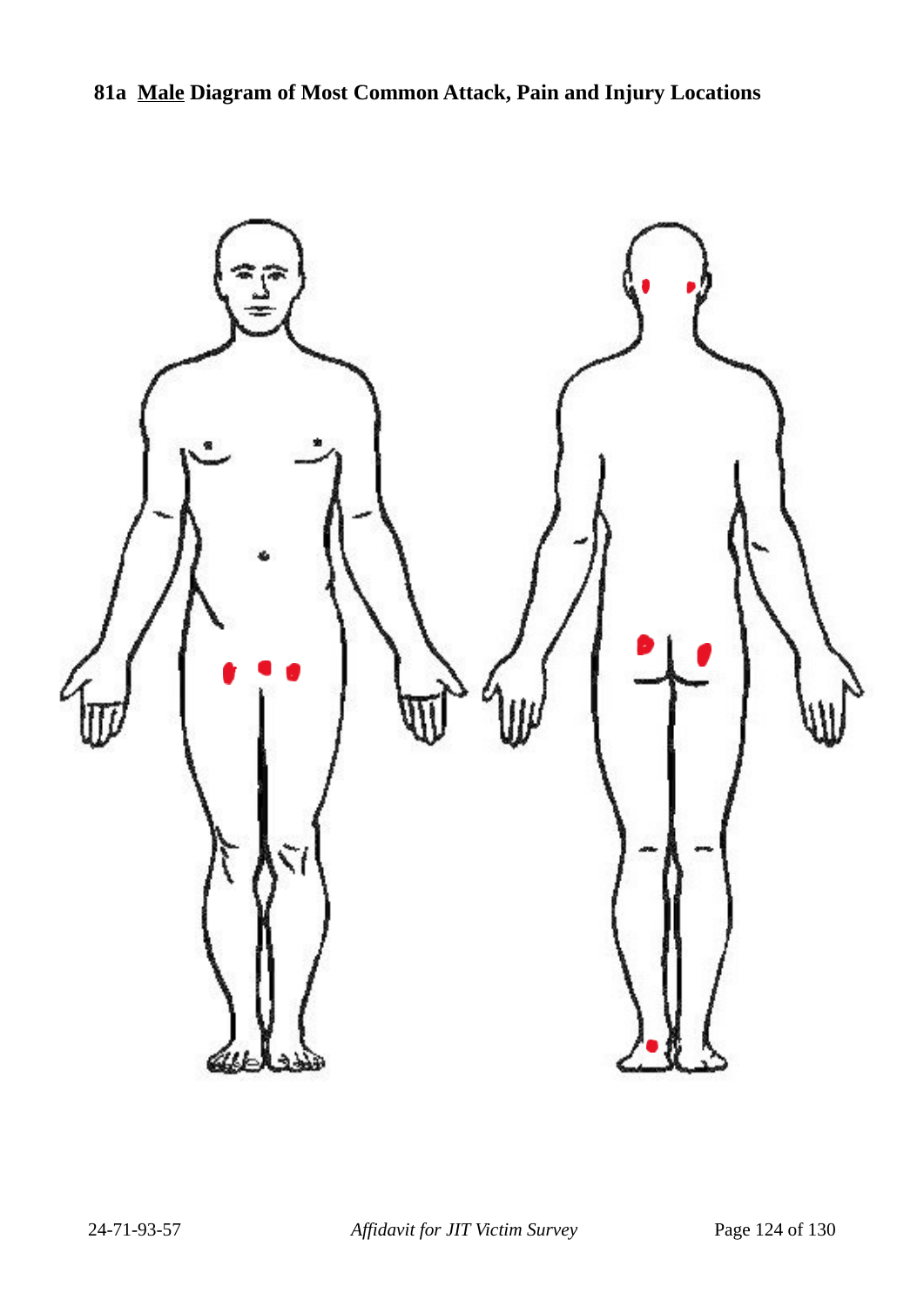**81a Male Diagram of Most Common Attack, Pain and Injury Locations**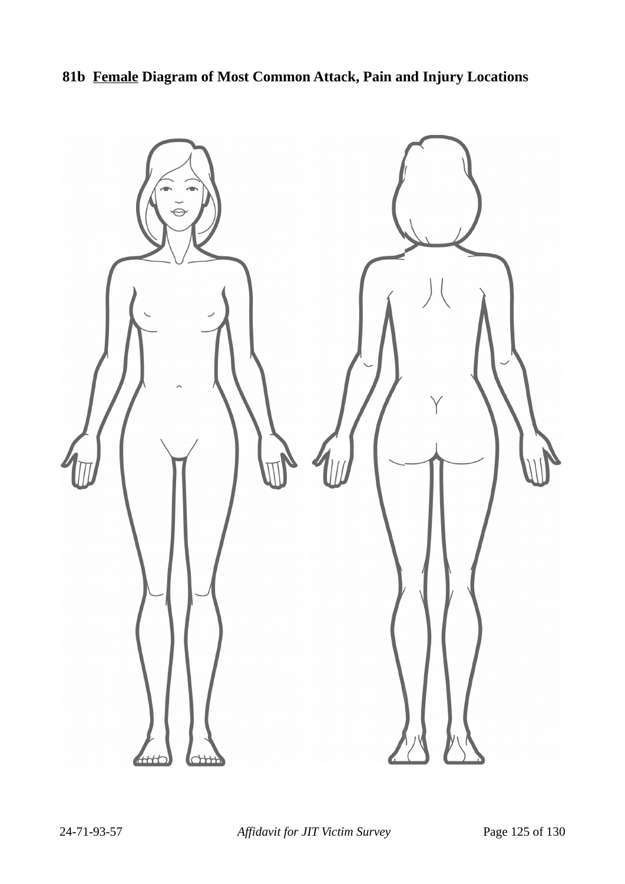**81b Female Diagram of Most Common Attack, Pain and Injury Locations**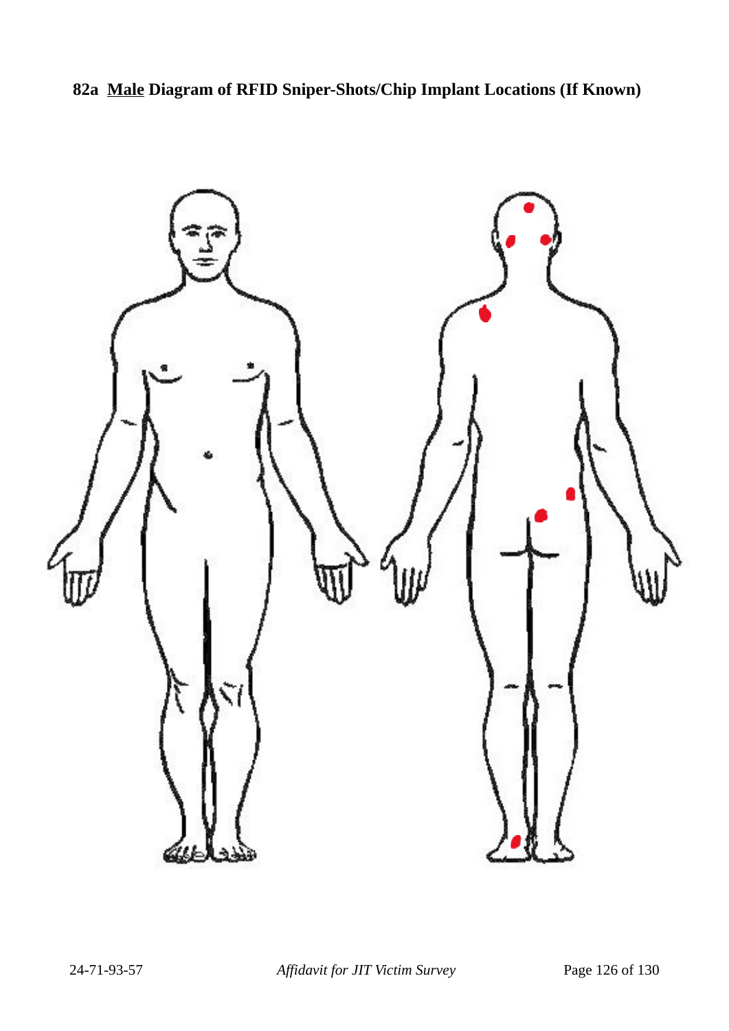**82a <u>Male</u> Diagram of RFID Sniper-Shots/Chip Implant Locations (If Known)**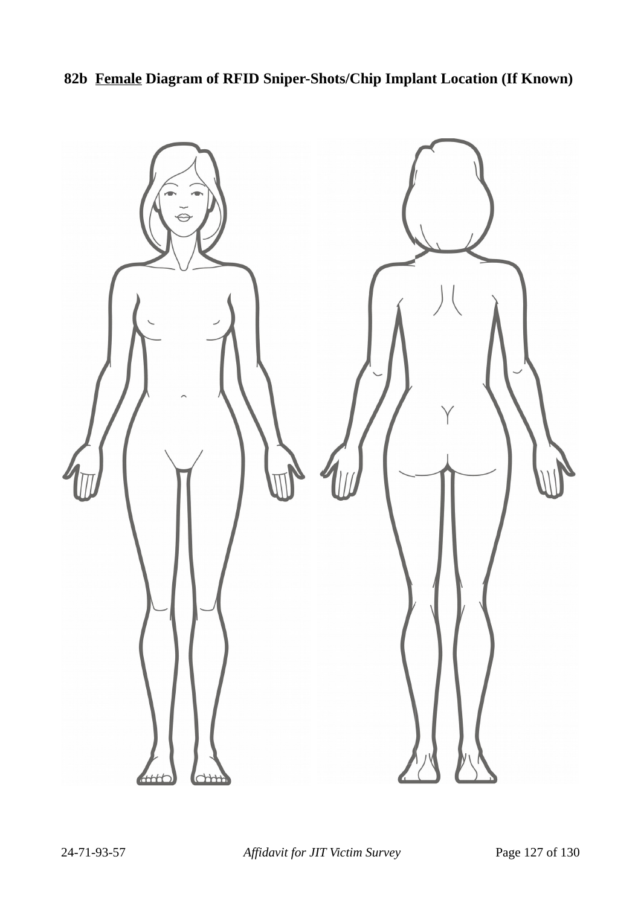**82b Female Diagram of RFID Sniper-Shots/Chip Implant Location (If Known)**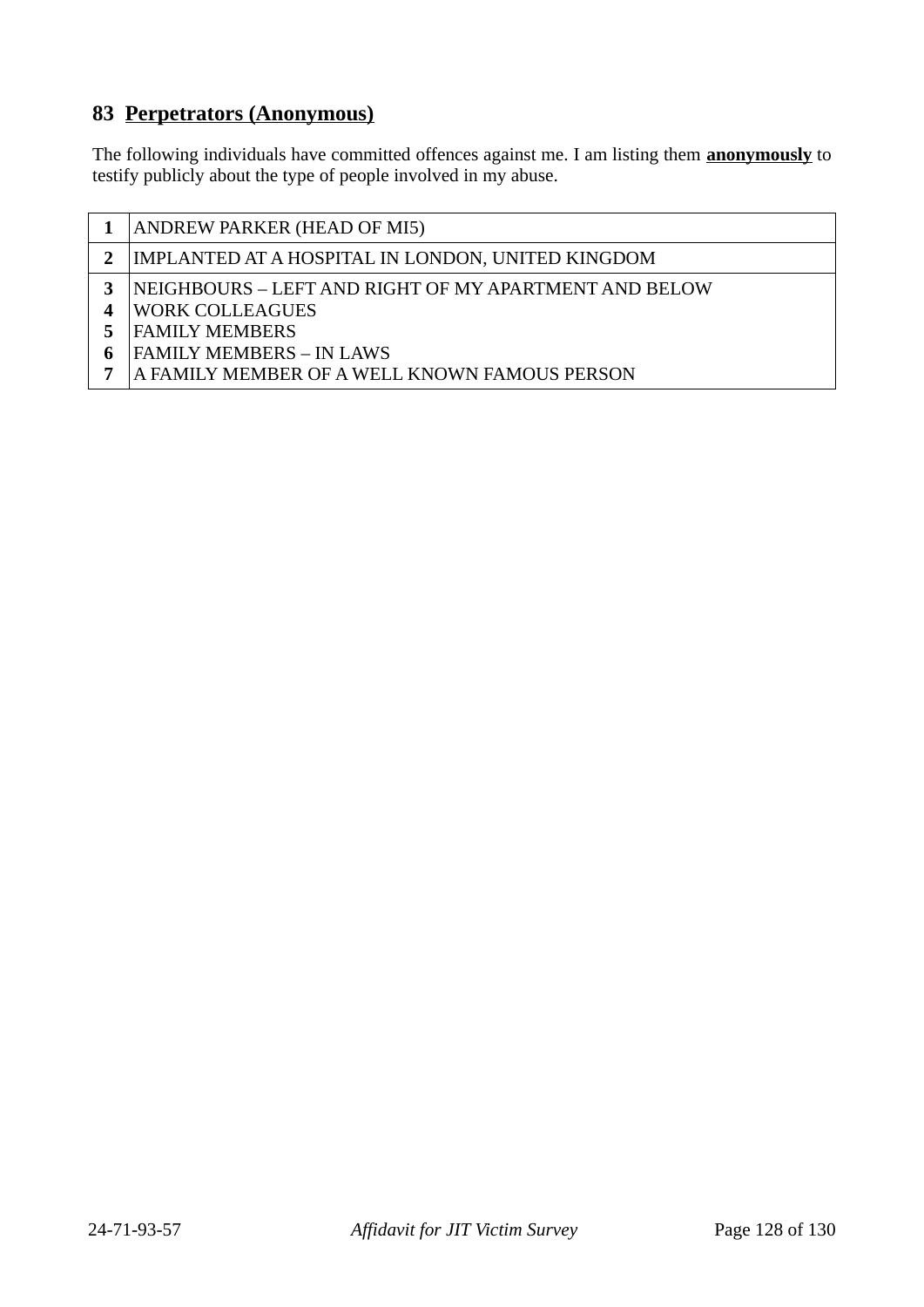## 83 Perpetrators (Anonymous)

The following individuals have committed offences against me. I am listing them **anonymously** to testify publicly about the type of people involved in my abuse.

| | |
|---|---|
| **1** | ANDREW PARKER (HEAD OF MI5) |
| **2** | IMPLANTED AT A HOSPITAL IN LONDON, UNITED KINGDOM |
| **3** | NEIGHBOURS – LEFT AND RIGHT OF MY APARTMENT AND BELOW |
| **4** | WORK COLLEAGUES |
| **5** | FAMILY MEMBERS |
| **6** | FAMILY MEMBERS – IN LAWS |
| **7** | A FAMILY MEMBER OF A WELL KNOWN FAMOUS PERSON |